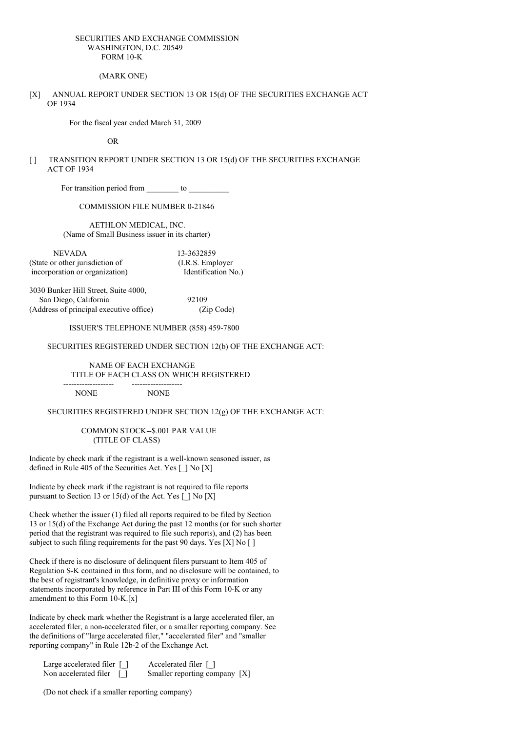SECURITIES AND EXCHANGE COMMISSION
WASHINGTON, D.C. 20549
FORM 10-K

(MARK ONE)

[X] ANNUAL REPORT UNDER SECTION 13 OR 15(d) OF THE SECURITIES EXCHANGE ACT OF 1934

For the fiscal year ended March 31, 2009

OR

[ ] TRANSITION REPORT UNDER SECTION 13 OR 15(d) OF THE SECURITIES EXCHANGE ACT OF 1934

For transition period from ________ to __________

COMMISSION FILE NUMBER 0-21846

AETHLON MEDICAL, INC.
(Name of Small Business issuer in its charter)

| NEVADA | 13-3632859 |
|---|---|
| (State or other jurisdiction of incorporation or organization) | (I.R.S. Employer Identification No.) |

| 3030 Bunker Hill Street, Suite 4000, San Diego, California | 92109 |
|---|---|
| (Address of principal executive office) | (Zip Code) |

ISSUER'S TELEPHONE NUMBER (858) 459-7800

SECURITIES REGISTERED UNDER SECTION 12(b) OF THE EXCHANGE ACT:

| TITLE OF EACH CLASS | NAME OF EACH EXCHANGE ON WHICH REGISTERED |
|---|---|
| NONE | NONE |

SECURITIES REGISTERED UNDER SECTION 12(g) OF THE EXCHANGE ACT:

COMMON STOCK--$.001 PAR VALUE
(TITLE OF CLASS)

Indicate by check mark if the registrant is a well-known seasoned issuer, as defined in Rule 405 of the Securities Act. Yes [_] No [X]

Indicate by check mark if the registrant is not required to file reports pursuant to Section 13 or 15(d) of the Act. Yes [_] No [X]

Check whether the issuer (1) filed all reports required to be filed by Section 13 or 15(d) of the Exchange Act during the past 12 months (or for such shorter period that the registrant was required to file such reports), and (2) has been subject to such filing requirements for the past 90 days. Yes [X] No [ ]

Check if there is no disclosure of delinquent filers pursuant to Item 405 of Regulation S-K contained in this form, and no disclosure will be contained, to the best of registrant's knowledge, in definitive proxy or information statements incorporated by reference in Part III of this Form 10-K or any amendment to this Form 10-K.[x]

Indicate by check mark whether the Registrant is a large accelerated filer, an accelerated filer, a non-accelerated filer, or a smaller reporting company. See the definitions of "large accelerated filer," "accelerated filer" and "smaller reporting company" in Rule 12b-2 of the Exchange Act.

| Large accelerated filer [_] | Accelerated filer [_] |
|---|---|
| Non accelerated filer [_] | Smaller reporting company [X] |

(Do not check if a smaller reporting company)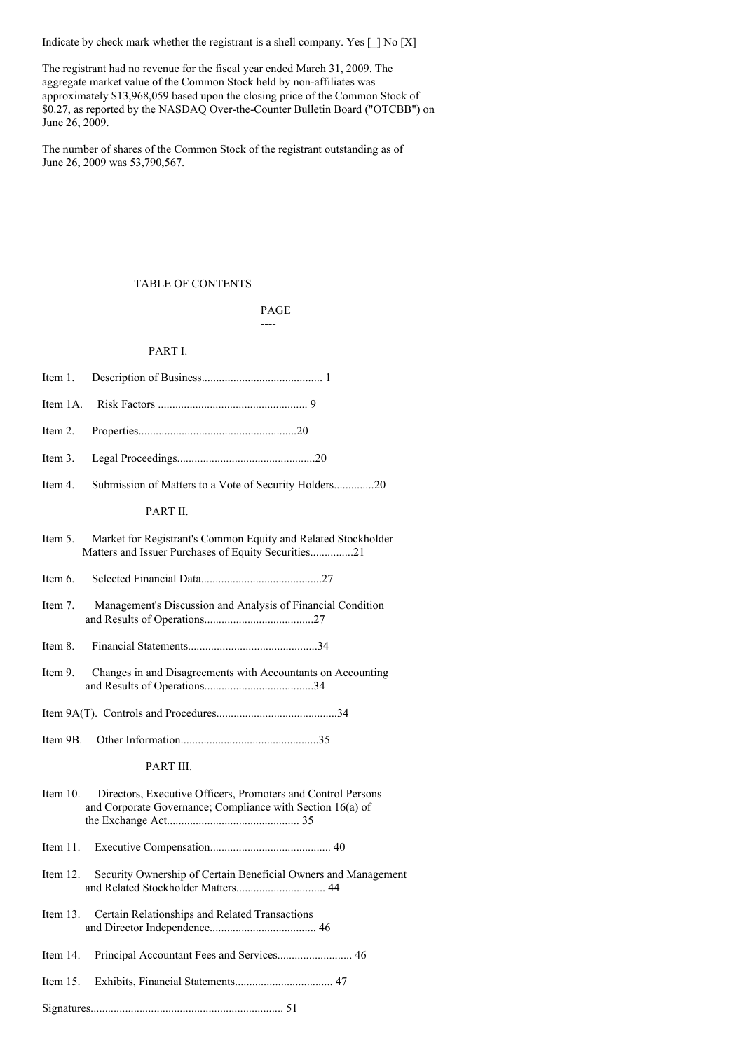Indicate by check mark whether the registrant is a shell company. Yes [_] No [X]

The registrant had no revenue for the fiscal year ended March 31, 2009. The aggregate market value of the Common Stock held by non-affiliates was approximately $13,968,059 based upon the closing price of the Common Stock of $0.27, as reported by the NASDAQ Over-the-Counter Bulletin Board ("OTCBB") on June 26, 2009.

The number of shares of the Common Stock of the registrant outstanding as of June 26, 2009 was 53,790,567.

TABLE OF CONTENTS

| | | PAGE |
|---|---|---|
| | **PART I.** | |
| Item 1. | Description of Business | 1 |
| Item 1A. | Risk Factors | 9 |
| Item 2. | Properties | 20 |
| Item 3. | Legal Proceedings | 20 |
| Item 4. | Submission of Matters to a Vote of Security Holders | 20 |
| | **PART II.** | |
| Item 5. | Market for Registrant's Common Equity and Related Stockholder Matters and Issuer Purchases of Equity Securities | 21 |
| Item 6. | Selected Financial Data | 27 |
| Item 7. | Management's Discussion and Analysis of Financial Condition and Results of Operations | 27 |
| Item 8. | Financial Statements | 34 |
| Item 9. | Changes in and Disagreements with Accountants on Accounting and Results of Operations | 34 |
| Item 9A(T). | Controls and Procedures | 34 |
| Item 9B. | Other Information | 35 |
| | **PART III.** | |
| Item 10. | Directors, Executive Officers, Promoters and Control Persons and Corporate Governance; Compliance with Section 16(a) of the Exchange Act | 35 |
| Item 11. | Executive Compensation | 40 |
| Item 12. | Security Ownership of Certain Beneficial Owners and Management and Related Stockholder Matters | 44 |
| Item 13. | Certain Relationships and Related Transactions and Director Independence | 46 |
| Item 14. | Principal Accountant Fees and Services | 46 |
| Item 15. | Exhibits, Financial Statements | 47 |
| Signatures | | 51 |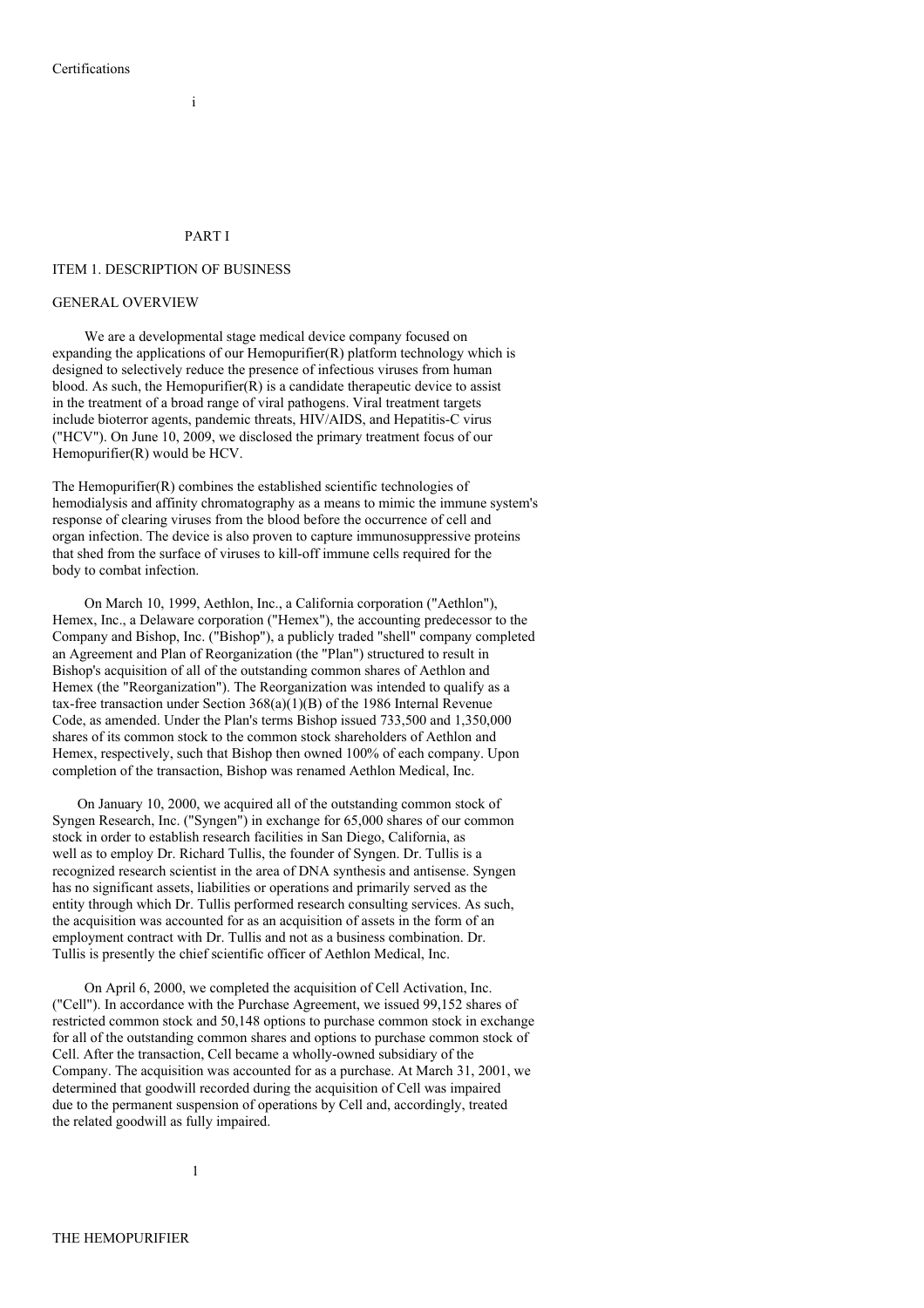Certifications

PART I

## ITEM 1. DESCRIPTION OF BUSINESS

### GENERAL OVERVIEW

We are a developmental stage medical device company focused on expanding the applications of our Hemopurifier(R) platform technology which is designed to selectively reduce the presence of infectious viruses from human blood. As such, the Hemopurifier(R) is a candidate therapeutic device to assist in the treatment of a broad range of viral pathogens. Viral treatment targets include bioterror agents, pandemic threats, HIV/AIDS, and Hepatitis-C virus ("HCV"). On June 10, 2009, we disclosed the primary treatment focus of our Hemopurifier(R) would be HCV.

The Hemopurifier(R) combines the established scientific technologies of hemodialysis and affinity chromatography as a means to mimic the immune system's response of clearing viruses from the blood before the occurrence of cell and organ infection. The device is also proven to capture immunosuppressive proteins that shed from the surface of viruses to kill-off immune cells required for the body to combat infection.

On March 10, 1999, Aethlon, Inc., a California corporation ("Aethlon"), Hemex, Inc., a Delaware corporation ("Hemex"), the accounting predecessor to the Company and Bishop, Inc. ("Bishop"), a publicly traded "shell" company completed an Agreement and Plan of Reorganization (the "Plan") structured to result in Bishop's acquisition of all of the outstanding common shares of Aethlon and Hemex (the "Reorganization"). The Reorganization was intended to qualify as a tax-free transaction under Section 368(a)(1)(B) of the 1986 Internal Revenue Code, as amended. Under the Plan's terms Bishop issued 733,500 and 1,350,000 shares of its common stock to the common stock shareholders of Aethlon and Hemex, respectively, such that Bishop then owned 100% of each company. Upon completion of the transaction, Bishop was renamed Aethlon Medical, Inc.

On January 10, 2000, we acquired all of the outstanding common stock of Syngen Research, Inc. ("Syngen") in exchange for 65,000 shares of our common stock in order to establish research facilities in San Diego, California, as well as to employ Dr. Richard Tullis, the founder of Syngen. Dr. Tullis is a recognized research scientist in the area of DNA synthesis and antisense. Syngen has no significant assets, liabilities or operations and primarily served as the entity through which Dr. Tullis performed research consulting services. As such, the acquisition was accounted for as an acquisition of assets in the form of an employment contract with Dr. Tullis and not as a business combination. Dr. Tullis is presently the chief scientific officer of Aethlon Medical, Inc.

On April 6, 2000, we completed the acquisition of Cell Activation, Inc. ("Cell"). In accordance with the Purchase Agreement, we issued 99,152 shares of restricted common stock and 50,148 options to purchase common stock in exchange for all of the outstanding common shares and options to purchase common stock of Cell. After the transaction, Cell became a wholly-owned subsidiary of the Company. The acquisition was accounted for as a purchase. At March 31, 2001, we determined that goodwill recorded during the acquisition of Cell was impaired due to the permanent suspension of operations by Cell and, accordingly, treated the related goodwill as fully impaired.

### THE HEMOPURIFIER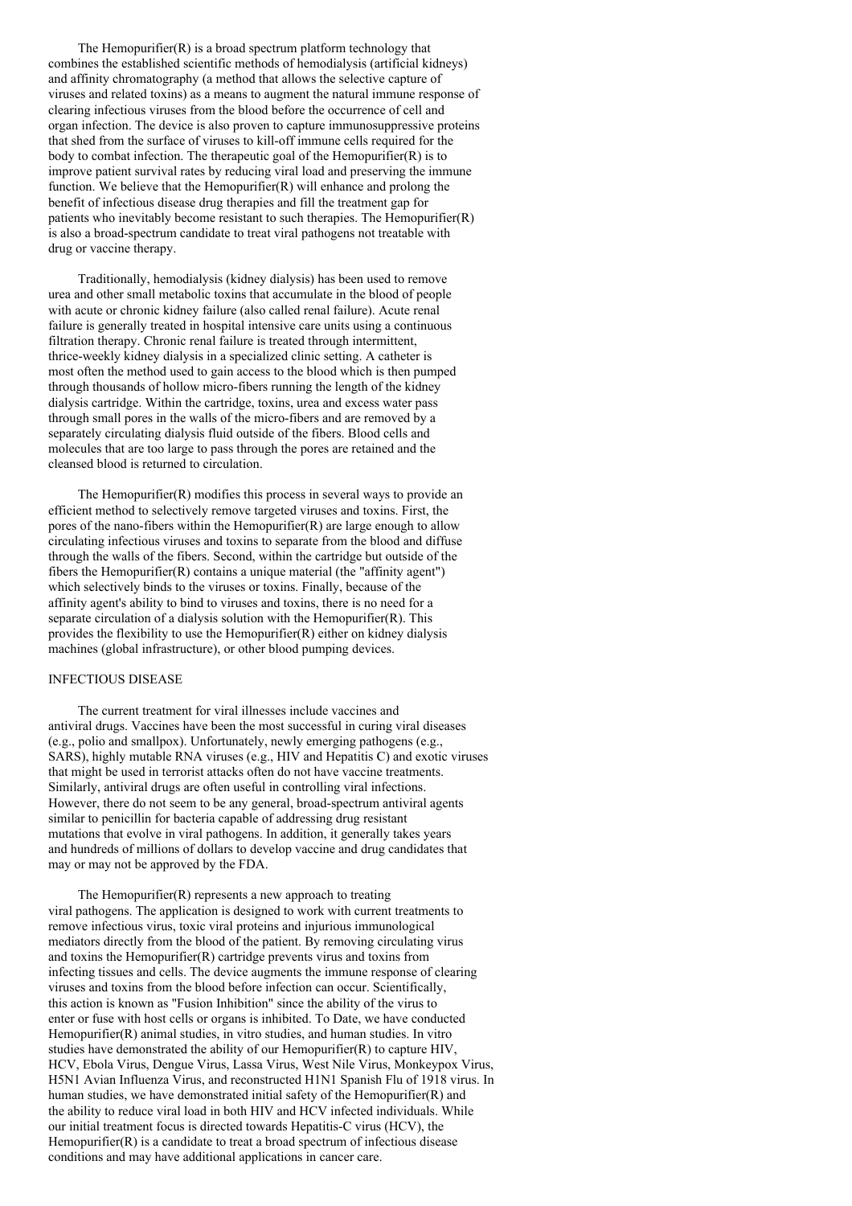The Hemopurifier(R) is a broad spectrum platform technology that combines the established scientific methods of hemodialysis (artificial kidneys) and affinity chromatography (a method that allows the selective capture of viruses and related toxins) as a means to augment the natural immune response of clearing infectious viruses from the blood before the occurrence of cell and organ infection. The device is also proven to capture immunosuppressive proteins that shed from the surface of viruses to kill-off immune cells required for the body to combat infection. The therapeutic goal of the Hemopurifier(R) is to improve patient survival rates by reducing viral load and preserving the immune function. We believe that the Hemopurifier(R) will enhance and prolong the benefit of infectious disease drug therapies and fill the treatment gap for patients who inevitably become resistant to such therapies. The Hemopurifier(R) is also a broad-spectrum candidate to treat viral pathogens not treatable with drug or vaccine therapy.

Traditionally, hemodialysis (kidney dialysis) has been used to remove urea and other small metabolic toxins that accumulate in the blood of people with acute or chronic kidney failure (also called renal failure). Acute renal failure is generally treated in hospital intensive care units using a continuous filtration therapy. Chronic renal failure is treated through intermittent, thrice-weekly kidney dialysis in a specialized clinic setting. A catheter is most often the method used to gain access to the blood which is then pumped through thousands of hollow micro-fibers running the length of the kidney dialysis cartridge. Within the cartridge, toxins, urea and excess water pass through small pores in the walls of the micro-fibers and are removed by a separately circulating dialysis fluid outside of the fibers. Blood cells and molecules that are too large to pass through the pores are retained and the cleansed blood is returned to circulation.

The Hemopurifier(R) modifies this process in several ways to provide an efficient method to selectively remove targeted viruses and toxins. First, the pores of the nano-fibers within the Hemopurifier(R) are large enough to allow circulating infectious viruses and toxins to separate from the blood and diffuse through the walls of the fibers. Second, within the cartridge but outside of the fibers the Hemopurifier(R) contains a unique material (the "affinity agent") which selectively binds to the viruses or toxins. Finally, because of the affinity agent's ability to bind to viruses and toxins, there is no need for a separate circulation of a dialysis solution with the Hemopurifier(R). This provides the flexibility to use the Hemopurifier(R) either on kidney dialysis machines (global infrastructure), or other blood pumping devices.

## INFECTIOUS DISEASE

The current treatment for viral illnesses include vaccines and antiviral drugs. Vaccines have been the most successful in curing viral diseases (e.g., polio and smallpox). Unfortunately, newly emerging pathogens (e.g., SARS), highly mutable RNA viruses (e.g., HIV and Hepatitis C) and exotic viruses that might be used in terrorist attacks often do not have vaccine treatments. Similarly, antiviral drugs are often useful in controlling viral infections. However, there do not seem to be any general, broad-spectrum antiviral agents similar to penicillin for bacteria capable of addressing drug resistant mutations that evolve in viral pathogens. In addition, it generally takes years and hundreds of millions of dollars to develop vaccine and drug candidates that may or may not be approved by the FDA.

The Hemopurifier(R) represents a new approach to treating viral pathogens. The application is designed to work with current treatments to remove infectious virus, toxic viral proteins and injurious immunological mediators directly from the blood of the patient. By removing circulating virus and toxins the Hemopurifier(R) cartridge prevents virus and toxins from infecting tissues and cells. The device augments the immune response of clearing viruses and toxins from the blood before infection can occur. Scientifically, this action is known as "Fusion Inhibition" since the ability of the virus to enter or fuse with host cells or organs is inhibited. To Date, we have conducted Hemopurifier(R) animal studies, in vitro studies, and human studies. In vitro studies have demonstrated the ability of our Hemopurifier(R) to capture HIV, HCV, Ebola Virus, Dengue Virus, Lassa Virus, West Nile Virus, Monkeypox Virus, H5N1 Avian Influenza Virus, and reconstructed H1N1 Spanish Flu of 1918 virus. In human studies, we have demonstrated initial safety of the Hemopurifier(R) and the ability to reduce viral load in both HIV and HCV infected individuals. While our initial treatment focus is directed towards Hepatitis-C virus (HCV), the Hemopurifier(R) is a candidate to treat a broad spectrum of infectious disease conditions and may have additional applications in cancer care.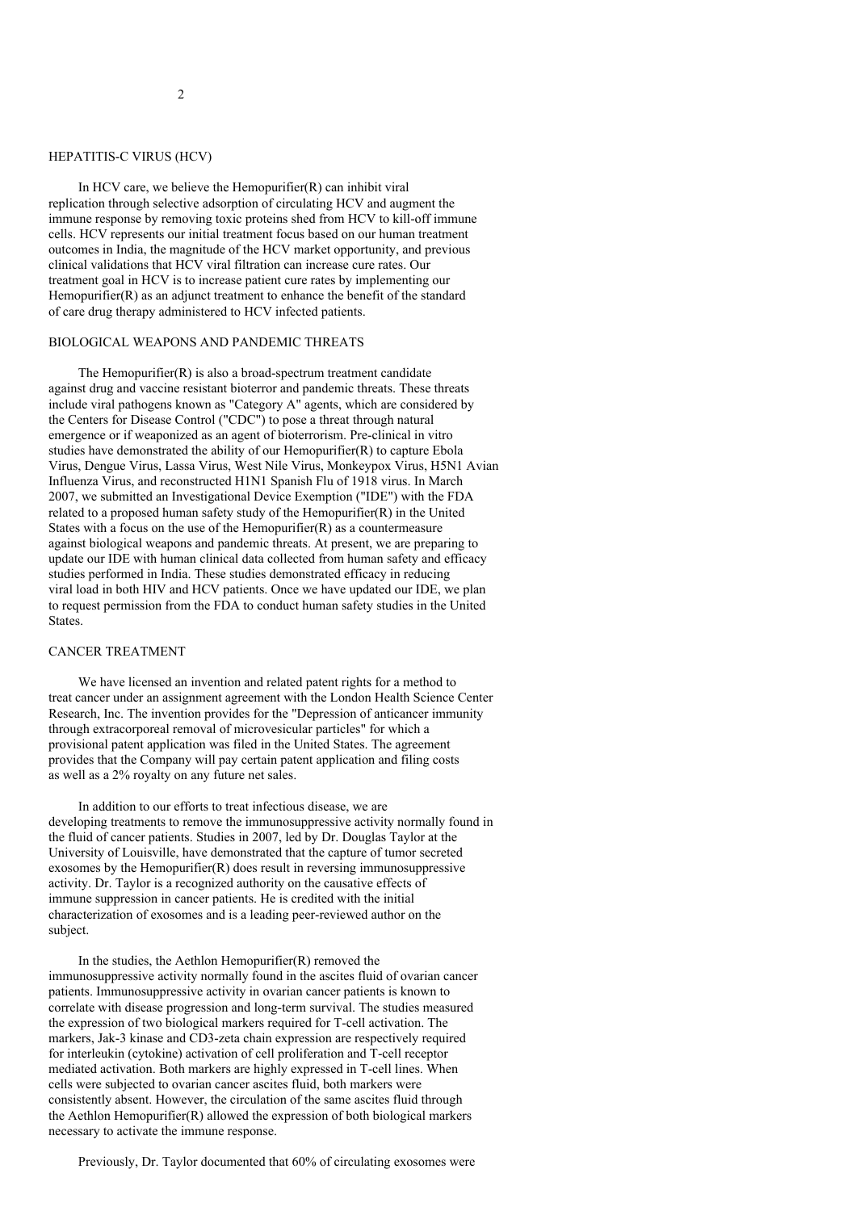## HEPATITIS-C VIRUS (HCV)

In HCV care, we believe the Hemopurifier(R) can inhibit viral replication through selective adsorption of circulating HCV and augment the immune response by removing toxic proteins shed from HCV to kill-off immune cells. HCV represents our initial treatment focus based on our human treatment outcomes in India, the magnitude of the HCV market opportunity, and previous clinical validations that HCV viral filtration can increase cure rates. Our treatment goal in HCV is to increase patient cure rates by implementing our Hemopurifier(R) as an adjunct treatment to enhance the benefit of the standard of care drug therapy administered to HCV infected patients.

## BIOLOGICAL WEAPONS AND PANDEMIC THREATS

The Hemopurifier(R) is also a broad-spectrum treatment candidate against drug and vaccine resistant bioterror and pandemic threats. These threats include viral pathogens known as "Category A" agents, which are considered by the Centers for Disease Control ("CDC") to pose a threat through natural emergence or if weaponized as an agent of bioterrorism. Pre-clinical in vitro studies have demonstrated the ability of our Hemopurifier(R) to capture Ebola Virus, Dengue Virus, Lassa Virus, West Nile Virus, Monkeypox Virus, H5N1 Avian Influenza Virus, and reconstructed H1N1 Spanish Flu of 1918 virus. In March 2007, we submitted an Investigational Device Exemption ("IDE") with the FDA related to a proposed human safety study of the Hemopurifier(R) in the United States with a focus on the use of the Hemopurifier(R) as a countermeasure against biological weapons and pandemic threats. At present, we are preparing to update our IDE with human clinical data collected from human safety and efficacy studies performed in India. These studies demonstrated efficacy in reducing viral load in both HIV and HCV patients. Once we have updated our IDE, we plan to request permission from the FDA to conduct human safety studies in the United States.

## CANCER TREATMENT

We have licensed an invention and related patent rights for a method to treat cancer under an assignment agreement with the London Health Science Center Research, Inc. The invention provides for the "Depression of anticancer immunity through extracorporeal removal of microvesicular particles" for which a provisional patent application was filed in the United States. The agreement provides that the Company will pay certain patent application and filing costs as well as a 2% royalty on any future net sales.

In addition to our efforts to treat infectious disease, we are developing treatments to remove the immunosuppressive activity normally found in the fluid of cancer patients. Studies in 2007, led by Dr. Douglas Taylor at the University of Louisville, have demonstrated that the capture of tumor secreted exosomes by the Hemopurifier(R) does result in reversing immunosuppressive activity. Dr. Taylor is a recognized authority on the causative effects of immune suppression in cancer patients. He is credited with the initial characterization of exosomes and is a leading peer-reviewed author on the subject.

In the studies, the Aethlon Hemopurifier(R) removed the immunosuppressive activity normally found in the ascites fluid of ovarian cancer patients. Immunosuppressive activity in ovarian cancer patients is known to correlate with disease progression and long-term survival. The studies measured the expression of two biological markers required for T-cell activation. The markers, Jak-3 kinase and CD3-zeta chain expression are respectively required for interleukin (cytokine) activation of cell proliferation and T-cell receptor mediated activation. Both markers are highly expressed in T-cell lines. When cells were subjected to ovarian cancer ascites fluid, both markers were consistently absent. However, the circulation of the same ascites fluid through the Aethlon Hemopurifier(R) allowed the expression of both biological markers necessary to activate the immune response.

Previously, Dr. Taylor documented that 60% of circulating exosomes were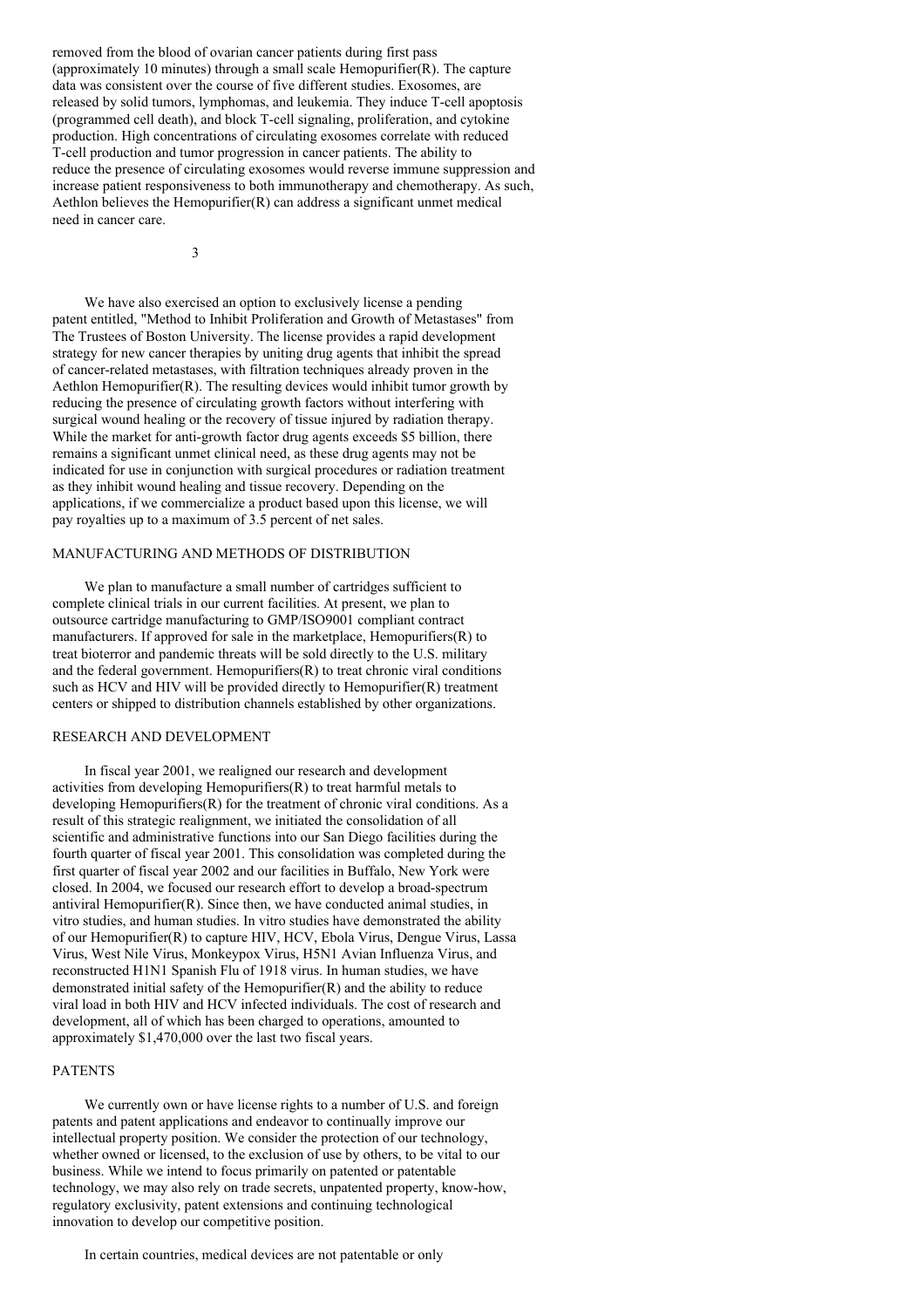removed from the blood of ovarian cancer patients during first pass (approximately 10 minutes) through a small scale Hemopurifier(R). The capture data was consistent over the course of five different studies. Exosomes, are released by solid tumors, lymphomas, and leukemia. They induce T-cell apoptosis (programmed cell death), and block T-cell signaling, proliferation, and cytokine production. High concentrations of circulating exosomes correlate with reduced T-cell production and tumor progression in cancer patients. The ability to reduce the presence of circulating exosomes would reverse immune suppression and increase patient responsiveness to both immunotherapy and chemotherapy. As such, Aethlon believes the Hemopurifier(R) can address a significant unmet medical need in cancer care.

We have also exercised an option to exclusively license a pending patent entitled, "Method to Inhibit Proliferation and Growth of Metastases" from The Trustees of Boston University. The license provides a rapid development strategy for new cancer therapies by uniting drug agents that inhibit the spread of cancer-related metastases, with filtration techniques already proven in the Aethlon Hemopurifier(R). The resulting devices would inhibit tumor growth by reducing the presence of circulating growth factors without interfering with surgical wound healing or the recovery of tissue injured by radiation therapy. While the market for anti-growth factor drug agents exceeds $5 billion, there remains a significant unmet clinical need, as these drug agents may not be indicated for use in conjunction with surgical procedures or radiation treatment as they inhibit wound healing and tissue recovery. Depending on the applications, if we commercialize a product based upon this license, we will pay royalties up to a maximum of 3.5 percent of net sales.

## MANUFACTURING AND METHODS OF DISTRIBUTION

We plan to manufacture a small number of cartridges sufficient to complete clinical trials in our current facilities. At present, we plan to outsource cartridge manufacturing to GMP/ISO9001 compliant contract manufacturers. If approved for sale in the marketplace, Hemopurifiers(R) to treat bioterror and pandemic threats will be sold directly to the U.S. military and the federal government. Hemopurifiers(R) to treat chronic viral conditions such as HCV and HIV will be provided directly to Hemopurifier(R) treatment centers or shipped to distribution channels established by other organizations.

## RESEARCH AND DEVELOPMENT

In fiscal year 2001, we realigned our research and development activities from developing Hemopurifiers(R) to treat harmful metals to developing Hemopurifiers(R) for the treatment of chronic viral conditions. As a result of this strategic realignment, we initiated the consolidation of all scientific and administrative functions into our San Diego facilities during the fourth quarter of fiscal year 2001. This consolidation was completed during the first quarter of fiscal year 2002 and our facilities in Buffalo, New York were closed. In 2004, we focused our research effort to develop a broad-spectrum antiviral Hemopurifier(R). Since then, we have conducted animal studies, in vitro studies, and human studies. In vitro studies have demonstrated the ability of our Hemopurifier(R) to capture HIV, HCV, Ebola Virus, Dengue Virus, Lassa Virus, West Nile Virus, Monkeypox Virus, H5N1 Avian Influenza Virus, and reconstructed H1N1 Spanish Flu of 1918 virus. In human studies, we have demonstrated initial safety of the Hemopurifier(R) and the ability to reduce viral load in both HIV and HCV infected individuals. The cost of research and development, all of which has been charged to operations, amounted to approximately $1,470,000 over the last two fiscal years.

## PATENTS

We currently own or have license rights to a number of U.S. and foreign patents and patent applications and endeavor to continually improve our intellectual property position. We consider the protection of our technology, whether owned or licensed, to the exclusion of use by others, to be vital to our business. While we intend to focus primarily on patented or patentable technology, we may also rely on trade secrets, unpatented property, know-how, regulatory exclusivity, patent extensions and continuing technological innovation to develop our competitive position.

In certain countries, medical devices are not patentable or only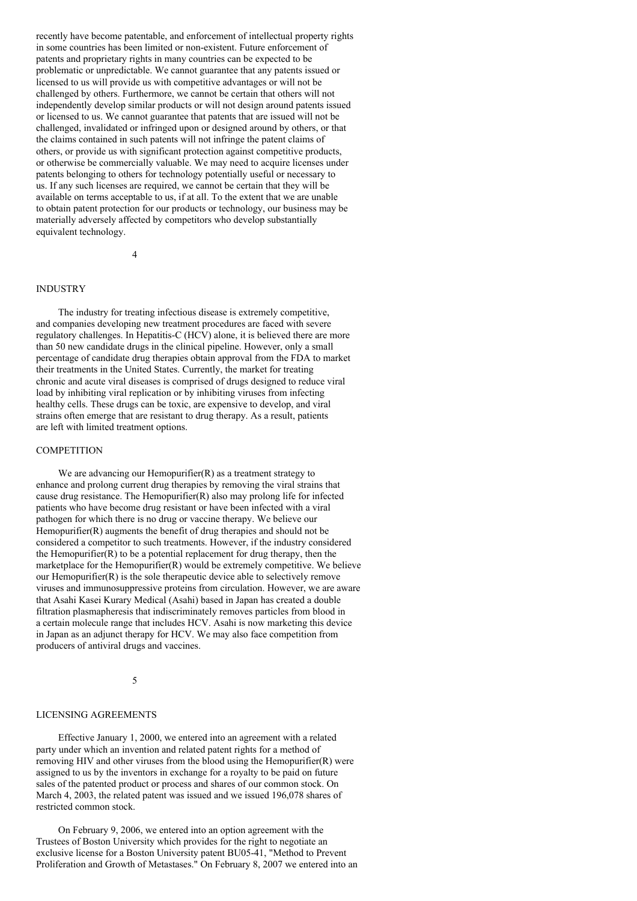recently have become patentable, and enforcement of intellectual property rights in some countries has been limited or non-existent. Future enforcement of patents and proprietary rights in many countries can be expected to be problematic or unpredictable. We cannot guarantee that any patents issued or licensed to us will provide us with competitive advantages or will not be challenged by others. Furthermore, we cannot be certain that others will not independently develop similar products or will not design around patents issued or licensed to us. We cannot guarantee that patents that are issued will not be challenged, invalidated or infringed upon or designed around by others, or that the claims contained in such patents will not infringe the patent claims of others, or provide us with significant protection against competitive products, or otherwise be commercially valuable. We may need to acquire licenses under patents belonging to others for technology potentially useful or necessary to us. If any such licenses are required, we cannot be certain that they will be available on terms acceptable to us, if at all. To the extent that we are unable to obtain patent protection for our products or technology, our business may be materially adversely affected by competitors who develop substantially equivalent technology.

## INDUSTRY

The industry for treating infectious disease is extremely competitive, and companies developing new treatment procedures are faced with severe regulatory challenges. In Hepatitis-C (HCV) alone, it is believed there are more than 50 new candidate drugs in the clinical pipeline. However, only a small percentage of candidate drug therapies obtain approval from the FDA to market their treatments in the United States. Currently, the market for treating chronic and acute viral diseases is comprised of drugs designed to reduce viral load by inhibiting viral replication or by inhibiting viruses from infecting healthy cells. These drugs can be toxic, are expensive to develop, and viral strains often emerge that are resistant to drug therapy. As a result, patients are left with limited treatment options.

## COMPETITION

We are advancing our Hemopurifier(R) as a treatment strategy to enhance and prolong current drug therapies by removing the viral strains that cause drug resistance. The Hemopurifier(R) also may prolong life for infected patients who have become drug resistant or have been infected with a viral pathogen for which there is no drug or vaccine therapy. We believe our Hemopurifier(R) augments the benefit of drug therapies and should not be considered a competitor to such treatments. However, if the industry considered the Hemopurifier(R) to be a potential replacement for drug therapy, then the marketplace for the Hemopurifier(R) would be extremely competitive. We believe our Hemopurifier(R) is the sole therapeutic device able to selectively remove viruses and immunosuppressive proteins from circulation. However, we are aware that Asahi Kasei Kurary Medical (Asahi) based in Japan has created a double filtration plasmapheresis that indiscriminately removes particles from blood in a certain molecule range that includes HCV. Asahi is now marketing this device in Japan as an adjunct therapy for HCV. We may also face competition from producers of antiviral drugs and vaccines.

## LICENSING AGREEMENTS

Effective January 1, 2000, we entered into an agreement with a related party under which an invention and related patent rights for a method of removing HIV and other viruses from the blood using the Hemopurifier(R) were assigned to us by the inventors in exchange for a royalty to be paid on future sales of the patented product or process and shares of our common stock. On March 4, 2003, the related patent was issued and we issued 196,078 shares of restricted common stock.

On February 9, 2006, we entered into an option agreement with the Trustees of Boston University which provides for the right to negotiate an exclusive license for a Boston University patent BU05-41, "Method to Prevent Proliferation and Growth of Metastases." On February 8, 2007 we entered into an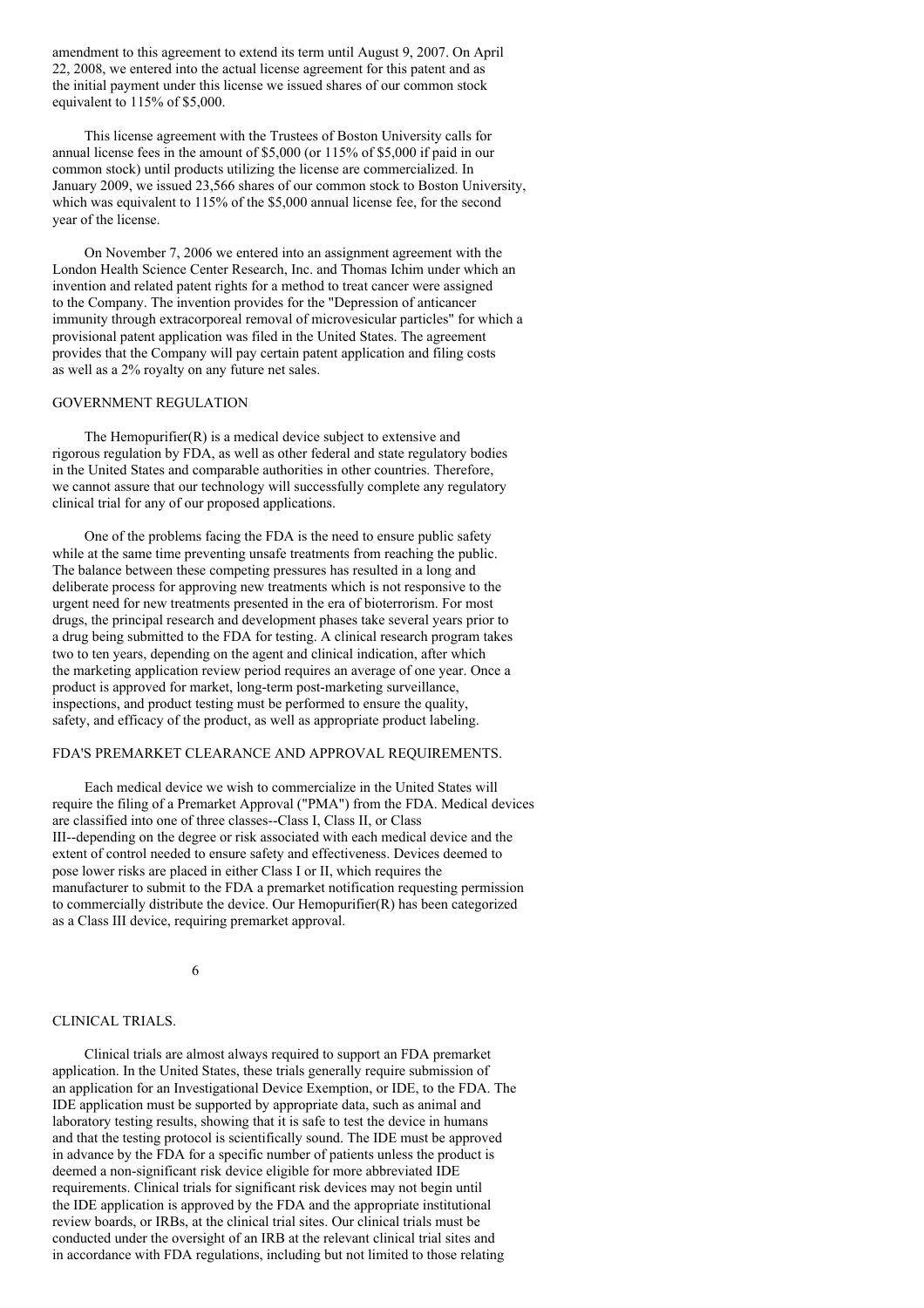amendment to this agreement to extend its term until August 9, 2007. On April 22, 2008, we entered into the actual license agreement for this patent and as the initial payment under this license we issued shares of our common stock equivalent to 115% of $5,000.

This license agreement with the Trustees of Boston University calls for annual license fees in the amount of $5,000 (or 115% of $5,000 if paid in our common stock) until products utilizing the license are commercialized. In January 2009, we issued 23,566 shares of our common stock to Boston University, which was equivalent to 115% of the $5,000 annual license fee, for the second year of the license.

On November 7, 2006 we entered into an assignment agreement with the London Health Science Center Research, Inc. and Thomas Ichim under which an invention and related patent rights for a method to treat cancer were assigned to the Company. The invention provides for the "Depression of anticancer immunity through extracorporeal removal of microvesicular particles" for which a provisional patent application was filed in the United States. The agreement provides that the Company will pay certain patent application and filing costs as well as a 2% royalty on any future net sales.

## GOVERNMENT REGULATION

The Hemopurifier(R) is a medical device subject to extensive and rigorous regulation by FDA, as well as other federal and state regulatory bodies in the United States and comparable authorities in other countries. Therefore, we cannot assure that our technology will successfully complete any regulatory clinical trial for any of our proposed applications.

One of the problems facing the FDA is the need to ensure public safety while at the same time preventing unsafe treatments from reaching the public. The balance between these competing pressures has resulted in a long and deliberate process for approving new treatments which is not responsive to the urgent need for new treatments presented in the era of bioterrorism. For most drugs, the principal research and development phases take several years prior to a drug being submitted to the FDA for testing. A clinical research program takes two to ten years, depending on the agent and clinical indication, after which the marketing application review period requires an average of one year. Once a product is approved for market, long-term post-marketing surveillance, inspections, and product testing must be performed to ensure the quality, safety, and efficacy of the product, as well as appropriate product labeling.

## FDA'S PREMARKET CLEARANCE AND APPROVAL REQUIREMENTS.

Each medical device we wish to commercialize in the United States will require the filing of a Premarket Approval ("PMA") from the FDA. Medical devices are classified into one of three classes--Class I, Class II, or Class III--depending on the degree or risk associated with each medical device and the extent of control needed to ensure safety and effectiveness. Devices deemed to pose lower risks are placed in either Class I or II, which requires the manufacturer to submit to the FDA a premarket notification requesting permission to commercially distribute the device. Our Hemopurifier(R) has been categorized as a Class III device, requiring premarket approval.

## CLINICAL TRIALS.

Clinical trials are almost always required to support an FDA premarket application. In the United States, these trials generally require submission of an application for an Investigational Device Exemption, or IDE, to the FDA. The IDE application must be supported by appropriate data, such as animal and laboratory testing results, showing that it is safe to test the device in humans and that the testing protocol is scientifically sound. The IDE must be approved in advance by the FDA for a specific number of patients unless the product is deemed a non-significant risk device eligible for more abbreviated IDE requirements. Clinical trials for significant risk devices may not begin until the IDE application is approved by the FDA and the appropriate institutional review boards, or IRBs, at the clinical trial sites. Our clinical trials must be conducted under the oversight of an IRB at the relevant clinical trial sites and in accordance with FDA regulations, including but not limited to those relating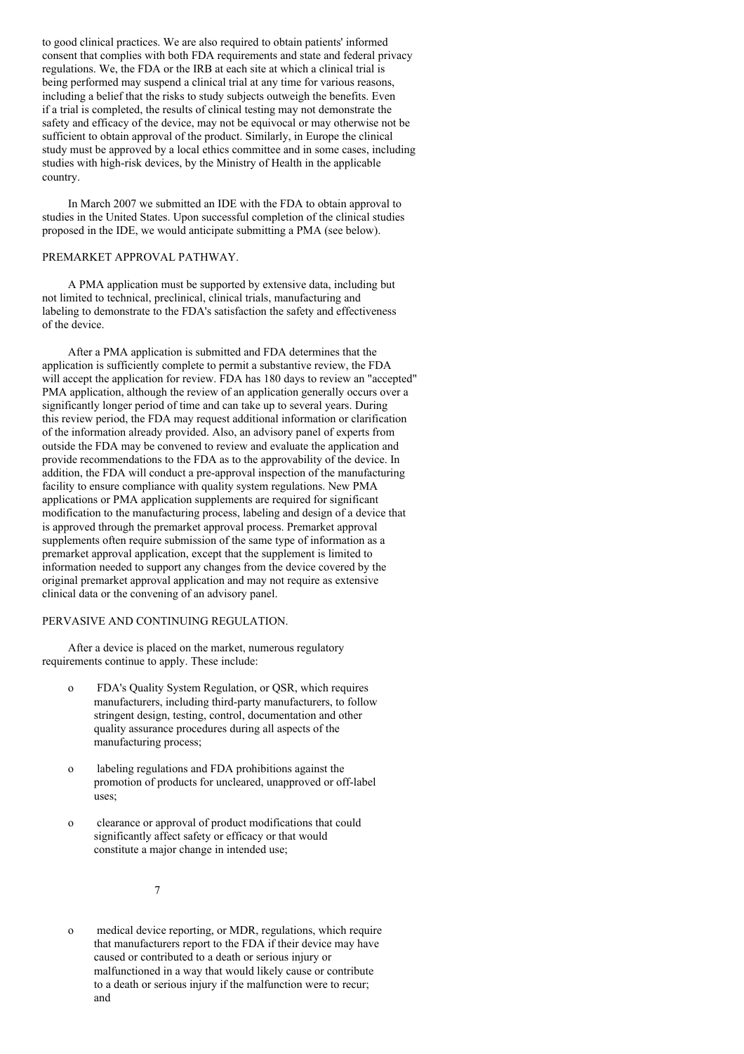to good clinical practices. We are also required to obtain patients' informed consent that complies with both FDA requirements and state and federal privacy regulations. We, the FDA or the IRB at each site at which a clinical trial is being performed may suspend a clinical trial at any time for various reasons, including a belief that the risks to study subjects outweigh the benefits. Even if a trial is completed, the results of clinical testing may not demonstrate the safety and efficacy of the device, may not be equivocal or may otherwise not be sufficient to obtain approval of the product. Similarly, in Europe the clinical study must be approved by a local ethics committee and in some cases, including studies with high-risk devices, by the Ministry of Health in the applicable country.

In March 2007 we submitted an IDE with the FDA to obtain approval to studies in the United States. Upon successful completion of the clinical studies proposed in the IDE, we would anticipate submitting a PMA (see below).

PREMARKET APPROVAL PATHWAY.

A PMA application must be supported by extensive data, including but not limited to technical, preclinical, clinical trials, manufacturing and labeling to demonstrate to the FDA's satisfaction the safety and effectiveness of the device.

After a PMA application is submitted and FDA determines that the application is sufficiently complete to permit a substantive review, the FDA will accept the application for review. FDA has 180 days to review an "accepted" PMA application, although the review of an application generally occurs over a significantly longer period of time and can take up to several years. During this review period, the FDA may request additional information or clarification of the information already provided. Also, an advisory panel of experts from outside the FDA may be convened to review and evaluate the application and provide recommendations to the FDA as to the approvability of the device. In addition, the FDA will conduct a pre-approval inspection of the manufacturing facility to ensure compliance with quality system regulations. New PMA applications or PMA application supplements are required for significant modification to the manufacturing process, labeling and design of a device that is approved through the premarket approval process. Premarket approval supplements often require submission of the same type of information as a premarket approval application, except that the supplement is limited to information needed to support any changes from the device covered by the original premarket approval application and may not require as extensive clinical data or the convening of an advisory panel.

PERVASIVE AND CONTINUING REGULATION.

After a device is placed on the market, numerous regulatory requirements continue to apply. These include:

- FDA's Quality System Regulation, or QSR, which requires manufacturers, including third-party manufacturers, to follow stringent design, testing, control, documentation and other quality assurance procedures during all aspects of the manufacturing process;

- labeling regulations and FDA prohibitions against the promotion of products for uncleared, unapproved or off-label uses;

- clearance or approval of product modifications that could significantly affect safety or efficacy or that would constitute a major change in intended use;

- medical device reporting, or MDR, regulations, which require that manufacturers report to the FDA if their device may have caused or contributed to a death or serious injury or malfunctioned in a way that would likely cause or contribute to a death or serious injury if the malfunction were to recur; and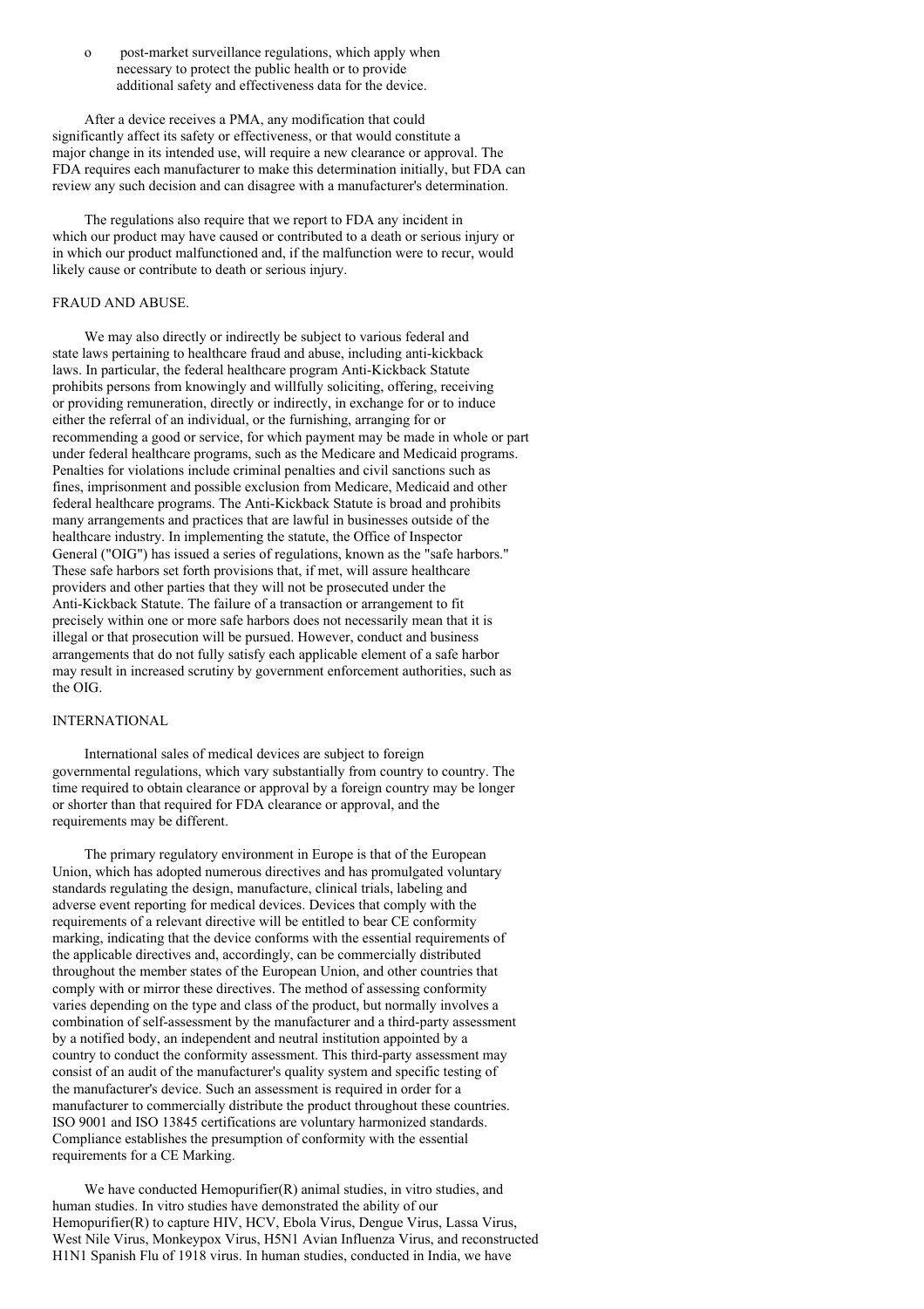- post-market surveillance regulations, which apply when necessary to protect the public health or to provide additional safety and effectiveness data for the device.

After a device receives a PMA, any modification that could significantly affect its safety or effectiveness, or that would constitute a major change in its intended use, will require a new clearance or approval. The FDA requires each manufacturer to make this determination initially, but FDA can review any such decision and can disagree with a manufacturer's determination.

The regulations also require that we report to FDA any incident in which our product may have caused or contributed to a death or serious injury or in which our product malfunctioned and, if the malfunction were to recur, would likely cause or contribute to death or serious injury.

FRAUD AND ABUSE.

We may also directly or indirectly be subject to various federal and state laws pertaining to healthcare fraud and abuse, including anti-kickback laws. In particular, the federal healthcare program Anti-Kickback Statute prohibits persons from knowingly and willfully soliciting, offering, receiving or providing remuneration, directly or indirectly, in exchange for or to induce either the referral of an individual, or the furnishing, arranging for or recommending a good or service, for which payment may be made in whole or part under federal healthcare programs, such as the Medicare and Medicaid programs. Penalties for violations include criminal penalties and civil sanctions such as fines, imprisonment and possible exclusion from Medicare, Medicaid and other federal healthcare programs. The Anti-Kickback Statute is broad and prohibits many arrangements and practices that are lawful in businesses outside of the healthcare industry. In implementing the statute, the Office of Inspector General ("OIG") has issued a series of regulations, known as the "safe harbors." These safe harbors set forth provisions that, if met, will assure healthcare providers and other parties that they will not be prosecuted under the Anti-Kickback Statute. The failure of a transaction or arrangement to fit precisely within one or more safe harbors does not necessarily mean that it is illegal or that prosecution will be pursued. However, conduct and business arrangements that do not fully satisfy each applicable element of a safe harbor may result in increased scrutiny by government enforcement authorities, such as the OIG.

INTERNATIONAL

International sales of medical devices are subject to foreign governmental regulations, which vary substantially from country to country. The time required to obtain clearance or approval by a foreign country may be longer or shorter than that required for FDA clearance or approval, and the requirements may be different.

The primary regulatory environment in Europe is that of the European Union, which has adopted numerous directives and has promulgated voluntary standards regulating the design, manufacture, clinical trials, labeling and adverse event reporting for medical devices. Devices that comply with the requirements of a relevant directive will be entitled to bear CE conformity marking, indicating that the device conforms with the essential requirements of the applicable directives and, accordingly, can be commercially distributed throughout the member states of the European Union, and other countries that comply with or mirror these directives. The method of assessing conformity varies depending on the type and class of the product, but normally involves a combination of self-assessment by the manufacturer and a third-party assessment by a notified body, an independent and neutral institution appointed by a country to conduct the conformity assessment. This third-party assessment may consist of an audit of the manufacturer's quality system and specific testing of the manufacturer's device. Such an assessment is required in order for a manufacturer to commercially distribute the product throughout these countries. ISO 9001 and ISO 13845 certifications are voluntary harmonized standards. Compliance establishes the presumption of conformity with the essential requirements for a CE Marking.

We have conducted Hemopurifier(R) animal studies, in vitro studies, and human studies. In vitro studies have demonstrated the ability of our Hemopurifier(R) to capture HIV, HCV, Ebola Virus, Dengue Virus, Lassa Virus, West Nile Virus, Monkeypox Virus, H5N1 Avian Influenza Virus, and reconstructed H1N1 Spanish Flu of 1918 virus. In human studies, conducted in India, we have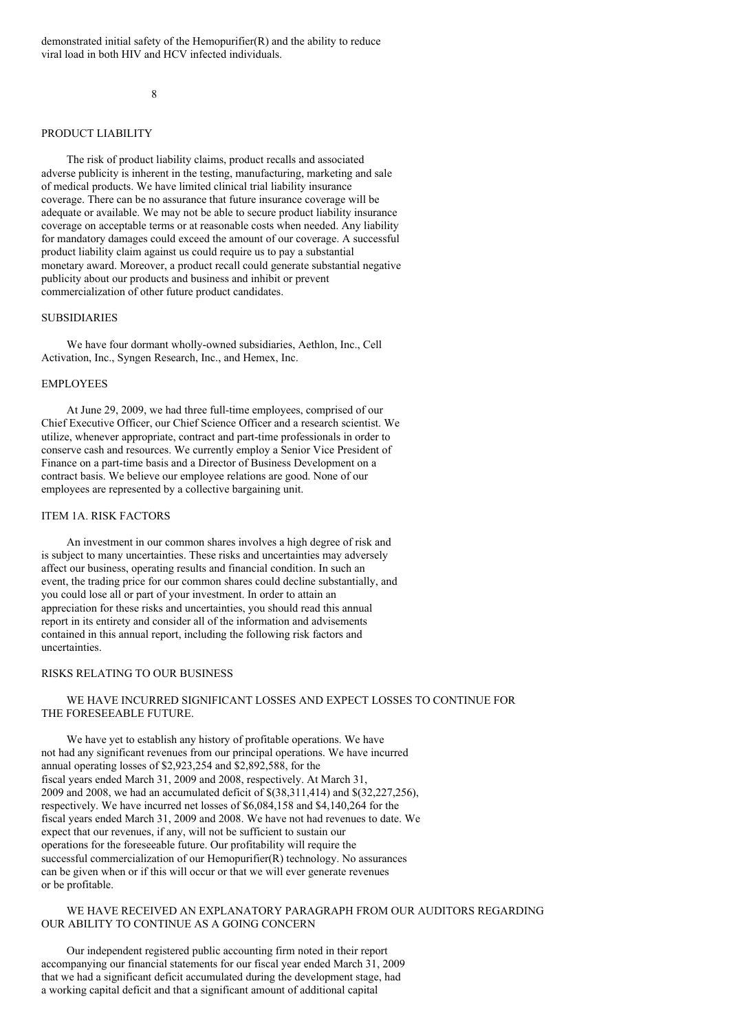demonstrated initial safety of the Hemopurifier(R) and the ability to reduce viral load in both HIV and HCV infected individuals.

## PRODUCT LIABILITY

The risk of product liability claims, product recalls and associated adverse publicity is inherent in the testing, manufacturing, marketing and sale of medical products. We have limited clinical trial liability insurance coverage. There can be no assurance that future insurance coverage will be adequate or available. We may not be able to secure product liability insurance coverage on acceptable terms or at reasonable costs when needed. Any liability for mandatory damages could exceed the amount of our coverage. A successful product liability claim against us could require us to pay a substantial monetary award. Moreover, a product recall could generate substantial negative publicity about our products and business and inhibit or prevent commercialization of other future product candidates.

## SUBSIDIARIES

We have four dormant wholly-owned subsidiaries, Aethlon, Inc., Cell Activation, Inc., Syngen Research, Inc., and Hemex, Inc.

## EMPLOYEES

At June 29, 2009, we had three full-time employees, comprised of our Chief Executive Officer, our Chief Science Officer and a research scientist. We utilize, whenever appropriate, contract and part-time professionals in order to conserve cash and resources. We currently employ a Senior Vice President of Finance on a part-time basis and a Director of Business Development on a contract basis. We believe our employee relations are good. None of our employees are represented by a collective bargaining unit.

## ITEM 1A. RISK FACTORS

An investment in our common shares involves a high degree of risk and is subject to many uncertainties. These risks and uncertainties may adversely affect our business, operating results and financial condition. In such an event, the trading price for our common shares could decline substantially, and you could lose all or part of your investment. In order to attain an appreciation for these risks and uncertainties, you should read this annual report in its entirety and consider all of the information and advisements contained in this annual report, including the following risk factors and uncertainties.

## RISKS RELATING TO OUR BUSINESS

### WE HAVE INCURRED SIGNIFICANT LOSSES AND EXPECT LOSSES TO CONTINUE FOR THE FORESEEABLE FUTURE.

We have yet to establish any history of profitable operations. We have not had any significant revenues from our principal operations. We have incurred annual operating losses of $2,923,254 and $2,892,588, for the fiscal years ended March 31, 2009 and 2008, respectively. At March 31, 2009 and 2008, we had an accumulated deficit of $(38,311,414) and $(32,227,256), respectively. We have incurred net losses of $6,084,158 and $4,140,264 for the fiscal years ended March 31, 2009 and 2008. We have not had revenues to date. We expect that our revenues, if any, will not be sufficient to sustain our operations for the foreseeable future. Our profitability will require the successful commercialization of our Hemopurifier(R) technology. No assurances can be given when or if this will occur or that we will ever generate revenues or be profitable.

### WE HAVE RECEIVED AN EXPLANATORY PARAGRAPH FROM OUR AUDITORS REGARDING OUR ABILITY TO CONTINUE AS A GOING CONCERN

Our independent registered public accounting firm noted in their report accompanying our financial statements for our fiscal year ended March 31, 2009 that we had a significant deficit accumulated during the development stage, had a working capital deficit and that a significant amount of additional capital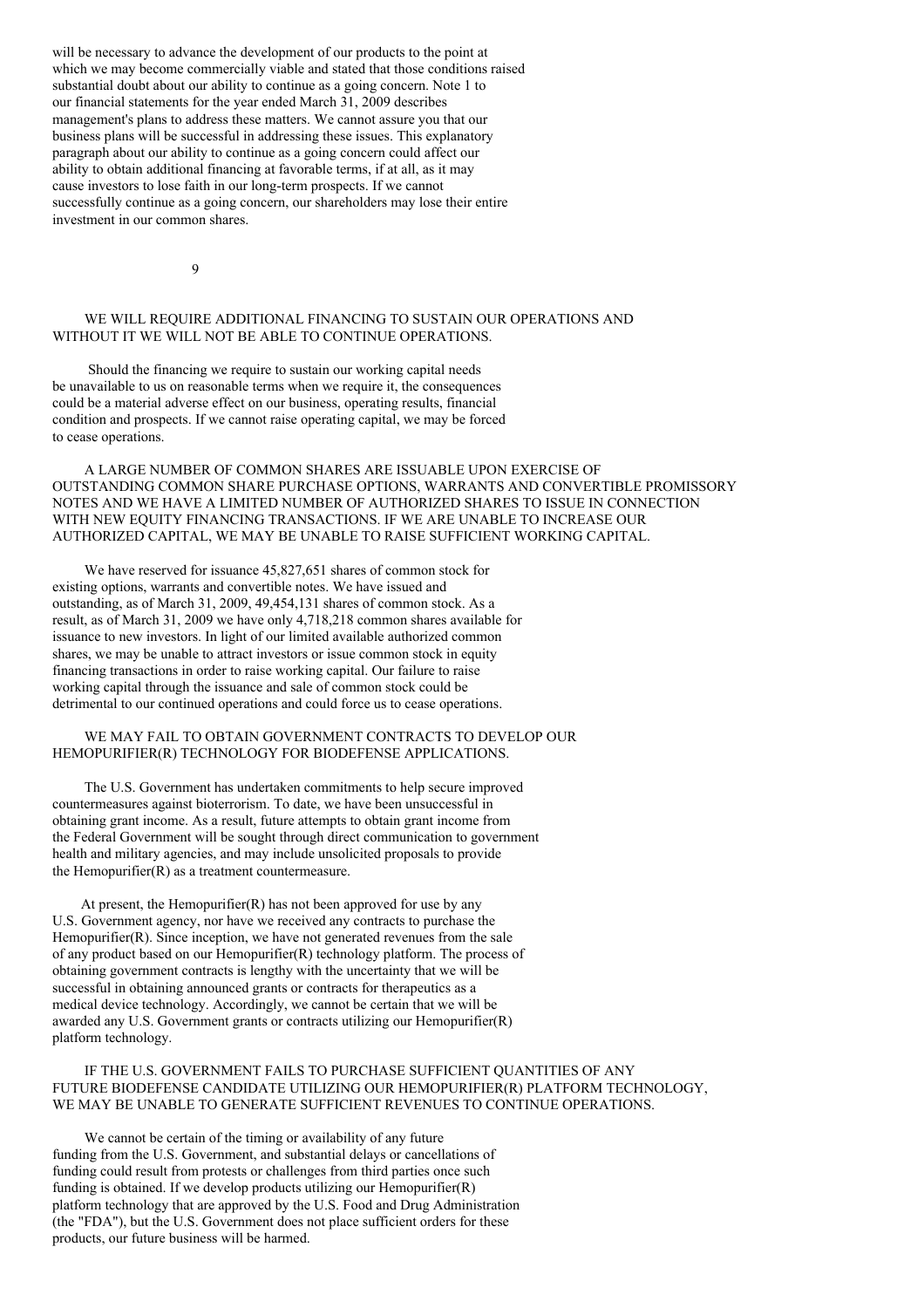will be necessary to advance the development of our products to the point at which we may become commercially viable and stated that those conditions raised substantial doubt about our ability to continue as a going concern. Note 1 to our financial statements for the year ended March 31, 2009 describes management's plans to address these matters. We cannot assure you that our business plans will be successful in addressing these issues. This explanatory paragraph about our ability to continue as a going concern could affect our ability to obtain additional financing at favorable terms, if at all, as it may cause investors to lose faith in our long-term prospects. If we cannot successfully continue as a going concern, our shareholders may lose their entire investment in our common shares.

WE WILL REQUIRE ADDITIONAL FINANCING TO SUSTAIN OUR OPERATIONS AND WITHOUT IT WE WILL NOT BE ABLE TO CONTINUE OPERATIONS.

Should the financing we require to sustain our working capital needs be unavailable to us on reasonable terms when we require it, the consequences could be a material adverse effect on our business, operating results, financial condition and prospects. If we cannot raise operating capital, we may be forced to cease operations.

A LARGE NUMBER OF COMMON SHARES ARE ISSUABLE UPON EXERCISE OF OUTSTANDING COMMON SHARE PURCHASE OPTIONS, WARRANTS AND CONVERTIBLE PROMISSORY NOTES AND WE HAVE A LIMITED NUMBER OF AUTHORIZED SHARES TO ISSUE IN CONNECTION WITH NEW EQUITY FINANCING TRANSACTIONS. IF WE ARE UNABLE TO INCREASE OUR AUTHORIZED CAPITAL, WE MAY BE UNABLE TO RAISE SUFFICIENT WORKING CAPITAL.

We have reserved for issuance 45,827,651 shares of common stock for existing options, warrants and convertible notes. We have issued and outstanding, as of March 31, 2009, 49,454,131 shares of common stock. As a result, as of March 31, 2009 we have only 4,718,218 common shares available for issuance to new investors. In light of our limited available authorized common shares, we may be unable to attract investors or issue common stock in equity financing transactions in order to raise working capital. Our failure to raise working capital through the issuance and sale of common stock could be detrimental to our continued operations and could force us to cease operations.

WE MAY FAIL TO OBTAIN GOVERNMENT CONTRACTS TO DEVELOP OUR HEMOPURIFIER(R) TECHNOLOGY FOR BIODEFENSE APPLICATIONS.

The U.S. Government has undertaken commitments to help secure improved countermeasures against bioterrorism. To date, we have been unsuccessful in obtaining grant income. As a result, future attempts to obtain grant income from the Federal Government will be sought through direct communication to government health and military agencies, and may include unsolicited proposals to provide the Hemopurifier(R) as a treatment countermeasure.

At present, the Hemopurifier(R) has not been approved for use by any U.S. Government agency, nor have we received any contracts to purchase the Hemopurifier(R). Since inception, we have not generated revenues from the sale of any product based on our Hemopurifier(R) technology platform. The process of obtaining government contracts is lengthy with the uncertainty that we will be successful in obtaining announced grants or contracts for therapeutics as a medical device technology. Accordingly, we cannot be certain that we will be awarded any U.S. Government grants or contracts utilizing our Hemopurifier(R) platform technology.

IF THE U.S. GOVERNMENT FAILS TO PURCHASE SUFFICIENT QUANTITIES OF ANY FUTURE BIODEFENSE CANDIDATE UTILIZING OUR HEMOPURIFIER(R) PLATFORM TECHNOLOGY, WE MAY BE UNABLE TO GENERATE SUFFICIENT REVENUES TO CONTINUE OPERATIONS.

We cannot be certain of the timing or availability of any future funding from the U.S. Government, and substantial delays or cancellations of funding could result from protests or challenges from third parties once such funding is obtained. If we develop products utilizing our Hemopurifier(R) platform technology that are approved by the U.S. Food and Drug Administration (the "FDA"), but the U.S. Government does not place sufficient orders for these products, our future business will be harmed.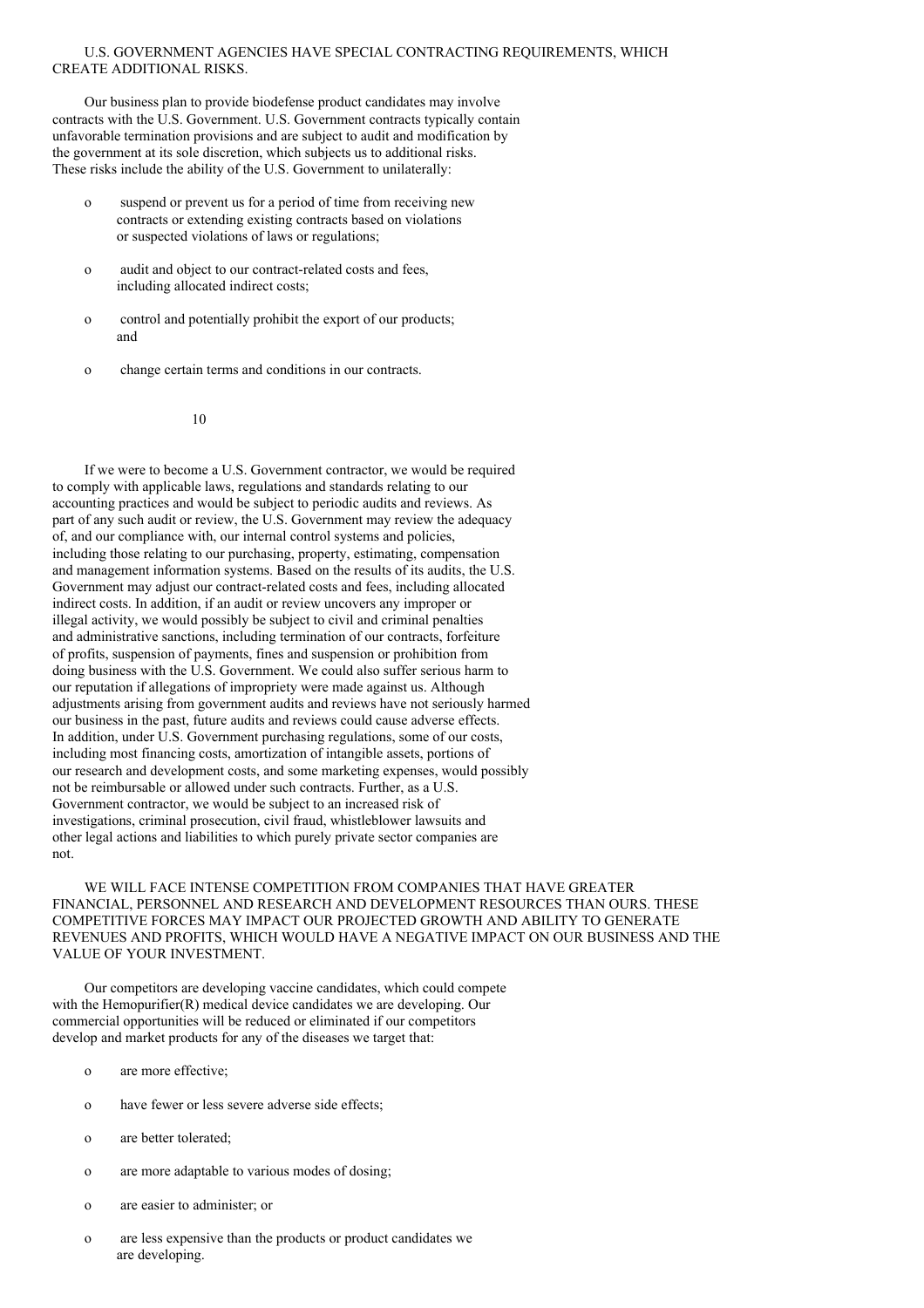U.S. GOVERNMENT AGENCIES HAVE SPECIAL CONTRACTING REQUIREMENTS, WHICH CREATE ADDITIONAL RISKS.

Our business plan to provide biodefense product candidates may involve contracts with the U.S. Government. U.S. Government contracts typically contain unfavorable termination provisions and are subject to audit and modification by the government at its sole discretion, which subjects us to additional risks. These risks include the ability of the U.S. Government to unilaterally:

- suspend or prevent us for a period of time from receiving new contracts or extending existing contracts based on violations or suspected violations of laws or regulations;
- audit and object to our contract-related costs and fees, including allocated indirect costs;
- control and potentially prohibit the export of our products; and
- change certain terms and conditions in our contracts.

If we were to become a U.S. Government contractor, we would be required to comply with applicable laws, regulations and standards relating to our accounting practices and would be subject to periodic audits and reviews. As part of any such audit or review, the U.S. Government may review the adequacy of, and our compliance with, our internal control systems and policies, including those relating to our purchasing, property, estimating, compensation and management information systems. Based on the results of its audits, the U.S. Government may adjust our contract-related costs and fees, including allocated indirect costs. In addition, if an audit or review uncovers any improper or illegal activity, we would possibly be subject to civil and criminal penalties and administrative sanctions, including termination of our contracts, forfeiture of profits, suspension of payments, fines and suspension or prohibition from doing business with the U.S. Government. We could also suffer serious harm to our reputation if allegations of impropriety were made against us. Although adjustments arising from government audits and reviews have not seriously harmed our business in the past, future audits and reviews could cause adverse effects. In addition, under U.S. Government purchasing regulations, some of our costs, including most financing costs, amortization of intangible assets, portions of our research and development costs, and some marketing expenses, would possibly not be reimbursable or allowed under such contracts. Further, as a U.S. Government contractor, we would be subject to an increased risk of investigations, criminal prosecution, civil fraud, whistleblower lawsuits and other legal actions and liabilities to which purely private sector companies are not.

WE WILL FACE INTENSE COMPETITION FROM COMPANIES THAT HAVE GREATER FINANCIAL, PERSONNEL AND RESEARCH AND DEVELOPMENT RESOURCES THAN OURS. THESE COMPETITIVE FORCES MAY IMPACT OUR PROJECTED GROWTH AND ABILITY TO GENERATE REVENUES AND PROFITS, WHICH WOULD HAVE A NEGATIVE IMPACT ON OUR BUSINESS AND THE VALUE OF YOUR INVESTMENT.

Our competitors are developing vaccine candidates, which could compete with the Hemopurifier(R) medical device candidates we are developing. Our commercial opportunities will be reduced or eliminated if our competitors develop and market products for any of the diseases we target that:

- are more effective;
- have fewer or less severe adverse side effects;
- are better tolerated;
- are more adaptable to various modes of dosing;
- are easier to administer; or
- are less expensive than the products or product candidates we are developing.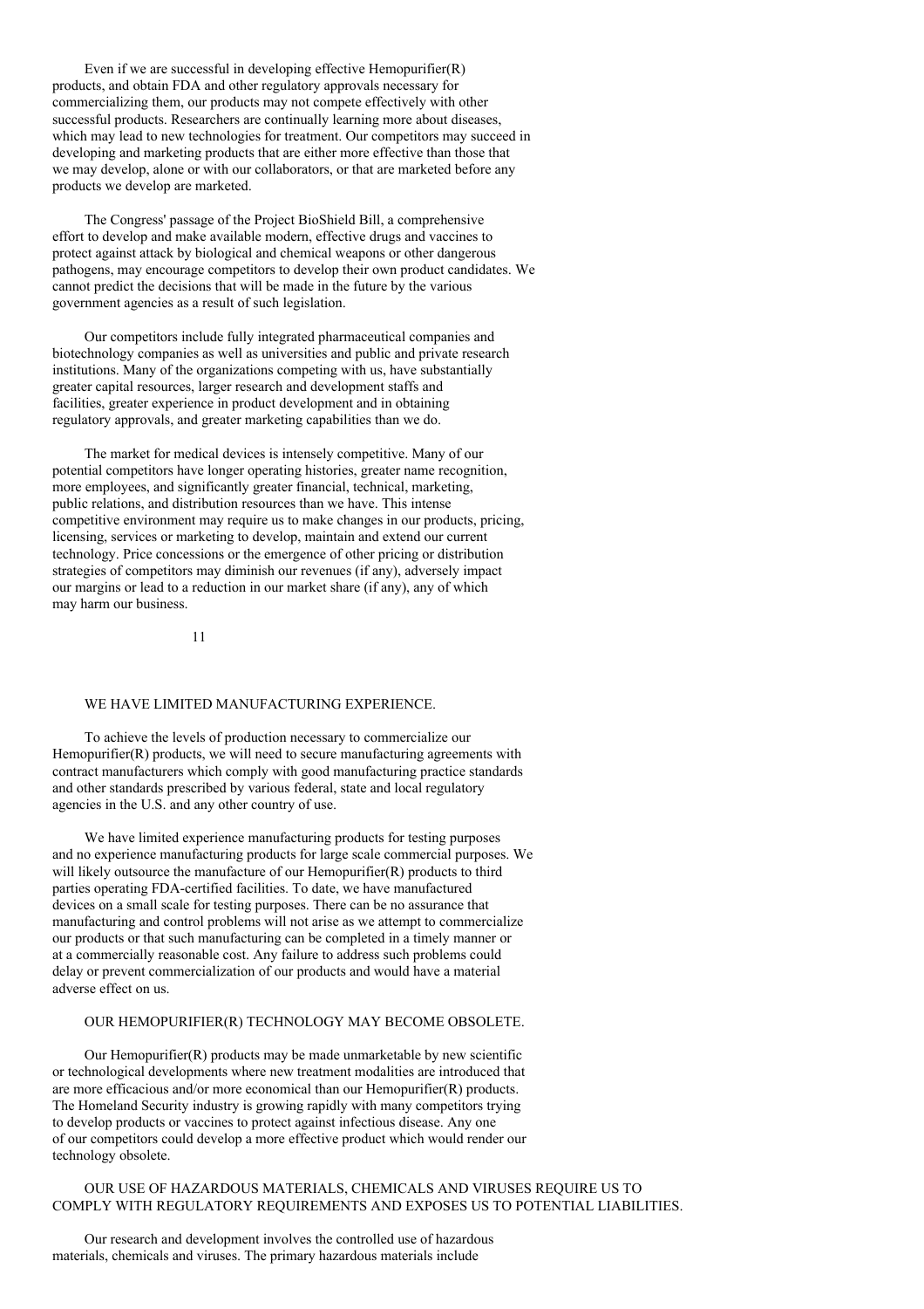Even if we are successful in developing effective Hemopurifier(R) products, and obtain FDA and other regulatory approvals necessary for commercializing them, our products may not compete effectively with other successful products. Researchers are continually learning more about diseases, which may lead to new technologies for treatment. Our competitors may succeed in developing and marketing products that are either more effective than those that we may develop, alone or with our collaborators, or that are marketed before any products we develop are marketed.

The Congress' passage of the Project BioShield Bill, a comprehensive effort to develop and make available modern, effective drugs and vaccines to protect against attack by biological and chemical weapons or other dangerous pathogens, may encourage competitors to develop their own product candidates. We cannot predict the decisions that will be made in the future by the various government agencies as a result of such legislation.

Our competitors include fully integrated pharmaceutical companies and biotechnology companies as well as universities and public and private research institutions. Many of the organizations competing with us, have substantially greater capital resources, larger research and development staffs and facilities, greater experience in product development and in obtaining regulatory approvals, and greater marketing capabilities than we do.

The market for medical devices is intensely competitive. Many of our potential competitors have longer operating histories, greater name recognition, more employees, and significantly greater financial, technical, marketing, public relations, and distribution resources than we have. This intense competitive environment may require us to make changes in our products, pricing, licensing, services or marketing to develop, maintain and extend our current technology. Price concessions or the emergence of other pricing or distribution strategies of competitors may diminish our revenues (if any), adversely impact our margins or lead to a reduction in our market share (if any), any of which may harm our business.

WE HAVE LIMITED MANUFACTURING EXPERIENCE.

To achieve the levels of production necessary to commercialize our Hemopurifier(R) products, we will need to secure manufacturing agreements with contract manufacturers which comply with good manufacturing practice standards and other standards prescribed by various federal, state and local regulatory agencies in the U.S. and any other country of use.

We have limited experience manufacturing products for testing purposes and no experience manufacturing products for large scale commercial purposes. We will likely outsource the manufacture of our Hemopurifier(R) products to third parties operating FDA-certified facilities. To date, we have manufactured devices on a small scale for testing purposes. There can be no assurance that manufacturing and control problems will not arise as we attempt to commercialize our products or that such manufacturing can be completed in a timely manner or at a commercially reasonable cost. Any failure to address such problems could delay or prevent commercialization of our products and would have a material adverse effect on us.

OUR HEMOPURIFIER(R) TECHNOLOGY MAY BECOME OBSOLETE.

Our Hemopurifier(R) products may be made unmarketable by new scientific or technological developments where new treatment modalities are introduced that are more efficacious and/or more economical than our Hemopurifier(R) products. The Homeland Security industry is growing rapidly with many competitors trying to develop products or vaccines to protect against infectious disease. Any one of our competitors could develop a more effective product which would render our technology obsolete.

OUR USE OF HAZARDOUS MATERIALS, CHEMICALS AND VIRUSES REQUIRE US TO COMPLY WITH REGULATORY REQUIREMENTS AND EXPOSES US TO POTENTIAL LIABILITIES.

Our research and development involves the controlled use of hazardous materials, chemicals and viruses. The primary hazardous materials include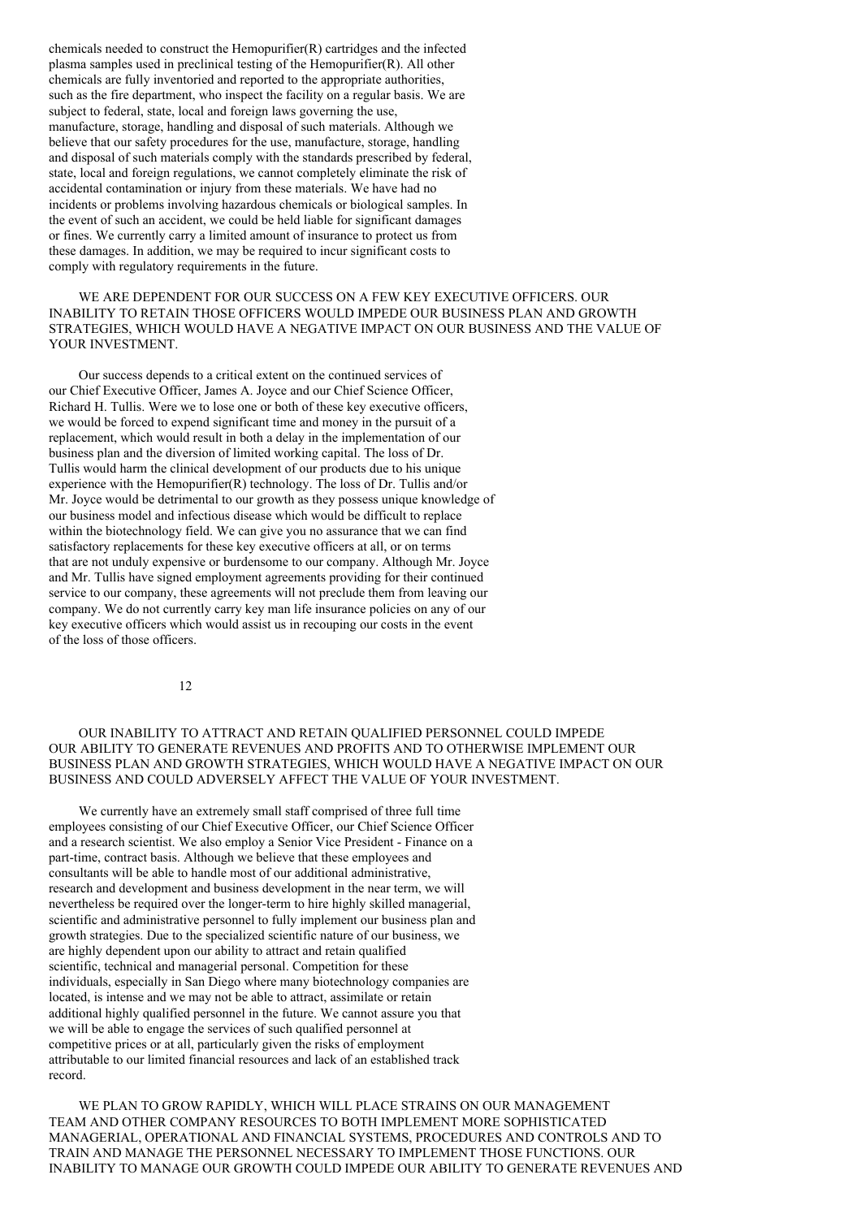chemicals needed to construct the Hemopurifier(R) cartridges and the infected plasma samples used in preclinical testing of the Hemopurifier(R). All other chemicals are fully inventoried and reported to the appropriate authorities, such as the fire department, who inspect the facility on a regular basis. We are subject to federal, state, local and foreign laws governing the use, manufacture, storage, handling and disposal of such materials. Although we believe that our safety procedures for the use, manufacture, storage, handling and disposal of such materials comply with the standards prescribed by federal, state, local and foreign regulations, we cannot completely eliminate the risk of accidental contamination or injury from these materials. We have had no incidents or problems involving hazardous chemicals or biological samples. In the event of such an accident, we could be held liable for significant damages or fines. We currently carry a limited amount of insurance to protect us from these damages. In addition, we may be required to incur significant costs to comply with regulatory requirements in the future.

WE ARE DEPENDENT FOR OUR SUCCESS ON A FEW KEY EXECUTIVE OFFICERS. OUR INABILITY TO RETAIN THOSE OFFICERS WOULD IMPEDE OUR BUSINESS PLAN AND GROWTH STRATEGIES, WHICH WOULD HAVE A NEGATIVE IMPACT ON OUR BUSINESS AND THE VALUE OF YOUR INVESTMENT.

Our success depends to a critical extent on the continued services of our Chief Executive Officer, James A. Joyce and our Chief Science Officer, Richard H. Tullis. Were we to lose one or both of these key executive officers, we would be forced to expend significant time and money in the pursuit of a replacement, which would result in both a delay in the implementation of our business plan and the diversion of limited working capital. The loss of Dr. Tullis would harm the clinical development of our products due to his unique experience with the Hemopurifier(R) technology. The loss of Dr. Tullis and/or Mr. Joyce would be detrimental to our growth as they possess unique knowledge of our business model and infectious disease which would be difficult to replace within the biotechnology field. We can give you no assurance that we can find satisfactory replacements for these key executive officers at all, or on terms that are not unduly expensive or burdensome to our company. Although Mr. Joyce and Mr. Tullis have signed employment agreements providing for their continued service to our company, these agreements will not preclude them from leaving our company. We do not currently carry key man life insurance policies on any of our key executive officers which would assist us in recouping our costs in the event of the loss of those officers.

OUR INABILITY TO ATTRACT AND RETAIN QUALIFIED PERSONNEL COULD IMPEDE OUR ABILITY TO GENERATE REVENUES AND PROFITS AND TO OTHERWISE IMPLEMENT OUR BUSINESS PLAN AND GROWTH STRATEGIES, WHICH WOULD HAVE A NEGATIVE IMPACT ON OUR BUSINESS AND COULD ADVERSELY AFFECT THE VALUE OF YOUR INVESTMENT.

We currently have an extremely small staff comprised of three full time employees consisting of our Chief Executive Officer, our Chief Science Officer and a research scientist. We also employ a Senior Vice President - Finance on a part-time, contract basis. Although we believe that these employees and consultants will be able to handle most of our additional administrative, research and development and business development in the near term, we will nevertheless be required over the longer-term to hire highly skilled managerial, scientific and administrative personnel to fully implement our business plan and growth strategies. Due to the specialized scientific nature of our business, we are highly dependent upon our ability to attract and retain qualified scientific, technical and managerial personal. Competition for these individuals, especially in San Diego where many biotechnology companies are located, is intense and we may not be able to attract, assimilate or retain additional highly qualified personnel in the future. We cannot assure you that we will be able to engage the services of such qualified personnel at competitive prices or at all, particularly given the risks of employment attributable to our limited financial resources and lack of an established track record.

WE PLAN TO GROW RAPIDLY, WHICH WILL PLACE STRAINS ON OUR MANAGEMENT TEAM AND OTHER COMPANY RESOURCES TO BOTH IMPLEMENT MORE SOPHISTICATED MANAGERIAL, OPERATIONAL AND FINANCIAL SYSTEMS, PROCEDURES AND CONTROLS AND TO TRAIN AND MANAGE THE PERSONNEL NECESSARY TO IMPLEMENT THOSE FUNCTIONS. OUR INABILITY TO MANAGE OUR GROWTH COULD IMPEDE OUR ABILITY TO GENERATE REVENUES AND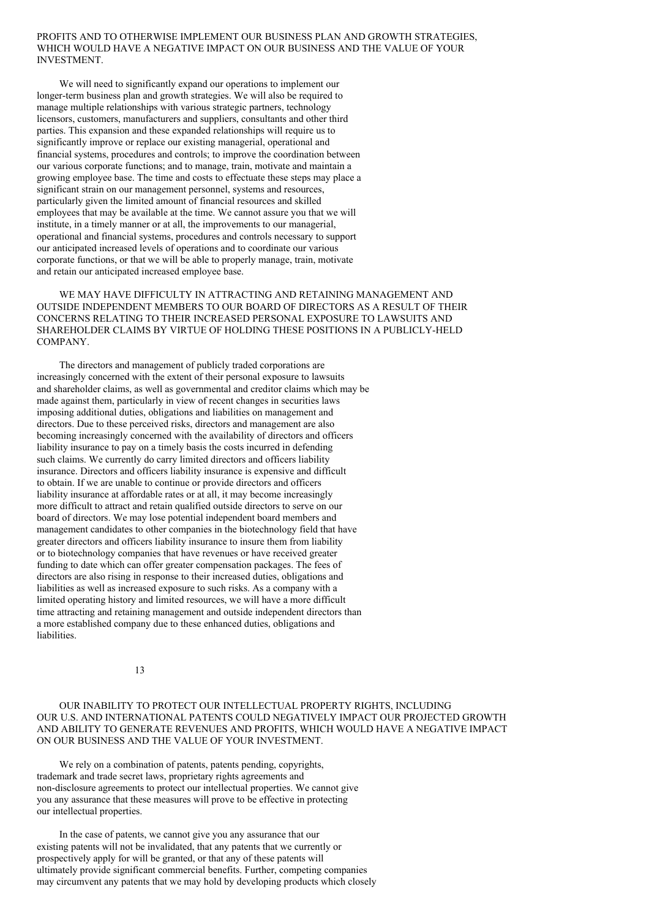PROFITS AND TO OTHERWISE IMPLEMENT OUR BUSINESS PLAN AND GROWTH STRATEGIES, WHICH WOULD HAVE A NEGATIVE IMPACT ON OUR BUSINESS AND THE VALUE OF YOUR INVESTMENT.

We will need to significantly expand our operations to implement our longer-term business plan and growth strategies. We will also be required to manage multiple relationships with various strategic partners, technology licensors, customers, manufacturers and suppliers, consultants and other third parties. This expansion and these expanded relationships will require us to significantly improve or replace our existing managerial, operational and financial systems, procedures and controls; to improve the coordination between our various corporate functions; and to manage, train, motivate and maintain a growing employee base. The time and costs to effectuate these steps may place a significant strain on our management personnel, systems and resources, particularly given the limited amount of financial resources and skilled employees that may be available at the time. We cannot assure you that we will institute, in a timely manner or at all, the improvements to our managerial, operational and financial systems, procedures and controls necessary to support our anticipated increased levels of operations and to coordinate our various corporate functions, or that we will be able to properly manage, train, motivate and retain our anticipated increased employee base.

WE MAY HAVE DIFFICULTY IN ATTRACTING AND RETAINING MANAGEMENT AND OUTSIDE INDEPENDENT MEMBERS TO OUR BOARD OF DIRECTORS AS A RESULT OF THEIR CONCERNS RELATING TO THEIR INCREASED PERSONAL EXPOSURE TO LAWSUITS AND SHAREHOLDER CLAIMS BY VIRTUE OF HOLDING THESE POSITIONS IN A PUBLICLY-HELD COMPANY.

The directors and management of publicly traded corporations are increasingly concerned with the extent of their personal exposure to lawsuits and shareholder claims, as well as governmental and creditor claims which may be made against them, particularly in view of recent changes in securities laws imposing additional duties, obligations and liabilities on management and directors. Due to these perceived risks, directors and management are also becoming increasingly concerned with the availability of directors and officers liability insurance to pay on a timely basis the costs incurred in defending such claims. We currently do carry limited directors and officers liability insurance. Directors and officers liability insurance is expensive and difficult to obtain. If we are unable to continue or provide directors and officers liability insurance at affordable rates or at all, it may become increasingly more difficult to attract and retain qualified outside directors to serve on our board of directors. We may lose potential independent board members and management candidates to other companies in the biotechnology field that have greater directors and officers liability insurance to insure them from liability or to biotechnology companies that have revenues or have received greater funding to date which can offer greater compensation packages. The fees of directors are also rising in response to their increased duties, obligations and liabilities as well as increased exposure to such risks. As a company with a limited operating history and limited resources, we will have a more difficult time attracting and retaining management and outside independent directors than a more established company due to these enhanced duties, obligations and liabilities.

OUR INABILITY TO PROTECT OUR INTELLECTUAL PROPERTY RIGHTS, INCLUDING OUR U.S. AND INTERNATIONAL PATENTS COULD NEGATIVELY IMPACT OUR PROJECTED GROWTH AND ABILITY TO GENERATE REVENUES AND PROFITS, WHICH WOULD HAVE A NEGATIVE IMPACT ON OUR BUSINESS AND THE VALUE OF YOUR INVESTMENT.

We rely on a combination of patents, patents pending, copyrights, trademark and trade secret laws, proprietary rights agreements and non-disclosure agreements to protect our intellectual properties. We cannot give you any assurance that these measures will prove to be effective in protecting our intellectual properties.

In the case of patents, we cannot give you any assurance that our existing patents will not be invalidated, that any patents that we currently or prospectively apply for will be granted, or that any of these patents will ultimately provide significant commercial benefits. Further, competing companies may circumvent any patents that we may hold by developing products which closely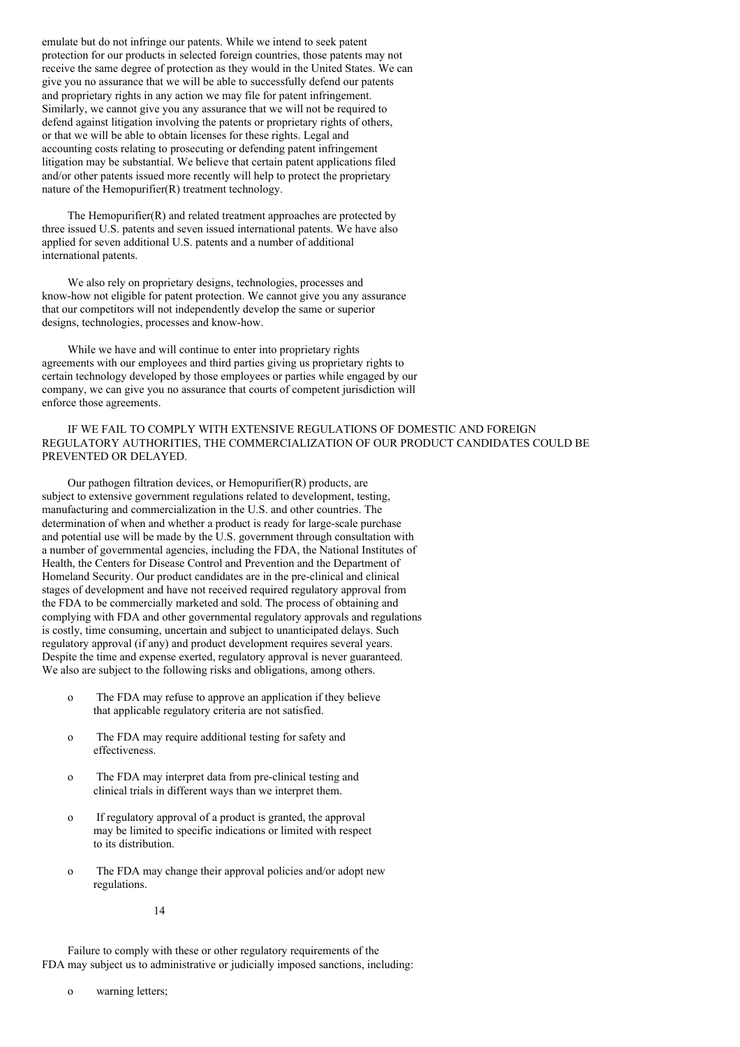emulate but do not infringe our patents. While we intend to seek patent protection for our products in selected foreign countries, those patents may not receive the same degree of protection as they would in the United States. We can give you no assurance that we will be able to successfully defend our patents and proprietary rights in any action we may file for patent infringement. Similarly, we cannot give you any assurance that we will not be required to defend against litigation involving the patents or proprietary rights of others, or that we will be able to obtain licenses for these rights. Legal and accounting costs relating to prosecuting or defending patent infringement litigation may be substantial. We believe that certain patent applications filed and/or other patents issued more recently will help to protect the proprietary nature of the Hemopurifier(R) treatment technology.

The Hemopurifier(R) and related treatment approaches are protected by three issued U.S. patents and seven issued international patents. We have also applied for seven additional U.S. patents and a number of additional international patents.

We also rely on proprietary designs, technologies, processes and know-how not eligible for patent protection. We cannot give you any assurance that our competitors will not independently develop the same or superior designs, technologies, processes and know-how.

While we have and will continue to enter into proprietary rights agreements with our employees and third parties giving us proprietary rights to certain technology developed by those employees or parties while engaged by our company, we can give you no assurance that courts of competent jurisdiction will enforce those agreements.

IF WE FAIL TO COMPLY WITH EXTENSIVE REGULATIONS OF DOMESTIC AND FOREIGN REGULATORY AUTHORITIES, THE COMMERCIALIZATION OF OUR PRODUCT CANDIDATES COULD BE PREVENTED OR DELAYED.

Our pathogen filtration devices, or Hemopurifier(R) products, are subject to extensive government regulations related to development, testing, manufacturing and commercialization in the U.S. and other countries. The determination of when and whether a product is ready for large-scale purchase and potential use will be made by the U.S. government through consultation with a number of governmental agencies, including the FDA, the National Institutes of Health, the Centers for Disease Control and Prevention and the Department of Homeland Security. Our product candidates are in the pre-clinical and clinical stages of development and have not received required regulatory approval from the FDA to be commercially marketed and sold. The process of obtaining and complying with FDA and other governmental regulatory approvals and regulations is costly, time consuming, uncertain and subject to unanticipated delays. Such regulatory approval (if any) and product development requires several years. Despite the time and expense exerted, regulatory approval is never guaranteed. We also are subject to the following risks and obligations, among others.

- The FDA may refuse to approve an application if they believe that applicable regulatory criteria are not satisfied.
- The FDA may require additional testing for safety and effectiveness.
- The FDA may interpret data from pre-clinical testing and clinical trials in different ways than we interpret them.
- If regulatory approval of a product is granted, the approval may be limited to specific indications or limited with respect to its distribution.
- The FDA may change their approval policies and/or adopt new regulations.

Failure to comply with these or other regulatory requirements of the FDA may subject us to administrative or judicially imposed sanctions, including:

- warning letters;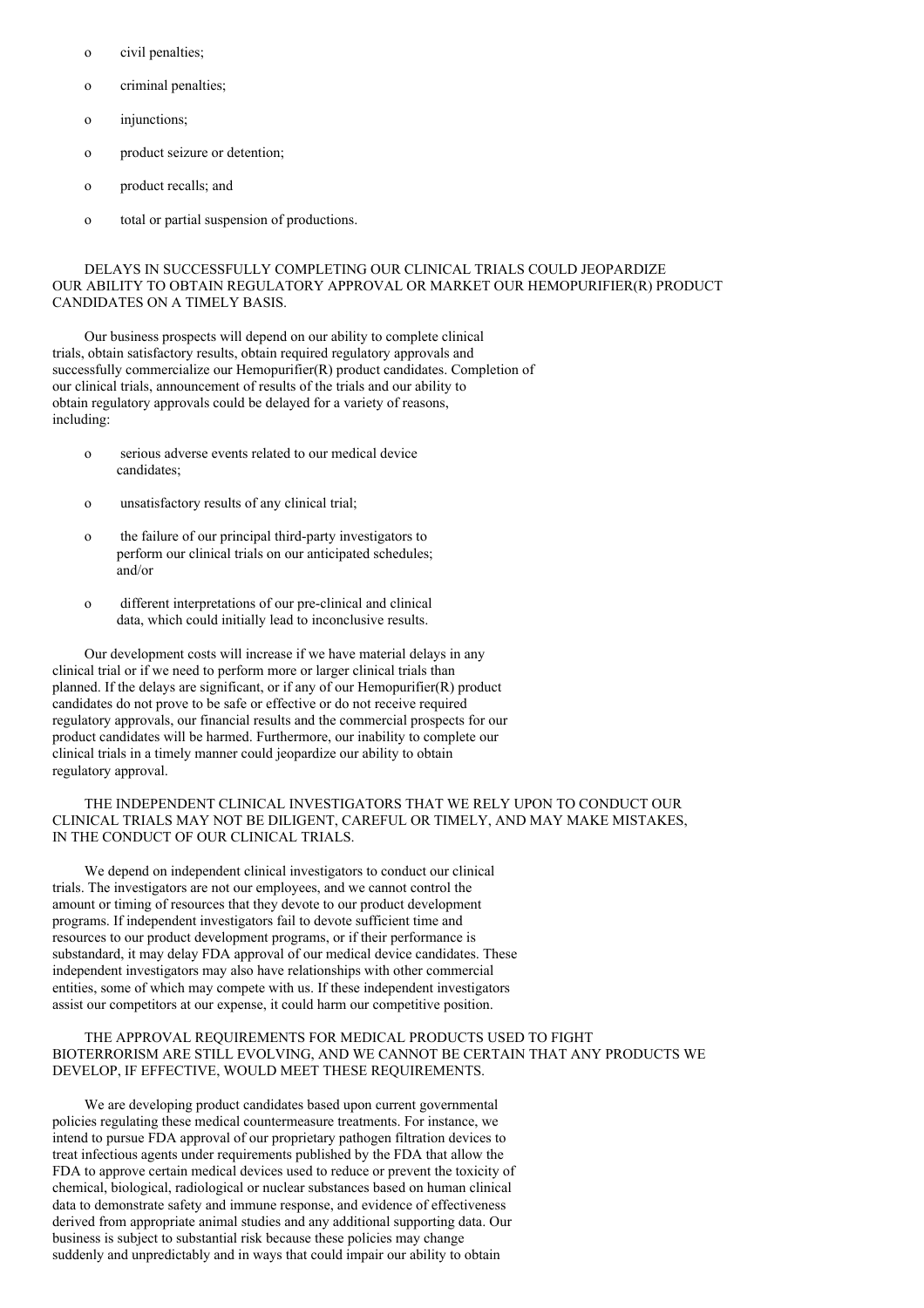- civil penalties;
- criminal penalties;
- injunctions;
- product seizure or detention;
- product recalls; and
- total or partial suspension of productions.

DELAYS IN SUCCESSFULLY COMPLETING OUR CLINICAL TRIALS COULD JEOPARDIZE OUR ABILITY TO OBTAIN REGULATORY APPROVAL OR MARKET OUR HEMOPURIFIER(R) PRODUCT CANDIDATES ON A TIMELY BASIS.

Our business prospects will depend on our ability to complete clinical trials, obtain satisfactory results, obtain required regulatory approvals and successfully commercialize our Hemopurifier(R) product candidates. Completion of our clinical trials, announcement of results of the trials and our ability to obtain regulatory approvals could be delayed for a variety of reasons, including:

- serious adverse events related to our medical device candidates;
- unsatisfactory results of any clinical trial;
- the failure of our principal third-party investigators to perform our clinical trials on our anticipated schedules; and/or
- different interpretations of our pre-clinical and clinical data, which could initially lead to inconclusive results.

Our development costs will increase if we have material delays in any clinical trial or if we need to perform more or larger clinical trials than planned. If the delays are significant, or if any of our Hemopurifier(R) product candidates do not prove to be safe or effective or do not receive required regulatory approvals, our financial results and the commercial prospects for our product candidates will be harmed. Furthermore, our inability to complete our clinical trials in a timely manner could jeopardize our ability to obtain regulatory approval.

THE INDEPENDENT CLINICAL INVESTIGATORS THAT WE RELY UPON TO CONDUCT OUR CLINICAL TRIALS MAY NOT BE DILIGENT, CAREFUL OR TIMELY, AND MAY MAKE MISTAKES, IN THE CONDUCT OF OUR CLINICAL TRIALS.

We depend on independent clinical investigators to conduct our clinical trials. The investigators are not our employees, and we cannot control the amount or timing of resources that they devote to our product development programs. If independent investigators fail to devote sufficient time and resources to our product development programs, or if their performance is substandard, it may delay FDA approval of our medical device candidates. These independent investigators may also have relationships with other commercial entities, some of which may compete with us. If these independent investigators assist our competitors at our expense, it could harm our competitive position.

THE APPROVAL REQUIREMENTS FOR MEDICAL PRODUCTS USED TO FIGHT BIOTERRORISM ARE STILL EVOLVING, AND WE CANNOT BE CERTAIN THAT ANY PRODUCTS WE DEVELOP, IF EFFECTIVE, WOULD MEET THESE REQUIREMENTS.

We are developing product candidates based upon current governmental policies regulating these medical countermeasure treatments. For instance, we intend to pursue FDA approval of our proprietary pathogen filtration devices to treat infectious agents under requirements published by the FDA that allow the FDA to approve certain medical devices used to reduce or prevent the toxicity of chemical, biological, radiological or nuclear substances based on human clinical data to demonstrate safety and immune response, and evidence of effectiveness derived from appropriate animal studies and any additional supporting data. Our business is subject to substantial risk because these policies may change suddenly and unpredictably and in ways that could impair our ability to obtain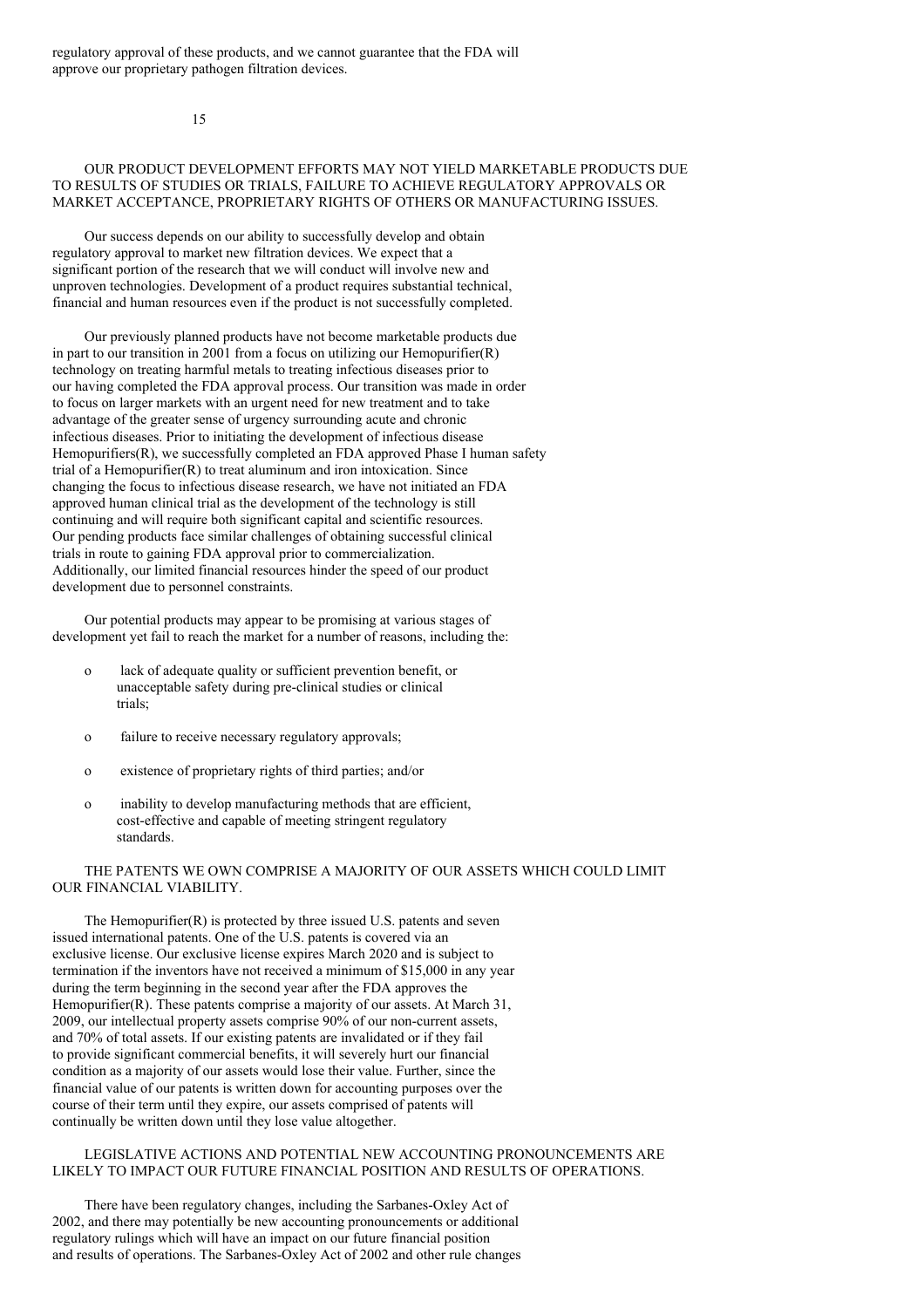regulatory approval of these products, and we cannot guarantee that the FDA will approve our proprietary pathogen filtration devices.

OUR PRODUCT DEVELOPMENT EFFORTS MAY NOT YIELD MARKETABLE PRODUCTS DUE TO RESULTS OF STUDIES OR TRIALS, FAILURE TO ACHIEVE REGULATORY APPROVALS OR MARKET ACCEPTANCE, PROPRIETARY RIGHTS OF OTHERS OR MANUFACTURING ISSUES.

Our success depends on our ability to successfully develop and obtain regulatory approval to market new filtration devices. We expect that a significant portion of the research that we will conduct will involve new and unproven technologies. Development of a product requires substantial technical, financial and human resources even if the product is not successfully completed.

Our previously planned products have not become marketable products due in part to our transition in 2001 from a focus on utilizing our Hemopurifier(R) technology on treating harmful metals to treating infectious diseases prior to our having completed the FDA approval process. Our transition was made in order to focus on larger markets with an urgent need for new treatment and to take advantage of the greater sense of urgency surrounding acute and chronic infectious diseases. Prior to initiating the development of infectious disease Hemopurifiers(R), we successfully completed an FDA approved Phase I human safety trial of a Hemopurifier(R) to treat aluminum and iron intoxication. Since changing the focus to infectious disease research, we have not initiated an FDA approved human clinical trial as the development of the technology is still continuing and will require both significant capital and scientific resources. Our pending products face similar challenges of obtaining successful clinical trials in route to gaining FDA approval prior to commercialization. Additionally, our limited financial resources hinder the speed of our product development due to personnel constraints.

Our potential products may appear to be promising at various stages of development yet fail to reach the market for a number of reasons, including the:

- lack of adequate quality or sufficient prevention benefit, or unacceptable safety during pre-clinical studies or clinical trials;
- failure to receive necessary regulatory approvals;
- existence of proprietary rights of third parties; and/or
- inability to develop manufacturing methods that are efficient, cost-effective and capable of meeting stringent regulatory standards.

THE PATENTS WE OWN COMPRISE A MAJORITY OF OUR ASSETS WHICH COULD LIMIT OUR FINANCIAL VIABILITY.

The Hemopurifier(R) is protected by three issued U.S. patents and seven issued international patents. One of the U.S. patents is covered via an exclusive license. Our exclusive license expires March 2020 and is subject to termination if the inventors have not received a minimum of $15,000 in any year during the term beginning in the second year after the FDA approves the Hemopurifier(R). These patents comprise a majority of our assets. At March 31, 2009, our intellectual property assets comprise 90% of our non-current assets, and 70% of total assets. If our existing patents are invalidated or if they fail to provide significant commercial benefits, it will severely hurt our financial condition as a majority of our assets would lose their value. Further, since the financial value of our patents is written down for accounting purposes over the course of their term until they expire, our assets comprised of patents will continually be written down until they lose value altogether.

LEGISLATIVE ACTIONS AND POTENTIAL NEW ACCOUNTING PRONOUNCEMENTS ARE LIKELY TO IMPACT OUR FUTURE FINANCIAL POSITION AND RESULTS OF OPERATIONS.

There have been regulatory changes, including the Sarbanes-Oxley Act of 2002, and there may potentially be new accounting pronouncements or additional regulatory rulings which will have an impact on our future financial position and results of operations. The Sarbanes-Oxley Act of 2002 and other rule changes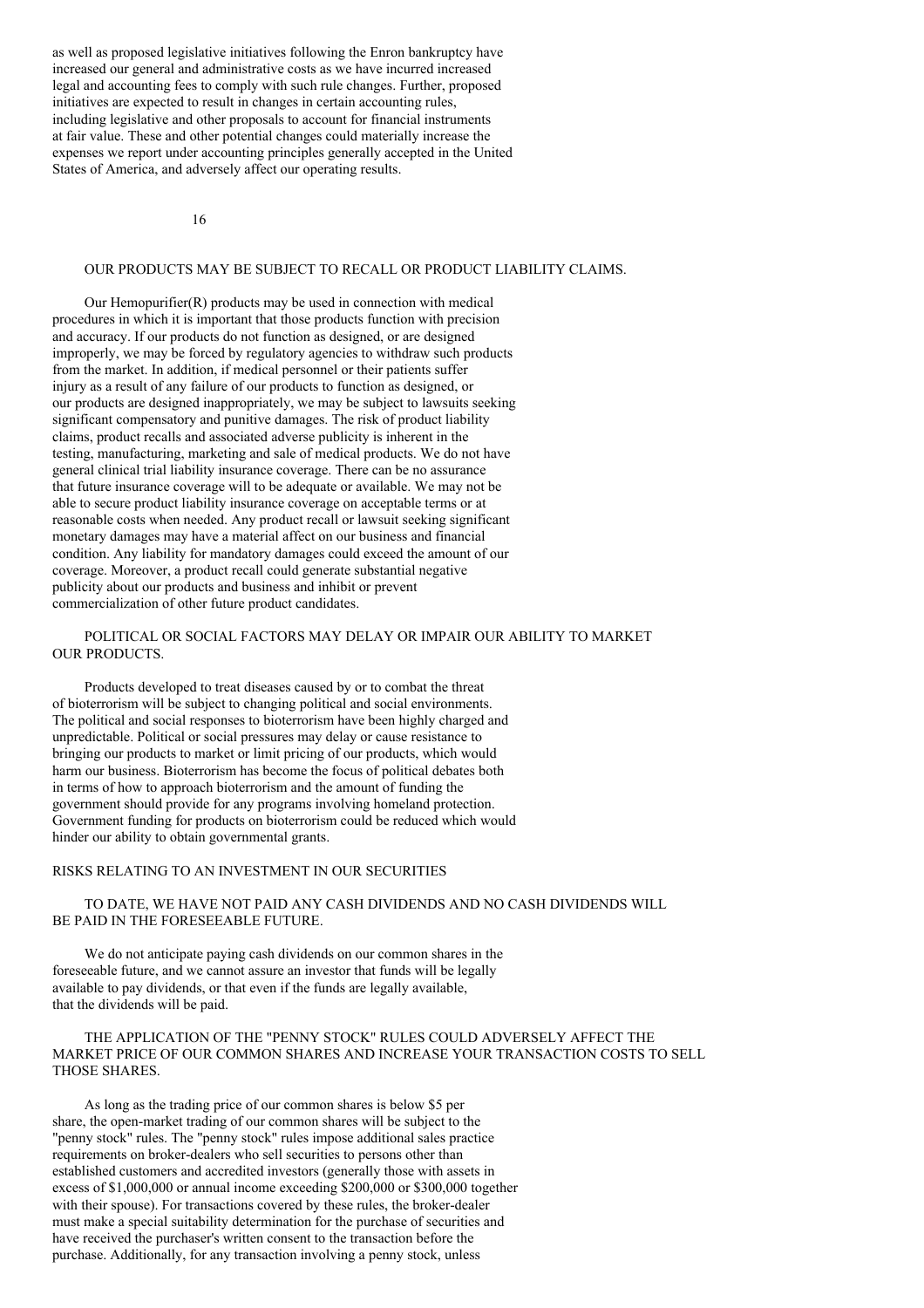as well as proposed legislative initiatives following the Enron bankruptcy have increased our general and administrative costs as we have incurred increased legal and accounting fees to comply with such rule changes. Further, proposed initiatives are expected to result in changes in certain accounting rules, including legislative and other proposals to account for financial instruments at fair value. These and other potential changes could materially increase the expenses we report under accounting principles generally accepted in the United States of America, and adversely affect our operating results.

### OUR PRODUCTS MAY BE SUBJECT TO RECALL OR PRODUCT LIABILITY CLAIMS.

Our Hemopurifier(R) products may be used in connection with medical procedures in which it is important that those products function with precision and accuracy. If our products do not function as designed, or are designed improperly, we may be forced by regulatory agencies to withdraw such products from the market. In addition, if medical personnel or their patients suffer injury as a result of any failure of our products to function as designed, or our products are designed inappropriately, we may be subject to lawsuits seeking significant compensatory and punitive damages. The risk of product liability claims, product recalls and associated adverse publicity is inherent in the testing, manufacturing, marketing and sale of medical products. We do not have general clinical trial liability insurance coverage. There can be no assurance that future insurance coverage will to be adequate or available. We may not be able to secure product liability insurance coverage on acceptable terms or at reasonable costs when needed. Any product recall or lawsuit seeking significant monetary damages may have a material affect on our business and financial condition. Any liability for mandatory damages could exceed the amount of our coverage. Moreover, a product recall could generate substantial negative publicity about our products and business and inhibit or prevent commercialization of other future product candidates.

### POLITICAL OR SOCIAL FACTORS MAY DELAY OR IMPAIR OUR ABILITY TO MARKET OUR PRODUCTS.

Products developed to treat diseases caused by or to combat the threat of bioterrorism will be subject to changing political and social environments. The political and social responses to bioterrorism have been highly charged and unpredictable. Political or social pressures may delay or cause resistance to bringing our products to market or limit pricing of our products, which would harm our business. Bioterrorism has become the focus of political debates both in terms of how to approach bioterrorism and the amount of funding the government should provide for any programs involving homeland protection. Government funding for products on bioterrorism could be reduced which would hinder our ability to obtain governmental grants.

## RISKS RELATING TO AN INVESTMENT IN OUR SECURITIES

### TO DATE, WE HAVE NOT PAID ANY CASH DIVIDENDS AND NO CASH DIVIDENDS WILL BE PAID IN THE FORESEEABLE FUTURE.

We do not anticipate paying cash dividends on our common shares in the foreseeable future, and we cannot assure an investor that funds will be legally available to pay dividends, or that even if the funds are legally available, that the dividends will be paid.

### THE APPLICATION OF THE "PENNY STOCK" RULES COULD ADVERSELY AFFECT THE MARKET PRICE OF OUR COMMON SHARES AND INCREASE YOUR TRANSACTION COSTS TO SELL THOSE SHARES.

As long as the trading price of our common shares is below $5 per share, the open-market trading of our common shares will be subject to the "penny stock" rules. The "penny stock" rules impose additional sales practice requirements on broker-dealers who sell securities to persons other than established customers and accredited investors (generally those with assets in excess of $1,000,000 or annual income exceeding $200,000 or $300,000 together with their spouse). For transactions covered by these rules, the broker-dealer must make a special suitability determination for the purchase of securities and have received the purchaser's written consent to the transaction before the purchase. Additionally, for any transaction involving a penny stock, unless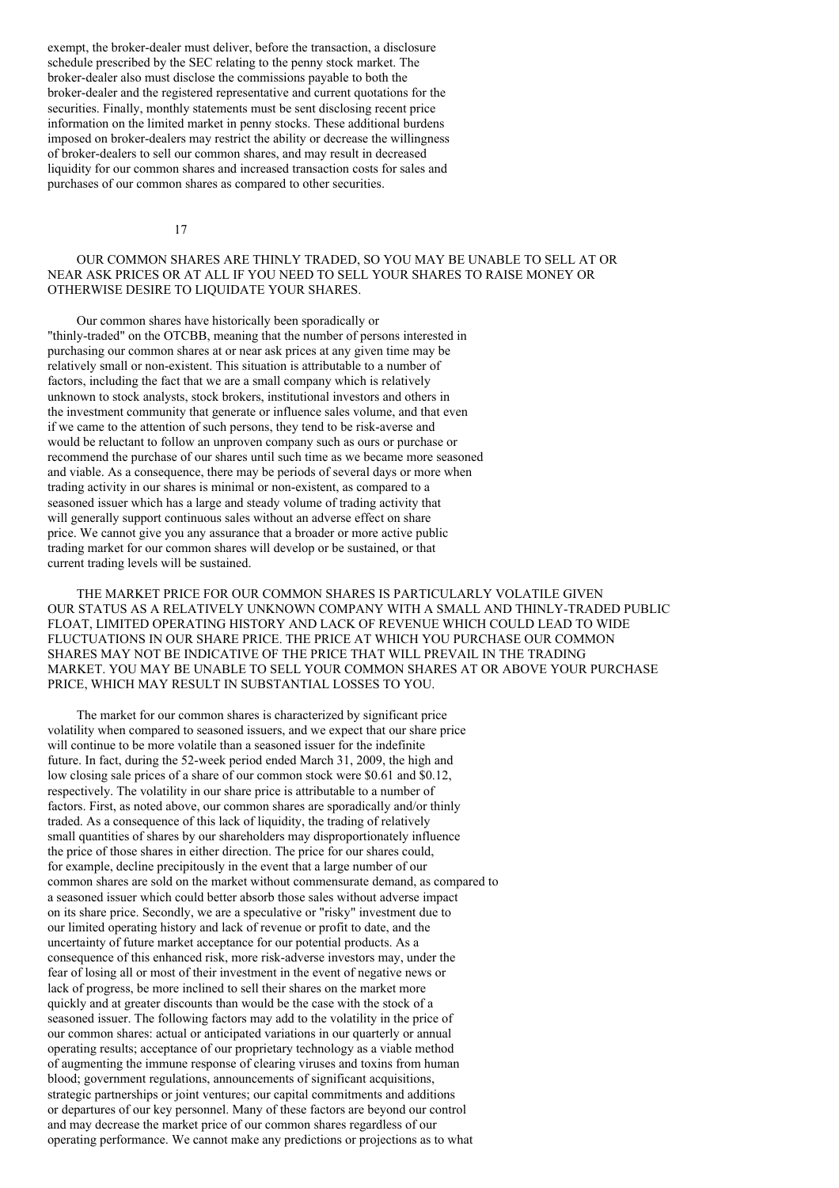exempt, the broker-dealer must deliver, before the transaction, a disclosure schedule prescribed by the SEC relating to the penny stock market. The broker-dealer also must disclose the commissions payable to both the broker-dealer and the registered representative and current quotations for the securities. Finally, monthly statements must be sent disclosing recent price information on the limited market in penny stocks. These additional burdens imposed on broker-dealers may restrict the ability or decrease the willingness of broker-dealers to sell our common shares, and may result in decreased liquidity for our common shares and increased transaction costs for sales and purchases of our common shares as compared to other securities.

OUR COMMON SHARES ARE THINLY TRADED, SO YOU MAY BE UNABLE TO SELL AT OR NEAR ASK PRICES OR AT ALL IF YOU NEED TO SELL YOUR SHARES TO RAISE MONEY OR OTHERWISE DESIRE TO LIQUIDATE YOUR SHARES.

Our common shares have historically been sporadically or "thinly-traded" on the OTCBB, meaning that the number of persons interested in purchasing our common shares at or near ask prices at any given time may be relatively small or non-existent. This situation is attributable to a number of factors, including the fact that we are a small company which is relatively unknown to stock analysts, stock brokers, institutional investors and others in the investment community that generate or influence sales volume, and that even if we came to the attention of such persons, they tend to be risk-averse and would be reluctant to follow an unproven company such as ours or purchase or recommend the purchase of our shares until such time as we became more seasoned and viable. As a consequence, there may be periods of several days or more when trading activity in our shares is minimal or non-existent, as compared to a seasoned issuer which has a large and steady volume of trading activity that will generally support continuous sales without an adverse effect on share price. We cannot give you any assurance that a broader or more active public trading market for our common shares will develop or be sustained, or that current trading levels will be sustained.

THE MARKET PRICE FOR OUR COMMON SHARES IS PARTICULARLY VOLATILE GIVEN OUR STATUS AS A RELATIVELY UNKNOWN COMPANY WITH A SMALL AND THINLY-TRADED PUBLIC FLOAT, LIMITED OPERATING HISTORY AND LACK OF REVENUE WHICH COULD LEAD TO WIDE FLUCTUATIONS IN OUR SHARE PRICE. THE PRICE AT WHICH YOU PURCHASE OUR COMMON SHARES MAY NOT BE INDICATIVE OF THE PRICE THAT WILL PREVAIL IN THE TRADING MARKET. YOU MAY BE UNABLE TO SELL YOUR COMMON SHARES AT OR ABOVE YOUR PURCHASE PRICE, WHICH MAY RESULT IN SUBSTANTIAL LOSSES TO YOU.

The market for our common shares is characterized by significant price volatility when compared to seasoned issuers, and we expect that our share price will continue to be more volatile than a seasoned issuer for the indefinite future. In fact, during the 52-week period ended March 31, 2009, the high and low closing sale prices of a share of our common stock were $0.61 and $0.12, respectively. The volatility in our share price is attributable to a number of factors. First, as noted above, our common shares are sporadically and/or thinly traded. As a consequence of this lack of liquidity, the trading of relatively small quantities of shares by our shareholders may disproportionately influence the price of those shares in either direction. The price for our shares could, for example, decline precipitously in the event that a large number of our common shares are sold on the market without commensurate demand, as compared to a seasoned issuer which could better absorb those sales without adverse impact on its share price. Secondly, we are a speculative or "risky" investment due to our limited operating history and lack of revenue or profit to date, and the uncertainty of future market acceptance for our potential products. As a consequence of this enhanced risk, more risk-adverse investors may, under the fear of losing all or most of their investment in the event of negative news or lack of progress, be more inclined to sell their shares on the market more quickly and at greater discounts than would be the case with the stock of a seasoned issuer. The following factors may add to the volatility in the price of our common shares: actual or anticipated variations in our quarterly or annual operating results; acceptance of our proprietary technology as a viable method of augmenting the immune response of clearing viruses and toxins from human blood; government regulations, announcements of significant acquisitions, strategic partnerships or joint ventures; our capital commitments and additions or departures of our key personnel. Many of these factors are beyond our control and may decrease the market price of our common shares regardless of our operating performance. We cannot make any predictions or projections as to what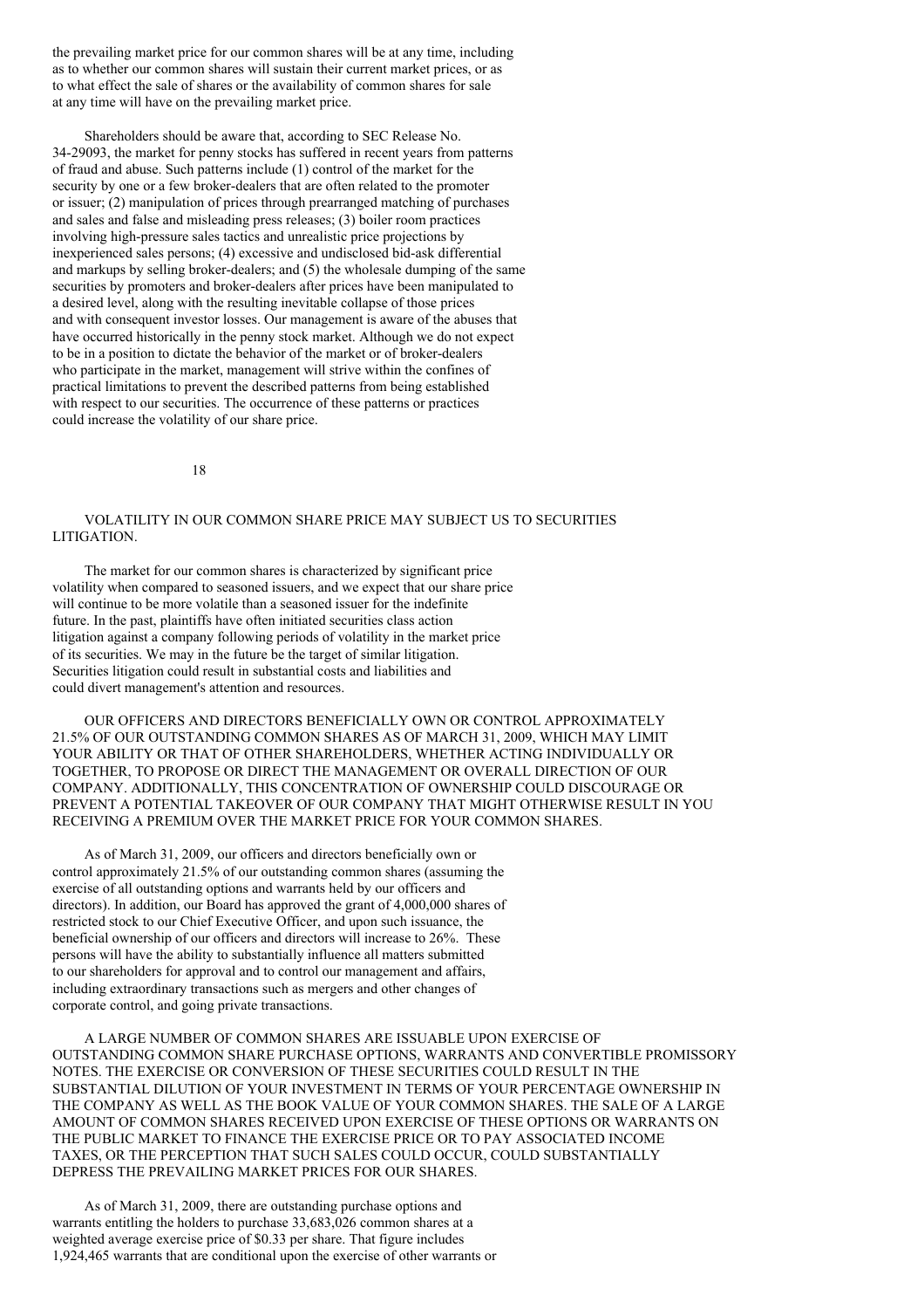the prevailing market price for our common shares will be at any time, including as to whether our common shares will sustain their current market prices, or as to what effect the sale of shares or the availability of common shares for sale at any time will have on the prevailing market price.

Shareholders should be aware that, according to SEC Release No. 34-29093, the market for penny stocks has suffered in recent years from patterns of fraud and abuse. Such patterns include (1) control of the market for the security by one or a few broker-dealers that are often related to the promoter or issuer; (2) manipulation of prices through prearranged matching of purchases and sales and false and misleading press releases; (3) boiler room practices involving high-pressure sales tactics and unrealistic price projections by inexperienced sales persons; (4) excessive and undisclosed bid-ask differential and markups by selling broker-dealers; and (5) the wholesale dumping of the same securities by promoters and broker-dealers after prices have been manipulated to a desired level, along with the resulting inevitable collapse of those prices and with consequent investor losses. Our management is aware of the abuses that have occurred historically in the penny stock market. Although we do not expect to be in a position to dictate the behavior of the market or of broker-dealers who participate in the market, management will strive within the confines of practical limitations to prevent the described patterns from being established with respect to our securities. The occurrence of these patterns or practices could increase the volatility of our share price.

VOLATILITY IN OUR COMMON SHARE PRICE MAY SUBJECT US TO SECURITIES LITIGATION.

The market for our common shares is characterized by significant price volatility when compared to seasoned issuers, and we expect that our share price will continue to be more volatile than a seasoned issuer for the indefinite future. In the past, plaintiffs have often initiated securities class action litigation against a company following periods of volatility in the market price of its securities. We may in the future be the target of similar litigation. Securities litigation could result in substantial costs and liabilities and could divert management's attention and resources.

OUR OFFICERS AND DIRECTORS BENEFICIALLY OWN OR CONTROL APPROXIMATELY 21.5% OF OUR OUTSTANDING COMMON SHARES AS OF MARCH 31, 2009, WHICH MAY LIMIT YOUR ABILITY OR THAT OF OTHER SHAREHOLDERS, WHETHER ACTING INDIVIDUALLY OR TOGETHER, TO PROPOSE OR DIRECT THE MANAGEMENT OR OVERALL DIRECTION OF OUR COMPANY. ADDITIONALLY, THIS CONCENTRATION OF OWNERSHIP COULD DISCOURAGE OR PREVENT A POTENTIAL TAKEOVER OF OUR COMPANY THAT MIGHT OTHERWISE RESULT IN YOU RECEIVING A PREMIUM OVER THE MARKET PRICE FOR YOUR COMMON SHARES.

As of March 31, 2009, our officers and directors beneficially own or control approximately 21.5% of our outstanding common shares (assuming the exercise of all outstanding options and warrants held by our officers and directors). In addition, our Board has approved the grant of 4,000,000 shares of restricted stock to our Chief Executive Officer, and upon such issuance, the beneficial ownership of our officers and directors will increase to 26%. These persons will have the ability to substantially influence all matters submitted to our shareholders for approval and to control our management and affairs, including extraordinary transactions such as mergers and other changes of corporate control, and going private transactions.

A LARGE NUMBER OF COMMON SHARES ARE ISSUABLE UPON EXERCISE OF OUTSTANDING COMMON SHARE PURCHASE OPTIONS, WARRANTS AND CONVERTIBLE PROMISSORY NOTES. THE EXERCISE OR CONVERSION OF THESE SECURITIES COULD RESULT IN THE SUBSTANTIAL DILUTION OF YOUR INVESTMENT IN TERMS OF YOUR PERCENTAGE OWNERSHIP IN THE COMPANY AS WELL AS THE BOOK VALUE OF YOUR COMMON SHARES. THE SALE OF A LARGE AMOUNT OF COMMON SHARES RECEIVED UPON EXERCISE OF THESE OPTIONS OR WARRANTS ON THE PUBLIC MARKET TO FINANCE THE EXERCISE PRICE OR TO PAY ASSOCIATED INCOME TAXES, OR THE PERCEPTION THAT SUCH SALES COULD OCCUR, COULD SUBSTANTIALLY DEPRESS THE PREVAILING MARKET PRICES FOR OUR SHARES.

As of March 31, 2009, there are outstanding purchase options and warrants entitling the holders to purchase 33,683,026 common shares at a weighted average exercise price of $0.33 per share. That figure includes 1,924,465 warrants that are conditional upon the exercise of other warrants or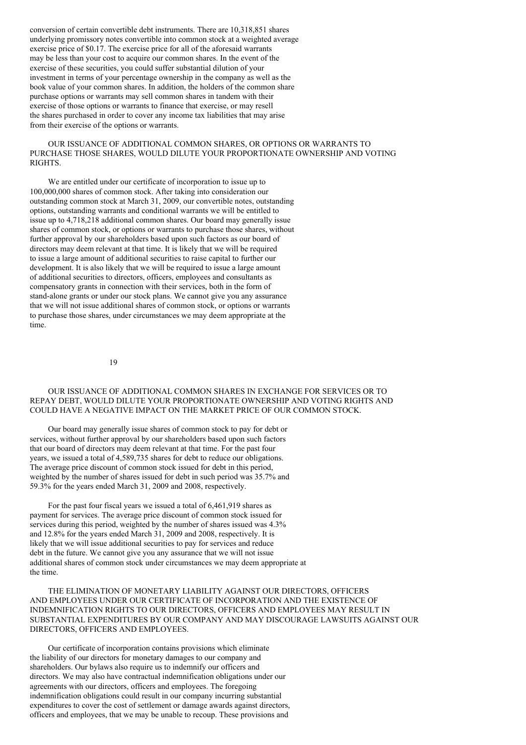conversion of certain convertible debt instruments. There are 10,318,851 shares underlying promissory notes convertible into common stock at a weighted average exercise price of $0.17. The exercise price for all of the aforesaid warrants may be less than your cost to acquire our common shares. In the event of the exercise of these securities, you could suffer substantial dilution of your investment in terms of your percentage ownership in the company as well as the book value of your common shares. In addition, the holders of the common share purchase options or warrants may sell common shares in tandem with their exercise of those options or warrants to finance that exercise, or may resell the shares purchased in order to cover any income tax liabilities that may arise from their exercise of the options or warrants.

OUR ISSUANCE OF ADDITIONAL COMMON SHARES, OR OPTIONS OR WARRANTS TO PURCHASE THOSE SHARES, WOULD DILUTE YOUR PROPORTIONATE OWNERSHIP AND VOTING RIGHTS.

We are entitled under our certificate of incorporation to issue up to 100,000,000 shares of common stock. After taking into consideration our outstanding common stock at March 31, 2009, our convertible notes, outstanding options, outstanding warrants and conditional warrants we will be entitled to issue up to 4,718,218 additional common shares. Our board may generally issue shares of common stock, or options or warrants to purchase those shares, without further approval by our shareholders based upon such factors as our board of directors may deem relevant at that time. It is likely that we will be required to issue a large amount of additional securities to raise capital to further our development. It is also likely that we will be required to issue a large amount of additional securities to directors, officers, employees and consultants as compensatory grants in connection with their services, both in the form of stand-alone grants or under our stock plans. We cannot give you any assurance that we will not issue additional shares of common stock, or options or warrants to purchase those shares, under circumstances we may deem appropriate at the time.

OUR ISSUANCE OF ADDITIONAL COMMON SHARES IN EXCHANGE FOR SERVICES OR TO REPAY DEBT, WOULD DILUTE YOUR PROPORTIONATE OWNERSHIP AND VOTING RIGHTS AND COULD HAVE A NEGATIVE IMPACT ON THE MARKET PRICE OF OUR COMMON STOCK.

Our board may generally issue shares of common stock to pay for debt or services, without further approval by our shareholders based upon such factors that our board of directors may deem relevant at that time. For the past four years, we issued a total of 4,589,735 shares for debt to reduce our obligations. The average price discount of common stock issued for debt in this period, weighted by the number of shares issued for debt in such period was 35.7% and 59.3% for the years ended March 31, 2009 and 2008, respectively.

For the past four fiscal years we issued a total of 6,461,919 shares as payment for services. The average price discount of common stock issued for services during this period, weighted by the number of shares issued was 4.3% and 12.8% for the years ended March 31, 2009 and 2008, respectively. It is likely that we will issue additional securities to pay for services and reduce debt in the future. We cannot give you any assurance that we will not issue additional shares of common stock under circumstances we may deem appropriate at the time.

THE ELIMINATION OF MONETARY LIABILITY AGAINST OUR DIRECTORS, OFFICERS AND EMPLOYEES UNDER OUR CERTIFICATE OF INCORPORATION AND THE EXISTENCE OF INDEMNIFICATION RIGHTS TO OUR DIRECTORS, OFFICERS AND EMPLOYEES MAY RESULT IN SUBSTANTIAL EXPENDITURES BY OUR COMPANY AND MAY DISCOURAGE LAWSUITS AGAINST OUR DIRECTORS, OFFICERS AND EMPLOYEES.

Our certificate of incorporation contains provisions which eliminate the liability of our directors for monetary damages to our company and shareholders. Our bylaws also require us to indemnify our officers and directors. We may also have contractual indemnification obligations under our agreements with our directors, officers and employees. The foregoing indemnification obligations could result in our company incurring substantial expenditures to cover the cost of settlement or damage awards against directors, officers and employees, that we may be unable to recoup. These provisions and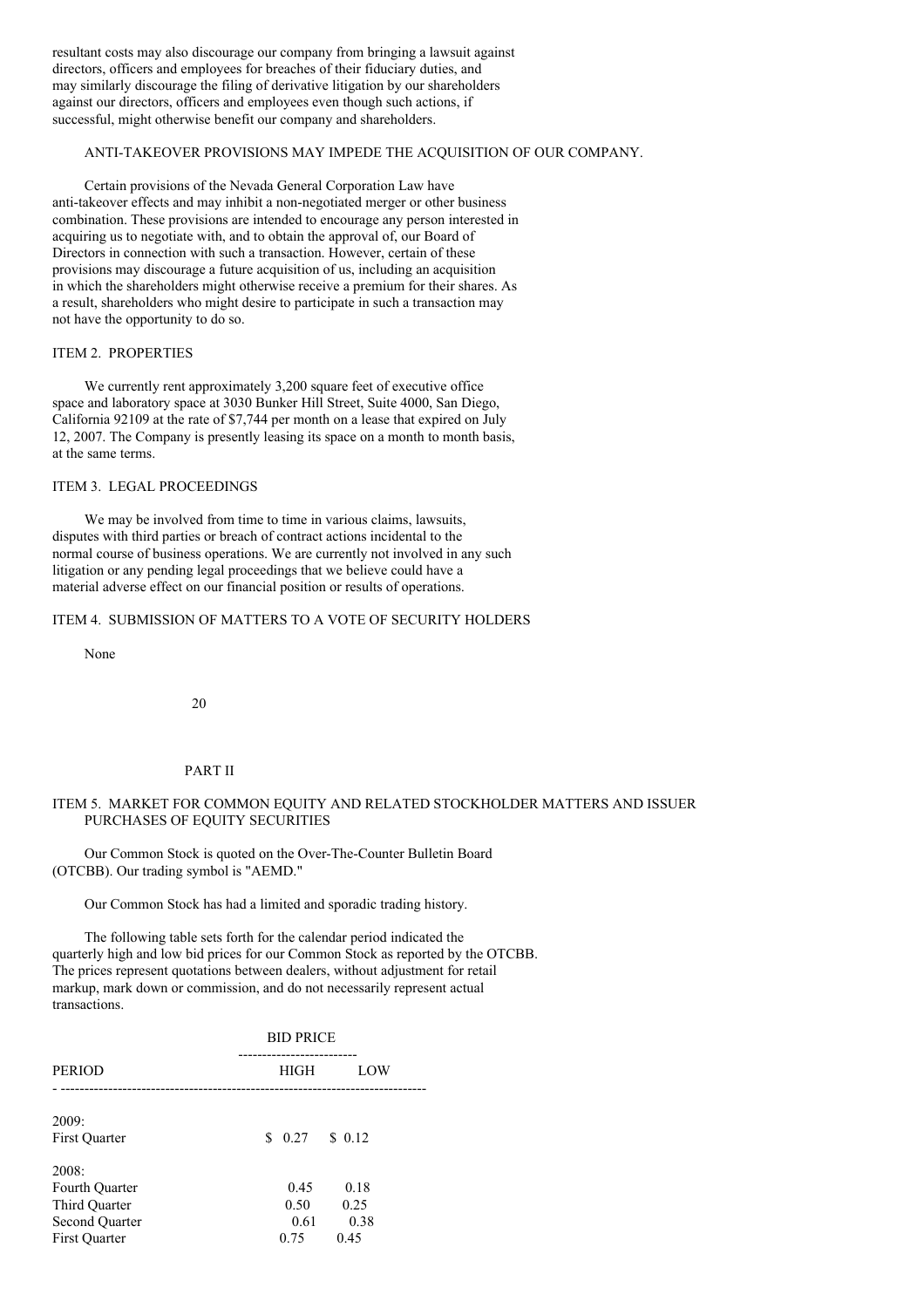resultant costs may also discourage our company from bringing a lawsuit against directors, officers and employees for breaches of their fiduciary duties, and may similarly discourage the filing of derivative litigation by our shareholders against our directors, officers and employees even though such actions, if successful, might otherwise benefit our company and shareholders.

ANTI-TAKEOVER PROVISIONS MAY IMPEDE THE ACQUISITION OF OUR COMPANY.

Certain provisions of the Nevada General Corporation Law have anti-takeover effects and may inhibit a non-negotiated merger or other business combination. These provisions are intended to encourage any person interested in acquiring us to negotiate with, and to obtain the approval of, our Board of Directors in connection with such a transaction. However, certain of these provisions may discourage a future acquisition of us, including an acquisition in which the shareholders might otherwise receive a premium for their shares. As a result, shareholders who might desire to participate in such a transaction may not have the opportunity to do so.

## ITEM 2. PROPERTIES

We currently rent approximately 3,200 square feet of executive office space and laboratory space at 3030 Bunker Hill Street, Suite 4000, San Diego, California 92109 at the rate of $7,744 per month on a lease that expired on July 12, 2007. The Company is presently leasing its space on a month to month basis, at the same terms.

## ITEM 3. LEGAL PROCEEDINGS

We may be involved from time to time in various claims, lawsuits, disputes with third parties or breach of contract actions incidental to the normal course of business operations. We are currently not involved in any such litigation or any pending legal proceedings that we believe could have a material adverse effect on our financial position or results of operations.

## ITEM 4. SUBMISSION OF MATTERS TO A VOTE OF SECURITY HOLDERS

None

# PART II

## ITEM 5. MARKET FOR COMMON EQUITY AND RELATED STOCKHOLDER MATTERS AND ISSUER PURCHASES OF EQUITY SECURITIES

Our Common Stock is quoted on the Over-The-Counter Bulletin Board (OTCBB). Our trading symbol is "AEMD."

Our Common Stock has had a limited and sporadic trading history.

The following table sets forth for the calendar period indicated the quarterly high and low bid prices for our Common Stock as reported by the OTCBB. The prices represent quotations between dealers, without adjustment for retail markup, mark down or commission, and do not necessarily represent actual transactions.

| | BID PRICE | |
|---|---|---|
| PERIOD | HIGH | LOW |
| 2009: | | |
| First Quarter | $ 0.27 | $ 0.12 |
| 2008: | | |
| Fourth Quarter | 0.45 | 0.18 |
| Third Quarter | 0.50 | 0.25 |
| Second Quarter | 0.61 | 0.38 |
| First Quarter | 0.75 | 0.45 |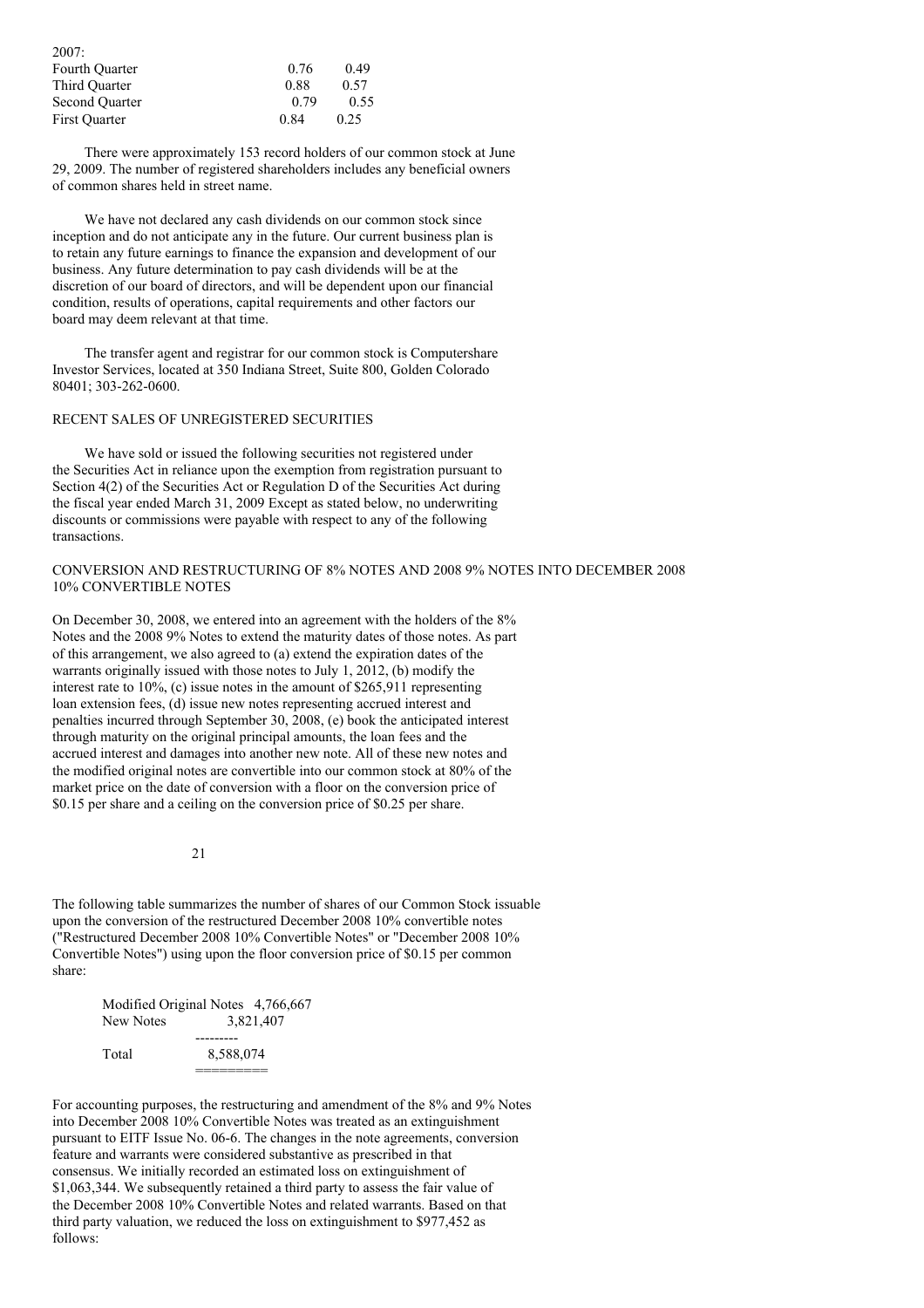| 2007: | | |
|---|---|---|
| Fourth Quarter | 0.76 | 0.49 |
| Third Quarter | 0.88 | 0.57 |
| Second Quarter | 0.79 | 0.55 |
| First Quarter | 0.84 | 0.25 |

There were approximately 153 record holders of our common stock at June 29, 2009. The number of registered shareholders includes any beneficial owners of common shares held in street name.

We have not declared any cash dividends on our common stock since inception and do not anticipate any in the future. Our current business plan is to retain any future earnings to finance the expansion and development of our business. Any future determination to pay cash dividends will be at the discretion of our board of directors, and will be dependent upon our financial condition, results of operations, capital requirements and other factors our board may deem relevant at that time.

The transfer agent and registrar for our common stock is Computershare Investor Services, located at 350 Indiana Street, Suite 800, Golden Colorado 80401; 303-262-0600.

## RECENT SALES OF UNREGISTERED SECURITIES

We have sold or issued the following securities not registered under the Securities Act in reliance upon the exemption from registration pursuant to Section 4(2) of the Securities Act or Regulation D of the Securities Act during the fiscal year ended March 31, 2009 Except as stated below, no underwriting discounts or commissions were payable with respect to any of the following transactions.

### CONVERSION AND RESTRUCTURING OF 8% NOTES AND 2008 9% NOTES INTO DECEMBER 2008 10% CONVERTIBLE NOTES

On December 30, 2008, we entered into an agreement with the holders of the 8% Notes and the 2008 9% Notes to extend the maturity dates of those notes. As part of this arrangement, we also agreed to (a) extend the expiration dates of the warrants originally issued with those notes to July 1, 2012, (b) modify the interest rate to 10%, (c) issue notes in the amount of $265,911 representing loan extension fees, (d) issue new notes representing accrued interest and penalties incurred through September 30, 2008, (e) book the anticipated interest through maturity on the original principal amounts, the loan fees and the accrued interest and damages into another new note. All of these new notes and the modified original notes are convertible into our common stock at 80% of the market price on the date of conversion with a floor on the conversion price of $0.15 per share and a ceiling on the conversion price of $0.25 per share.

The following table summarizes the number of shares of our Common Stock issuable upon the conversion of the restructured December 2008 10% convertible notes ("Restructured December 2008 10% Convertible Notes" or "December 2008 10% Convertible Notes") using upon the floor conversion price of $0.15 per common share:

| | |
|---|---|
| Modified Original Notes | 4,766,667 |
| New Notes | 3,821,407 |
| Total | 8,588,074 |

For accounting purposes, the restructuring and amendment of the 8% and 9% Notes into December 2008 10% Convertible Notes was treated as an extinguishment pursuant to EITF Issue No. 06-6. The changes in the note agreements, conversion feature and warrants were considered substantive as prescribed in that consensus. We initially recorded an estimated loss on extinguishment of $1,063,344. We subsequently retained a third party to assess the fair value of the December 2008 10% Convertible Notes and related warrants. Based on that third party valuation, we reduced the loss on extinguishment to $977,452 as follows: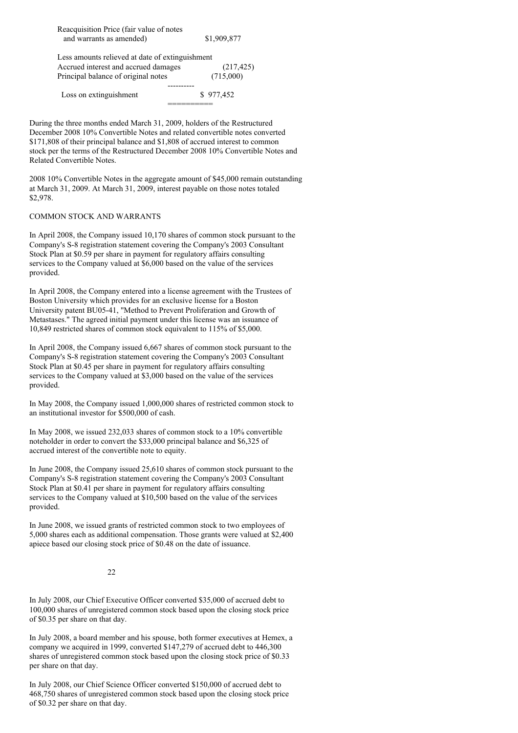| | |
|---|---|
| Reacquisition Price (fair value of notes and warrants as amended) | $1,909,877 |
| Less amounts relieved at date of extinguishment | |
| Accrued interest and accrued damages | (217,425) |
| Principal balance of original notes | (715,000) |
| Loss on extinguishment | $ 977,452 |

During the three months ended March 31, 2009, holders of the Restructured December 2008 10% Convertible Notes and related convertible notes converted $171,808 of their principal balance and $1,808 of accrued interest to common stock per the terms of the Restructured December 2008 10% Convertible Notes and Related Convertible Notes.

2008 10% Convertible Notes in the aggregate amount of $45,000 remain outstanding at March 31, 2009. At March 31, 2009, interest payable on those notes totaled $2,978.

COMMON STOCK AND WARRANTS

In April 2008, the Company issued 10,170 shares of common stock pursuant to the Company's S-8 registration statement covering the Company's 2003 Consultant Stock Plan at $0.59 per share in payment for regulatory affairs consulting services to the Company valued at $6,000 based on the value of the services provided.

In April 2008, the Company entered into a license agreement with the Trustees of Boston University which provides for an exclusive license for a Boston University patent BU05-41, "Method to Prevent Proliferation and Growth of Metastases." The agreed initial payment under this license was an issuance of 10,849 restricted shares of common stock equivalent to 115% of $5,000.

In April 2008, the Company issued 6,667 shares of common stock pursuant to the Company's S-8 registration statement covering the Company's 2003 Consultant Stock Plan at $0.45 per share in payment for regulatory affairs consulting services to the Company valued at $3,000 based on the value of the services provided.

In May 2008, the Company issued 1,000,000 shares of restricted common stock to an institutional investor for $500,000 of cash.

In May 2008, we issued 232,033 shares of common stock to a 10% convertible noteholder in order to convert the $33,000 principal balance and $6,325 of accrued interest of the convertible note to equity.

In June 2008, the Company issued 25,610 shares of common stock pursuant to the Company's S-8 registration statement covering the Company's 2003 Consultant Stock Plan at $0.41 per share in payment for regulatory affairs consulting services to the Company valued at $10,500 based on the value of the services provided.

In June 2008, we issued grants of restricted common stock to two employees of 5,000 shares each as additional compensation. Those grants were valued at $2,400 apiece based our closing stock price of $0.48 on the date of issuance.

In July 2008, our Chief Executive Officer converted $35,000 of accrued debt to 100,000 shares of unregistered common stock based upon the closing stock price of $0.35 per share on that day.

In July 2008, a board member and his spouse, both former executives at Hemex, a company we acquired in 1999, converted $147,279 of accrued debt to 446,300 shares of unregistered common stock based upon the closing stock price of $0.33 per share on that day.

In July 2008, our Chief Science Officer converted $150,000 of accrued debt to 468,750 shares of unregistered common stock based upon the closing stock price of $0.32 per share on that day.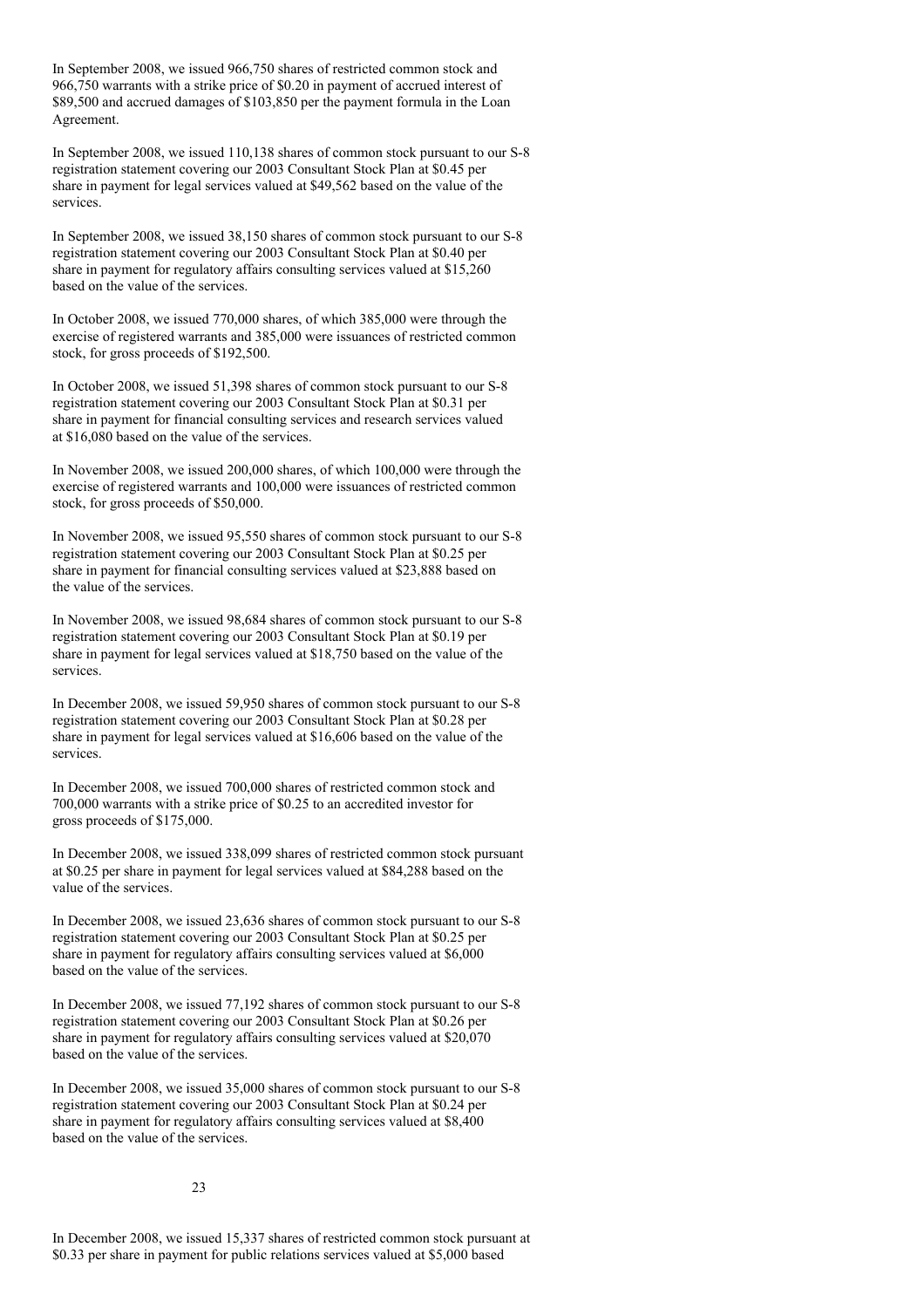In September 2008, we issued 966,750 shares of restricted common stock and 966,750 warrants with a strike price of $0.20 in payment of accrued interest of $89,500 and accrued damages of $103,850 per the payment formula in the Loan Agreement.

In September 2008, we issued 110,138 shares of common stock pursuant to our S-8 registration statement covering our 2003 Consultant Stock Plan at $0.45 per share in payment for legal services valued at $49,562 based on the value of the services.

In September 2008, we issued 38,150 shares of common stock pursuant to our S-8 registration statement covering our 2003 Consultant Stock Plan at $0.40 per share in payment for regulatory affairs consulting services valued at $15,260 based on the value of the services.

In October 2008, we issued 770,000 shares, of which 385,000 were through the exercise of registered warrants and 385,000 were issuances of restricted common stock, for gross proceeds of $192,500.

In October 2008, we issued 51,398 shares of common stock pursuant to our S-8 registration statement covering our 2003 Consultant Stock Plan at $0.31 per share in payment for financial consulting services and research services valued at $16,080 based on the value of the services.

In November 2008, we issued 200,000 shares, of which 100,000 were through the exercise of registered warrants and 100,000 were issuances of restricted common stock, for gross proceeds of $50,000.

In November 2008, we issued 95,550 shares of common stock pursuant to our S-8 registration statement covering our 2003 Consultant Stock Plan at $0.25 per share in payment for financial consulting services valued at $23,888 based on the value of the services.

In November 2008, we issued 98,684 shares of common stock pursuant to our S-8 registration statement covering our 2003 Consultant Stock Plan at $0.19 per share in payment for legal services valued at $18,750 based on the value of the services.

In December 2008, we issued 59,950 shares of common stock pursuant to our S-8 registration statement covering our 2003 Consultant Stock Plan at $0.28 per share in payment for legal services valued at $16,606 based on the value of the services.

In December 2008, we issued 700,000 shares of restricted common stock and 700,000 warrants with a strike price of $0.25 to an accredited investor for gross proceeds of $175,000.

In December 2008, we issued 338,099 shares of restricted common stock pursuant at $0.25 per share in payment for legal services valued at $84,288 based on the value of the services.

In December 2008, we issued 23,636 shares of common stock pursuant to our S-8 registration statement covering our 2003 Consultant Stock Plan at $0.25 per share in payment for regulatory affairs consulting services valued at $6,000 based on the value of the services.

In December 2008, we issued 77,192 shares of common stock pursuant to our S-8 registration statement covering our 2003 Consultant Stock Plan at $0.26 per share in payment for regulatory affairs consulting services valued at $20,070 based on the value of the services.

In December 2008, we issued 35,000 shares of common stock pursuant to our S-8 registration statement covering our 2003 Consultant Stock Plan at $0.24 per share in payment for regulatory affairs consulting services valued at $8,400 based on the value of the services.

In December 2008, we issued 15,337 shares of restricted common stock pursuant at $0.33 per share in payment for public relations services valued at $5,000 based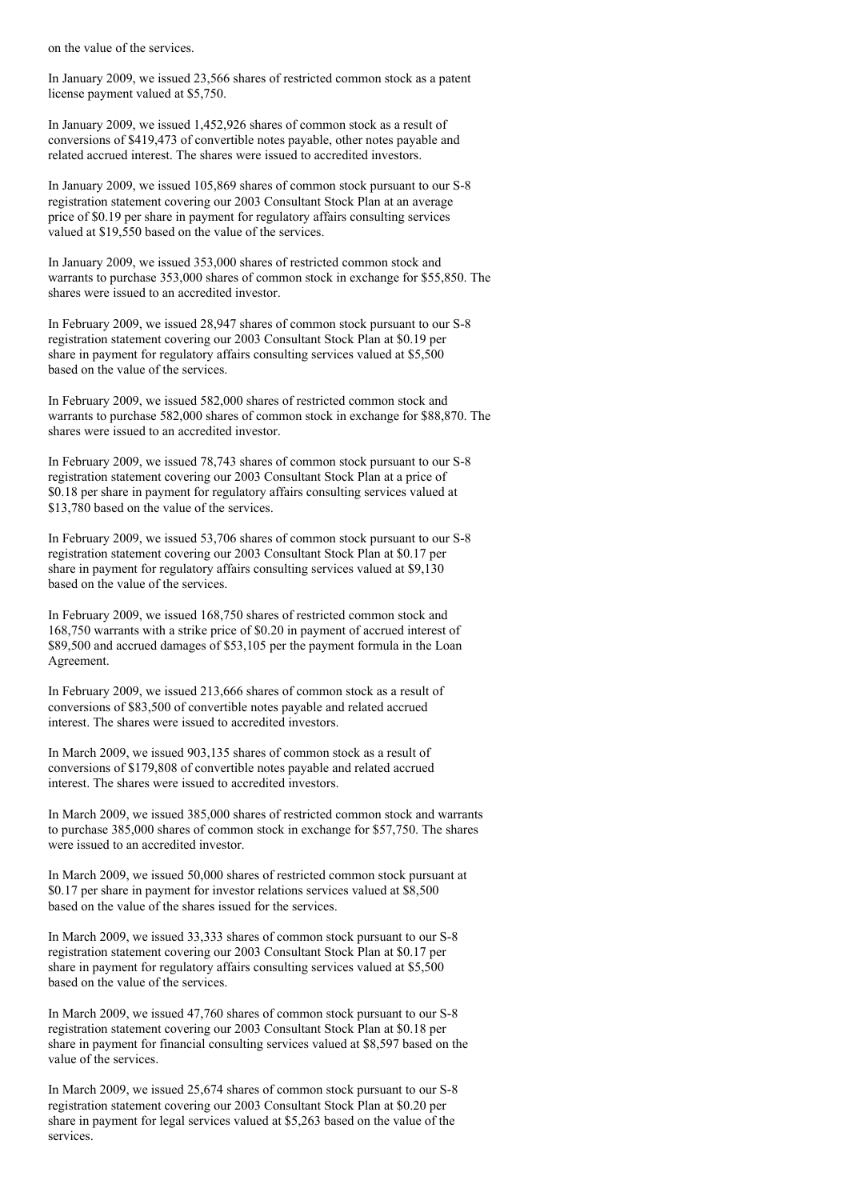on the value of the services.

In January 2009, we issued 23,566 shares of restricted common stock as a patent license payment valued at $5,750.

In January 2009, we issued 1,452,926 shares of common stock as a result of conversions of $419,473 of convertible notes payable, other notes payable and related accrued interest. The shares were issued to accredited investors.

In January 2009, we issued 105,869 shares of common stock pursuant to our S-8 registration statement covering our 2003 Consultant Stock Plan at an average price of $0.19 per share in payment for regulatory affairs consulting services valued at $19,550 based on the value of the services.

In January 2009, we issued 353,000 shares of restricted common stock and warrants to purchase 353,000 shares of common stock in exchange for $55,850. The shares were issued to an accredited investor.

In February 2009, we issued 28,947 shares of common stock pursuant to our S-8 registration statement covering our 2003 Consultant Stock Plan at $0.19 per share in payment for regulatory affairs consulting services valued at $5,500 based on the value of the services.

In February 2009, we issued 582,000 shares of restricted common stock and warrants to purchase 582,000 shares of common stock in exchange for $88,870. The shares were issued to an accredited investor.

In February 2009, we issued 78,743 shares of common stock pursuant to our S-8 registration statement covering our 2003 Consultant Stock Plan at a price of $0.18 per share in payment for regulatory affairs consulting services valued at $13,780 based on the value of the services.

In February 2009, we issued 53,706 shares of common stock pursuant to our S-8 registration statement covering our 2003 Consultant Stock Plan at $0.17 per share in payment for regulatory affairs consulting services valued at $9,130 based on the value of the services.

In February 2009, we issued 168,750 shares of restricted common stock and 168,750 warrants with a strike price of $0.20 in payment of accrued interest of $89,500 and accrued damages of $53,105 per the payment formula in the Loan Agreement.

In February 2009, we issued 213,666 shares of common stock as a result of conversions of $83,500 of convertible notes payable and related accrued interest. The shares were issued to accredited investors.

In March 2009, we issued 903,135 shares of common stock as a result of conversions of $179,808 of convertible notes payable and related accrued interest. The shares were issued to accredited investors.

In March 2009, we issued 385,000 shares of restricted common stock and warrants to purchase 385,000 shares of common stock in exchange for $57,750. The shares were issued to an accredited investor.

In March 2009, we issued 50,000 shares of restricted common stock pursuant at $0.17 per share in payment for investor relations services valued at $8,500 based on the value of the shares issued for the services.

In March 2009, we issued 33,333 shares of common stock pursuant to our S-8 registration statement covering our 2003 Consultant Stock Plan at $0.17 per share in payment for regulatory affairs consulting services valued at $5,500 based on the value of the services.

In March 2009, we issued 47,760 shares of common stock pursuant to our S-8 registration statement covering our 2003 Consultant Stock Plan at $0.18 per share in payment for financial consulting services valued at $8,597 based on the value of the services.

In March 2009, we issued 25,674 shares of common stock pursuant to our S-8 registration statement covering our 2003 Consultant Stock Plan at $0.20 per share in payment for legal services valued at $5,263 based on the value of the services.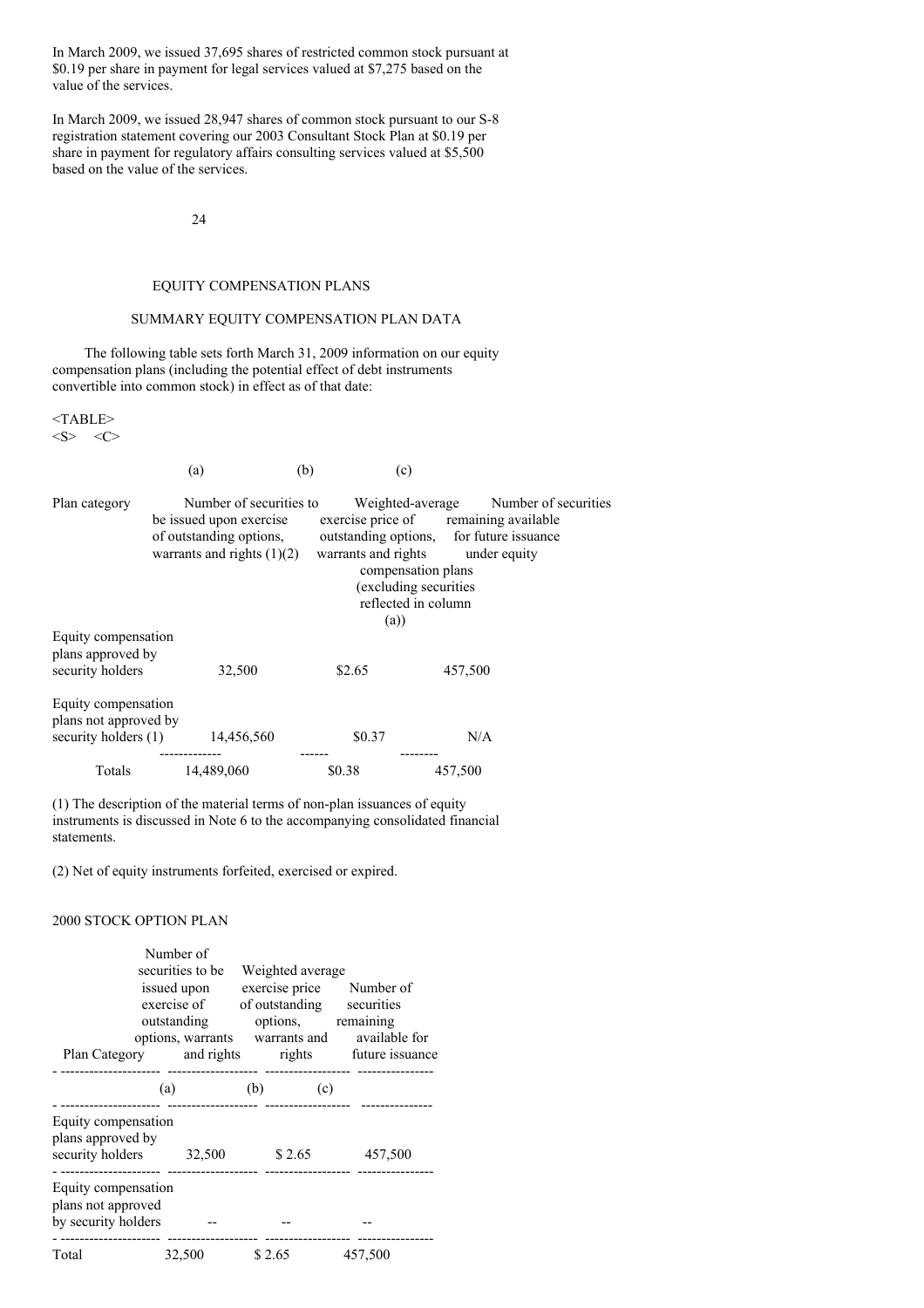In March 2009, we issued 37,695 shares of restricted common stock pursuant at $0.19 per share in payment for legal services valued at $7,275 based on the value of the services.

In March 2009, we issued 28,947 shares of common stock pursuant to our S-8 registration statement covering our 2003 Consultant Stock Plan at $0.19 per share in payment for regulatory affairs consulting services valued at $5,500 based on the value of the services.

## EQUITY COMPENSATION PLANS

### SUMMARY EQUITY COMPENSATION PLAN DATA

The following table sets forth March 31, 2009 information on our equity compensation plans (including the potential effect of debt instruments convertible into common stock) in effect as of that date:

| | (a) | (b) | (c) |
|---|---|---|---|
| Plan category | Number of securities to be issued upon exercise of outstanding options, warrants and rights (1)(2) | Weighted-average exercise price of outstanding options, warrants and rights | Number of securities remaining available for future issuance under equity compensation plans (excluding securities reflected in column (a)) |
| Equity compensation plans approved by security holders | 32,500 | $2.65 | 457,500 |
| Equity compensation plans not approved by security holders (1) | 14,456,560 | $0.37 | N/A |
| Totals | 14,489,060 | $0.38 | 457,500 |

(1) The description of the material terms of non-plan issuances of equity instruments is discussed in Note 6 to the accompanying consolidated financial statements.

(2) Net of equity instruments forfeited, exercised or expired.

### 2000 STOCK OPTION PLAN

| Plan Category | Number of securities to be issued upon exercise of outstanding options, warrants and rights | Weighted average exercise price of outstanding options, warrants and rights | Number of securities remaining available for future issuance |
|---|---|---|---|
| | (a) | (b) | (c) |
| Equity compensation plans approved by security holders | 32,500 | $ 2.65 | 457,500 |
| Equity compensation plans not approved by security holders | -- | -- | -- |
| Total | 32,500 | $ 2.65 | 457,500 |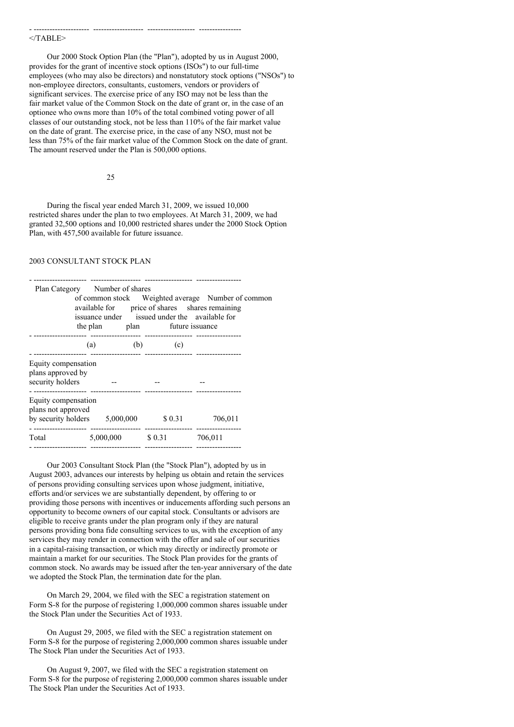Our 2000 Stock Option Plan (the "Plan"), adopted by us in August 2000, provides for the grant of incentive stock options (ISOs") to our full-time employees (who may also be directors) and nonstatutory stock options ("NSOs") to non-employee directors, consultants, customers, vendors or providers of significant services. The exercise price of any ISO may not be less than the fair market value of the Common Stock on the date of grant or, in the case of an optionee who owns more than 10% of the total combined voting power of all classes of our outstanding stock, not be less than 110% of the fair market value on the date of grant. The exercise price, in the case of any NSO, must not be less than 75% of the fair market value of the Common Stock on the date of grant. The amount reserved under the Plan is 500,000 options.

During the fiscal year ended March 31, 2009, we issued 10,000 restricted shares under the plan to two employees. At March 31, 2009, we had granted 32,500 options and 10,000 restricted shares under the 2000 Stock Option Plan, with 457,500 available for future issuance.

2003 CONSULTANT STOCK PLAN

| Plan Category | Number of shares of common stock available for issuance under the plan | Weighted average price of shares issued under the plan | Number of common shares remaining available for future issuance |
|---|---|---|---|
| | (a) | (b) | (c) |
| Equity compensation plans approved by security holders | -- | -- | -- |
| Equity compensation plans not approved by security holders | 5,000,000 | $ 0.31 | 706,011 |
| Total | 5,000,000 | $ 0.31 | 706,011 |

Our 2003 Consultant Stock Plan (the "Stock Plan"), adopted by us in August 2003, advances our interests by helping us obtain and retain the services of persons providing consulting services upon whose judgment, initiative, efforts and/or services we are substantially dependent, by offering to or providing those persons with incentives or inducements affording such persons an opportunity to become owners of our capital stock. Consultants or advisors are eligible to receive grants under the plan program only if they are natural persons providing bona fide consulting services to us, with the exception of any services they may render in connection with the offer and sale of our securities in a capital-raising transaction, or which may directly or indirectly promote or maintain a market for our securities. The Stock Plan provides for the grants of common stock. No awards may be issued after the ten-year anniversary of the date we adopted the Stock Plan, the termination date for the plan.

On March 29, 2004, we filed with the SEC a registration statement on Form S-8 for the purpose of registering 1,000,000 common shares issuable under the Stock Plan under the Securities Act of 1933.

On August 29, 2005, we filed with the SEC a registration statement on Form S-8 for the purpose of registering 2,000,000 common shares issuable under The Stock Plan under the Securities Act of 1933.

On August 9, 2007, we filed with the SEC a registration statement on Form S-8 for the purpose of registering 2,000,000 common shares issuable under The Stock Plan under the Securities Act of 1933.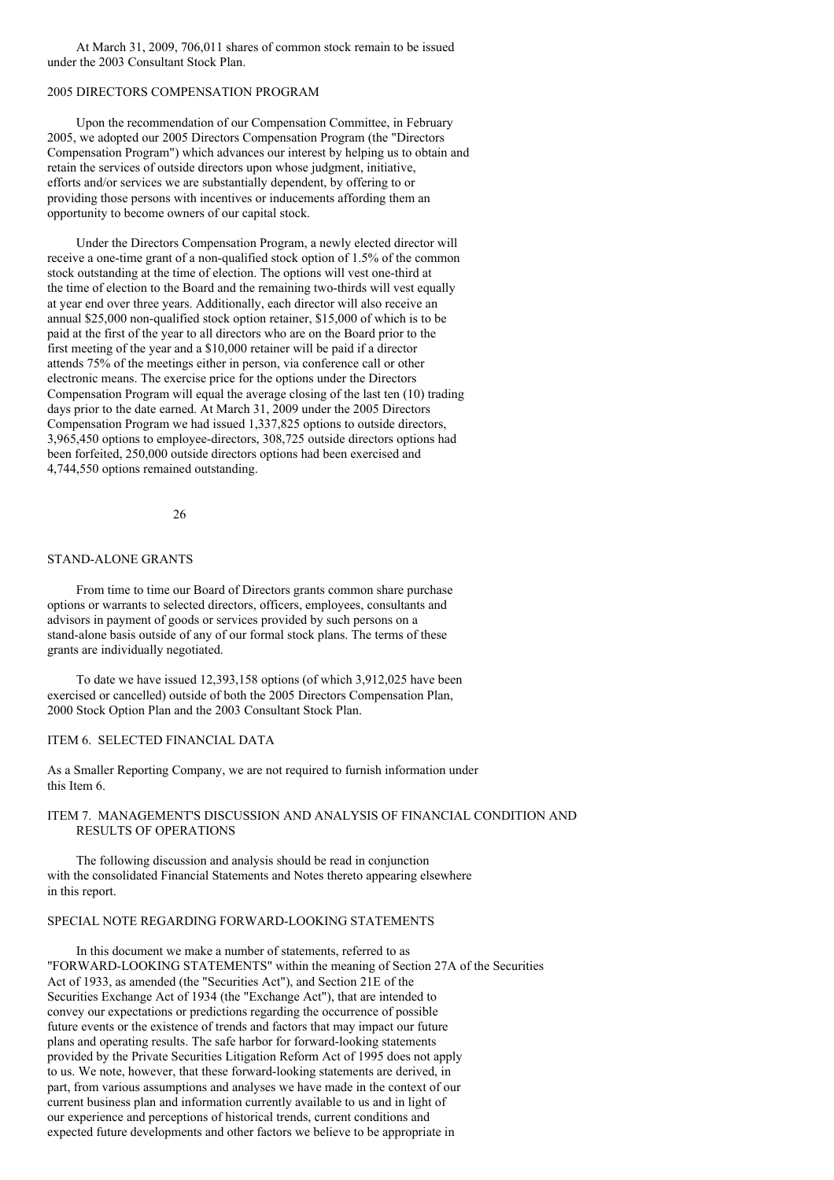At March 31, 2009, 706,011 shares of common stock remain to be issued under the 2003 Consultant Stock Plan.

## 2005 DIRECTORS COMPENSATION PROGRAM

Upon the recommendation of our Compensation Committee, in February 2005, we adopted our 2005 Directors Compensation Program (the "Directors Compensation Program") which advances our interest by helping us to obtain and retain the services of outside directors upon whose judgment, initiative, efforts and/or services we are substantially dependent, by offering to or providing those persons with incentives or inducements affording them an opportunity to become owners of our capital stock.

Under the Directors Compensation Program, a newly elected director will receive a one-time grant of a non-qualified stock option of 1.5% of the common stock outstanding at the time of election. The options will vest one-third at the time of election to the Board and the remaining two-thirds will vest equally at year end over three years. Additionally, each director will also receive an annual $25,000 non-qualified stock option retainer, $15,000 of which is to be paid at the first of the year to all directors who are on the Board prior to the first meeting of the year and a $10,000 retainer will be paid if a director attends 75% of the meetings either in person, via conference call or other electronic means. The exercise price for the options under the Directors Compensation Program will equal the average closing of the last ten (10) trading days prior to the date earned. At March 31, 2009 under the 2005 Directors Compensation Program we had issued 1,337,825 options to outside directors, 3,965,450 options to employee-directors, 308,725 outside directors options had been forfeited, 250,000 outside directors options had been exercised and 4,744,550 options remained outstanding.

## STAND-ALONE GRANTS

From time to time our Board of Directors grants common share purchase options or warrants to selected directors, officers, employees, consultants and advisors in payment of goods or services provided by such persons on a stand-alone basis outside of any of our formal stock plans. The terms of these grants are individually negotiated.

To date we have issued 12,393,158 options (of which 3,912,025 have been exercised or cancelled) outside of both the 2005 Directors Compensation Plan, 2000 Stock Option Plan and the 2003 Consultant Stock Plan.

## ITEM 6. SELECTED FINANCIAL DATA

As a Smaller Reporting Company, we are not required to furnish information under this Item 6.

## ITEM 7. MANAGEMENT'S DISCUSSION AND ANALYSIS OF FINANCIAL CONDITION AND RESULTS OF OPERATIONS

The following discussion and analysis should be read in conjunction with the consolidated Financial Statements and Notes thereto appearing elsewhere in this report.

## SPECIAL NOTE REGARDING FORWARD-LOOKING STATEMENTS

In this document we make a number of statements, referred to as "FORWARD-LOOKING STATEMENTS" within the meaning of Section 27A of the Securities Act of 1933, as amended (the "Securities Act"), and Section 21E of the Securities Exchange Act of 1934 (the "Exchange Act"), that are intended to convey our expectations or predictions regarding the occurrence of possible future events or the existence of trends and factors that may impact our future plans and operating results. The safe harbor for forward-looking statements provided by the Private Securities Litigation Reform Act of 1995 does not apply to us. We note, however, that these forward-looking statements are derived, in part, from various assumptions and analyses we have made in the context of our current business plan and information currently available to us and in light of our experience and perceptions of historical trends, current conditions and expected future developments and other factors we believe to be appropriate in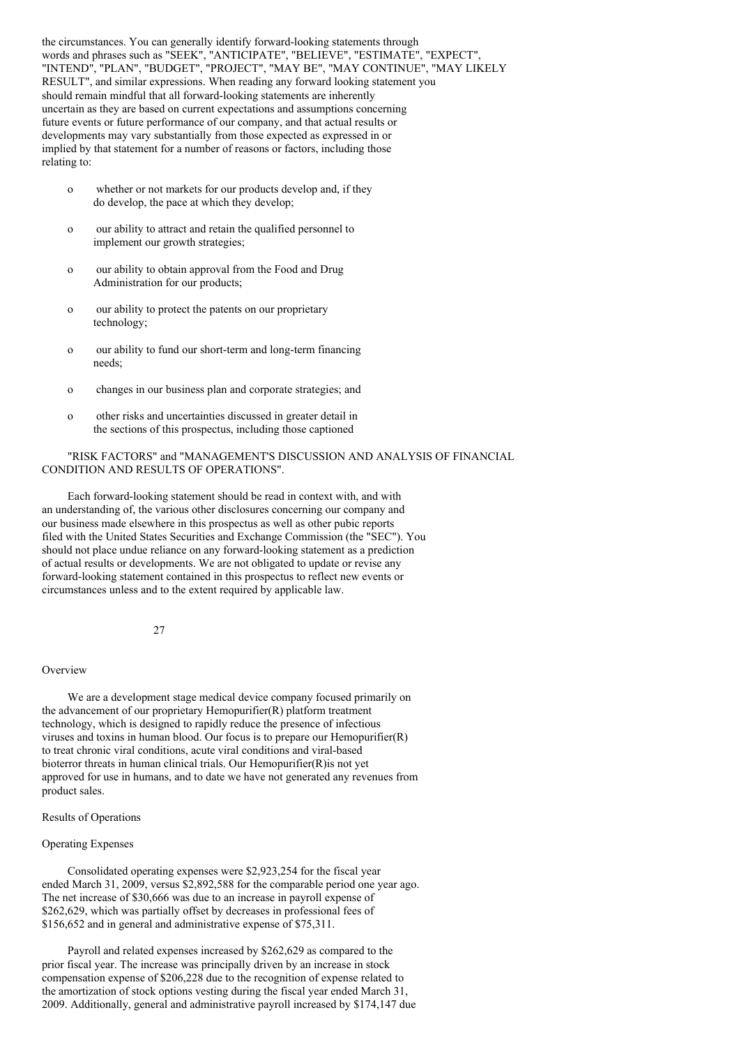the circumstances. You can generally identify forward-looking statements through words and phrases such as "SEEK", "ANTICIPATE", "BELIEVE", "ESTIMATE", "EXPECT", "INTEND", "PLAN", "BUDGET", "PROJECT", "MAY BE", "MAY CONTINUE", "MAY LIKELY RESULT", and similar expressions. When reading any forward looking statement you should remain mindful that all forward-looking statements are inherently uncertain as they are based on current expectations and assumptions concerning future events or future performance of our company, and that actual results or developments may vary substantially from those expected as expressed in or implied by that statement for a number of reasons or factors, including those relating to:

- whether or not markets for our products develop and, if they do develop, the pace at which they develop;
- our ability to attract and retain the qualified personnel to implement our growth strategies;
- our ability to obtain approval from the Food and Drug Administration for our products;
- our ability to protect the patents on our proprietary technology;
- our ability to fund our short-term and long-term financing needs;
- changes in our business plan and corporate strategies; and
- other risks and uncertainties discussed in greater detail in the sections of this prospectus, including those captioned

"RISK FACTORS" and "MANAGEMENT'S DISCUSSION AND ANALYSIS OF FINANCIAL CONDITION AND RESULTS OF OPERATIONS".

Each forward-looking statement should be read in context with, and with an understanding of, the various other disclosures concerning our company and our business made elsewhere in this prospectus as well as other pubic reports filed with the United States Securities and Exchange Commission (the "SEC"). You should not place undue reliance on any forward-looking statement as a prediction of actual results or developments. We are not obligated to update or revise any forward-looking statement contained in this prospectus to reflect new events or circumstances unless and to the extent required by applicable law.

## Overview

We are a development stage medical device company focused primarily on the advancement of our proprietary Hemopurifier(R) platform treatment technology, which is designed to rapidly reduce the presence of infectious viruses and toxins in human blood. Our focus is to prepare our Hemopurifier(R) to treat chronic viral conditions, acute viral conditions and viral-based bioterror threats in human clinical trials. Our Hemopurifier(R)is not yet approved for use in humans, and to date we have not generated any revenues from product sales.

## Results of Operations

### Operating Expenses

Consolidated operating expenses were $2,923,254 for the fiscal year ended March 31, 2009, versus $2,892,588 for the comparable period one year ago. The net increase of $30,666 was due to an increase in payroll expense of $262,629, which was partially offset by decreases in professional fees of $156,652 and in general and administrative expense of $75,311.

Payroll and related expenses increased by $262,629 as compared to the prior fiscal year. The increase was principally driven by an increase in stock compensation expense of $206,228 due to the recognition of expense related to the amortization of stock options vesting during the fiscal year ended March 31, 2009. Additionally, general and administrative payroll increased by $174,147 due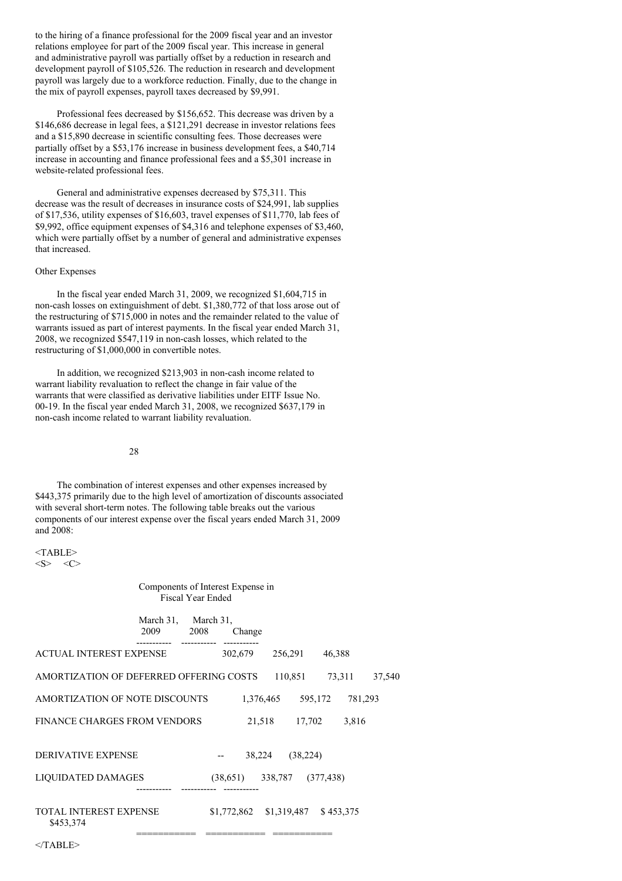to the hiring of a finance professional for the 2009 fiscal year and an investor relations employee for part of the 2009 fiscal year. This increase in general and administrative payroll was partially offset by a reduction in research and development payroll of $105,526. The reduction in research and development payroll was largely due to a workforce reduction. Finally, due to the change in the mix of payroll expenses, payroll taxes decreased by $9,991.

Professional fees decreased by $156,652. This decrease was driven by a $146,686 decrease in legal fees, a $121,291 decrease in investor relations fees and a $15,890 decrease in scientific consulting fees. Those decreases were partially offset by a $53,176 increase in business development fees, a $40,714 increase in accounting and finance professional fees and a $5,301 increase in website-related professional fees.

General and administrative expenses decreased by $75,311. This decrease was the result of decreases in insurance costs of $24,991, lab supplies of $17,536, utility expenses of $16,603, travel expenses of $11,770, lab fees of $9,992, office equipment expenses of $4,316 and telephone expenses of $3,460, which were partially offset by a number of general and administrative expenses that increased.

Other Expenses

In the fiscal year ended March 31, 2009, we recognized $1,604,715 in non-cash losses on extinguishment of debt. $1,380,772 of that loss arose out of the restructuring of $715,000 in notes and the remainder related to the value of warrants issued as part of interest payments. In the fiscal year ended March 31, 2008, we recognized $547,119 in non-cash losses, which related to the restructuring of $1,000,000 in convertible notes.

In addition, we recognized $213,903 in non-cash income related to warrant liability revaluation to reflect the change in fair value of the warrants that were classified as derivative liabilities under EITF Issue No. 00-19. In the fiscal year ended March 31, 2008, we recognized $637,179 in non-cash income related to warrant liability revaluation.

The combination of interest expenses and other expenses increased by $443,375 primarily due to the high level of amortization of discounts associated with several short-term notes. The following table breaks out the various components of our interest expense over the fiscal years ended March 31, 2009 and 2008:

| Components of Interest Expense in Fiscal Year Ended | March 31, 2009 | March 31, 2008 | Change |
|---|---|---|---|
| ACTUAL INTEREST EXPENSE | 302,679 | 256,291 | 46,388 |
| AMORTIZATION OF DEFERRED OFFERING COSTS | 110,851 | 73,311 | 37,540 |
| AMORTIZATION OF NOTE DISCOUNTS | 1,376,465 | 595,172 | 781,293 |
| FINANCE CHARGES FROM VENDORS | 21,518 | 17,702 | 3,816 |
| DERIVATIVE EXPENSE | -- | 38,224 | (38,224) |
| LIQUIDATED DAMAGES | (38,651) | 338,787 | (377,438) |
| TOTAL INTEREST EXPENSE $453,374 | $1,772,862 | $1,319,487 | $ 453,375 |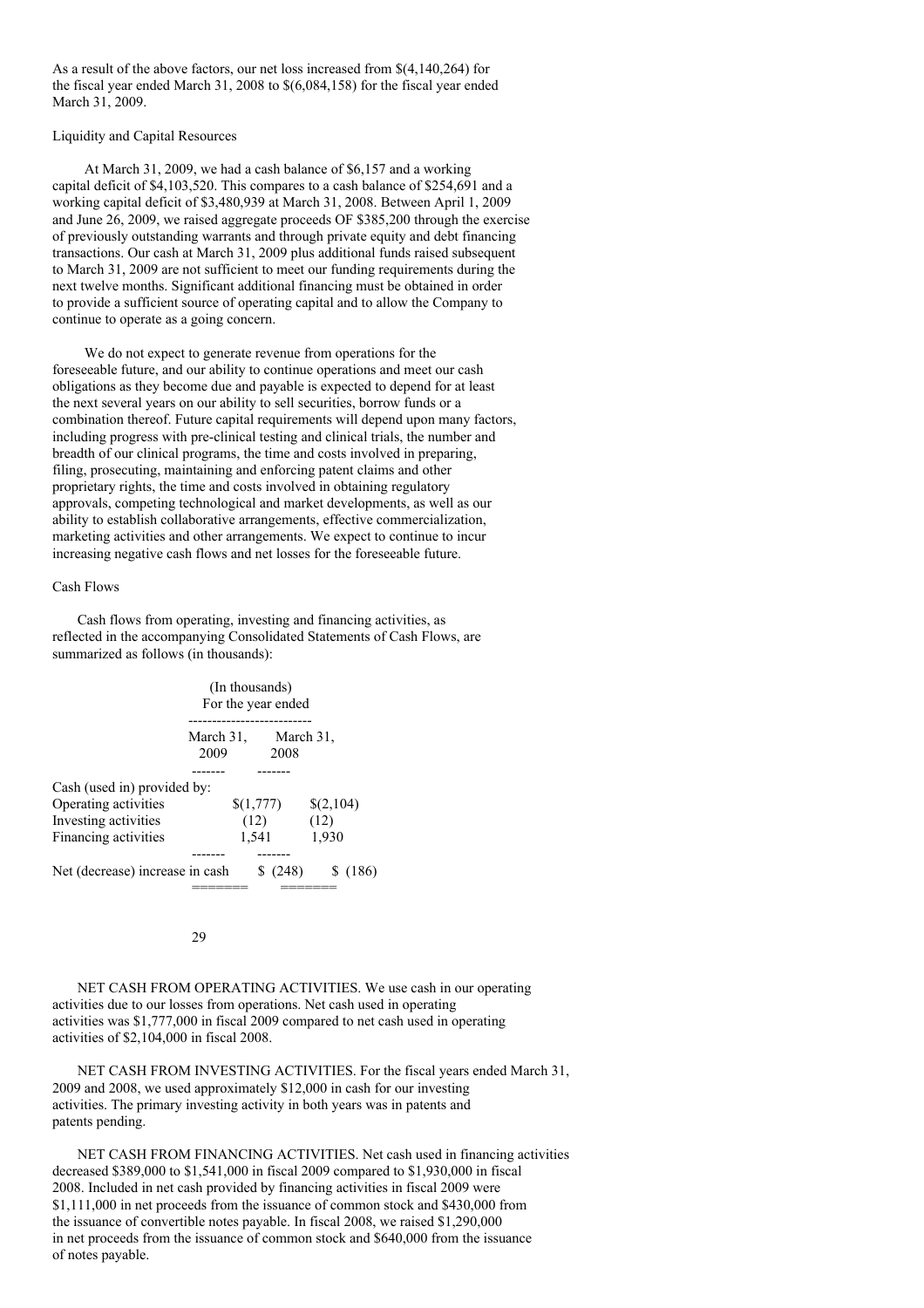As a result of the above factors, our net loss increased from $(4,140,264) for the fiscal year ended March 31, 2008 to $(6,084,158) for the fiscal year ended March 31, 2009.

## Liquidity and Capital Resources

At March 31, 2009, we had a cash balance of $6,157 and a working capital deficit of $4,103,520. This compares to a cash balance of $254,691 and a working capital deficit of $3,480,939 at March 31, 2008. Between April 1, 2009 and June 26, 2009, we raised aggregate proceeds OF $385,200 through the exercise of previously outstanding warrants and through private equity and debt financing transactions. Our cash at March 31, 2009 plus additional funds raised subsequent to March 31, 2009 are not sufficient to meet our funding requirements during the next twelve months. Significant additional financing must be obtained in order to provide a sufficient source of operating capital and to allow the Company to continue to operate as a going concern.

We do not expect to generate revenue from operations for the foreseeable future, and our ability to continue operations and meet our cash obligations as they become due and payable is expected to depend for at least the next several years on our ability to sell securities, borrow funds or a combination thereof. Future capital requirements will depend upon many factors, including progress with pre-clinical testing and clinical trials, the number and breadth of our clinical programs, the time and costs involved in preparing, filing, prosecuting, maintaining and enforcing patent claims and other proprietary rights, the time and costs involved in obtaining regulatory approvals, competing technological and market developments, as well as our ability to establish collaborative arrangements, effective commercialization, marketing activities and other arrangements. We expect to continue to incur increasing negative cash flows and net losses for the foreseeable future.

## Cash Flows

Cash flows from operating, investing and financing activities, as reflected in the accompanying Consolidated Statements of Cash Flows, are summarized as follows (in thousands):

| | (In thousands) For the year ended | |
|---|---|---|
| | March 31, 2009 | March 31, 2008 |
| Cash (used in) provided by: | | |
| Operating activities | $(1,777) | $(2,104) |
| Investing activities | (12) | (12) |
| Financing activities | 1,541 | 1,930 |
| Net (decrease) increase in cash | $ (248) | $ (186) |

NET CASH FROM OPERATING ACTIVITIES. We use cash in our operating activities due to our losses from operations. Net cash used in operating activities was $1,777,000 in fiscal 2009 compared to net cash used in operating activities of $2,104,000 in fiscal 2008.

NET CASH FROM INVESTING ACTIVITIES. For the fiscal years ended March 31, 2009 and 2008, we used approximately $12,000 in cash for our investing activities. The primary investing activity in both years was in patents and patents pending.

NET CASH FROM FINANCING ACTIVITIES. Net cash used in financing activities decreased $389,000 to $1,541,000 in fiscal 2009 compared to $1,930,000 in fiscal 2008. Included in net cash provided by financing activities in fiscal 2009 were $1,111,000 in net proceeds from the issuance of common stock and $430,000 from the issuance of convertible notes payable. In fiscal 2008, we raised $1,290,000 in net proceeds from the issuance of common stock and $640,000 from the issuance of notes payable.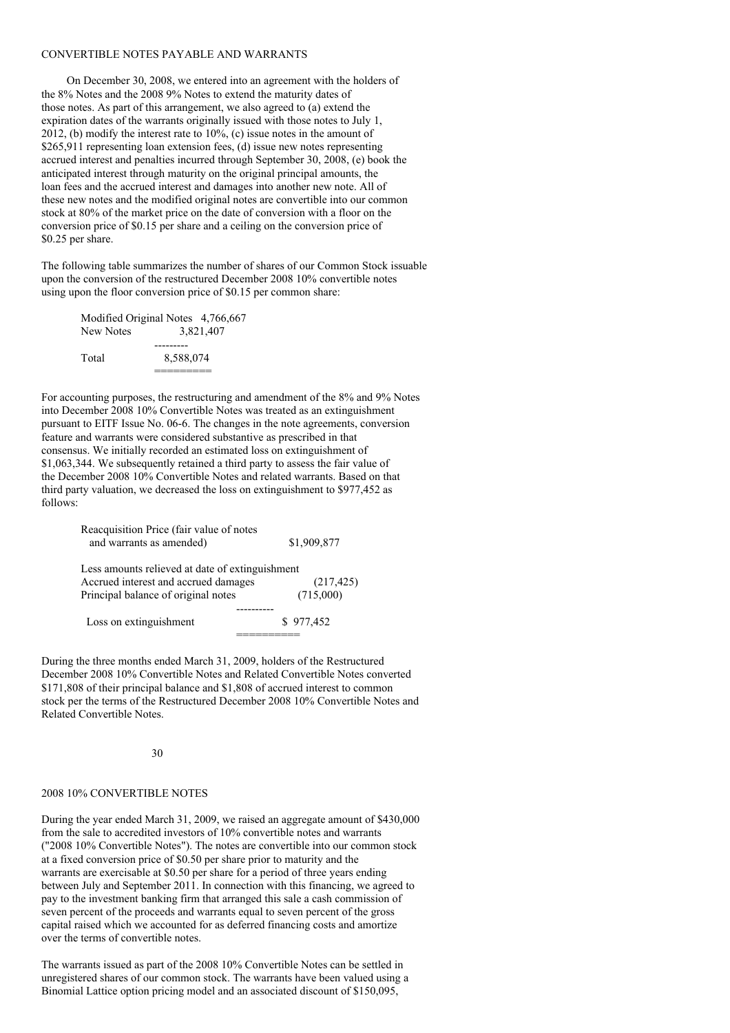## CONVERTIBLE NOTES PAYABLE AND WARRANTS

On December 30, 2008, we entered into an agreement with the holders of the 8% Notes and the 2008 9% Notes to extend the maturity dates of those notes. As part of this arrangement, we also agreed to (a) extend the expiration dates of the warrants originally issued with those notes to July 1, 2012, (b) modify the interest rate to 10%, (c) issue notes in the amount of $265,911 representing loan extension fees, (d) issue new notes representing accrued interest and penalties incurred through September 30, 2008, (e) book the anticipated interest through maturity on the original principal amounts, the loan fees and the accrued interest and damages into another new note. All of these new notes and the modified original notes are convertible into our common stock at 80% of the market price on the date of conversion with a floor on the conversion price of $0.15 per share and a ceiling on the conversion price of $0.25 per share.

The following table summarizes the number of shares of our Common Stock issuable upon the conversion of the restructured December 2008 10% convertible notes using upon the floor conversion price of $0.15 per common share:

| | |
|---|---|
| Modified Original Notes | 4,766,667 |
| New Notes | 3,821,407 |
| Total | 8,588,074 |

For accounting purposes, the restructuring and amendment of the 8% and 9% Notes into December 2008 10% Convertible Notes was treated as an extinguishment pursuant to EITF Issue No. 06-6. The changes in the note agreements, conversion feature and warrants were considered substantive as prescribed in that consensus. We initially recorded an estimated loss on extinguishment of $1,063,344. We subsequently retained a third party to assess the fair value of the December 2008 10% Convertible Notes and related warrants. Based on that third party valuation, we decreased the loss on extinguishment to $977,452 as follows:

| | |
|---|---|
| Reacquisition Price (fair value of notes and warrants as amended) | $1,909,877 |
| Less amounts relieved at date of extinguishment | |
| Accrued interest and accrued damages | (217,425) |
| Principal balance of original notes | (715,000) |
| Loss on extinguishment | $ 977,452 |

During the three months ended March 31, 2009, holders of the Restructured December 2008 10% Convertible Notes and Related Convertible Notes converted $171,808 of their principal balance and $1,808 of accrued interest to common stock per the terms of the Restructured December 2008 10% Convertible Notes and Related Convertible Notes.

## 2008 10% CONVERTIBLE NOTES

During the year ended March 31, 2009, we raised an aggregate amount of $430,000 from the sale to accredited investors of 10% convertible notes and warrants ("2008 10% Convertible Notes"). The notes are convertible into our common stock at a fixed conversion price of $0.50 per share prior to maturity and the warrants are exercisable at $0.50 per share for a period of three years ending between July and September 2011. In connection with this financing, we agreed to pay to the investment banking firm that arranged this sale a cash commission of seven percent of the proceeds and warrants equal to seven percent of the gross capital raised which we accounted for as deferred financing costs and amortize over the terms of convertible notes.

The warrants issued as part of the 2008 10% Convertible Notes can be settled in unregistered shares of our common stock. The warrants have been valued using a Binomial Lattice option pricing model and an associated discount of $150,095,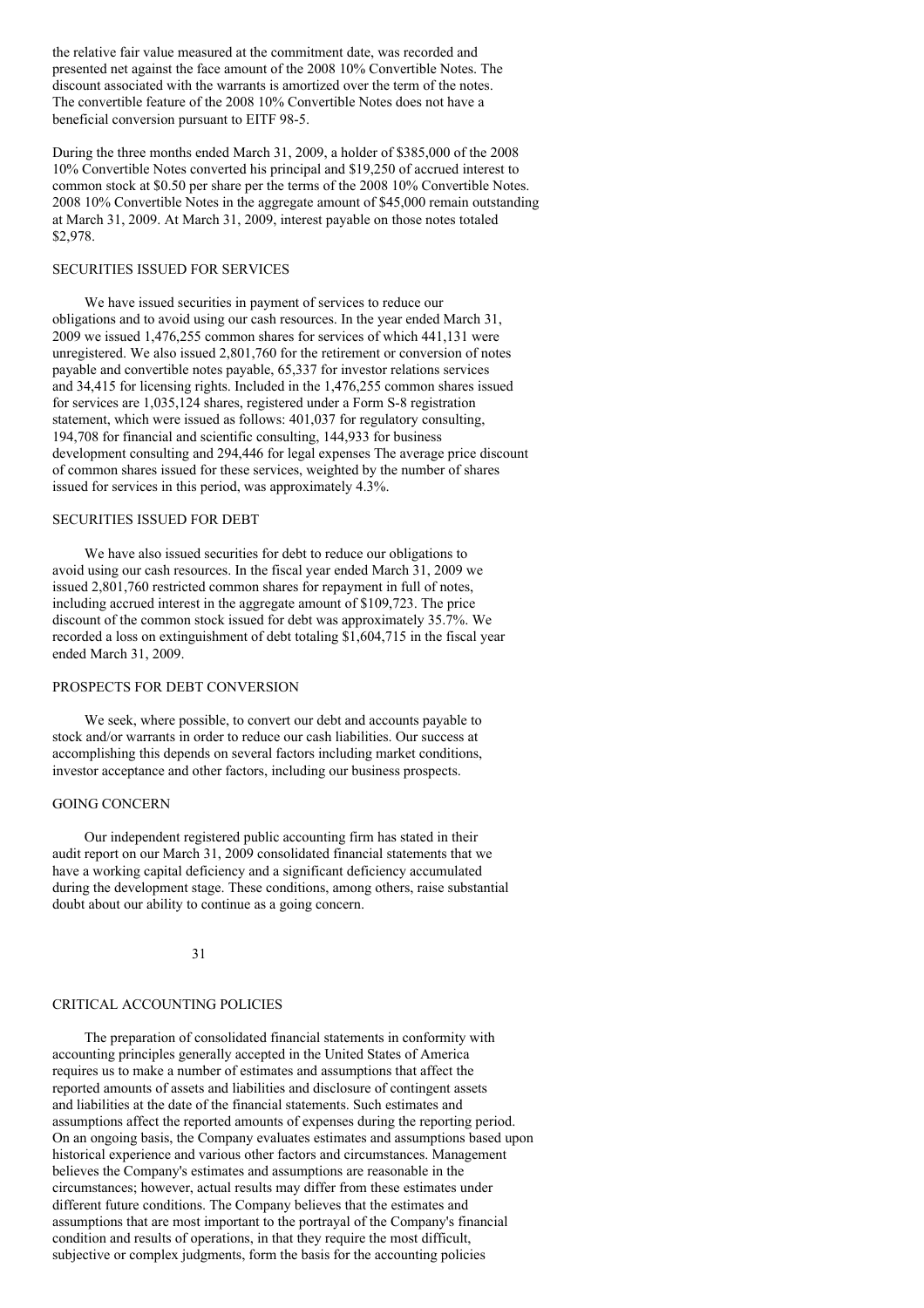the relative fair value measured at the commitment date, was recorded and presented net against the face amount of the 2008 10% Convertible Notes. The discount associated with the warrants is amortized over the term of the notes. The convertible feature of the 2008 10% Convertible Notes does not have a beneficial conversion pursuant to EITF 98-5.

During the three months ended March 31, 2009, a holder of $385,000 of the 2008 10% Convertible Notes converted his principal and $19,250 of accrued interest to common stock at $0.50 per share per the terms of the 2008 10% Convertible Notes. 2008 10% Convertible Notes in the aggregate amount of $45,000 remain outstanding at March 31, 2009. At March 31, 2009, interest payable on those notes totaled $2,978.

## SECURITIES ISSUED FOR SERVICES

We have issued securities in payment of services to reduce our obligations and to avoid using our cash resources. In the year ended March 31, 2009 we issued 1,476,255 common shares for services of which 441,131 were unregistered. We also issued 2,801,760 for the retirement or conversion of notes payable and convertible notes payable, 65,337 for investor relations services and 34,415 for licensing rights. Included in the 1,476,255 common shares issued for services are 1,035,124 shares, registered under a Form S-8 registration statement, which were issued as follows: 401,037 for regulatory consulting, 194,708 for financial and scientific consulting, 144,933 for business development consulting and 294,446 for legal expenses The average price discount of common shares issued for these services, weighted by the number of shares issued for services in this period, was approximately 4.3%.

## SECURITIES ISSUED FOR DEBT

We have also issued securities for debt to reduce our obligations to avoid using our cash resources. In the fiscal year ended March 31, 2009 we issued 2,801,760 restricted common shares for repayment in full of notes, including accrued interest in the aggregate amount of $109,723. The price discount of the common stock issued for debt was approximately 35.7%. We recorded a loss on extinguishment of debt totaling $1,604,715 in the fiscal year ended March 31, 2009.

## PROSPECTS FOR DEBT CONVERSION

We seek, where possible, to convert our debt and accounts payable to stock and/or warrants in order to reduce our cash liabilities. Our success at accomplishing this depends on several factors including market conditions, investor acceptance and other factors, including our business prospects.

## GOING CONCERN

Our independent registered public accounting firm has stated in their audit report on our March 31, 2009 consolidated financial statements that we have a working capital deficiency and a significant deficiency accumulated during the development stage. These conditions, among others, raise substantial doubt about our ability to continue as a going concern.

## CRITICAL ACCOUNTING POLICIES

The preparation of consolidated financial statements in conformity with accounting principles generally accepted in the United States of America requires us to make a number of estimates and assumptions that affect the reported amounts of assets and liabilities and disclosure of contingent assets and liabilities at the date of the financial statements. Such estimates and assumptions affect the reported amounts of expenses during the reporting period. On an ongoing basis, the Company evaluates estimates and assumptions based upon historical experience and various other factors and circumstances. Management believes the Company's estimates and assumptions are reasonable in the circumstances; however, actual results may differ from these estimates under different future conditions. The Company believes that the estimates and assumptions that are most important to the portrayal of the Company's financial condition and results of operations, in that they require the most difficult, subjective or complex judgments, form the basis for the accounting policies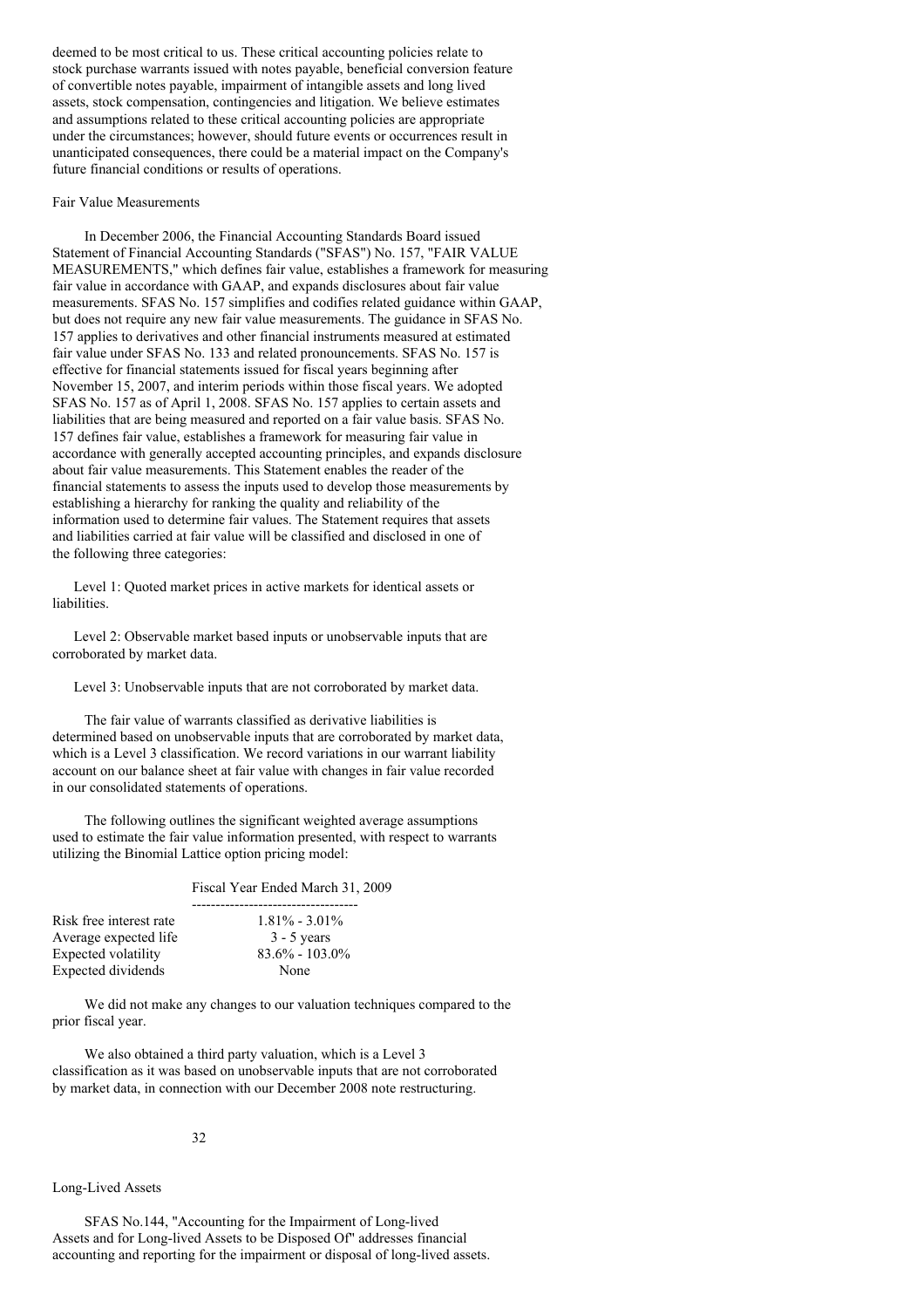deemed to be most critical to us. These critical accounting policies relate to stock purchase warrants issued with notes payable, beneficial conversion feature of convertible notes payable, impairment of intangible assets and long lived assets, stock compensation, contingencies and litigation. We believe estimates and assumptions related to these critical accounting policies are appropriate under the circumstances; however, should future events or occurrences result in unanticipated consequences, there could be a material impact on the Company's future financial conditions or results of operations.

Fair Value Measurements

In December 2006, the Financial Accounting Standards Board issued Statement of Financial Accounting Standards ("SFAS") No. 157, "FAIR VALUE MEASUREMENTS," which defines fair value, establishes a framework for measuring fair value in accordance with GAAP, and expands disclosures about fair value measurements. SFAS No. 157 simplifies and codifies related guidance within GAAP, but does not require any new fair value measurements. The guidance in SFAS No. 157 applies to derivatives and other financial instruments measured at estimated fair value under SFAS No. 133 and related pronouncements. SFAS No. 157 is effective for financial statements issued for fiscal years beginning after November 15, 2007, and interim periods within those fiscal years. We adopted SFAS No. 157 as of April 1, 2008. SFAS No. 157 applies to certain assets and liabilities that are being measured and reported on a fair value basis. SFAS No. 157 defines fair value, establishes a framework for measuring fair value in accordance with generally accepted accounting principles, and expands disclosure about fair value measurements. This Statement enables the reader of the financial statements to assess the inputs used to develop those measurements by establishing a hierarchy for ranking the quality and reliability of the information used to determine fair values. The Statement requires that assets and liabilities carried at fair value will be classified and disclosed in one of the following three categories:

Level 1: Quoted market prices in active markets for identical assets or liabilities.

Level 2: Observable market based inputs or unobservable inputs that are corroborated by market data.

Level 3: Unobservable inputs that are not corroborated by market data.

The fair value of warrants classified as derivative liabilities is determined based on unobservable inputs that are corroborated by market data, which is a Level 3 classification. We record variations in our warrant liability account on our balance sheet at fair value with changes in fair value recorded in our consolidated statements of operations.

The following outlines the significant weighted average assumptions used to estimate the fair value information presented, with respect to warrants utilizing the Binomial Lattice option pricing model:

| | Fiscal Year Ended March 31, 2009 |
|---|---|
| Risk free interest rate | 1.81% - 3.01% |
| Average expected life | 3 - 5 years |
| Expected volatility | 83.6% - 103.0% |
| Expected dividends | None |

We did not make any changes to our valuation techniques compared to the prior fiscal year.

We also obtained a third party valuation, which is a Level 3 classification as it was based on unobservable inputs that are not corroborated by market data, in connection with our December 2008 note restructuring.

Long-Lived Assets

SFAS No.144, "Accounting for the Impairment of Long-lived Assets and for Long-lived Assets to be Disposed Of" addresses financial accounting and reporting for the impairment or disposal of long-lived assets.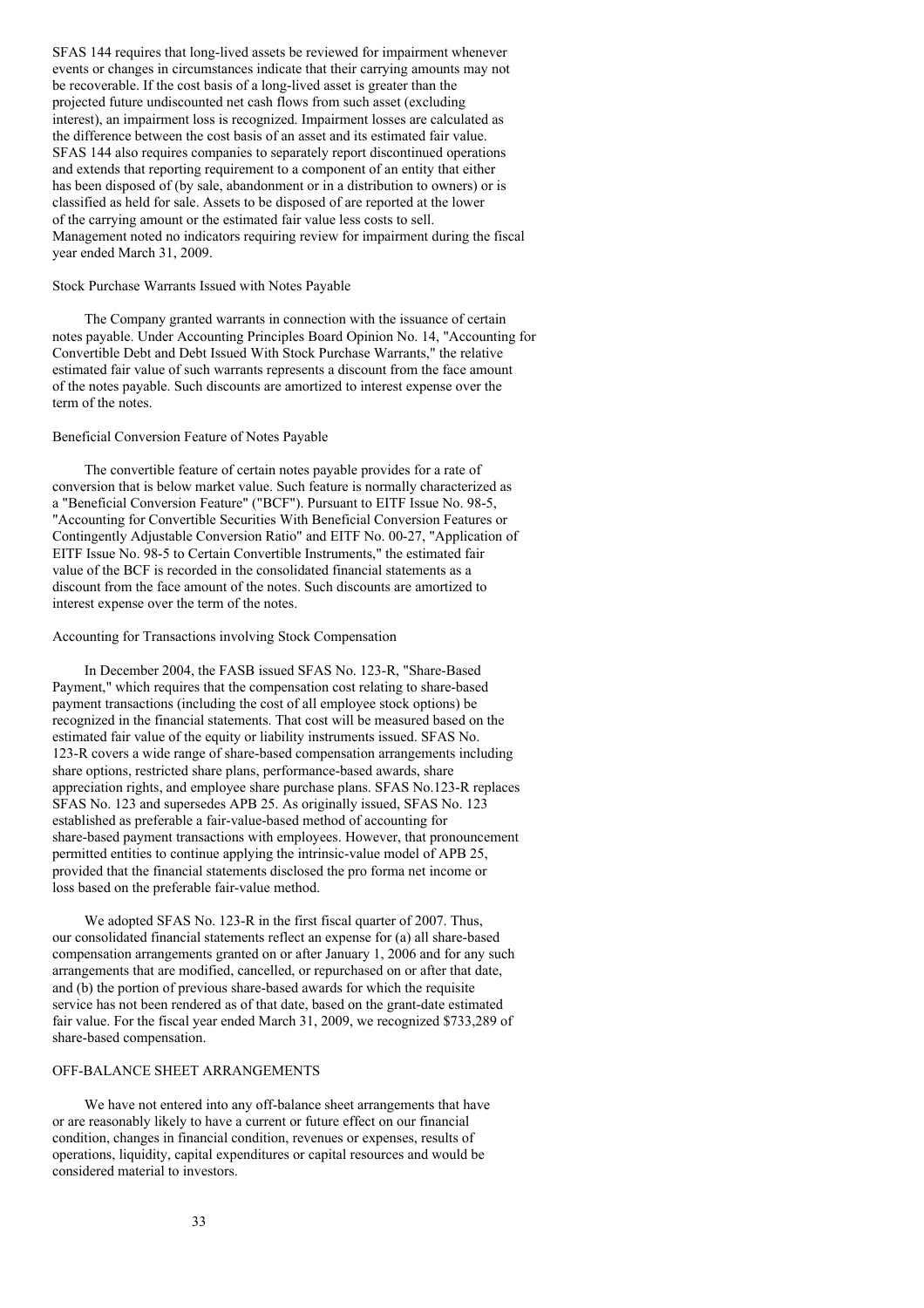SFAS 144 requires that long-lived assets be reviewed for impairment whenever events or changes in circumstances indicate that their carrying amounts may not be recoverable. If the cost basis of a long-lived asset is greater than the projected future undiscounted net cash flows from such asset (excluding interest), an impairment loss is recognized. Impairment losses are calculated as the difference between the cost basis of an asset and its estimated fair value. SFAS 144 also requires companies to separately report discontinued operations and extends that reporting requirement to a component of an entity that either has been disposed of (by sale, abandonment or in a distribution to owners) or is classified as held for sale. Assets to be disposed of are reported at the lower of the carrying amount or the estimated fair value less costs to sell. Management noted no indicators requiring review for impairment during the fiscal year ended March 31, 2009.

### Stock Purchase Warrants Issued with Notes Payable

The Company granted warrants in connection with the issuance of certain notes payable. Under Accounting Principles Board Opinion No. 14, "Accounting for Convertible Debt and Debt Issued With Stock Purchase Warrants," the relative estimated fair value of such warrants represents a discount from the face amount of the notes payable. Such discounts are amortized to interest expense over the term of the notes.

### Beneficial Conversion Feature of Notes Payable

The convertible feature of certain notes payable provides for a rate of conversion that is below market value. Such feature is normally characterized as a "Beneficial Conversion Feature" ("BCF"). Pursuant to EITF Issue No. 98-5, "Accounting for Convertible Securities With Beneficial Conversion Features or Contingently Adjustable Conversion Ratio" and EITF No. 00-27, "Application of EITF Issue No. 98-5 to Certain Convertible Instruments," the estimated fair value of the BCF is recorded in the consolidated financial statements as a discount from the face amount of the notes. Such discounts are amortized to interest expense over the term of the notes.

### Accounting for Transactions involving Stock Compensation

In December 2004, the FASB issued SFAS No. 123-R, "Share-Based Payment," which requires that the compensation cost relating to share-based payment transactions (including the cost of all employee stock options) be recognized in the financial statements. That cost will be measured based on the estimated fair value of the equity or liability instruments issued. SFAS No. 123-R covers a wide range of share-based compensation arrangements including share options, restricted share plans, performance-based awards, share appreciation rights, and employee share purchase plans. SFAS No.123-R replaces SFAS No. 123 and supersedes APB 25. As originally issued, SFAS No. 123 established as preferable a fair-value-based method of accounting for share-based payment transactions with employees. However, that pronouncement permitted entities to continue applying the intrinsic-value model of APB 25, provided that the financial statements disclosed the pro forma net income or loss based on the preferable fair-value method.

We adopted SFAS No. 123-R in the first fiscal quarter of 2007. Thus, our consolidated financial statements reflect an expense for (a) all share-based compensation arrangements granted on or after January 1, 2006 and for any such arrangements that are modified, cancelled, or repurchased on or after that date, and (b) the portion of previous share-based awards for which the requisite service has not been rendered as of that date, based on the grant-date estimated fair value. For the fiscal year ended March 31, 2009, we recognized $733,289 of share-based compensation.

## OFF-BALANCE SHEET ARRANGEMENTS

We have not entered into any off-balance sheet arrangements that have or are reasonably likely to have a current or future effect on our financial condition, changes in financial condition, revenues or expenses, results of operations, liquidity, capital expenditures or capital resources and would be considered material to investors.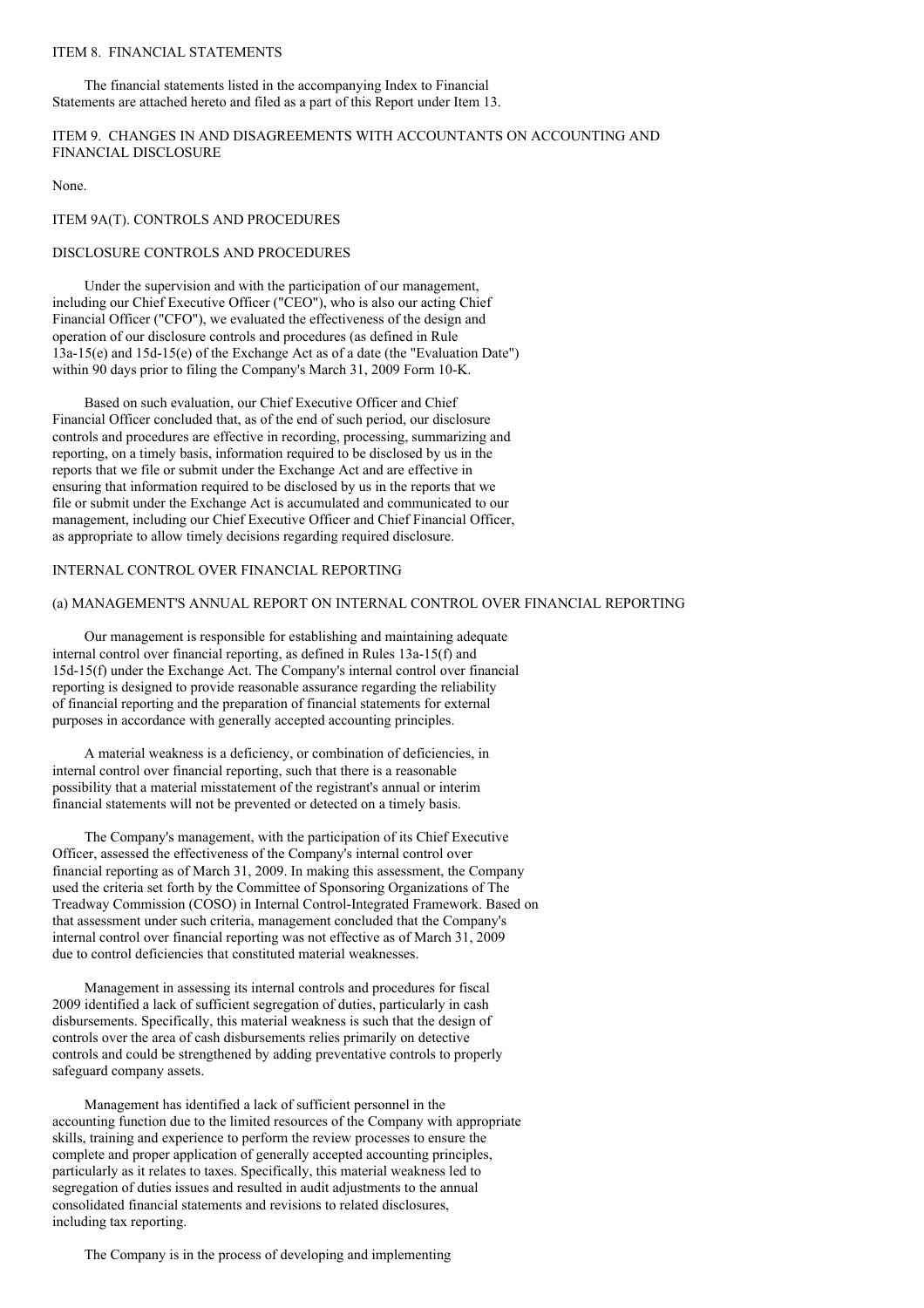## ITEM 8. FINANCIAL STATEMENTS

The financial statements listed in the accompanying Index to Financial Statements are attached hereto and filed as a part of this Report under Item 13.

## ITEM 9. CHANGES IN AND DISAGREEMENTS WITH ACCOUNTANTS ON ACCOUNTING AND FINANCIAL DISCLOSURE

None.

## ITEM 9A(T). CONTROLS AND PROCEDURES

### DISCLOSURE CONTROLS AND PROCEDURES

Under the supervision and with the participation of our management, including our Chief Executive Officer ("CEO"), who is also our acting Chief Financial Officer ("CFO"), we evaluated the effectiveness of the design and operation of our disclosure controls and procedures (as defined in Rule 13a-15(e) and 15d-15(e) of the Exchange Act as of a date (the "Evaluation Date") within 90 days prior to filing the Company's March 31, 2009 Form 10-K.

Based on such evaluation, our Chief Executive Officer and Chief Financial Officer concluded that, as of the end of such period, our disclosure controls and procedures are effective in recording, processing, summarizing and reporting, on a timely basis, information required to be disclosed by us in the reports that we file or submit under the Exchange Act and are effective in ensuring that information required to be disclosed by us in the reports that we file or submit under the Exchange Act is accumulated and communicated to our management, including our Chief Executive Officer and Chief Financial Officer, as appropriate to allow timely decisions regarding required disclosure.

### INTERNAL CONTROL OVER FINANCIAL REPORTING

#### (a) MANAGEMENT'S ANNUAL REPORT ON INTERNAL CONTROL OVER FINANCIAL REPORTING

Our management is responsible for establishing and maintaining adequate internal control over financial reporting, as defined in Rules 13a-15(f) and 15d-15(f) under the Exchange Act. The Company's internal control over financial reporting is designed to provide reasonable assurance regarding the reliability of financial reporting and the preparation of financial statements for external purposes in accordance with generally accepted accounting principles.

A material weakness is a deficiency, or combination of deficiencies, in internal control over financial reporting, such that there is a reasonable possibility that a material misstatement of the registrant's annual or interim financial statements will not be prevented or detected on a timely basis.

The Company's management, with the participation of its Chief Executive Officer, assessed the effectiveness of the Company's internal control over financial reporting as of March 31, 2009. In making this assessment, the Company used the criteria set forth by the Committee of Sponsoring Organizations of The Treadway Commission (COSO) in Internal Control-Integrated Framework. Based on that assessment under such criteria, management concluded that the Company's internal control over financial reporting was not effective as of March 31, 2009 due to control deficiencies that constituted material weaknesses.

Management in assessing its internal controls and procedures for fiscal 2009 identified a lack of sufficient segregation of duties, particularly in cash disbursements. Specifically, this material weakness is such that the design of controls over the area of cash disbursements relies primarily on detective controls and could be strengthened by adding preventative controls to properly safeguard company assets.

Management has identified a lack of sufficient personnel in the accounting function due to the limited resources of the Company with appropriate skills, training and experience to perform the review processes to ensure the complete and proper application of generally accepted accounting principles, particularly as it relates to taxes. Specifically, this material weakness led to segregation of duties issues and resulted in audit adjustments to the annual consolidated financial statements and revisions to related disclosures, including tax reporting.

The Company is in the process of developing and implementing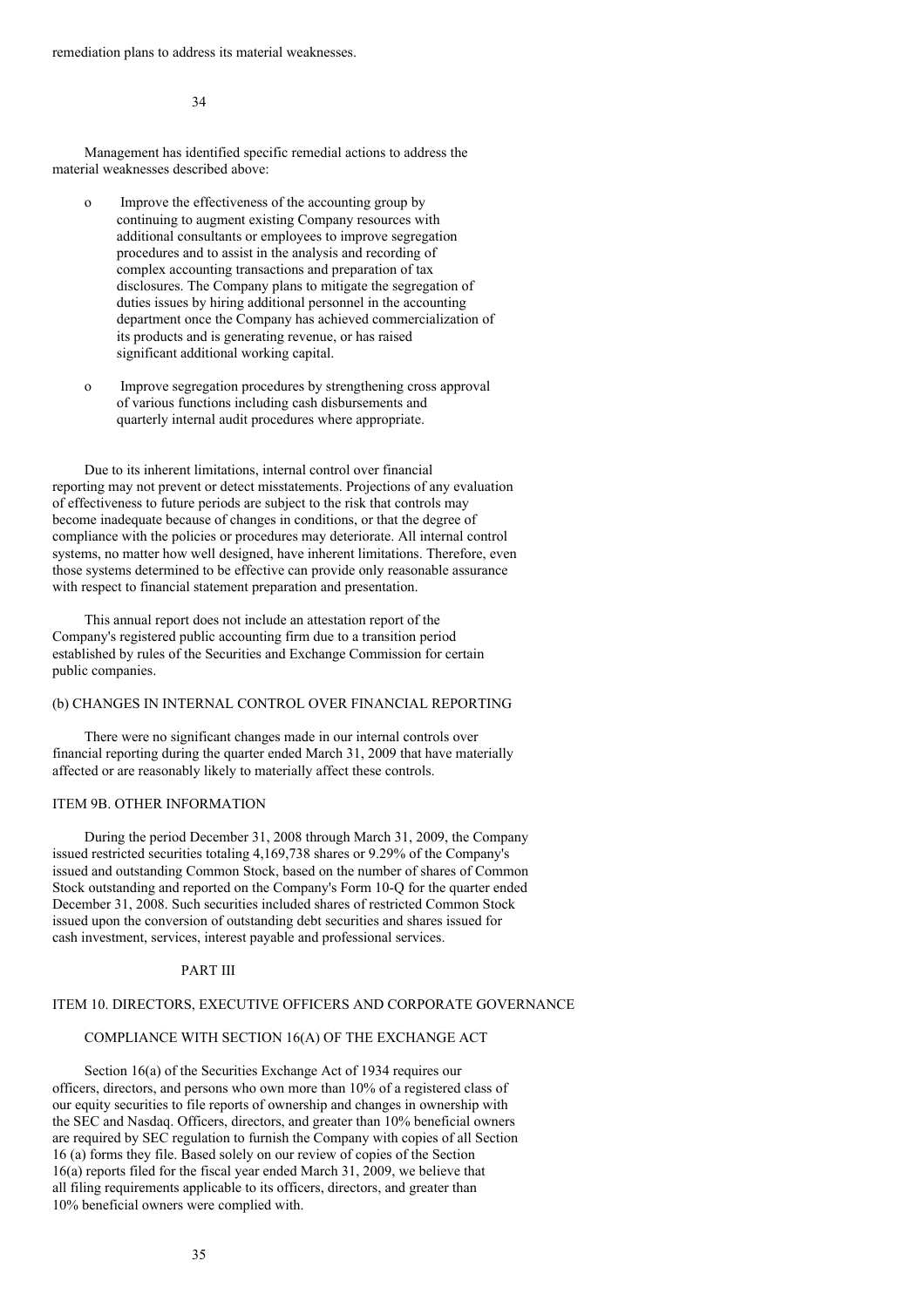remediation plans to address its material weaknesses.

Management has identified specific remedial actions to address the material weaknesses described above:

- Improve the effectiveness of the accounting group by continuing to augment existing Company resources with additional consultants or employees to improve segregation procedures and to assist in the analysis and recording of complex accounting transactions and preparation of tax disclosures. The Company plans to mitigate the segregation of duties issues by hiring additional personnel in the accounting department once the Company has achieved commercialization of its products and is generating revenue, or has raised significant additional working capital.

- Improve segregation procedures by strengthening cross approval of various functions including cash disbursements and quarterly internal audit procedures where appropriate.

Due to its inherent limitations, internal control over financial reporting may not prevent or detect misstatements. Projections of any evaluation of effectiveness to future periods are subject to the risk that controls may become inadequate because of changes in conditions, or that the degree of compliance with the policies or procedures may deteriorate. All internal control systems, no matter how well designed, have inherent limitations. Therefore, even those systems determined to be effective can provide only reasonable assurance with respect to financial statement preparation and presentation.

This annual report does not include an attestation report of the Company's registered public accounting firm due to a transition period established by rules of the Securities and Exchange Commission for certain public companies.

### (b) CHANGES IN INTERNAL CONTROL OVER FINANCIAL REPORTING

There were no significant changes made in our internal controls over financial reporting during the quarter ended March 31, 2009 that have materially affected or are reasonably likely to materially affect these controls.

## ITEM 9B. OTHER INFORMATION

During the period December 31, 2008 through March 31, 2009, the Company issued restricted securities totaling 4,169,738 shares or 9.29% of the Company's issued and outstanding Common Stock, based on the number of shares of Common Stock outstanding and reported on the Company's Form 10-Q for the quarter ended December 31, 2008. Such securities included shares of restricted Common Stock issued upon the conversion of outstanding debt securities and shares issued for cash investment, services, interest payable and professional services.

# PART III

## ITEM 10. DIRECTORS, EXECUTIVE OFFICERS AND CORPORATE GOVERNANCE

### COMPLIANCE WITH SECTION 16(A) OF THE EXCHANGE ACT

Section 16(a) of the Securities Exchange Act of 1934 requires our officers, directors, and persons who own more than 10% of a registered class of our equity securities to file reports of ownership and changes in ownership with the SEC and Nasdaq. Officers, directors, and greater than 10% beneficial owners are required by SEC regulation to furnish the Company with copies of all Section 16 (a) forms they file. Based solely on our review of copies of the Section 16(a) reports filed for the fiscal year ended March 31, 2009, we believe that all filing requirements applicable to its officers, directors, and greater than 10% beneficial owners were complied with.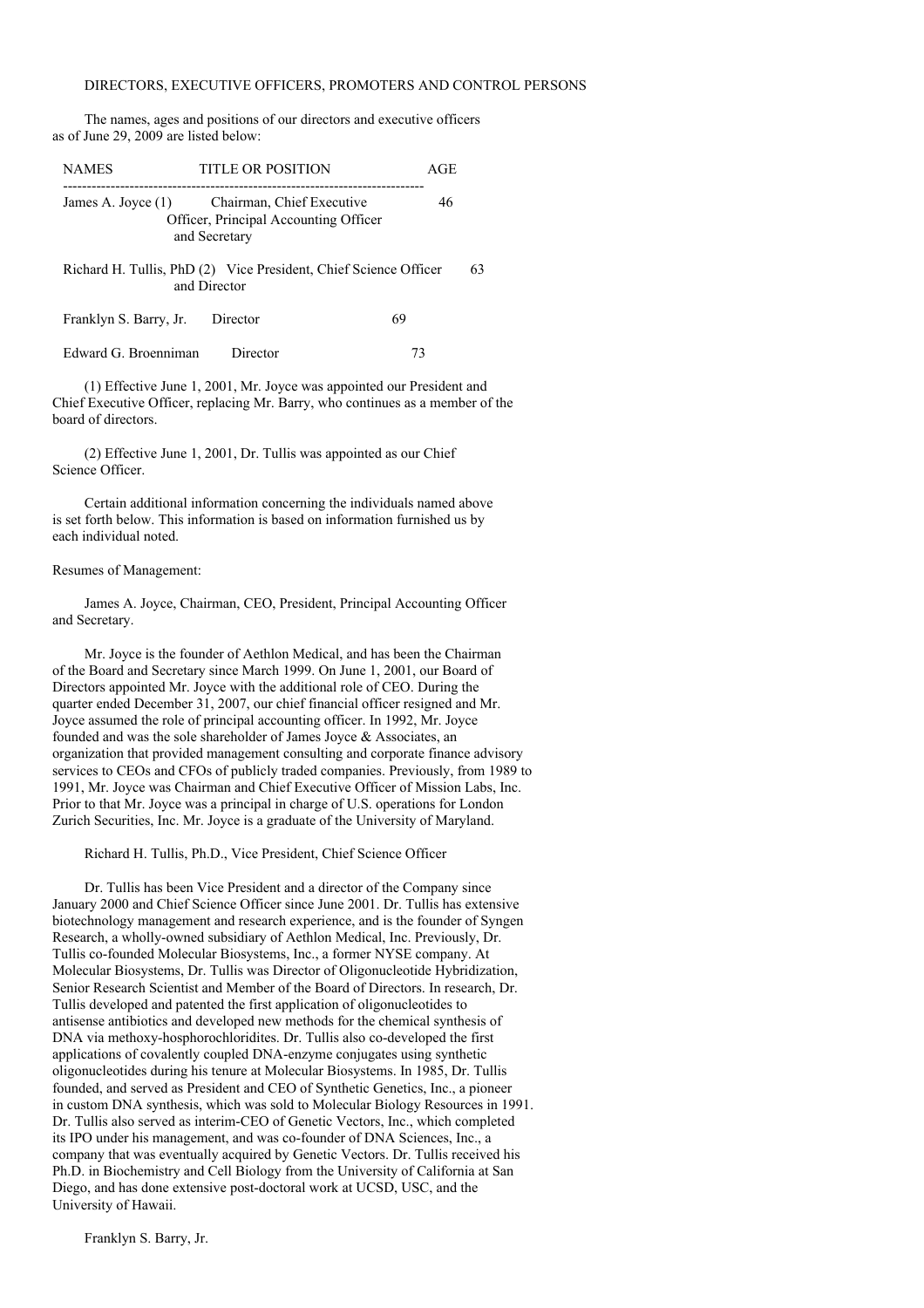DIRECTORS, EXECUTIVE OFFICERS, PROMOTERS AND CONTROL PERSONS

The names, ages and positions of our directors and executive officers as of June 29, 2009 are listed below:

| NAMES | TITLE OR POSITION | AGE |
|---|---|---|
| James A. Joyce (1) | Chairman, Chief Executive Officer, Principal Accounting Officer and Secretary | 46 |
| Richard H. Tullis, PhD (2) | Vice President, Chief Science Officer and Director | 63 |
| Franklyn S. Barry, Jr. | Director | 69 |
| Edward G. Broenniman | Director | 73 |

(1) Effective June 1, 2001, Mr. Joyce was appointed our President and Chief Executive Officer, replacing Mr. Barry, who continues as a member of the board of directors.

(2) Effective June 1, 2001, Dr. Tullis was appointed as our Chief Science Officer.

Certain additional information concerning the individuals named above is set forth below. This information is based on information furnished us by each individual noted.

Resumes of Management:

James A. Joyce, Chairman, CEO, President, Principal Accounting Officer and Secretary.

Mr. Joyce is the founder of Aethlon Medical, and has been the Chairman of the Board and Secretary since March 1999. On June 1, 2001, our Board of Directors appointed Mr. Joyce with the additional role of CEO. During the quarter ended December 31, 2007, our chief financial officer resigned and Mr. Joyce assumed the role of principal accounting officer. In 1992, Mr. Joyce founded and was the sole shareholder of James Joyce & Associates, an organization that provided management consulting and corporate finance advisory services to CEOs and CFOs of publicly traded companies. Previously, from 1989 to 1991, Mr. Joyce was Chairman and Chief Executive Officer of Mission Labs, Inc. Prior to that Mr. Joyce was a principal in charge of U.S. operations for London Zurich Securities, Inc. Mr. Joyce is a graduate of the University of Maryland.

Richard H. Tullis, Ph.D., Vice President, Chief Science Officer

Dr. Tullis has been Vice President and a director of the Company since January 2000 and Chief Science Officer since June 2001. Dr. Tullis has extensive biotechnology management and research experience, and is the founder of Syngen Research, a wholly-owned subsidiary of Aethlon Medical, Inc. Previously, Dr. Tullis co-founded Molecular Biosystems, Inc., a former NYSE company. At Molecular Biosystems, Dr. Tullis was Director of Oligonucleotide Hybridization, Senior Research Scientist and Member of the Board of Directors. In research, Dr. Tullis developed and patented the first application of oligonucleotides to antisense antibiotics and developed new methods for the chemical synthesis of DNA via methoxy-hosphorochloridites. Dr. Tullis also co-developed the first applications of covalently coupled DNA-enzyme conjugates using synthetic oligonucleotides during his tenure at Molecular Biosystems. In 1985, Dr. Tullis founded, and served as President and CEO of Synthetic Genetics, Inc., a pioneer in custom DNA synthesis, which was sold to Molecular Biology Resources in 1991. Dr. Tullis also served as interim-CEO of Genetic Vectors, Inc., which completed its IPO under his management, and was co-founder of DNA Sciences, Inc., a company that was eventually acquired by Genetic Vectors. Dr. Tullis received his Ph.D. in Biochemistry and Cell Biology from the University of California at San Diego, and has done extensive post-doctoral work at UCSD, USC, and the University of Hawaii.

Franklyn S. Barry, Jr.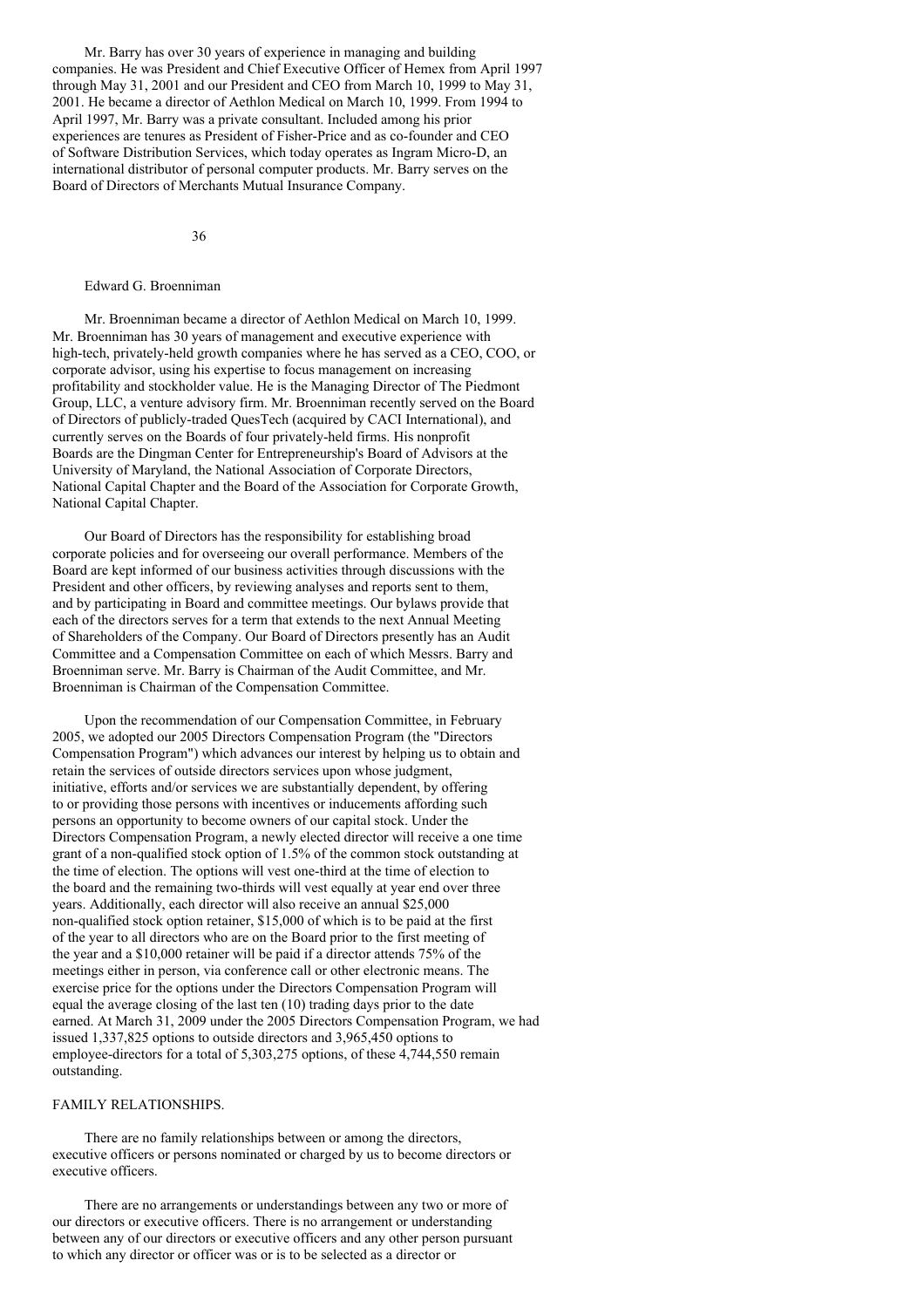Mr. Barry has over 30 years of experience in managing and building companies. He was President and Chief Executive Officer of Hemex from April 1997 through May 31, 2001 and our President and CEO from March 10, 1999 to May 31, 2001. He became a director of Aethlon Medical on March 10, 1999. From 1994 to April 1997, Mr. Barry was a private consultant. Included among his prior experiences are tenures as President of Fisher-Price and as co-founder and CEO of Software Distribution Services, which today operates as Ingram Micro-D, an international distributor of personal computer products. Mr. Barry serves on the Board of Directors of Merchants Mutual Insurance Company.

Edward G. Broenniman

Mr. Broenniman became a director of Aethlon Medical on March 10, 1999. Mr. Broenniman has 30 years of management and executive experience with high-tech, privately-held growth companies where he has served as a CEO, COO, or corporate advisor, using his expertise to focus management on increasing profitability and stockholder value. He is the Managing Director of The Piedmont Group, LLC, a venture advisory firm. Mr. Broenniman recently served on the Board of Directors of publicly-traded QuesTech (acquired by CACI International), and currently serves on the Boards of four privately-held firms. His nonprofit Boards are the Dingman Center for Entrepreneurship's Board of Advisors at the University of Maryland, the National Association of Corporate Directors, National Capital Chapter and the Board of the Association for Corporate Growth, National Capital Chapter.

Our Board of Directors has the responsibility for establishing broad corporate policies and for overseeing our overall performance. Members of the Board are kept informed of our business activities through discussions with the President and other officers, by reviewing analyses and reports sent to them, and by participating in Board and committee meetings. Our bylaws provide that each of the directors serves for a term that extends to the next Annual Meeting of Shareholders of the Company. Our Board of Directors presently has an Audit Committee and a Compensation Committee on each of which Messrs. Barry and Broenniman serve. Mr. Barry is Chairman of the Audit Committee, and Mr. Broenniman is Chairman of the Compensation Committee.

Upon the recommendation of our Compensation Committee, in February 2005, we adopted our 2005 Directors Compensation Program (the "Directors Compensation Program") which advances our interest by helping us to obtain and retain the services of outside directors services upon whose judgment, initiative, efforts and/or services we are substantially dependent, by offering to or providing those persons with incentives or inducements affording such persons an opportunity to become owners of our capital stock. Under the Directors Compensation Program, a newly elected director will receive a one time grant of a non-qualified stock option of 1.5% of the common stock outstanding at the time of election. The options will vest one-third at the time of election to the board and the remaining two-thirds will vest equally at year end over three years. Additionally, each director will also receive an annual $25,000 non-qualified stock option retainer, $15,000 of which is to be paid at the first of the year to all directors who are on the Board prior to the first meeting of the year and a $10,000 retainer will be paid if a director attends 75% of the meetings either in person, via conference call or other electronic means. The exercise price for the options under the Directors Compensation Program will equal the average closing of the last ten (10) trading days prior to the date earned. At March 31, 2009 under the 2005 Directors Compensation Program, we had issued 1,337,825 options to outside directors and 3,965,450 options to employee-directors for a total of 5,303,275 options, of these 4,744,550 remain outstanding.

FAMILY RELATIONSHIPS.

There are no family relationships between or among the directors, executive officers or persons nominated or charged by us to become directors or executive officers.

There are no arrangements or understandings between any two or more of our directors or executive officers. There is no arrangement or understanding between any of our directors or executive officers and any other person pursuant to which any director or officer was or is to be selected as a director or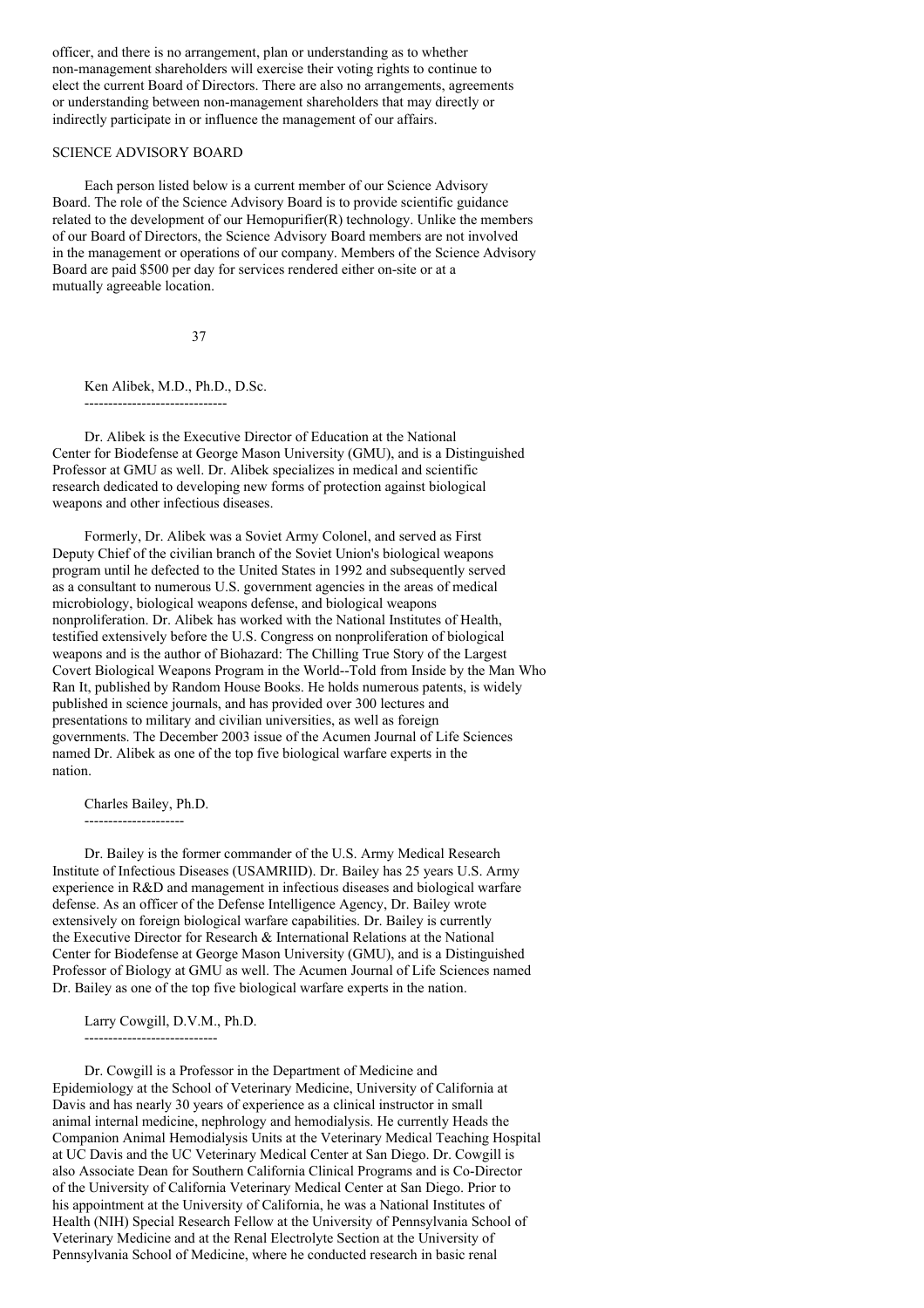officer, and there is no arrangement, plan or understanding as to whether non-management shareholders will exercise their voting rights to continue to elect the current Board of Directors. There are also no arrangements, agreements or understanding between non-management shareholders that may directly or indirectly participate in or influence the management of our affairs.

## SCIENCE ADVISORY BOARD

Each person listed below is a current member of our Science Advisory Board. The role of the Science Advisory Board is to provide scientific guidance related to the development of our Hemopurifier(R) technology. Unlike the members of our Board of Directors, the Science Advisory Board members are not involved in the management or operations of our company. Members of the Science Advisory Board are paid $500 per day for services rendered either on-site or at a mutually agreeable location.

### Ken Alibek, M.D., Ph.D., D.Sc.

Dr. Alibek is the Executive Director of Education at the National Center for Biodefense at George Mason University (GMU), and is a Distinguished Professor at GMU as well. Dr. Alibek specializes in medical and scientific research dedicated to developing new forms of protection against biological weapons and other infectious diseases.

Formerly, Dr. Alibek was a Soviet Army Colonel, and served as First Deputy Chief of the civilian branch of the Soviet Union's biological weapons program until he defected to the United States in 1992 and subsequently served as a consultant to numerous U.S. government agencies in the areas of medical microbiology, biological weapons defense, and biological weapons nonproliferation. Dr. Alibek has worked with the National Institutes of Health, testified extensively before the U.S. Congress on nonproliferation of biological weapons and is the author of Biohazard: The Chilling True Story of the Largest Covert Biological Weapons Program in the World--Told from Inside by the Man Who Ran It, published by Random House Books. He holds numerous patents, is widely published in science journals, and has provided over 300 lectures and presentations to military and civilian universities, as well as foreign governments. The December 2003 issue of the Acumen Journal of Life Sciences named Dr. Alibek as one of the top five biological warfare experts in the nation.

### Charles Bailey, Ph.D.

Dr. Bailey is the former commander of the U.S. Army Medical Research Institute of Infectious Diseases (USAMRIID). Dr. Bailey has 25 years U.S. Army experience in R&D and management in infectious diseases and biological warfare defense. As an officer of the Defense Intelligence Agency, Dr. Bailey wrote extensively on foreign biological warfare capabilities. Dr. Bailey is currently the Executive Director for Research & International Relations at the National Center for Biodefense at George Mason University (GMU), and is a Distinguished Professor of Biology at GMU as well. The Acumen Journal of Life Sciences named Dr. Bailey as one of the top five biological warfare experts in the nation.

### Larry Cowgill, D.V.M., Ph.D.

Dr. Cowgill is a Professor in the Department of Medicine and Epidemiology at the School of Veterinary Medicine, University of California at Davis and has nearly 30 years of experience as a clinical instructor in small animal internal medicine, nephrology and hemodialysis. He currently Heads the Companion Animal Hemodialysis Units at the Veterinary Medical Teaching Hospital at UC Davis and the UC Veterinary Medical Center at San Diego. Dr. Cowgill is also Associate Dean for Southern California Clinical Programs and is Co-Director of the University of California Veterinary Medical Center at San Diego. Prior to his appointment at the University of California, he was a National Institutes of Health (NIH) Special Research Fellow at the University of Pennsylvania School of Veterinary Medicine and at the Renal Electrolyte Section at the University of Pennsylvania School of Medicine, where he conducted research in basic renal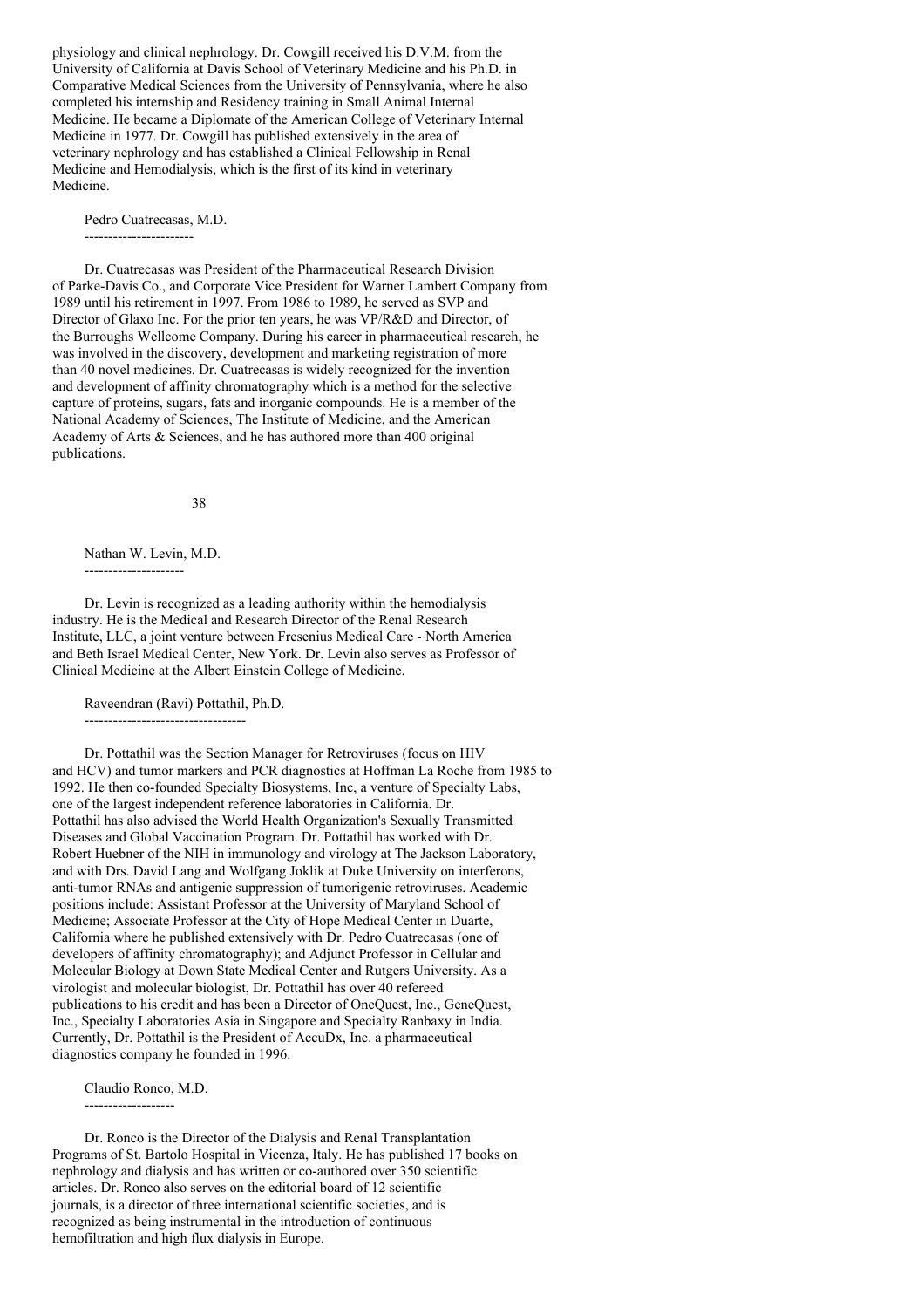physiology and clinical nephrology. Dr. Cowgill received his D.V.M. from the University of California at Davis School of Veterinary Medicine and his Ph.D. in Comparative Medical Sciences from the University of Pennsylvania, where he also completed his internship and Residency training in Small Animal Internal Medicine. He became a Diplomate of the American College of Veterinary Internal Medicine in 1977. Dr. Cowgill has published extensively in the area of veterinary nephrology and has established a Clinical Fellowship in Renal Medicine and Hemodialysis, which is the first of its kind in veterinary Medicine.

Pedro Cuatrecasas, M.D.

Dr. Cuatrecasas was President of the Pharmaceutical Research Division of Parke-Davis Co., and Corporate Vice President for Warner Lambert Company from 1989 until his retirement in 1997. From 1986 to 1989, he served as SVP and Director of Glaxo Inc. For the prior ten years, he was VP/R&D and Director, of the Burroughs Wellcome Company. During his career in pharmaceutical research, he was involved in the discovery, development and marketing registration of more than 40 novel medicines. Dr. Cuatrecasas is widely recognized for the invention and development of affinity chromatography which is a method for the selective capture of proteins, sugars, fats and inorganic compounds. He is a member of the National Academy of Sciences, The Institute of Medicine, and the American Academy of Arts & Sciences, and he has authored more than 400 original publications.

Nathan W. Levin, M.D.

Dr. Levin is recognized as a leading authority within the hemodialysis industry. He is the Medical and Research Director of the Renal Research Institute, LLC, a joint venture between Fresenius Medical Care - North America and Beth Israel Medical Center, New York. Dr. Levin also serves as Professor of Clinical Medicine at the Albert Einstein College of Medicine.

Raveendran (Ravi) Pottathil, Ph.D.

Dr. Pottathil was the Section Manager for Retroviruses (focus on HIV and HCV) and tumor markers and PCR diagnostics at Hoffman La Roche from 1985 to 1992. He then co-founded Specialty Biosystems, Inc, a venture of Specialty Labs, one of the largest independent reference laboratories in California. Dr. Pottathil has also advised the World Health Organization's Sexually Transmitted Diseases and Global Vaccination Program. Dr. Pottathil has worked with Dr. Robert Huebner of the NIH in immunology and virology at The Jackson Laboratory, and with Drs. David Lang and Wolfgang Joklik at Duke University on interferons, anti-tumor RNAs and antigenic suppression of tumorigenic retroviruses. Academic positions include: Assistant Professor at the University of Maryland School of Medicine; Associate Professor at the City of Hope Medical Center in Duarte, California where he published extensively with Dr. Pedro Cuatrecasas (one of developers of affinity chromatography); and Adjunct Professor in Cellular and Molecular Biology at Down State Medical Center and Rutgers University. As a virologist and molecular biologist, Dr. Pottathil has over 40 refereed publications to his credit and has been a Director of OncQuest, Inc., GeneQuest, Inc., Specialty Laboratories Asia in Singapore and Specialty Ranbaxy in India. Currently, Dr. Pottathil is the President of AccuDx, Inc. a pharmaceutical diagnostics company he founded in 1996.

Claudio Ronco, M.D.

Dr. Ronco is the Director of the Dialysis and Renal Transplantation Programs of St. Bartolo Hospital in Vicenza, Italy. He has published 17 books on nephrology and dialysis and has written or co-authored over 350 scientific articles. Dr. Ronco also serves on the editorial board of 12 scientific journals, is a director of three international scientific societies, and is recognized as being instrumental in the introduction of continuous hemofiltration and high flux dialysis in Europe.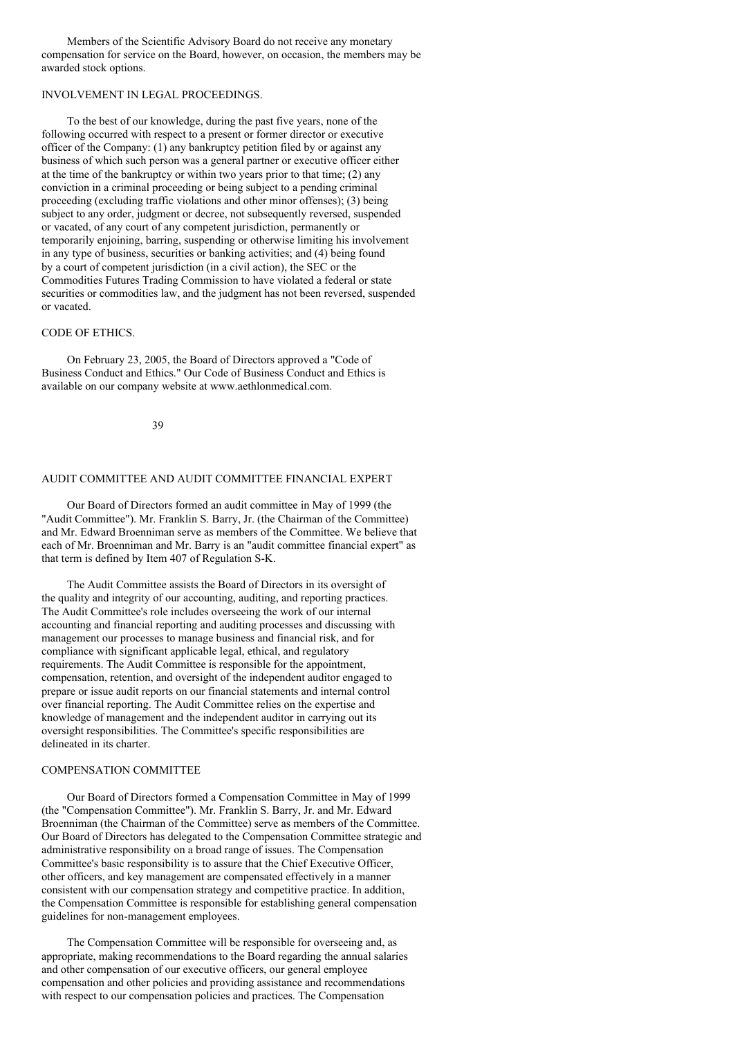Members of the Scientific Advisory Board do not receive any monetary compensation for service on the Board, however, on occasion, the members may be awarded stock options.

## INVOLVEMENT IN LEGAL PROCEEDINGS.

To the best of our knowledge, during the past five years, none of the following occurred with respect to a present or former director or executive officer of the Company: (1) any bankruptcy petition filed by or against any business of which such person was a general partner or executive officer either at the time of the bankruptcy or within two years prior to that time; (2) any conviction in a criminal proceeding or being subject to a pending criminal proceeding (excluding traffic violations and other minor offenses); (3) being subject to any order, judgment or decree, not subsequently reversed, suspended or vacated, of any court of any competent jurisdiction, permanently or temporarily enjoining, barring, suspending or otherwise limiting his involvement in any type of business, securities or banking activities; and (4) being found by a court of competent jurisdiction (in a civil action), the SEC or the Commodities Futures Trading Commission to have violated a federal or state securities or commodities law, and the judgment has not been reversed, suspended or vacated.

## CODE OF ETHICS.

On February 23, 2005, the Board of Directors approved a "Code of Business Conduct and Ethics." Our Code of Business Conduct and Ethics is available on our company website at www.aethlonmedical.com.

## AUDIT COMMITTEE AND AUDIT COMMITTEE FINANCIAL EXPERT

Our Board of Directors formed an audit committee in May of 1999 (the "Audit Committee"). Mr. Franklin S. Barry, Jr. (the Chairman of the Committee) and Mr. Edward Broenniman serve as members of the Committee. We believe that each of Mr. Broenniman and Mr. Barry is an "audit committee financial expert" as that term is defined by Item 407 of Regulation S-K.

The Audit Committee assists the Board of Directors in its oversight of the quality and integrity of our accounting, auditing, and reporting practices. The Audit Committee's role includes overseeing the work of our internal accounting and financial reporting and auditing processes and discussing with management our processes to manage business and financial risk, and for compliance with significant applicable legal, ethical, and regulatory requirements. The Audit Committee is responsible for the appointment, compensation, retention, and oversight of the independent auditor engaged to prepare or issue audit reports on our financial statements and internal control over financial reporting. The Audit Committee relies on the expertise and knowledge of management and the independent auditor in carrying out its oversight responsibilities. The Committee's specific responsibilities are delineated in its charter.

## COMPENSATION COMMITTEE

Our Board of Directors formed a Compensation Committee in May of 1999 (the "Compensation Committee"). Mr. Franklin S. Barry, Jr. and Mr. Edward Broenniman (the Chairman of the Committee) serve as members of the Committee. Our Board of Directors has delegated to the Compensation Committee strategic and administrative responsibility on a broad range of issues. The Compensation Committee's basic responsibility is to assure that the Chief Executive Officer, other officers, and key management are compensated effectively in a manner consistent with our compensation strategy and competitive practice. In addition, the Compensation Committee is responsible for establishing general compensation guidelines for non-management employees.

The Compensation Committee will be responsible for overseeing and, as appropriate, making recommendations to the Board regarding the annual salaries and other compensation of our executive officers, our general employee compensation and other policies and providing assistance and recommendations with respect to our compensation policies and practices. The Compensation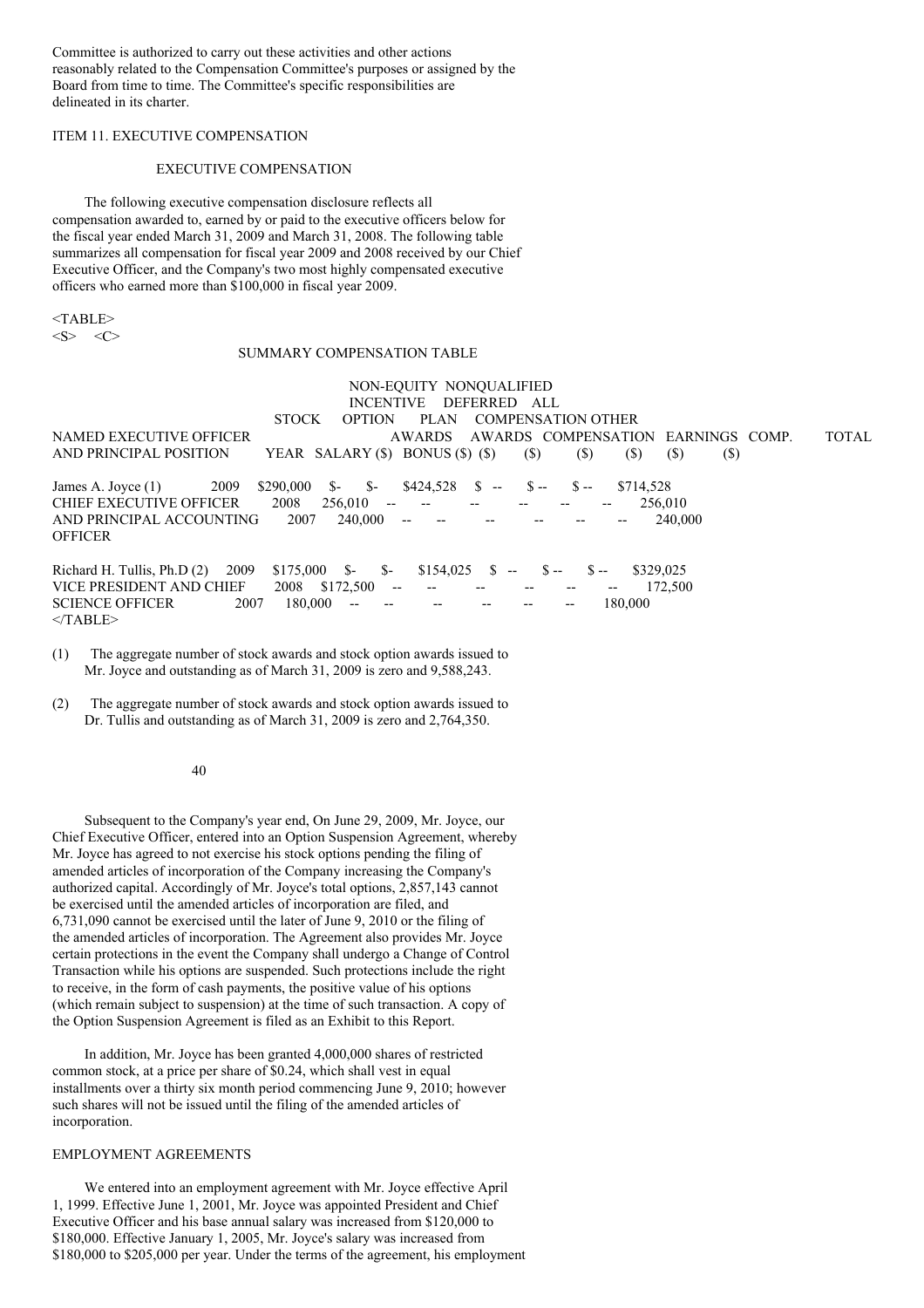Committee is authorized to carry out these activities and other actions reasonably related to the Compensation Committee's purposes or assigned by the Board from time to time. The Committee's specific responsibilities are delineated in its charter.

ITEM 11. EXECUTIVE COMPENSATION

EXECUTIVE COMPENSATION

The following executive compensation disclosure reflects all compensation awarded to, earned by or paid to the executive officers below for the fiscal year ended March 31, 2009 and March 31, 2008. The following table summarizes all compensation for fiscal year 2009 and 2008 received by our Chief Executive Officer, and the Company's two most highly compensated executive officers who earned more than $100,000 in fiscal year 2009.

SUMMARY COMPENSATION TABLE

| NAMED EXECUTIVE OFFICER AND PRINCIPAL POSITION | YEAR | SALARY ($) | BONUS ($) | STOCK AWARDS ($) | OPTION AWARDS ($) | NON-EQUITY INCENTIVE PLAN COMPENSATION ($) | NONQUALIFIED DEFERRED COMPENSATION EARNINGS ($) | ALL OTHER COMP. ($) | TOTAL |
|---|---|---|---|---|---|---|---|---|---|
| James A. Joyce (1) | 2009 | $290,000 | $- | $- | $424,528 | $ -- | $ -- | $ -- | $714,528 |
| CHIEF EXECUTIVE OFFICER | 2008 | 256,010 | -- | -- | -- | -- | -- | -- | 256,010 |
| AND PRINCIPAL ACCOUNTING OFFICER | 2007 | 240,000 | -- | -- | -- | -- | -- | -- | 240,000 |
| Richard H. Tullis, Ph.D (2) | 2009 | $175,000 | $- | $- | $154,025 | $ -- | $ -- | $ -- | $329,025 |
| VICE PRESIDENT AND CHIEF | 2008 | $172,500 | -- | -- | -- | -- | -- | -- | 172,500 |
| SCIENCE OFFICER | 2007 | 180,000 | -- | -- | -- | -- | -- | -- | 180,000 |

(1) The aggregate number of stock awards and stock option awards issued to Mr. Joyce and outstanding as of March 31, 2009 is zero and 9,588,243.

(2) The aggregate number of stock awards and stock option awards issued to Dr. Tullis and outstanding as of March 31, 2009 is zero and 2,764,350.

Subsequent to the Company's year end, On June 29, 2009, Mr. Joyce, our Chief Executive Officer, entered into an Option Suspension Agreement, whereby Mr. Joyce has agreed to not exercise his stock options pending the filing of amended articles of incorporation of the Company increasing the Company's authorized capital. Accordingly of Mr. Joyce's total options, 2,857,143 cannot be exercised until the amended articles of incorporation are filed, and 6,731,090 cannot be exercised until the later of June 9, 2010 or the filing of the amended articles of incorporation. The Agreement also provides Mr. Joyce certain protections in the event the Company shall undergo a Change of Control Transaction while his options are suspended. Such protections include the right to receive, in the form of cash payments, the positive value of his options (which remain subject to suspension) at the time of such transaction. A copy of the Option Suspension Agreement is filed as an Exhibit to this Report.

In addition, Mr. Joyce has been granted 4,000,000 shares of restricted common stock, at a price per share of $0.24, which shall vest in equal installments over a thirty six month period commencing June 9, 2010; however such shares will not be issued until the filing of the amended articles of incorporation.

EMPLOYMENT AGREEMENTS

We entered into an employment agreement with Mr. Joyce effective April 1, 1999. Effective June 1, 2001, Mr. Joyce was appointed President and Chief Executive Officer and his base annual salary was increased from $120,000 to $180,000. Effective January 1, 2005, Mr. Joyce's salary was increased from $180,000 to $205,000 per year. Under the terms of the agreement, his employment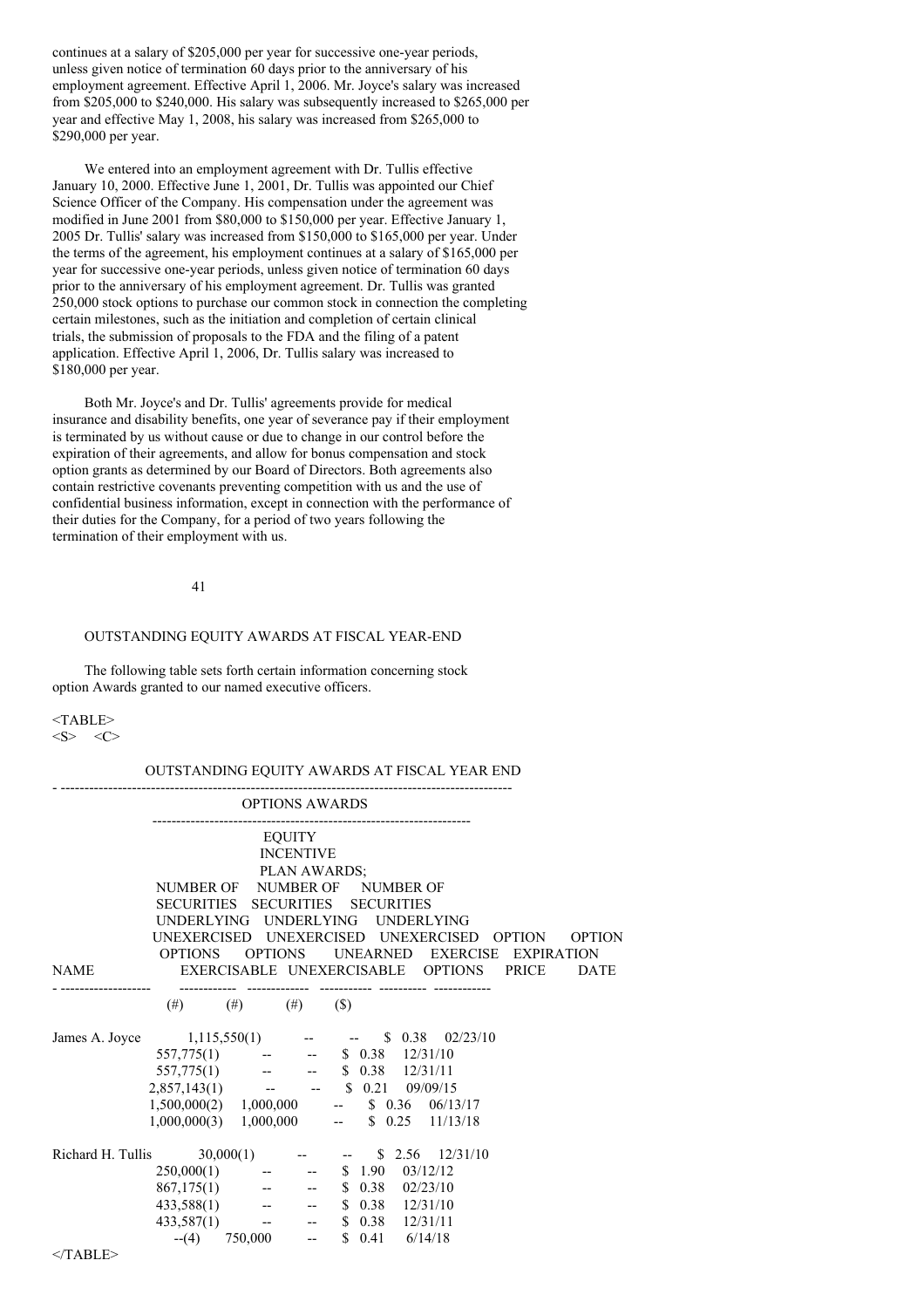continues at a salary of $205,000 per year for successive one-year periods, unless given notice of termination 60 days prior to the anniversary of his employment agreement. Effective April 1, 2006. Mr. Joyce's salary was increased from $205,000 to $240,000. His salary was subsequently increased to $265,000 per year and effective May 1, 2008, his salary was increased from $265,000 to $290,000 per year.

We entered into an employment agreement with Dr. Tullis effective January 10, 2000. Effective June 1, 2001, Dr. Tullis was appointed our Chief Science Officer of the Company. His compensation under the agreement was modified in June 2001 from $80,000 to $150,000 per year. Effective January 1, 2005 Dr. Tullis' salary was increased from $150,000 to $165,000 per year. Under the terms of the agreement, his employment continues at a salary of $165,000 per year for successive one-year periods, unless given notice of termination 60 days prior to the anniversary of his employment agreement. Dr. Tullis was granted 250,000 stock options to purchase our common stock in connection the completing certain milestones, such as the initiation and completion of certain clinical trials, the submission of proposals to the FDA and the filing of a patent application. Effective April 1, 2006, Dr. Tullis salary was increased to $180,000 per year.

Both Mr. Joyce's and Dr. Tullis' agreements provide for medical insurance and disability benefits, one year of severance pay if their employment is terminated by us without cause or due to change in our control before the expiration of their agreements, and allow for bonus compensation and stock option grants as determined by our Board of Directors. Both agreements also contain restrictive covenants preventing competition with us and the use of confidential business information, except in connection with the performance of their duties for the Company, for a period of two years following the termination of their employment with us.

## OUTSTANDING EQUITY AWARDS AT FISCAL YEAR-END

The following table sets forth certain information concerning stock option Awards granted to our named executive officers.

OUTSTANDING EQUITY AWARDS AT FISCAL YEAR END

| | OPTIONS AWARDS | | | | |
|---|---|---|---|---|---|
| NAME | NUMBER OF SECURITIES UNDERLYING UNEXERCISED OPTIONS EXERCISABLE (#) | NUMBER OF SECURITIES UNDERLYING UNEXERCISED OPTIONS UNEXERCISABLE (#) | EQUITY INCENTIVE PLAN AWARDS; NUMBER OF SECURITIES UNDERLYING UNEXERCISED UNEARNED OPTIONS (#) | OPTION EXERCISE PRICE ($) | OPTION EXPIRATION DATE |
| James A. Joyce | 1,115,550(1) | -- | -- | $ 0.38 | 02/23/10 |
| | 557,775(1) | -- | -- | $ 0.38 | 12/31/10 |
| | 557,775(1) | -- | -- | $ 0.38 | 12/31/11 |
| | 2,857,143(1) | -- | -- | $ 0.21 | 09/09/15 |
| | 1,500,000(2) | 1,000,000 | -- | $ 0.36 | 06/13/17 |
| | 1,000,000(3) | 1,000,000 | -- | $ 0.25 | 11/13/18 |
| Richard H. Tullis | 30,000(1) | -- | -- | $ 2.56 | 12/31/10 |
| | 250,000(1) | -- | -- | $ 1.90 | 03/12/12 |
| | 867,175(1) | -- | -- | $ 0.38 | 02/23/10 |
| | 433,588(1) | -- | -- | $ 0.38 | 12/31/10 |
| | 433,587(1) | -- | -- | $ 0.38 | 12/31/11 |
| | --(4) | 750,000 | -- | $ 0.41 | 6/14/18 |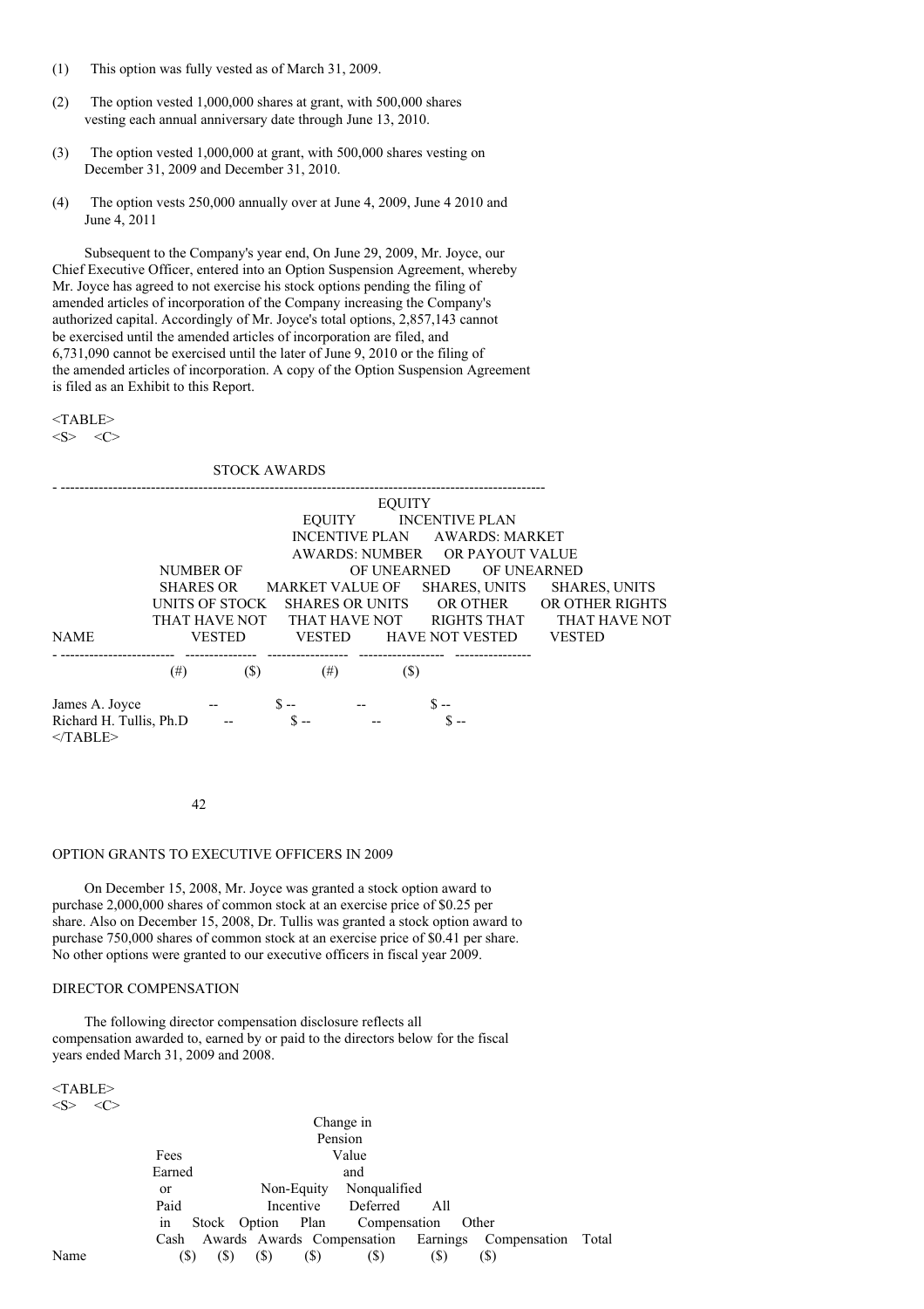(1) This option was fully vested as of March 31, 2009.

(2) The option vested 1,000,000 shares at grant, with 500,000 shares vesting each annual anniversary date through June 13, 2010.

(3) The option vested 1,000,000 at grant, with 500,000 shares vesting on December 31, 2009 and December 31, 2010.

(4) The option vests 250,000 annually over at June 4, 2009, June 4 2010 and June 4, 2011

Subsequent to the Company's year end, On June 29, 2009, Mr. Joyce, our Chief Executive Officer, entered into an Option Suspension Agreement, whereby Mr. Joyce has agreed to not exercise his stock options pending the filing of amended articles of incorporation of the Company increasing the Company's authorized capital. Accordingly of Mr. Joyce's total options, 2,857,143 cannot be exercised until the amended articles of incorporation are filed, and 6,731,090 cannot be exercised until the later of June 9, 2010 or the filing of the amended articles of incorporation. A copy of the Option Suspension Agreement is filed as an Exhibit to this Report.

STOCK AWARDS

| NAME | NUMBER OF SHARES OR UNITS OF STOCK THAT HAVE NOT VESTED (#) | MARKET VALUE OF SHARES OR UNITS THAT HAVE NOT VESTED ($) | EQUITY INCENTIVE PLAN AWARDS: NUMBER OF UNEARNED SHARES, UNITS OR OTHER RIGHTS THAT HAVE NOT VESTED (#) | EQUITY INCENTIVE PLAN AWARDS: MARKET OR PAYOUT VALUE OF UNEARNED SHARES, UNITS OR OTHER RIGHTS THAT HAVE NOT VESTED ($) |
|---|---|---|---|---|
| James A. Joyce | -- | $ -- | -- | $ -- |
| Richard H. Tullis, Ph.D | -- | $ -- | -- | $ -- |

## OPTION GRANTS TO EXECUTIVE OFFICERS IN 2009

On December 15, 2008, Mr. Joyce was granted a stock option award to purchase 2,000,000 shares of common stock at an exercise price of $0.25 per share. Also on December 15, 2008, Dr. Tullis was granted a stock option award to purchase 750,000 shares of common stock at an exercise price of $0.41 per share. No other options were granted to our executive officers in fiscal year 2009.

## DIRECTOR COMPENSATION

The following director compensation disclosure reflects all compensation awarded to, earned by or paid to the directors below for the fiscal years ended March 31, 2009 and 2008.

| Name | Fees Earned or Paid in Cash ($) | Stock Awards ($) | Option Awards ($) | Non-Equity Incentive Plan Compensation ($) | Change in Pension Value and Nonqualified Deferred Compensation Earnings ($) | All Other Compensation ($) | Total |
|---|---|---|---|---|---|---|---|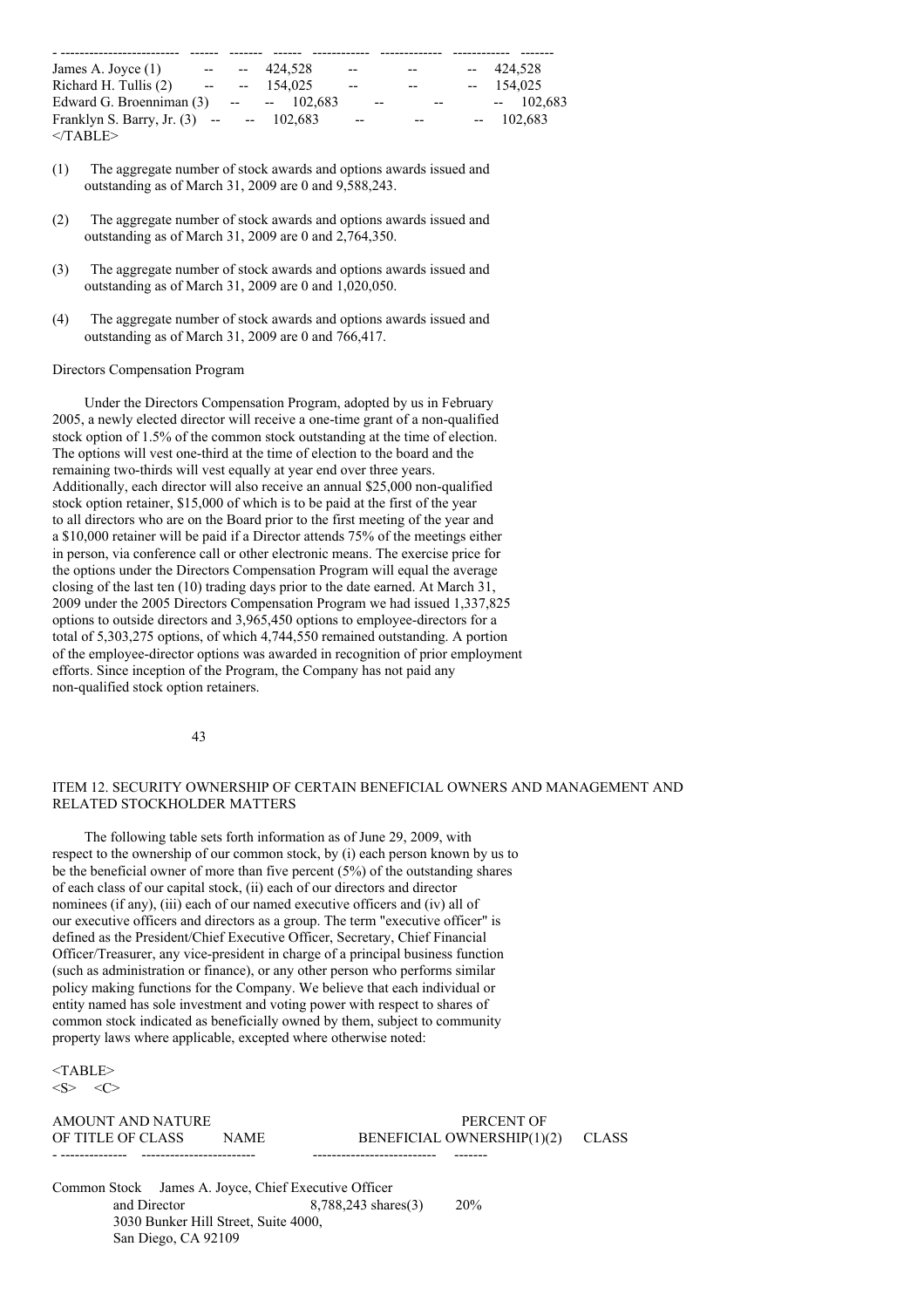| | | | | | | | |
|---|---|---|---|---|---|---|---|
| James A. Joyce (1) | -- | -- | 424,528 | -- | -- | -- | 424,528 |
| Richard H. Tullis (2) | -- | -- | 154,025 | -- | -- | -- | 154,025 |
| Edward G. Broenniman (3) | -- | -- | 102,683 | -- | -- | -- | 102,683 |
| Franklyn S. Barry, Jr. (3) | -- | -- | 102,683 | -- | -- | -- | 102,683 |

(1) The aggregate number of stock awards and options awards issued and outstanding as of March 31, 2009 are 0 and 9,588,243.

(2) The aggregate number of stock awards and options awards issued and outstanding as of March 31, 2009 are 0 and 2,764,350.

(3) The aggregate number of stock awards and options awards issued and outstanding as of March 31, 2009 are 0 and 1,020,050.

(4) The aggregate number of stock awards and options awards issued and outstanding as of March 31, 2009 are 0 and 766,417.

Directors Compensation Program

Under the Directors Compensation Program, adopted by us in February 2005, a newly elected director will receive a one-time grant of a non-qualified stock option of 1.5% of the common stock outstanding at the time of election. The options will vest one-third at the time of election to the board and the remaining two-thirds will vest equally at year end over three years. Additionally, each director will also receive an annual $25,000 non-qualified stock option retainer, $15,000 of which is to be paid at the first of the year to all directors who are on the Board prior to the first meeting of the year and a $10,000 retainer will be paid if a Director attends 75% of the meetings either in person, via conference call or other electronic means. The exercise price for the options under the Directors Compensation Program will equal the average closing of the last ten (10) trading days prior to the date earned. At March 31, 2009 under the 2005 Directors Compensation Program we had issued 1,337,825 options to outside directors and 3,965,450 options to employee-directors for a total of 5,303,275 options, of which 4,744,550 remained outstanding. A portion of the employee-director options was awarded in recognition of prior employment efforts. Since inception of the Program, the Company has not paid any non-qualified stock option retainers.

## ITEM 12. SECURITY OWNERSHIP OF CERTAIN BENEFICIAL OWNERS AND MANAGEMENT AND RELATED STOCKHOLDER MATTERS

The following table sets forth information as of June 29, 2009, with respect to the ownership of our common stock, by (i) each person known by us to be the beneficial owner of more than five percent (5%) of the outstanding shares of each class of our capital stock, (ii) each of our directors and director nominees (if any), (iii) each of our named executive officers and (iv) all of our executive officers and directors as a group. The term "executive officer" is defined as the President/Chief Executive Officer, Secretary, Chief Financial Officer/Treasurer, any vice-president in charge of a principal business function (such as administration or finance), or any other person who performs similar policy making functions for the Company. We believe that each individual or entity named has sole investment and voting power with respect to shares of common stock indicated as beneficially owned by them, subject to community property laws where applicable, excepted where otherwise noted:

| TITLE OF CLASS | NAME | AMOUNT AND NATURE OF BENEFICIAL OWNERSHIP(1)(2) | PERCENT OF CLASS |
|---|---|---|---|
| Common Stock | James A. Joyce, Chief Executive Officer and Director 3030 Bunker Hill Street, Suite 4000, San Diego, CA 92109 | 8,788,243 shares(3) | 20% |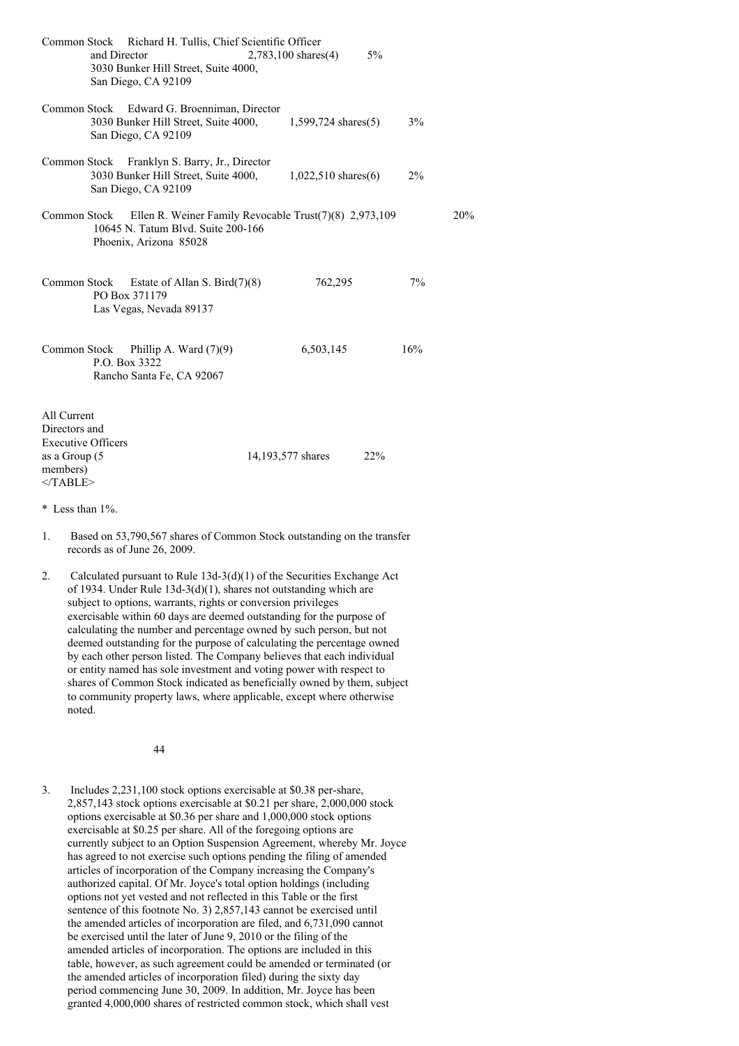| Title of Class | Name and Address of Beneficial Owner | Amount and Nature of Beneficial Ownership | Percent of Class |
|---|---|---|---|
| Common Stock | Richard H. Tullis, Chief Scientific Officer and Director<br>3030 Bunker Hill Street, Suite 4000,<br>San Diego, CA 92109 | 2,783,100 shares(4) | 5% |
| Common Stock | Edward G. Broenniman, Director<br>3030 Bunker Hill Street, Suite 4000,<br>San Diego, CA 92109 | 1,599,724 shares(5) | 3% |
| Common Stock | Franklyn S. Barry, Jr., Director<br>3030 Bunker Hill Street, Suite 4000,<br>San Diego, CA 92109 | 1,022,510 shares(6) | 2% |
| Common Stock | Ellen R. Weiner Family Revocable Trust(7)(8)<br>10645 N. Tatum Blvd. Suite 200-166<br>Phoenix, Arizona 85028 | 2,973,109 | 20% |
| Common Stock | Estate of Allan S. Bird(7)(8)<br>PO Box 371179<br>Las Vegas, Nevada 89137 | 762,295 | 7% |
| Common Stock | Phillip A. Ward (7)(9)<br>P.O. Box 3322<br>Rancho Santa Fe, CA 92067 | 6,503,145 | 16% |
| All Current Directors and Executive Officers as a Group (5 members) | | 14,193,577 shares | 22% |

\* Less than 1%.

1. Based on 53,790,567 shares of Common Stock outstanding on the transfer records as of June 26, 2009.

2. Calculated pursuant to Rule 13d-3(d)(1) of the Securities Exchange Act of 1934. Under Rule 13d-3(d)(1), shares not outstanding which are subject to options, warrants, rights or conversion privileges exercisable within 60 days are deemed outstanding for the purpose of calculating the number and percentage owned by such person, but not deemed outstanding for the purpose of calculating the percentage owned by each other person listed. The Company believes that each individual or entity named has sole investment and voting power with respect to shares of Common Stock indicated as beneficially owned by them, subject to community property laws, where applicable, except where otherwise noted.

3. Includes 2,231,100 stock options exercisable at $0.38 per-share, 2,857,143 stock options exercisable at $0.21 per share, 2,000,000 stock options exercisable at $0.36 per share and 1,000,000 stock options exercisable at $0.25 per share. All of the foregoing options are currently subject to an Option Suspension Agreement, whereby Mr. Joyce has agreed to not exercise such options pending the filing of amended articles of incorporation of the Company increasing the Company's authorized capital. Of Mr. Joyce's total option holdings (including options not yet vested and not reflected in this Table or the first sentence of this footnote No. 3) 2,857,143 cannot be exercised until the amended articles of incorporation are filed, and 6,731,090 cannot be exercised until the later of June 9, 2010 or the filing of the amended articles of incorporation. The options are included in this table, however, as such agreement could be amended or terminated (or the amended articles of incorporation filed) during the sixty day period commencing June 30, 2009. In addition, Mr. Joyce has been granted 4,000,000 shares of restricted common stock, which shall vest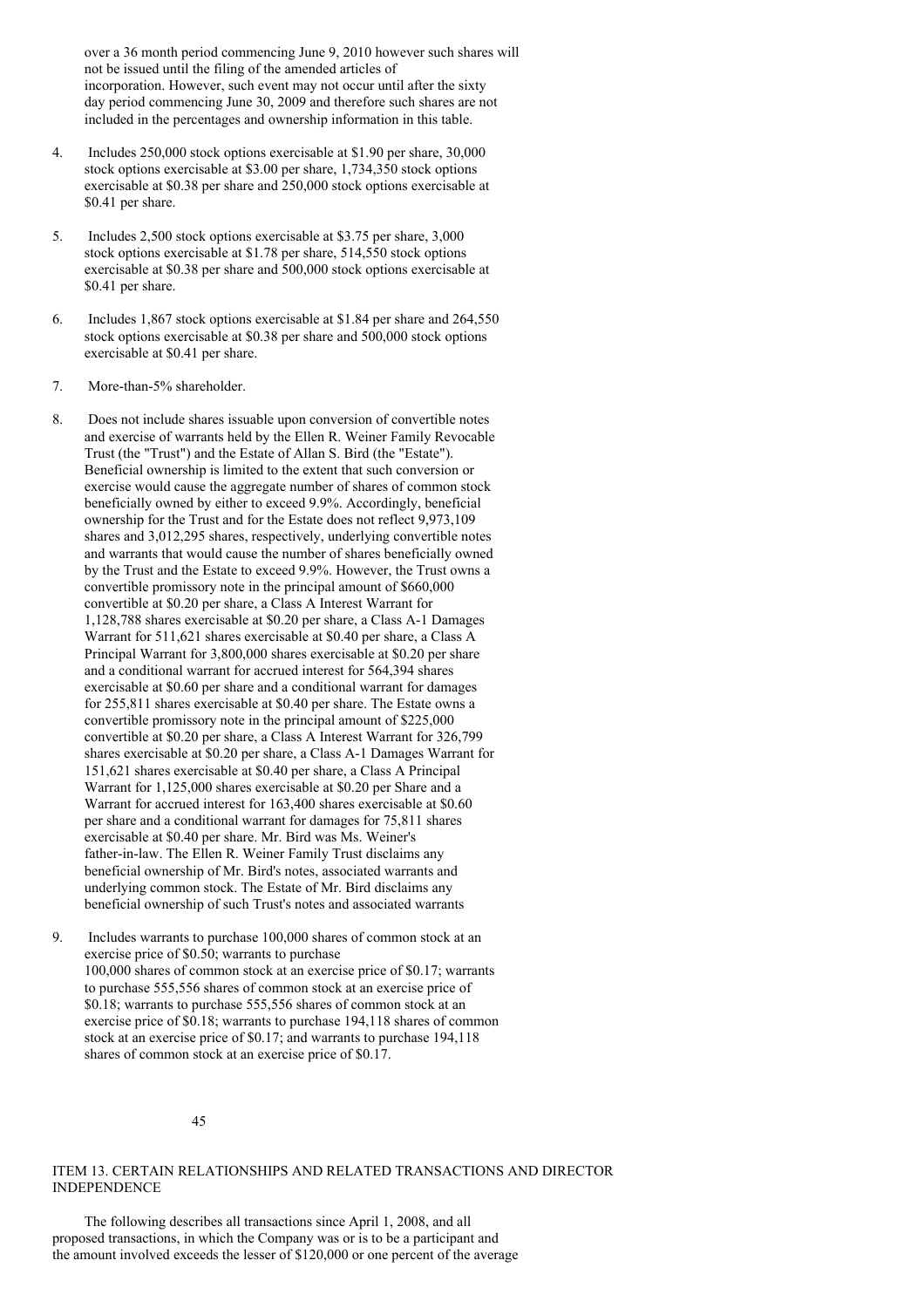over a 36 month period commencing June 9, 2010 however such shares will not be issued until the filing of the amended articles of incorporation. However, such event may not occur until after the sixty day period commencing June 30, 2009 and therefore such shares are not included in the percentages and ownership information in this table.

4. Includes 250,000 stock options exercisable at $1.90 per share, 30,000 stock options exercisable at $3.00 per share, 1,734,350 stock options exercisable at $0.38 per share and 250,000 stock options exercisable at $0.41 per share.

5. Includes 2,500 stock options exercisable at $3.75 per share, 3,000 stock options exercisable at $1.78 per share, 514,550 stock options exercisable at $0.38 per share and 500,000 stock options exercisable at $0.41 per share.

6. Includes 1,867 stock options exercisable at $1.84 per share and 264,550 stock options exercisable at $0.38 per share and 500,000 stock options exercisable at $0.41 per share.

7. More-than-5% shareholder.

8. Does not include shares issuable upon conversion of convertible notes and exercise of warrants held by the Ellen R. Weiner Family Revocable Trust (the "Trust") and the Estate of Allan S. Bird (the "Estate"). Beneficial ownership is limited to the extent that such conversion or exercise would cause the aggregate number of shares of common stock beneficially owned by either to exceed 9.9%. Accordingly, beneficial ownership for the Trust and for the Estate does not reflect 9,973,109 shares and 3,012,295 shares, respectively, underlying convertible notes and warrants that would cause the number of shares beneficially owned by the Trust and the Estate to exceed 9.9%. However, the Trust owns a convertible promissory note in the principal amount of $660,000 convertible at $0.20 per share, a Class A Interest Warrant for 1,128,788 shares exercisable at $0.20 per share, a Class A-1 Damages Warrant for 511,621 shares exercisable at $0.40 per share, a Class A Principal Warrant for 3,800,000 shares exercisable at $0.20 per share and a conditional warrant for accrued interest for 564,394 shares exercisable at $0.60 per share and a conditional warrant for damages for 255,811 shares exercisable at $0.40 per share. The Estate owns a convertible promissory note in the principal amount of $225,000 convertible at $0.20 per share, a Class A Interest Warrant for 326,799 shares exercisable at $0.20 per share, a Class A-1 Damages Warrant for 151,621 shares exercisable at $0.40 per share, a Class A Principal Warrant for 1,125,000 shares exercisable at $0.20 per Share and a Warrant for accrued interest for 163,400 shares exercisable at $0.60 per share and a conditional warrant for damages for 75,811 shares exercisable at $0.40 per share. Mr. Bird was Ms. Weiner's father-in-law. The Ellen R. Weiner Family Trust disclaims any beneficial ownership of Mr. Bird's notes, associated warrants and underlying common stock. The Estate of Mr. Bird disclaims any beneficial ownership of such Trust's notes and associated warrants

9. Includes warrants to purchase 100,000 shares of common stock at an exercise price of $0.50; warrants to purchase 100,000 shares of common stock at an exercise price of $0.17; warrants to purchase 555,556 shares of common stock at an exercise price of $0.18; warrants to purchase 555,556 shares of common stock at an exercise price of $0.18; warrants to purchase 194,118 shares of common stock at an exercise price of $0.17; and warrants to purchase 194,118 shares of common stock at an exercise price of $0.17.

## ITEM 13. CERTAIN RELATIONSHIPS AND RELATED TRANSACTIONS AND DIRECTOR INDEPENDENCE

The following describes all transactions since April 1, 2008, and all proposed transactions, in which the Company was or is to be a participant and the amount involved exceeds the lesser of $120,000 or one percent of the average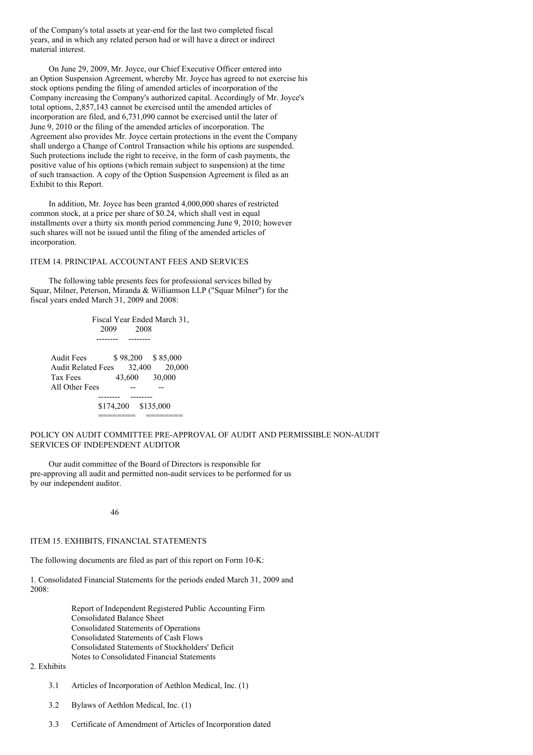of the Company's total assets at year-end for the last two completed fiscal years, and in which any related person had or will have a direct or indirect material interest.

On June 29, 2009, Mr. Joyce, our Chief Executive Officer entered into an Option Suspension Agreement, whereby Mr. Joyce has agreed to not exercise his stock options pending the filing of amended articles of incorporation of the Company increasing the Company's authorized capital. Accordingly of Mr. Joyce's total options, 2,857,143 cannot be exercised until the amended articles of incorporation are filed, and 6,731,090 cannot be exercised until the later of June 9, 2010 or the filing of the amended articles of incorporation. The Agreement also provides Mr. Joyce certain protections in the event the Company shall undergo a Change of Control Transaction while his options are suspended. Such protections include the right to receive, in the form of cash payments, the positive value of his options (which remain subject to suspension) at the time of such transaction. A copy of the Option Suspension Agreement is filed as an Exhibit to this Report.

In addition, Mr. Joyce has been granted 4,000,000 shares of restricted common stock, at a price per share of $0.24, which shall vest in equal installments over a thirty six month period commencing June 9, 2010; however such shares will not be issued until the filing of the amended articles of incorporation.

## ITEM 14. PRINCIPAL ACCOUNTANT FEES AND SERVICES

The following table presents fees for professional services billed by Squar, Milner, Peterson, Miranda & Williamson LLP ("Squar Milner") for the fiscal years ended March 31, 2009 and 2008:

| | Fiscal Year Ended March 31, 2009 | 2008 |
|---|---|---|
| Audit Fees | $ 98,200 | $ 85,000 |
| Audit Related Fees | 32,400 | 20,000 |
| Tax Fees | 43,600 | 30,000 |
| All Other Fees | -- | -- |
| | $174,200 | $135,000 |

## POLICY ON AUDIT COMMITTEE PRE-APPROVAL OF AUDIT AND PERMISSIBLE NON-AUDIT SERVICES OF INDEPENDENT AUDITOR

Our audit committee of the Board of Directors is responsible for pre-approving all audit and permitted non-audit services to be performed for us by our independent auditor.

## ITEM 15. EXHIBITS, FINANCIAL STATEMENTS

The following documents are filed as part of this report on Form 10-K:

1. Consolidated Financial Statements for the periods ended March 31, 2009 and 2008:

   Report of Independent Registered Public Accounting Firm
   Consolidated Balance Sheet
   Consolidated Statements of Operations
   Consolidated Statements of Cash Flows
   Consolidated Statements of Stockholders' Deficit
   Notes to Consolidated Financial Statements

2. Exhibits

   3.1 Articles of Incorporation of Aethlon Medical, Inc. (1)

   3.2 Bylaws of Aethlon Medical, Inc. (1)

   3.3 Certificate of Amendment of Articles of Incorporation dated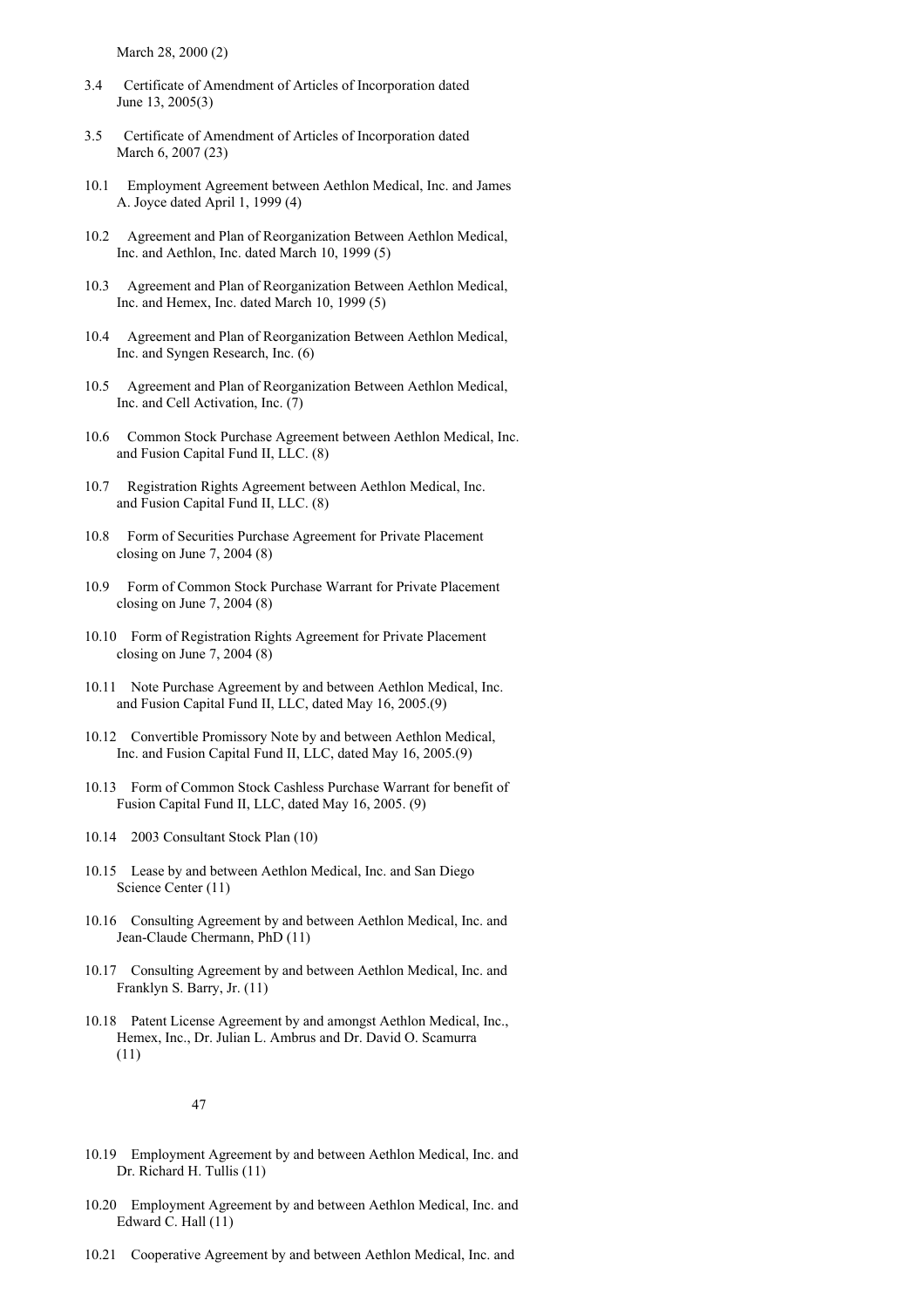March 28, 2000 (2)

3.4 Certificate of Amendment of Articles of Incorporation dated June 13, 2005(3)

3.5 Certificate of Amendment of Articles of Incorporation dated March 6, 2007 (23)

10.1 Employment Agreement between Aethlon Medical, Inc. and James A. Joyce dated April 1, 1999 (4)

10.2 Agreement and Plan of Reorganization Between Aethlon Medical, Inc. and Aethlon, Inc. dated March 10, 1999 (5)

10.3 Agreement and Plan of Reorganization Between Aethlon Medical, Inc. and Hemex, Inc. dated March 10, 1999 (5)

10.4 Agreement and Plan of Reorganization Between Aethlon Medical, Inc. and Syngen Research, Inc. (6)

10.5 Agreement and Plan of Reorganization Between Aethlon Medical, Inc. and Cell Activation, Inc. (7)

10.6 Common Stock Purchase Agreement between Aethlon Medical, Inc. and Fusion Capital Fund II, LLC. (8)

10.7 Registration Rights Agreement between Aethlon Medical, Inc. and Fusion Capital Fund II, LLC. (8)

10.8 Form of Securities Purchase Agreement for Private Placement closing on June 7, 2004 (8)

10.9 Form of Common Stock Purchase Warrant for Private Placement closing on June 7, 2004 (8)

10.10 Form of Registration Rights Agreement for Private Placement closing on June 7, 2004 (8)

10.11 Note Purchase Agreement by and between Aethlon Medical, Inc. and Fusion Capital Fund II, LLC, dated May 16, 2005.(9)

10.12 Convertible Promissory Note by and between Aethlon Medical, Inc. and Fusion Capital Fund II, LLC, dated May 16, 2005.(9)

10.13 Form of Common Stock Cashless Purchase Warrant for benefit of Fusion Capital Fund II, LLC, dated May 16, 2005. (9)

10.14 2003 Consultant Stock Plan (10)

10.15 Lease by and between Aethlon Medical, Inc. and San Diego Science Center (11)

10.16 Consulting Agreement by and between Aethlon Medical, Inc. and Jean-Claude Chermann, PhD (11)

10.17 Consulting Agreement by and between Aethlon Medical, Inc. and Franklyn S. Barry, Jr. (11)

10.18 Patent License Agreement by and amongst Aethlon Medical, Inc., Hemex, Inc., Dr. Julian L. Ambrus and Dr. David O. Scamurra (11)

10.19 Employment Agreement by and between Aethlon Medical, Inc. and Dr. Richard H. Tullis (11)

10.20 Employment Agreement by and between Aethlon Medical, Inc. and Edward C. Hall (11)

10.21 Cooperative Agreement by and between Aethlon Medical, Inc. and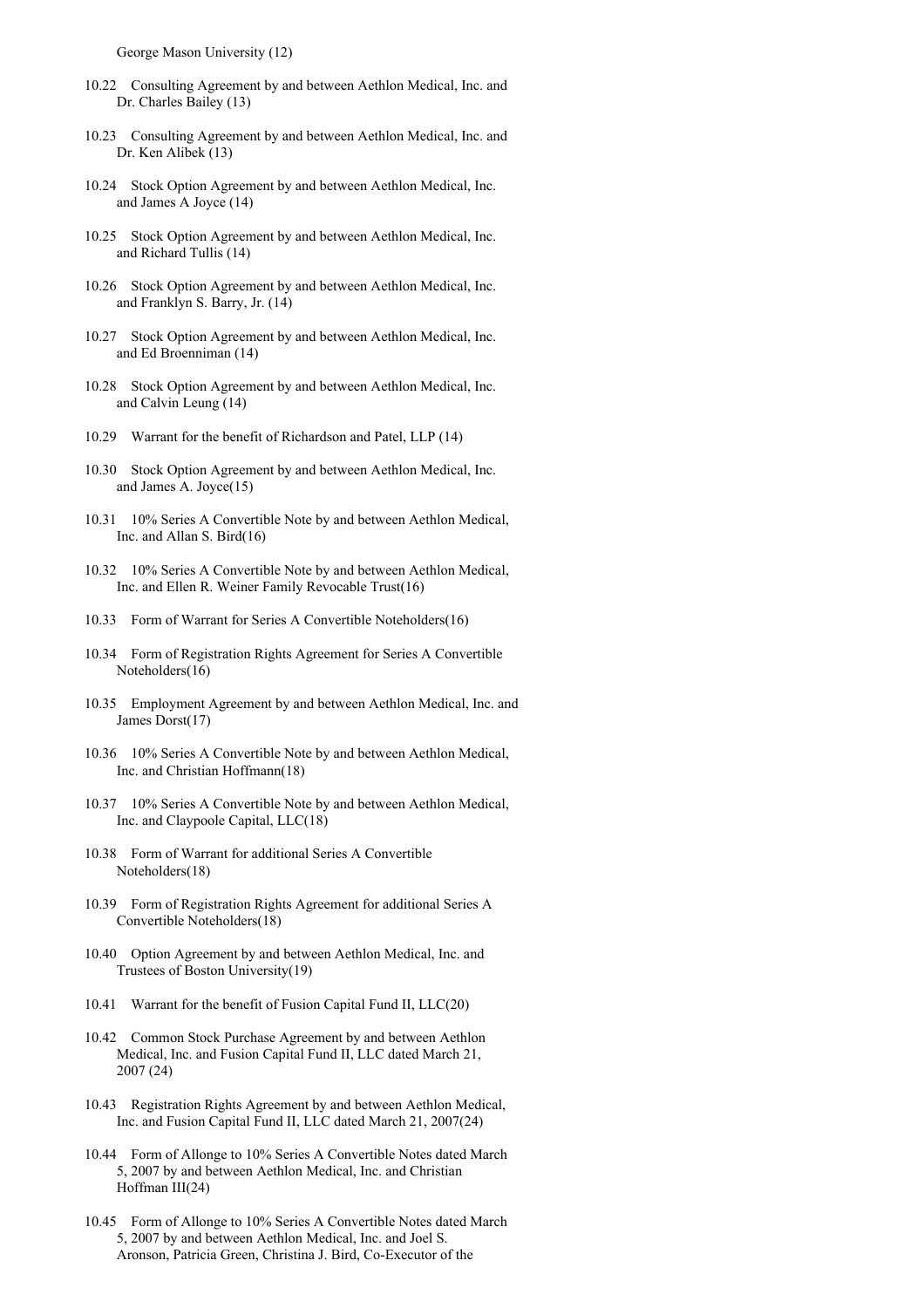George Mason University (12)

10.22 Consulting Agreement by and between Aethlon Medical, Inc. and Dr. Charles Bailey (13)

10.23 Consulting Agreement by and between Aethlon Medical, Inc. and Dr. Ken Alibek (13)

10.24 Stock Option Agreement by and between Aethlon Medical, Inc. and James A Joyce (14)

10.25 Stock Option Agreement by and between Aethlon Medical, Inc. and Richard Tullis (14)

10.26 Stock Option Agreement by and between Aethlon Medical, Inc. and Franklyn S. Barry, Jr. (14)

10.27 Stock Option Agreement by and between Aethlon Medical, Inc. and Ed Broenniman (14)

10.28 Stock Option Agreement by and between Aethlon Medical, Inc. and Calvin Leung (14)

10.29 Warrant for the benefit of Richardson and Patel, LLP (14)

10.30 Stock Option Agreement by and between Aethlon Medical, Inc. and James A. Joyce(15)

10.31 10% Series A Convertible Note by and between Aethlon Medical, Inc. and Allan S. Bird(16)

10.32 10% Series A Convertible Note by and between Aethlon Medical, Inc. and Ellen R. Weiner Family Revocable Trust(16)

10.33 Form of Warrant for Series A Convertible Noteholders(16)

10.34 Form of Registration Rights Agreement for Series A Convertible Noteholders(16)

10.35 Employment Agreement by and between Aethlon Medical, Inc. and James Dorst(17)

10.36 10% Series A Convertible Note by and between Aethlon Medical, Inc. and Christian Hoffmann(18)

10.37 10% Series A Convertible Note by and between Aethlon Medical, Inc. and Claypoole Capital, LLC(18)

10.38 Form of Warrant for additional Series A Convertible Noteholders(18)

10.39 Form of Registration Rights Agreement for additional Series A Convertible Noteholders(18)

10.40 Option Agreement by and between Aethlon Medical, Inc. and Trustees of Boston University(19)

10.41 Warrant for the benefit of Fusion Capital Fund II, LLC(20)

10.42 Common Stock Purchase Agreement by and between Aethlon Medical, Inc. and Fusion Capital Fund II, LLC dated March 21, 2007 (24)

10.43 Registration Rights Agreement by and between Aethlon Medical, Inc. and Fusion Capital Fund II, LLC dated March 21, 2007(24)

10.44 Form of Allonge to 10% Series A Convertible Notes dated March 5, 2007 by and between Aethlon Medical, Inc. and Christian Hoffman III(24)

10.45 Form of Allonge to 10% Series A Convertible Notes dated March 5, 2007 by and between Aethlon Medical, Inc. and Joel S. Aronson, Patricia Green, Christina J. Bird, Co-Executor of the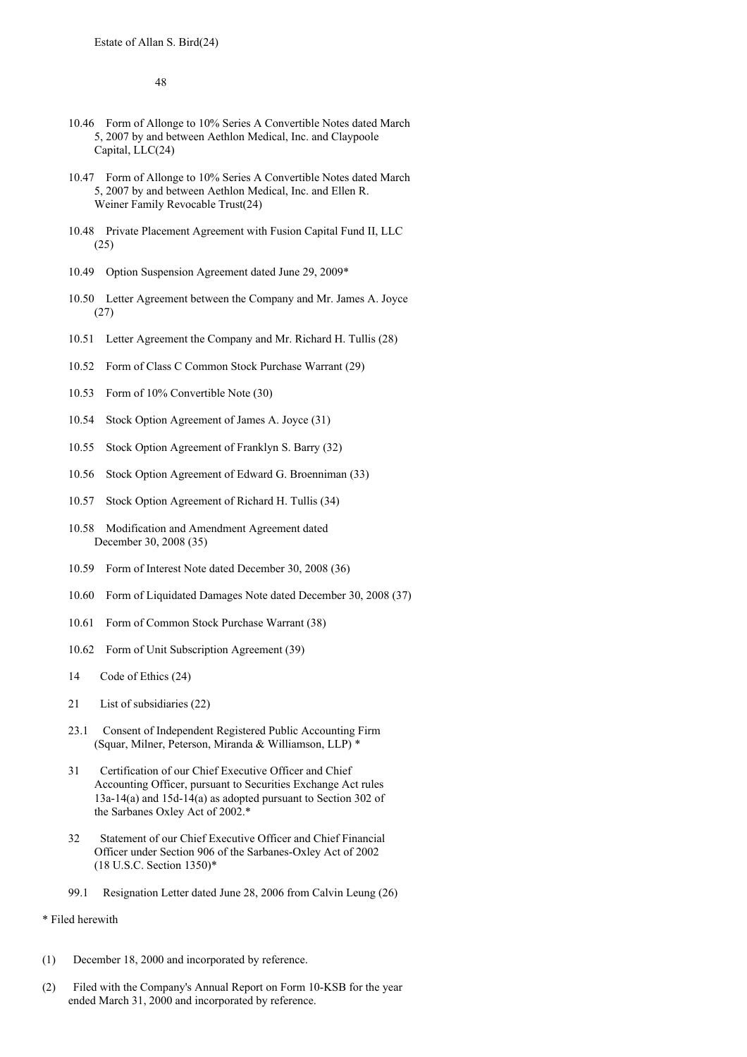Estate of Allan S. Bird(24)

- 10.46 Form of Allonge to 10% Series A Convertible Notes dated March 5, 2007 by and between Aethlon Medical, Inc. and Claypoole Capital, LLC(24)
- 10.47 Form of Allonge to 10% Series A Convertible Notes dated March 5, 2007 by and between Aethlon Medical, Inc. and Ellen R. Weiner Family Revocable Trust(24)
- 10.48 Private Placement Agreement with Fusion Capital Fund II, LLC (25)
- 10.49 Option Suspension Agreement dated June 29, 2009*
- 10.50 Letter Agreement between the Company and Mr. James A. Joyce (27)
- 10.51 Letter Agreement the Company and Mr. Richard H. Tullis (28)
- 10.52 Form of Class C Common Stock Purchase Warrant (29)
- 10.53 Form of 10% Convertible Note (30)
- 10.54 Stock Option Agreement of James A. Joyce (31)
- 10.55 Stock Option Agreement of Franklyn S. Barry (32)
- 10.56 Stock Option Agreement of Edward G. Broenniman (33)
- 10.57 Stock Option Agreement of Richard H. Tullis (34)
- 10.58 Modification and Amendment Agreement dated December 30, 2008 (35)
- 10.59 Form of Interest Note dated December 30, 2008 (36)
- 10.60 Form of Liquidated Damages Note dated December 30, 2008 (37)
- 10.61 Form of Common Stock Purchase Warrant (38)
- 10.62 Form of Unit Subscription Agreement (39)
- 14 Code of Ethics (24)
- 21 List of subsidiaries (22)
- 23.1 Consent of Independent Registered Public Accounting Firm (Squar, Milner, Peterson, Miranda & Williamson, LLP) *
- 31 Certification of our Chief Executive Officer and Chief Accounting Officer, pursuant to Securities Exchange Act rules 13a-14(a) and 15d-14(a) as adopted pursuant to Section 302 of the Sarbanes Oxley Act of 2002.*
- 32 Statement of our Chief Executive Officer and Chief Financial Officer under Section 906 of the Sarbanes-Oxley Act of 2002 (18 U.S.C. Section 1350)*
- 99.1 Resignation Letter dated June 28, 2006 from Calvin Leung (26)

\* Filed herewith

(1) December 18, 2000 and incorporated by reference.

(2) Filed with the Company's Annual Report on Form 10-KSB for the year ended March 31, 2000 and incorporated by reference.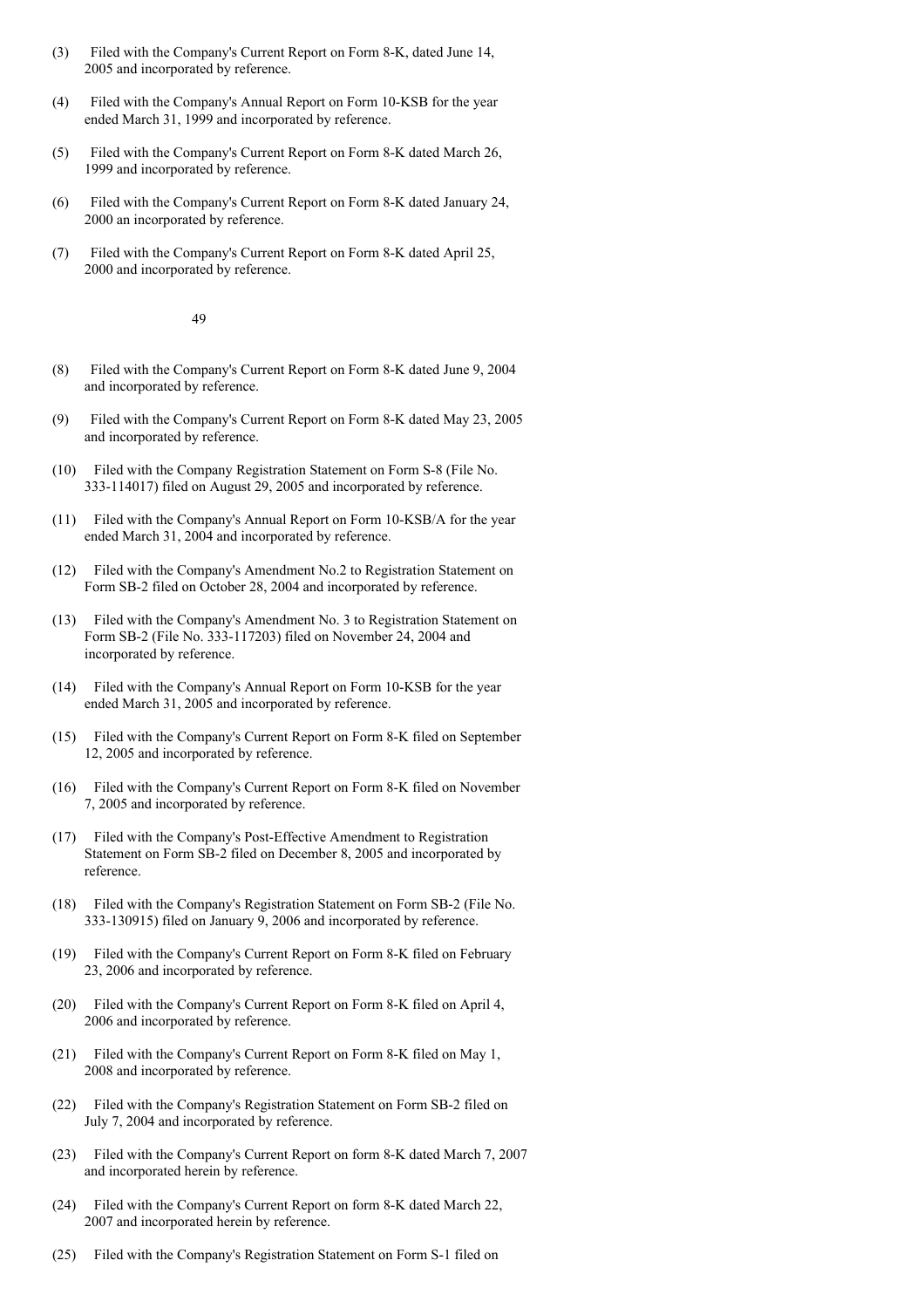(3) Filed with the Company's Current Report on Form 8-K, dated June 14, 2005 and incorporated by reference.

(4) Filed with the Company's Annual Report on Form 10-KSB for the year ended March 31, 1999 and incorporated by reference.

(5) Filed with the Company's Current Report on Form 8-K dated March 26, 1999 and incorporated by reference.

(6) Filed with the Company's Current Report on Form 8-K dated January 24, 2000 an incorporated by reference.

(7) Filed with the Company's Current Report on Form 8-K dated April 25, 2000 and incorporated by reference.

(8) Filed with the Company's Current Report on Form 8-K dated June 9, 2004 and incorporated by reference.

(9) Filed with the Company's Current Report on Form 8-K dated May 23, 2005 and incorporated by reference.

(10) Filed with the Company Registration Statement on Form S-8 (File No. 333-114017) filed on August 29, 2005 and incorporated by reference.

(11) Filed with the Company's Annual Report on Form 10-KSB/A for the year ended March 31, 2004 and incorporated by reference.

(12) Filed with the Company's Amendment No.2 to Registration Statement on Form SB-2 filed on October 28, 2004 and incorporated by reference.

(13) Filed with the Company's Amendment No. 3 to Registration Statement on Form SB-2 (File No. 333-117203) filed on November 24, 2004 and incorporated by reference.

(14) Filed with the Company's Annual Report on Form 10-KSB for the year ended March 31, 2005 and incorporated by reference.

(15) Filed with the Company's Current Report on Form 8-K filed on September 12, 2005 and incorporated by reference.

(16) Filed with the Company's Current Report on Form 8-K filed on November 7, 2005 and incorporated by reference.

(17) Filed with the Company's Post-Effective Amendment to Registration Statement on Form SB-2 filed on December 8, 2005 and incorporated by reference.

(18) Filed with the Company's Registration Statement on Form SB-2 (File No. 333-130915) filed on January 9, 2006 and incorporated by reference.

(19) Filed with the Company's Current Report on Form 8-K filed on February 23, 2006 and incorporated by reference.

(20) Filed with the Company's Current Report on Form 8-K filed on April 4, 2006 and incorporated by reference.

(21) Filed with the Company's Current Report on Form 8-K filed on May 1, 2008 and incorporated by reference.

(22) Filed with the Company's Registration Statement on Form SB-2 filed on July 7, 2004 and incorporated by reference.

(23) Filed with the Company's Current Report on form 8-K dated March 7, 2007 and incorporated herein by reference.

(24) Filed with the Company's Current Report on form 8-K dated March 22, 2007 and incorporated herein by reference.

(25) Filed with the Company's Registration Statement on Form S-1 filed on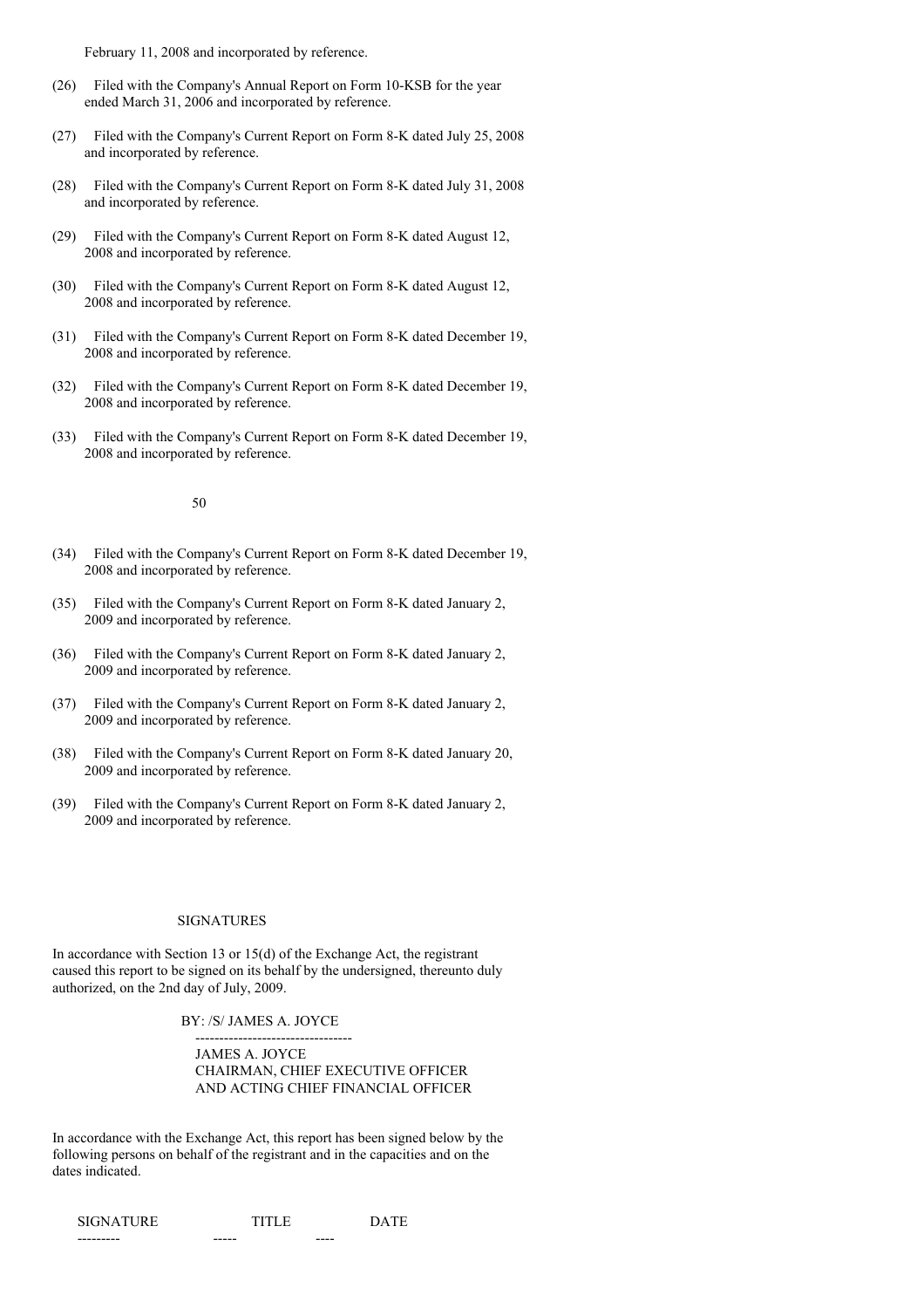February 11, 2008 and incorporated by reference.

(26) Filed with the Company's Annual Report on Form 10-KSB for the year ended March 31, 2006 and incorporated by reference.

(27) Filed with the Company's Current Report on Form 8-K dated July 25, 2008 and incorporated by reference.

(28) Filed with the Company's Current Report on Form 8-K dated July 31, 2008 and incorporated by reference.

(29) Filed with the Company's Current Report on Form 8-K dated August 12, 2008 and incorporated by reference.

(30) Filed with the Company's Current Report on Form 8-K dated August 12, 2008 and incorporated by reference.

(31) Filed with the Company's Current Report on Form 8-K dated December 19, 2008 and incorporated by reference.

(32) Filed with the Company's Current Report on Form 8-K dated December 19, 2008 and incorporated by reference.

(33) Filed with the Company's Current Report on Form 8-K dated December 19, 2008 and incorporated by reference.

(34) Filed with the Company's Current Report on Form 8-K dated December 19, 2008 and incorporated by reference.

(35) Filed with the Company's Current Report on Form 8-K dated January 2, 2009 and incorporated by reference.

(36) Filed with the Company's Current Report on Form 8-K dated January 2, 2009 and incorporated by reference.

(37) Filed with the Company's Current Report on Form 8-K dated January 2, 2009 and incorporated by reference.

(38) Filed with the Company's Current Report on Form 8-K dated January 20, 2009 and incorporated by reference.

(39) Filed with the Company's Current Report on Form 8-K dated January 2, 2009 and incorporated by reference.

## SIGNATURES

In accordance with Section 13 or 15(d) of the Exchange Act, the registrant caused this report to be signed on its behalf by the undersigned, thereunto duly authorized, on the 2nd day of July, 2009.

BY: /S/ JAMES A. JOYCE

---

JAMES A. JOYCE
CHAIRMAN, CHIEF EXECUTIVE OFFICER
AND ACTING CHIEF FINANCIAL OFFICER

In accordance with the Exchange Act, this report has been signed below by the following persons on behalf of the registrant and in the capacities and on the dates indicated.

| SIGNATURE | TITLE | DATE |
| --- | --- | --- |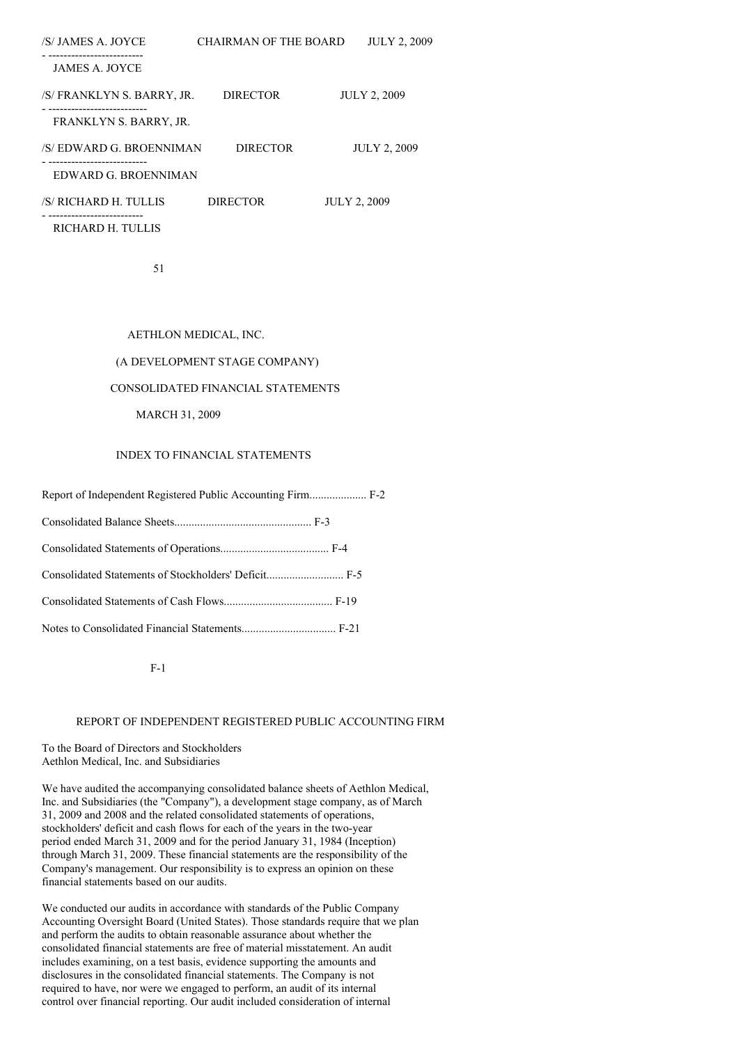| | | |
|---|---|---|
| /S/ JAMES A. JOYCE<br>JAMES A. JOYCE | CHAIRMAN OF THE BOARD | JULY 2, 2009 |
| /S/ FRANKLYN S. BARRY, JR.<br>FRANKLYN S. BARRY, JR. | DIRECTOR | JULY 2, 2009 |
| /S/ EDWARD G. BROENNIMAN<br>EDWARD G. BROENNIMAN | DIRECTOR | JULY 2, 2009 |
| /S/ RICHARD H. TULLIS<br>RICHARD H. TULLIS | DIRECTOR | JULY 2, 2009 |

AETHLON MEDICAL, INC.

(A DEVELOPMENT STAGE COMPANY)

CONSOLIDATED FINANCIAL STATEMENTS

MARCH 31, 2009

INDEX TO FINANCIAL STATEMENTS

Report of Independent Registered Public Accounting Firm.................... F-2

Consolidated Balance Sheets................................................ F-3

Consolidated Statements of Operations...................................... F-4

Consolidated Statements of Stockholders' Deficit........................... F-5

Consolidated Statements of Cash Flows...................................... F-19

Notes to Consolidated Financial Statements................................. F-21

## REPORT OF INDEPENDENT REGISTERED PUBLIC ACCOUNTING FIRM

To the Board of Directors and Stockholders
Aethlon Medical, Inc. and Subsidiaries

We have audited the accompanying consolidated balance sheets of Aethlon Medical, Inc. and Subsidiaries (the "Company"), a development stage company, as of March 31, 2009 and 2008 and the related consolidated statements of operations, stockholders' deficit and cash flows for each of the years in the two-year period ended March 31, 2009 and for the period January 31, 1984 (Inception) through March 31, 2009. These financial statements are the responsibility of the Company's management. Our responsibility is to express an opinion on these financial statements based on our audits.

We conducted our audits in accordance with standards of the Public Company Accounting Oversight Board (United States). Those standards require that we plan and perform the audits to obtain reasonable assurance about whether the consolidated financial statements are free of material misstatement. An audit includes examining, on a test basis, evidence supporting the amounts and disclosures in the consolidated financial statements. The Company is not required to have, nor were we engaged to perform, an audit of its internal control over financial reporting. Our audit included consideration of internal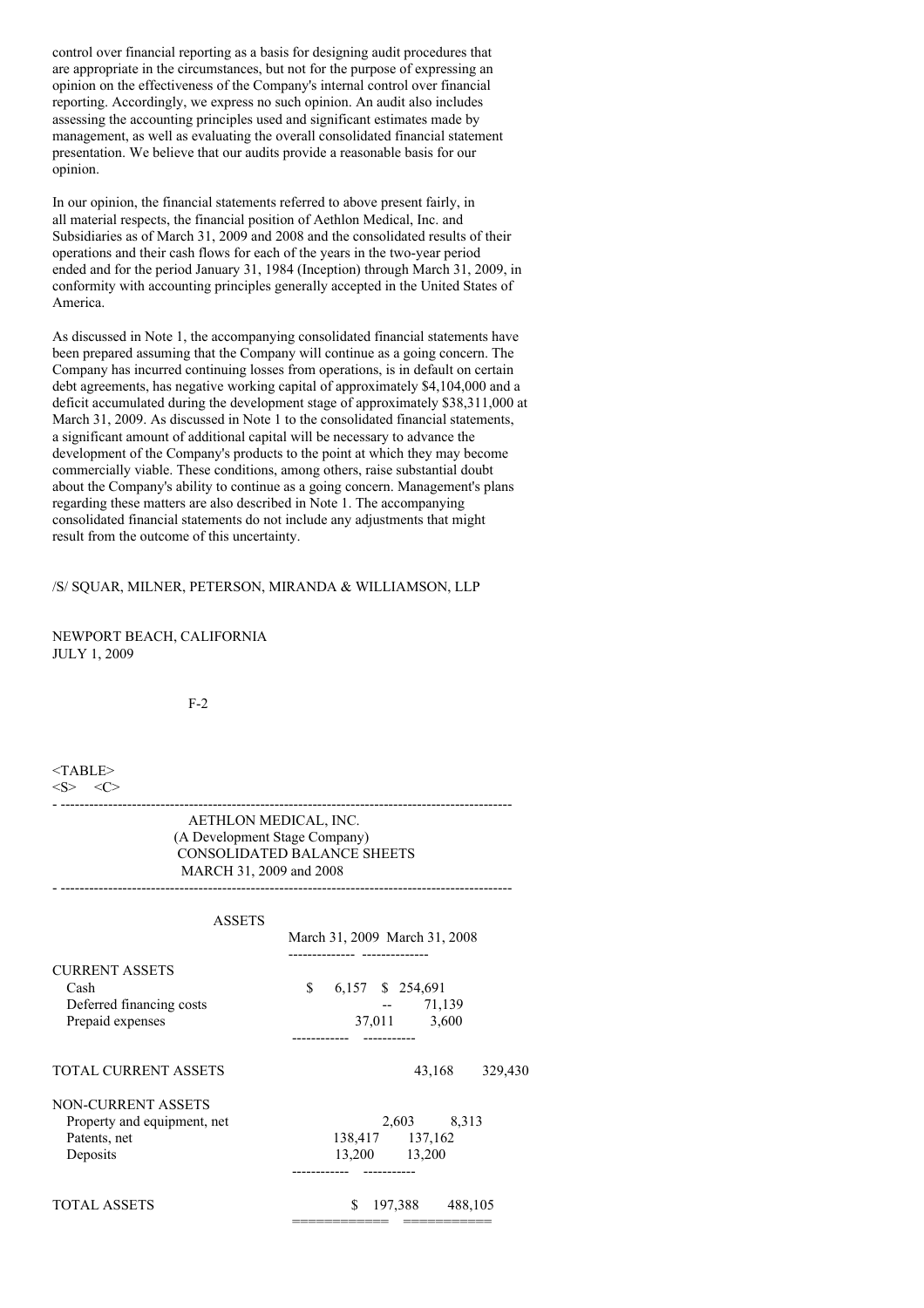control over financial reporting as a basis for designing audit procedures that are appropriate in the circumstances, but not for the purpose of expressing an opinion on the effectiveness of the Company's internal control over financial reporting. Accordingly, we express no such opinion. An audit also includes assessing the accounting principles used and significant estimates made by management, as well as evaluating the overall consolidated financial statement presentation. We believe that our audits provide a reasonable basis for our opinion.

In our opinion, the financial statements referred to above present fairly, in all material respects, the financial position of Aethlon Medical, Inc. and Subsidiaries as of March 31, 2009 and 2008 and the consolidated results of their operations and their cash flows for each of the years in the two-year period ended and for the period January 31, 1984 (Inception) through March 31, 2009, in conformity with accounting principles generally accepted in the United States of America.

As discussed in Note 1, the accompanying consolidated financial statements have been prepared assuming that the Company will continue as a going concern. The Company has incurred continuing losses from operations, is in default on certain debt agreements, has negative working capital of approximately $4,104,000 and a deficit accumulated during the development stage of approximately $38,311,000 at March 31, 2009. As discussed in Note 1 to the consolidated financial statements, a significant amount of additional capital will be necessary to advance the development of the Company's products to the point at which they may become commercially viable. These conditions, among others, raise substantial doubt about the Company's ability to continue as a going concern. Management's plans regarding these matters are also described in Note 1. The accompanying consolidated financial statements do not include any adjustments that might result from the outcome of this uncertainty.

/S/ SQUAR, MILNER, PETERSON, MIRANDA & WILLIAMSON, LLP

NEWPORT BEACH, CALIFORNIA
JULY 1, 2009

AETHLON MEDICAL, INC.
(A Development Stage Company)
CONSOLIDATED BALANCE SHEETS
MARCH 31, 2009 and 2008

| ASSETS | March 31, 2009 | March 31, 2008 |
|---|---|---|
| **CURRENT ASSETS** | | |
| Cash | $ 6,157 | $ 254,691 |
| Deferred financing costs | -- | 71,139 |
| Prepaid expenses | 37,011 | 3,600 |
| **TOTAL CURRENT ASSETS** | 43,168 | 329,430 |
| **NON-CURRENT ASSETS** | | |
| Property and equipment, net | 2,603 | 8,313 |
| Patents, net | 138,417 | 137,162 |
| Deposits | 13,200 | 13,200 |
| **TOTAL ASSETS** | $ 197,388 | 488,105 |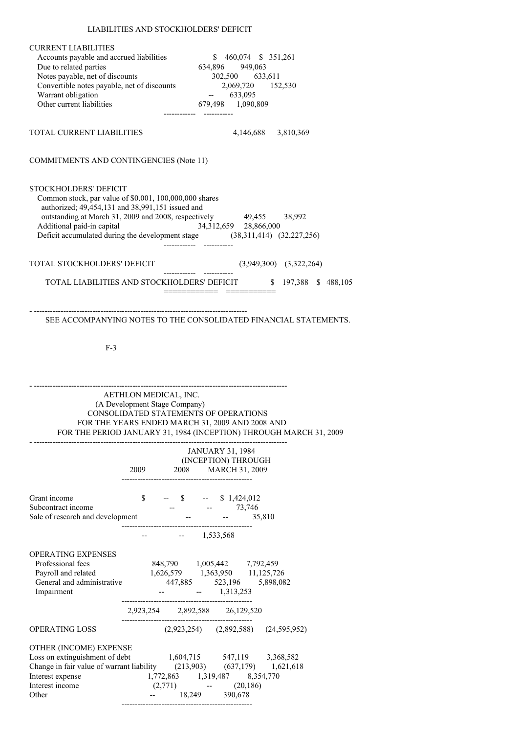## LIABILITIES AND STOCKHOLDERS' DEFICIT

| | 2009 | 2008 |
|---|---|---|
| **CURRENT LIABILITIES** | | |
| Accounts payable and accrued liabilities | $ 460,074 | $ 351,261 |
| Due to related parties | 634,896 | 949,063 |
| Notes payable, net of discounts | 302,500 | 633,611 |
| Convertible notes payable, net of discounts | 2,069,720 | 152,530 |
| Warrant obligation | -- | 633,095 |
| Other current liabilities | 679,498 | 1,090,809 |
| TOTAL CURRENT LIABILITIES | 4,146,688 | 3,810,369 |
| COMMITMENTS AND CONTINGENCIES (Note 11) | | |
| **STOCKHOLDERS' DEFICIT** | | |
| Common stock, par value of $0.001, 100,000,000 shares authorized; 49,454,131 and 38,991,151 issued and outstanding at March 31, 2009 and 2008, respectively | 49,455 | 38,992 |
| Additional paid-in capital | 34,312,659 | 28,866,000 |
| Deficit accumulated during the development stage | (38,311,414) | (32,227,256) |
| TOTAL STOCKHOLDERS' DEFICIT | (3,949,300) | (3,322,264) |
| TOTAL LIABILITIES AND STOCKHOLDERS' DEFICIT | $ 197,388 | $ 488,105 |

SEE ACCOMPANYING NOTES TO THE CONSOLIDATED FINANCIAL STATEMENTS.

F-3

# AETHLON MEDICAL, INC.
## (A Development Stage Company)
## CONSOLIDATED STATEMENTS OF OPERATIONS
## FOR THE YEARS ENDED MARCH 31, 2009 AND 2008 AND FOR THE PERIOD JANUARY 31, 1984 (INCEPTION) THROUGH MARCH 31, 2009

| | 2009 | 2008 | JANUARY 31, 1984 (INCEPTION) THROUGH MARCH 31, 2009 |
|---|---|---|---|
| Grant income | $ -- | $ -- | $ 1,424,012 |
| Subcontract income | -- | -- | 73,746 |
| Sale of research and development | -- | -- | 35,810 |
| | -- | -- | 1,533,568 |
| **OPERATING EXPENSES** | | | |
| Professional fees | 848,790 | 1,005,442 | 7,792,459 |
| Payroll and related | 1,626,579 | 1,363,950 | 11,125,726 |
| General and administrative | 447,885 | 523,196 | 5,898,082 |
| Impairment | -- | -- | 1,313,253 |
| | 2,923,254 | 2,892,588 | 26,129,520 |
| OPERATING LOSS | (2,923,254) | (2,892,588) | (24,595,952) |
| **OTHER (INCOME) EXPENSE** | | | |
| Loss on extinguishment of debt | 1,604,715 | 547,119 | 3,368,582 |
| Change in fair value of warrant liability | (213,903) | (637,179) | 1,621,618 |
| Interest expense | 1,772,863 | 1,319,487 | 8,354,770 |
| Interest income | (2,771) | -- | (20,186) |
| Other | -- | 18,249 | 390,678 |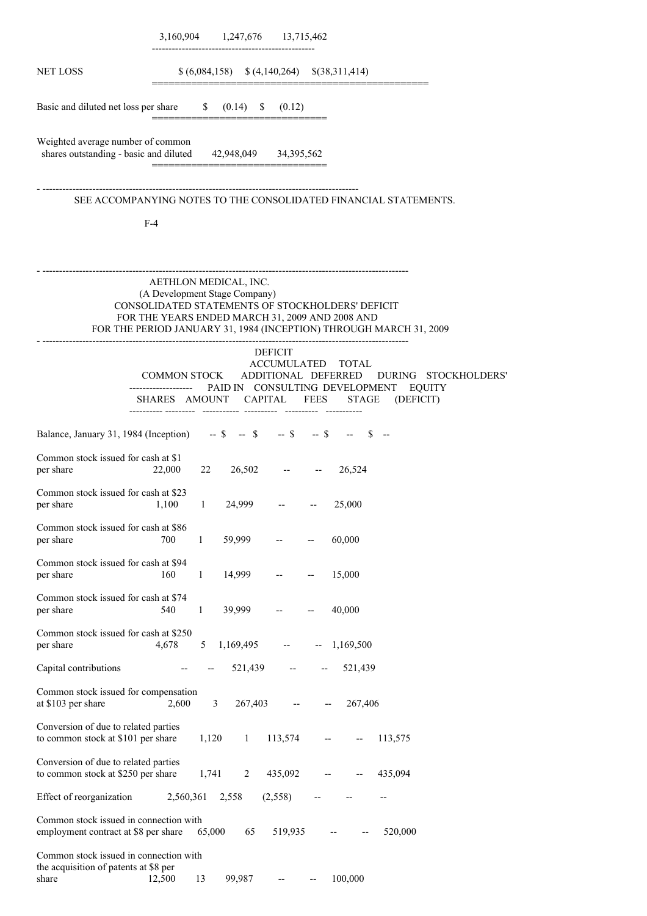| | | | |
|---|---|---|---|
| | 3,160,904 | 1,247,676 | 13,715,462 |
| NET LOSS | $ (6,084,158) | $ (4,140,264) | $(38,311,414) |
| Basic and diluted net loss per share | $ (0.14) | $ (0.12) | |
| Weighted average number of common shares outstanding - basic and diluted | 42,948,049 | 34,395,562 | |

SEE ACCOMPANYING NOTES TO THE CONSOLIDATED FINANCIAL STATEMENTS.

F-4

AETHLON MEDICAL, INC.
(A Development Stage Company)
CONSOLIDATED STATEMENTS OF STOCKHOLDERS' DEFICIT
FOR THE YEARS ENDED MARCH 31, 2009 AND 2008 AND
FOR THE PERIOD JANUARY 31, 1984 (INCEPTION) THROUGH MARCH 31, 2009

| | COMMON STOCK | | ADDITIONAL | DEFERRED | DEFICIT ACCUMULATED DURING | TOTAL STOCKHOLDERS' |
|---|---|---|---|---|---|---|
| | SHARES | AMOUNT | PAID IN CAPITAL | CONSULTING FEES | DEVELOPMENT STAGE | EQUITY (DEFICIT) |
| Balance, January 31, 1984 (Inception) | -- | $ -- | $ -- | $ -- | $ -- | $ -- |
| Common stock issued for cash at $1 per share | 22,000 | 22 | 26,502 | -- | -- | 26,524 |
| Common stock issued for cash at $23 per share | 1,100 | 1 | 24,999 | -- | -- | 25,000 |
| Common stock issued for cash at $86 per share | 700 | 1 | 59,999 | -- | -- | 60,000 |
| Common stock issued for cash at $94 per share | 160 | 1 | 14,999 | -- | -- | 15,000 |
| Common stock issued for cash at $74 per share | 540 | 1 | 39,999 | -- | -- | 40,000 |
| Common stock issued for cash at $250 per share | 4,678 | 5 | 1,169,495 | -- | -- | 1,169,500 |
| Capital contributions | -- | -- | 521,439 | -- | -- | 521,439 |
| Common stock issued for compensation at $103 per share | 2,600 | 3 | 267,403 | -- | -- | 267,406 |
| Conversion of due to related parties to common stock at $101 per share | 1,120 | 1 | 113,574 | -- | -- | 113,575 |
| Conversion of due to related parties to common stock at $250 per share | 1,741 | 2 | 435,092 | -- | -- | 435,094 |
| Effect of reorganization | 2,560,361 | 2,558 | (2,558) | -- | -- | -- |
| Common stock issued in connection with employment contract at $8 per share | 65,000 | 65 | 519,935 | -- | -- | 520,000 |
| Common stock issued in connection with the acquisition of patents at $8 per share | 12,500 | 13 | 99,987 | -- | -- | 100,000 |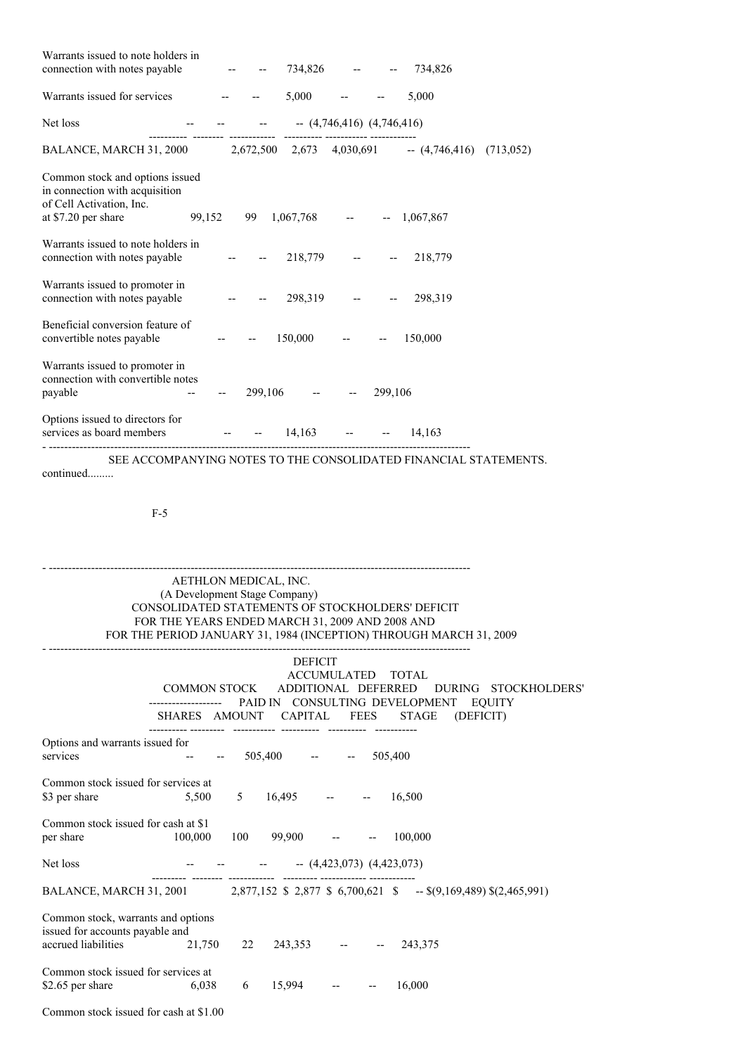| | SHARES | AMOUNT | ADDITIONAL PAID IN CAPITAL | DEFERRED CONSULTING FEES | DEFICIT ACCUMULATED DURING DEVELOPMENT STAGE | TOTAL STOCKHOLDERS' EQUITY (DEFICIT) |
|---|---|---|---|---|---|---|
| Warrants issued to note holders in connection with notes payable | -- | -- | 734,826 | -- | -- | 734,826 |
| Warrants issued for services | -- | -- | 5,000 | -- | -- | 5,000 |
| Net loss | -- | -- | -- | -- | (4,746,416) | (4,746,416) |
| BALANCE, MARCH 31, 2000 | 2,672,500 | 2,673 | 4,030,691 | -- | (4,746,416) | (713,052) |
| Common stock and options issued in connection with acquisition of Cell Activation, Inc. at $7.20 per share | 99,152 | 99 | 1,067,768 | -- | -- | 1,067,867 |
| Warrants issued to note holders in connection with notes payable | -- | -- | 218,779 | -- | -- | 218,779 |
| Warrants issued to promoter in connection with notes payable | -- | -- | 298,319 | -- | -- | 298,319 |
| Beneficial conversion feature of convertible notes payable | -- | -- | 150,000 | -- | -- | 150,000 |
| Warrants issued to promoter in connection with convertible notes payable | -- | -- | 299,106 | -- | -- | 299,106 |
| Options issued to directors for services as board members | -- | -- | 14,163 | -- | -- | 14,163 |

SEE ACCOMPANYING NOTES TO THE CONSOLIDATED FINANCIAL STATEMENTS.

continued.........

AETHLON MEDICAL, INC.
(A Development Stage Company)
CONSOLIDATED STATEMENTS OF STOCKHOLDERS' DEFICIT
FOR THE YEARS ENDED MARCH 31, 2009 AND 2008 AND
FOR THE PERIOD JANUARY 31, 1984 (INCEPTION) THROUGH MARCH 31, 2009

| | COMMON STOCK | | ADDITIONAL PAID IN CAPITAL | DEFERRED CONSULTING FEES | DEFICIT ACCUMULATED DURING DEVELOPMENT STAGE | TOTAL STOCKHOLDERS' EQUITY (DEFICIT) |
|---|---|---|---|---|---|---|
| | SHARES | AMOUNT | | | | |
| Options and warrants issued for services | -- | -- | 505,400 | -- | -- | 505,400 |
| Common stock issued for services at $3 per share | 5,500 | 5 | 16,495 | -- | -- | 16,500 |
| Common stock issued for cash at $1 per share | 100,000 | 100 | 99,900 | -- | -- | 100,000 |
| Net loss | -- | -- | -- | -- | (4,423,073) | (4,423,073) |
| BALANCE, MARCH 31, 2001 | 2,877,152 | $ 2,877 | $ 6,700,621 | $ -- | $(9,169,489) | $(2,465,991) |
| Common stock, warrants and options issued for accounts payable and accrued liabilities | 21,750 | 22 | 243,353 | -- | -- | 243,375 |
| Common stock issued for services at $2.65 per share | 6,038 | 6 | 15,994 | -- | -- | 16,000 |
| Common stock issued for cash at $1.00 | | | | | | |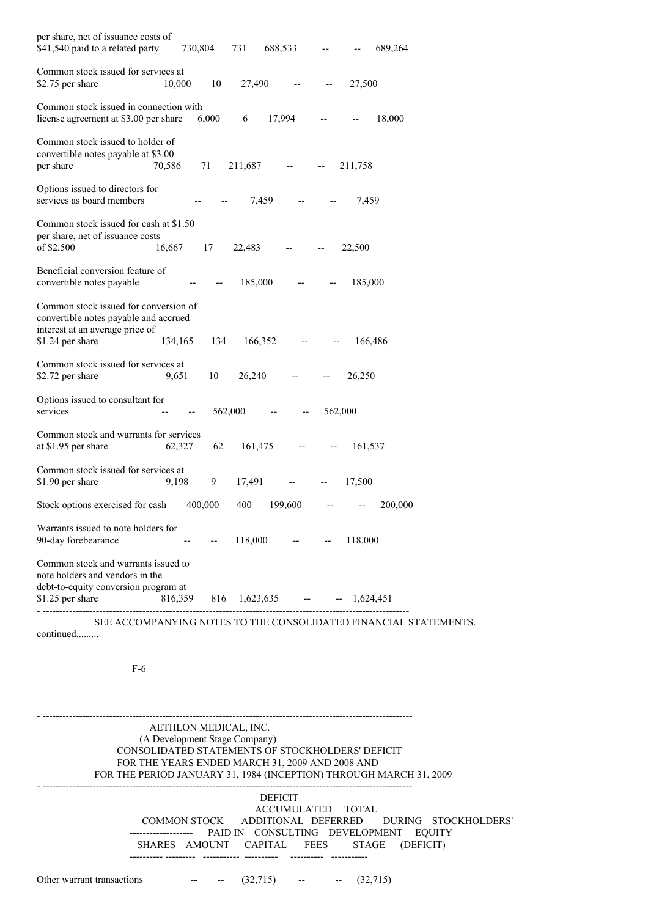| | SHARES | AMOUNT | ADDITIONAL PAID IN CAPITAL | DEFERRED CONSULTING FEES | DEFICIT ACCUMULATED DURING DEVELOPMENT STAGE | TOTAL STOCKHOLDERS' EQUITY (DEFICIT) |
|---|---|---|---|---|---|---|
| per share, net of issuance costs of $41,540 paid to a related party | 730,804 | 731 | 688,533 | -- | -- | 689,264 |
| Common stock issued for services at $2.75 per share | 10,000 | 10 | 27,490 | -- | -- | 27,500 |
| Common stock issued in connection with license agreement at $3.00 per share | 6,000 | 6 | 17,994 | -- | -- | 18,000 |
| Common stock issued to holder of convertible notes payable at $3.00 per share | 70,586 | 71 | 211,687 | -- | -- | 211,758 |
| Options issued to directors for services as board members | -- | -- | 7,459 | -- | -- | 7,459 |
| Common stock issued for cash at $1.50 per share, net of issuance costs of $2,500 | 16,667 | 17 | 22,483 | -- | -- | 22,500 |
| Beneficial conversion feature of convertible notes payable | -- | -- | 185,000 | -- | -- | 185,000 |
| Common stock issued for conversion of convertible notes payable and accrued interest at an average price of $1.24 per share | 134,165 | 134 | 166,352 | -- | -- | 166,486 |
| Common stock issued for services at $2.72 per share | 9,651 | 10 | 26,240 | -- | -- | 26,250 |
| Options issued to consultant for services | -- | -- | 562,000 | -- | -- | 562,000 |
| Common stock and warrants for services at $1.95 per share | 62,327 | 62 | 161,475 | -- | -- | 161,537 |
| Common stock issued for services at $1.90 per share | 9,198 | 9 | 17,491 | -- | -- | 17,500 |
| Stock options exercised for cash | 400,000 | 400 | 199,600 | -- | -- | 200,000 |
| Warrants issued to note holders for 90-day forebearance | -- | -- | 118,000 | -- | -- | 118,000 |
| Common stock and warrants issued to note holders and vendors in the debt-to-equity conversion program at $1.25 per share | 816,359 | 816 | 1,623,635 | -- | -- | 1,624,451 |

SEE ACCOMPANYING NOTES TO THE CONSOLIDATED FINANCIAL STATEMENTS.

continued.........

AETHLON MEDICAL, INC.
(A Development Stage Company)
CONSOLIDATED STATEMENTS OF STOCKHOLDERS' DEFICIT
FOR THE YEARS ENDED MARCH 31, 2009 AND 2008 AND
FOR THE PERIOD JANUARY 31, 1984 (INCEPTION) THROUGH MARCH 31, 2009

| | COMMON STOCK | | ADDITIONAL PAID IN CAPITAL | DEFERRED CONSULTING FEES | DEFICIT ACCUMULATED DURING DEVELOPMENT STAGE | TOTAL STOCKHOLDERS' EQUITY (DEFICIT) |
|---|---|---|---|---|---|---|
| | SHARES | AMOUNT | | | | |
| Other warrant transactions | -- | -- | (32,715) | -- | -- | (32,715) |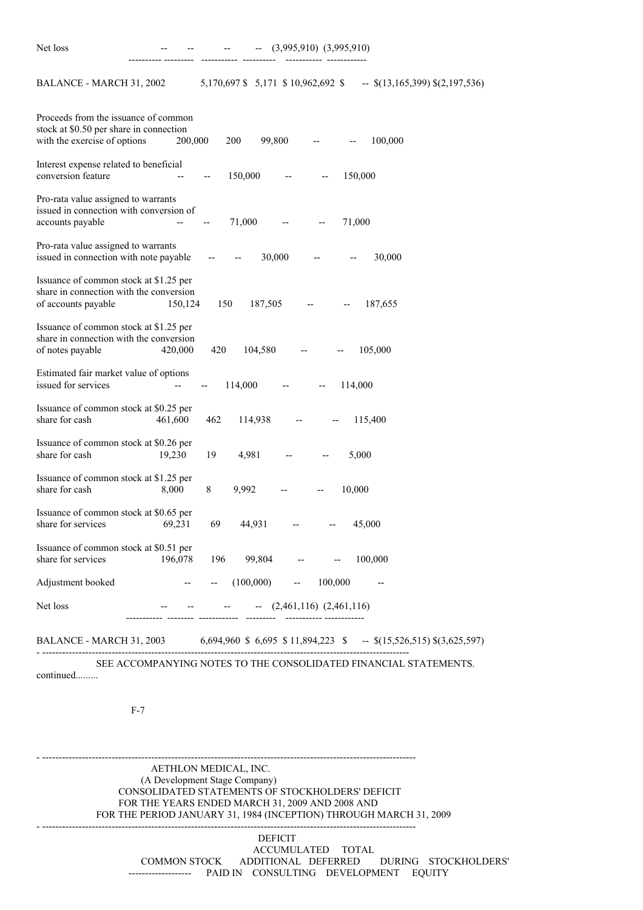| | Shares | Amount | Additional Paid In Capital | Deferred Consulting | Deficit Accumulated During Development | Total Stockholders' Equity |
|---|---|---|---|---|---|---|
| Net loss | -- | -- | -- | -- | (3,995,910) | (3,995,910) |
| BALANCE - MARCH 31, 2002 | 5,170,697 | $ 5,171 | $ 10,962,692 | $ -- | $(13,165,399) | $(2,197,536) |
| Proceeds from the issuance of common stock at $0.50 per share in connection with the exercise of options | 200,000 | 200 | 99,800 | -- | -- | 100,000 |
| Interest expense related to beneficial conversion feature | -- | -- | 150,000 | -- | -- | 150,000 |
| Pro-rata value assigned to warrants issued in connection with conversion of accounts payable | -- | -- | 71,000 | -- | -- | 71,000 |
| Pro-rata value assigned to warrants issued in connection with note payable | -- | -- | 30,000 | -- | -- | 30,000 |
| Issuance of common stock at $1.25 per share in connection with the conversion of accounts payable | 150,124 | 150 | 187,505 | -- | -- | 187,655 |
| Issuance of common stock at $1.25 per share in connection with the conversion of notes payable | 420,000 | 420 | 104,580 | -- | -- | 105,000 |
| Estimated fair market value of options issued for services | -- | -- | 114,000 | -- | -- | 114,000 |
| Issuance of common stock at $0.25 per share for cash | 461,600 | 462 | 114,938 | -- | -- | 115,400 |
| Issuance of common stock at $0.26 per share for cash | 19,230 | 19 | 4,981 | -- | -- | 5,000 |
| Issuance of common stock at $1.25 per share for cash | 8,000 | 8 | 9,992 | -- | -- | 10,000 |
| Issuance of common stock at $0.65 per share for services | 69,231 | 69 | 44,931 | -- | -- | 45,000 |
| Issuance of common stock at $0.51 per share for services | 196,078 | 196 | 99,804 | -- | -- | 100,000 |
| Adjustment booked | -- | -- | (100,000) | -- | 100,000 | -- |
| Net loss | -- | -- | -- | -- | (2,461,116) | (2,461,116) |
| BALANCE - MARCH 31, 2003 | 6,694,960 | $ 6,695 | $ 11,894,223 | $ -- | $(15,526,515) | $(3,625,597) |

SEE ACCOMPANYING NOTES TO THE CONSOLIDATED FINANCIAL STATEMENTS.

continued.........

AETHLON MEDICAL, INC.
(A Development Stage Company)
CONSOLIDATED STATEMENTS OF STOCKHOLDERS' DEFICIT
FOR THE YEARS ENDED MARCH 31, 2009 AND 2008 AND
FOR THE PERIOD JANUARY 31, 1984 (INCEPTION) THROUGH MARCH 31, 2009

| COMMON STOCK | ADDITIONAL PAID IN | DEFERRED CONSULTING | DEFICIT ACCUMULATED DURING DEVELOPMENT | TOTAL STOCKHOLDERS' EQUITY |
|---|---|---|---|---|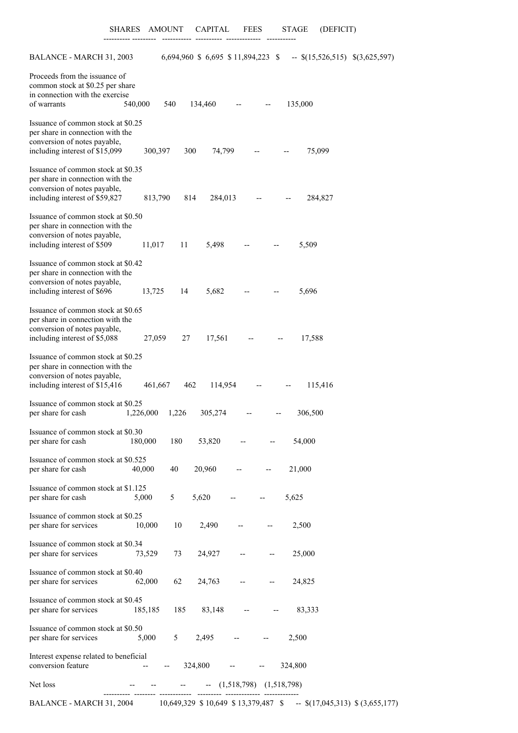| | SHARES | AMOUNT | CAPITAL | FEES | STAGE | (DEFICIT) |
|---|---|---|---|---|---|---|
| BALANCE - MARCH 31, 2003 | 6,694,960 | $ 6,695 | $ 11,894,223 | $ -- | $(15,526,515) | $(3,625,597) |
| Proceeds from the issuance of common stock at $0.25 per share in connection with the exercise of warrants | 540,000 | 540 | 134,460 | -- | -- | 135,000 |
| Issuance of common stock at $0.25 per share in connection with the conversion of notes payable, including interest of $15,099 | 300,397 | 300 | 74,799 | -- | -- | 75,099 |
| Issuance of common stock at $0.35 per share in connection with the conversion of notes payable, including interest of $59,827 | 813,790 | 814 | 284,013 | -- | -- | 284,827 |
| Issuance of common stock at $0.50 per share in connection with the conversion of notes payable, including interest of $509 | 11,017 | 11 | 5,498 | -- | -- | 5,509 |
| Issuance of common stock at $0.42 per share in connection with the conversion of notes payable, including interest of $696 | 13,725 | 14 | 5,682 | -- | -- | 5,696 |
| Issuance of common stock at $0.65 per share in connection with the conversion of notes payable, including interest of $5,088 | 27,059 | 27 | 17,561 | -- | -- | 17,588 |
| Issuance of common stock at $0.25 per share in connection with the conversion of notes payable, including interest of $15,416 | 461,667 | 462 | 114,954 | -- | -- | 115,416 |
| Issuance of common stock at $0.25 per share for cash | 1,226,000 | 1,226 | 305,274 | -- | -- | 306,500 |
| Issuance of common stock at $0.30 per share for cash | 180,000 | 180 | 53,820 | -- | -- | 54,000 |
| Issuance of common stock at $0.525 per share for cash | 40,000 | 40 | 20,960 | -- | -- | 21,000 |
| Issuance of common stock at $1.125 per share for cash | 5,000 | 5 | 5,620 | -- | -- | 5,625 |
| Issuance of common stock at $0.25 per share for services | 10,000 | 10 | 2,490 | -- | -- | 2,500 |
| Issuance of common stock at $0.34 per share for services | 73,529 | 73 | 24,927 | -- | -- | 25,000 |
| Issuance of common stock at $0.40 per share for services | 62,000 | 62 | 24,763 | -- | -- | 24,825 |
| Issuance of common stock at $0.45 per share for services | 185,185 | 185 | 83,148 | -- | -- | 83,333 |
| Issuance of common stock at $0.50 per share for services | 5,000 | 5 | 2,495 | -- | -- | 2,500 |
| Interest expense related to beneficial conversion feature | -- | -- | 324,800 | -- | -- | 324,800 |
| Net loss | -- | -- | -- | -- | (1,518,798) | (1,518,798) |
| BALANCE - MARCH 31, 2004 | 10,649,329 | $ 10,649 | $ 13,379,487 | $ -- | $(17,045,313) | $ (3,655,177) |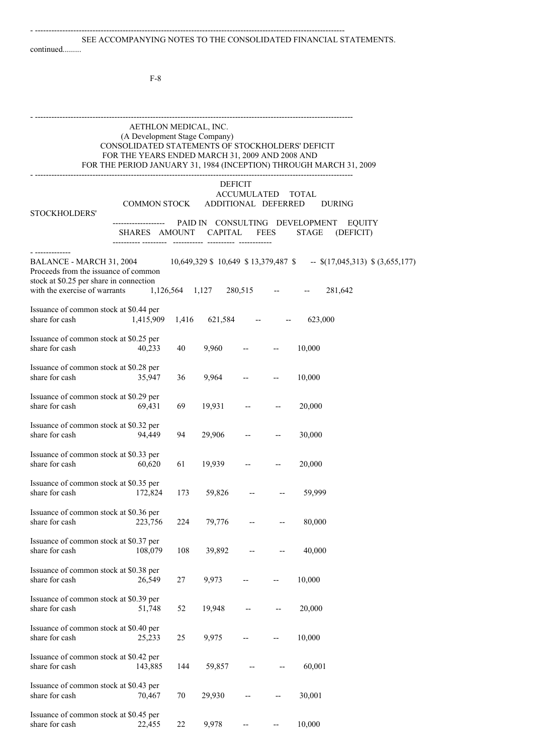SEE ACCOMPANYING NOTES TO THE CONSOLIDATED FINANCIAL STATEMENTS.

continued.........

AETHLON MEDICAL, INC.
(A Development Stage Company)
CONSOLIDATED STATEMENTS OF STOCKHOLDERS' DEFICIT
FOR THE YEARS ENDED MARCH 31, 2009 AND 2008 AND
FOR THE PERIOD JANUARY 31, 1984 (INCEPTION) THROUGH MARCH 31, 2009

| | COMMON STOCK | | ADDITIONAL | DEFERRED | DEFICIT ACCUMULATED DURING | TOTAL STOCKHOLDERS' |
|---|---|---|---|---|---|---|
| | SHARES | AMOUNT | PAID IN CAPITAL | CONSULTING FEES | DEVELOPMENT STAGE | EQUITY (DEFICIT) |
| BALANCE - MARCH 31, 2004 | 10,649,329 | $ 10,649 | $ 13,379,487 | $ -- | $(17,045,313) | $ (3,655,177) |
| Proceeds from the issuance of common stock at $0.25 per share in connection with the exercise of warrants | 1,126,564 | 1,127 | 280,515 | -- | -- | 281,642 |
| Issuance of common stock at $0.44 per share for cash | 1,415,909 | 1,416 | 621,584 | -- | -- | 623,000 |
| Issuance of common stock at $0.25 per share for cash | 40,233 | 40 | 9,960 | -- | -- | 10,000 |
| Issuance of common stock at $0.28 per share for cash | 35,947 | 36 | 9,964 | -- | -- | 10,000 |
| Issuance of common stock at $0.29 per share for cash | 69,431 | 69 | 19,931 | -- | -- | 20,000 |
| Issuance of common stock at $0.32 per share for cash | 94,449 | 94 | 29,906 | -- | -- | 30,000 |
| Issuance of common stock at $0.33 per share for cash | 60,620 | 61 | 19,939 | -- | -- | 20,000 |
| Issuance of common stock at $0.35 per share for cash | 172,824 | 173 | 59,826 | -- | -- | 59,999 |
| Issuance of common stock at $0.36 per share for cash | 223,756 | 224 | 79,776 | -- | -- | 80,000 |
| Issuance of common stock at $0.37 per share for cash | 108,079 | 108 | 39,892 | -- | -- | 40,000 |
| Issuance of common stock at $0.38 per share for cash | 26,549 | 27 | 9,973 | -- | -- | 10,000 |
| Issuance of common stock at $0.39 per share for cash | 51,748 | 52 | 19,948 | -- | -- | 20,000 |
| Issuance of common stock at $0.40 per share for cash | 25,233 | 25 | 9,975 | -- | -- | 10,000 |
| Issuance of common stock at $0.42 per share for cash | 143,885 | 144 | 59,857 | -- | -- | 60,001 |
| Issuance of common stock at $0.43 per share for cash | 70,467 | 70 | 29,930 | -- | -- | 30,001 |
| Issuance of common stock at $0.45 per share for cash | 22,455 | 22 | 9,978 | -- | -- | 10,000 |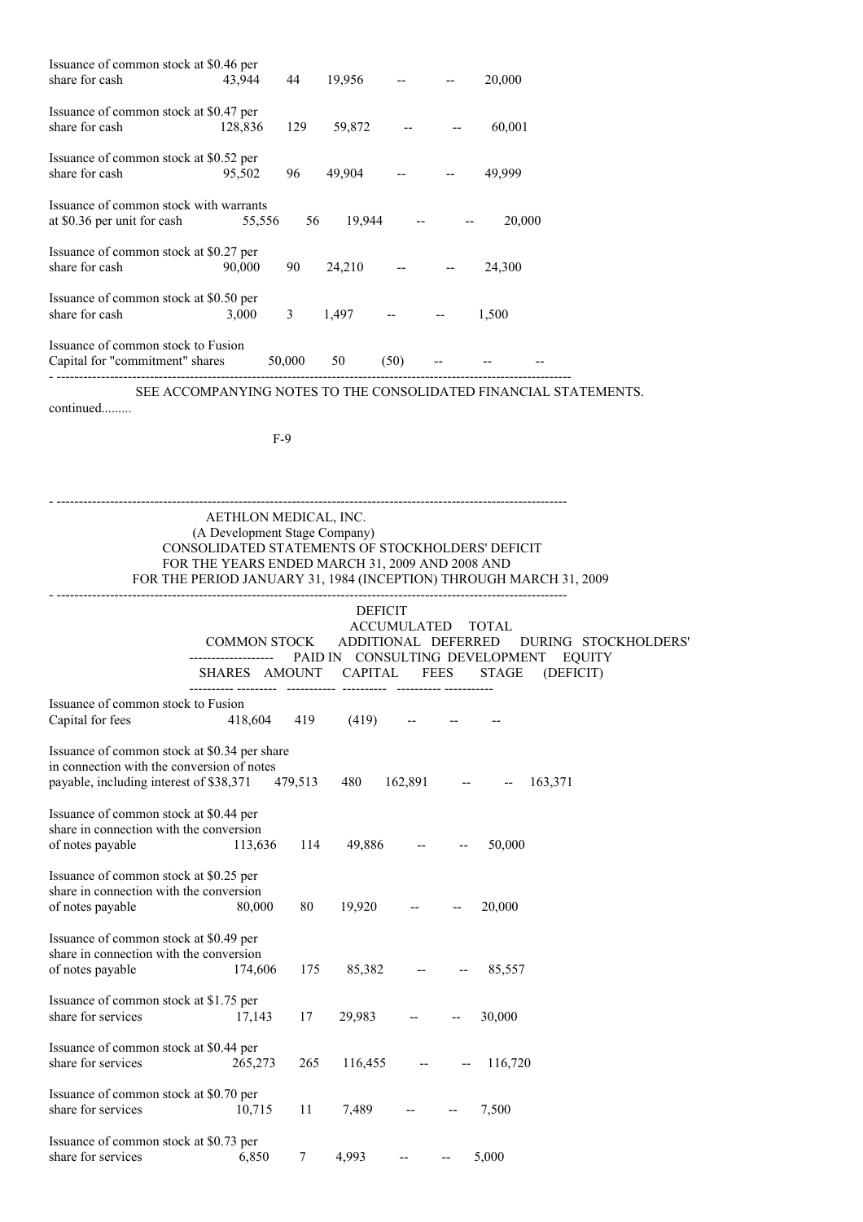| | SHARES | AMOUNT | ADDITIONAL PAID IN CAPITAL | DEFERRED CONSULTING FEES | DEFICIT ACCUMULATED DURING DEVELOPMENT STAGE | TOTAL STOCKHOLDERS' EQUITY (DEFICIT) |
|---|---|---|---|---|---|---|
| Issuance of common stock at $0.46 per share for cash | 43,944 | 44 | 19,956 | -- | -- | 20,000 |
| Issuance of common stock at $0.47 per share for cash | 128,836 | 129 | 59,872 | -- | -- | 60,001 |
| Issuance of common stock at $0.52 per share for cash | 95,502 | 96 | 49,904 | -- | -- | 49,999 |
| Issuance of common stock with warrants at $0.36 per unit for cash | 55,556 | 56 | 19,944 | -- | -- | 20,000 |
| Issuance of common stock at $0.27 per share for cash | 90,000 | 90 | 24,210 | -- | -- | 24,300 |
| Issuance of common stock at $0.50 per share for cash | 3,000 | 3 | 1,497 | -- | -- | 1,500 |
| Issuance of common stock to Fusion Capital for "commitment" shares | 50,000 | 50 | (50) | -- | -- | -- |

SEE ACCOMPANYING NOTES TO THE CONSOLIDATED FINANCIAL STATEMENTS.

continued.........

AETHLON MEDICAL, INC.
(A Development Stage Company)
CONSOLIDATED STATEMENTS OF STOCKHOLDERS' DEFICIT
FOR THE YEARS ENDED MARCH 31, 2009 AND 2008 AND
FOR THE PERIOD JANUARY 31, 1984 (INCEPTION) THROUGH MARCH 31, 2009

| | COMMON STOCK | | ADDITIONAL | DEFERRED | DEFICIT ACCUMULATED | TOTAL |
|---|---|---|---|---|---|---|
| | SHARES | AMOUNT | PAID IN CAPITAL | CONSULTING FEES | DURING DEVELOPMENT STAGE | STOCKHOLDERS' EQUITY (DEFICIT) |
| Issuance of common stock to Fusion Capital for fees | 418,604 | 419 | (419) | -- | -- | -- |
| Issuance of common stock at $0.34 per share in connection with the conversion of notes payable, including interest of $38,371 | 479,513 | 480 | 162,891 | -- | -- | 163,371 |
| Issuance of common stock at $0.44 per share in connection with the conversion of notes payable | 113,636 | 114 | 49,886 | -- | -- | 50,000 |
| Issuance of common stock at $0.25 per share in connection with the conversion of notes payable | 80,000 | 80 | 19,920 | -- | -- | 20,000 |
| Issuance of common stock at $0.49 per share in connection with the conversion of notes payable | 174,606 | 175 | 85,382 | -- | -- | 85,557 |
| Issuance of common stock at $1.75 per share for services | 17,143 | 17 | 29,983 | -- | -- | 30,000 |
| Issuance of common stock at $0.44 per share for services | 265,273 | 265 | 116,455 | -- | -- | 116,720 |
| Issuance of common stock at $0.70 per share for services | 10,715 | 11 | 7,489 | -- | -- | 7,500 |
| Issuance of common stock at $0.73 per share for services | 6,850 | 7 | 4,993 | -- | -- | 5,000 |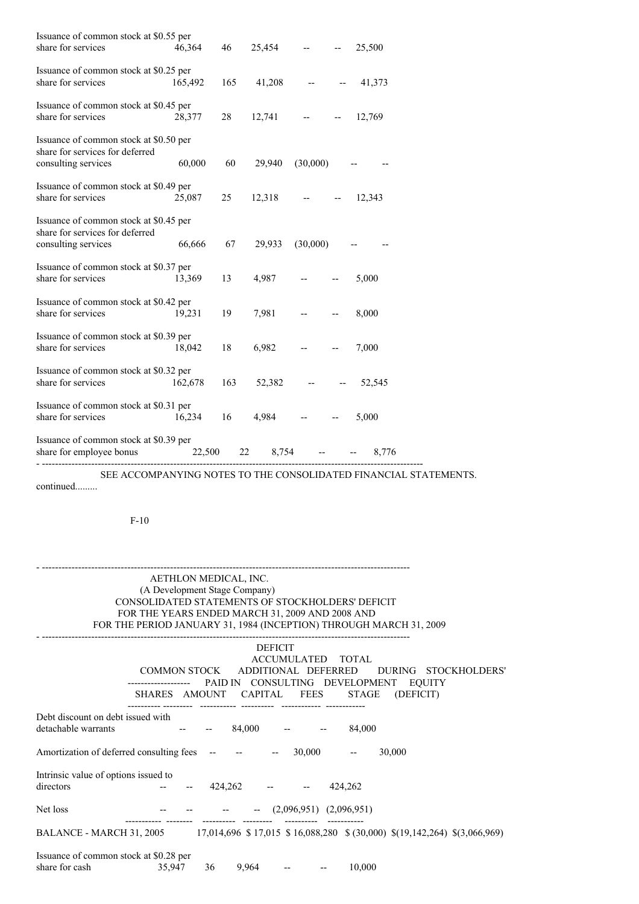| | | | | | | |
|---|---|---|---|---|---|---|
| Issuance of common stock at $0.55 per share for services | 46,364 | 46 | 25,454 | -- | -- | 25,500 |
| Issuance of common stock at $0.25 per share for services | 165,492 | 165 | 41,208 | -- | -- | 41,373 |
| Issuance of common stock at $0.45 per share for services | 28,377 | 28 | 12,741 | -- | -- | 12,769 |
| Issuance of common stock at $0.50 per share for services for deferred consulting services | 60,000 | 60 | 29,940 | (30,000) | -- | -- |
| Issuance of common stock at $0.49 per share for services | 25,087 | 25 | 12,318 | -- | -- | 12,343 |
| Issuance of common stock at $0.45 per share for services for deferred consulting services | 66,666 | 67 | 29,933 | (30,000) | -- | -- |
| Issuance of common stock at $0.37 per share for services | 13,369 | 13 | 4,987 | -- | -- | 5,000 |
| Issuance of common stock at $0.42 per share for services | 19,231 | 19 | 7,981 | -- | -- | 8,000 |
| Issuance of common stock at $0.39 per share for services | 18,042 | 18 | 6,982 | -- | -- | 7,000 |
| Issuance of common stock at $0.32 per share for services | 162,678 | 163 | 52,382 | -- | -- | 52,545 |
| Issuance of common stock at $0.31 per share for services | 16,234 | 16 | 4,984 | -- | -- | 5,000 |
| Issuance of common stock at $0.39 per share for employee bonus | 22,500 | 22 | 8,754 | -- | -- | 8,776 |

SEE ACCOMPANYING NOTES TO THE CONSOLIDATED FINANCIAL STATEMENTS.

continued.........

AETHLON MEDICAL, INC.
(A Development Stage Company)
CONSOLIDATED STATEMENTS OF STOCKHOLDERS' DEFICIT
FOR THE YEARS ENDED MARCH 31, 2009 AND 2008 AND
FOR THE PERIOD JANUARY 31, 1984 (INCEPTION) THROUGH MARCH 31, 2009

| | COMMON STOCK | | ADDITIONAL | DEFERRED | DEFICIT ACCUMULATED | TOTAL |
|---|---|---|---|---|---|---|
| | SHARES | AMOUNT | PAID IN CAPITAL | CONSULTING FEES | DURING DEVELOPMENT STAGE | STOCKHOLDERS' EQUITY (DEFICIT) |
| Debt discount on debt issued with detachable warrants | -- | -- | 84,000 | -- | -- | 84,000 |
| Amortization of deferred consulting fees | -- | -- | -- | 30,000 | -- | 30,000 |
| Intrinsic value of options issued to directors | -- | -- | 424,262 | -- | -- | 424,262 |
| Net loss | -- | -- | -- | -- | (2,096,951) | (2,096,951) |
| BALANCE - MARCH 31, 2005 | 17,014,696 | $ 17,015 | $ 16,088,280 | $ (30,000) | $(19,142,264) | $(3,066,969) |
| Issuance of common stock at $0.28 per share for cash | 35,947 | 36 | 9,964 | -- | -- | 10,000 |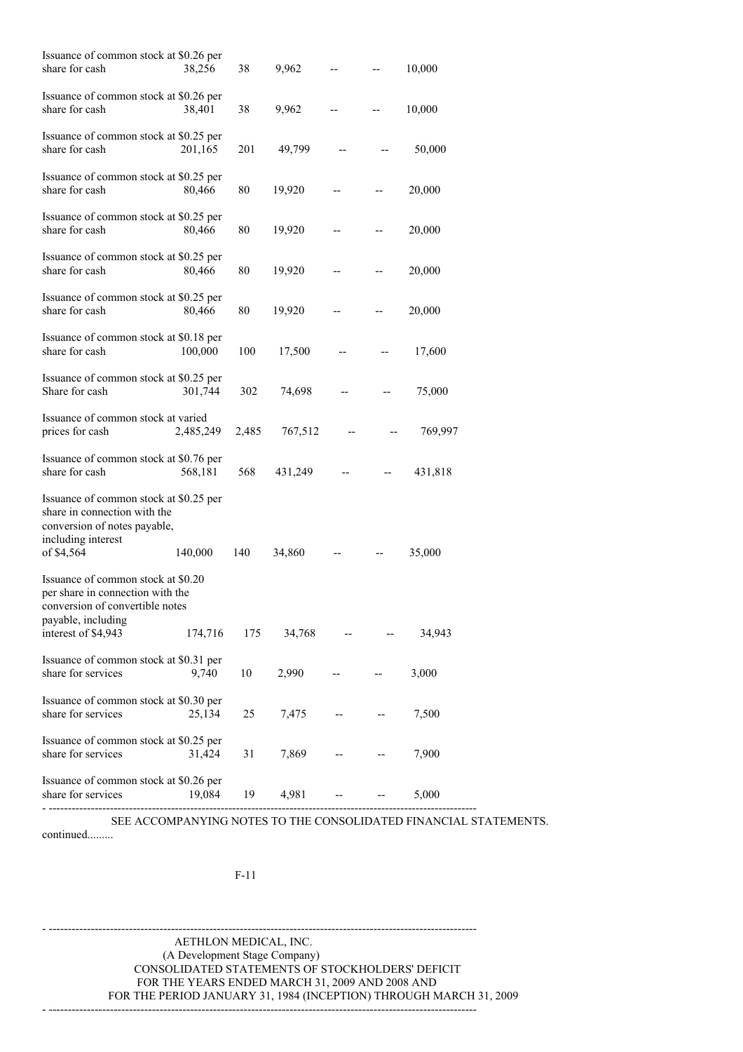| | | | | | | |
|---|---|---|---|---|---|---|
| Issuance of common stock at \$0.26 per share for cash | 38,256 | 38 | 9,962 | -- | -- | 10,000 |
| Issuance of common stock at \$0.26 per share for cash | 38,401 | 38 | 9,962 | -- | -- | 10,000 |
| Issuance of common stock at \$0.25 per share for cash | 201,165 | 201 | 49,799 | -- | -- | 50,000 |
| Issuance of common stock at \$0.25 per share for cash | 80,466 | 80 | 19,920 | -- | -- | 20,000 |
| Issuance of common stock at \$0.25 per share for cash | 80,466 | 80 | 19,920 | -- | -- | 20,000 |
| Issuance of common stock at \$0.25 per share for cash | 80,466 | 80 | 19,920 | -- | -- | 20,000 |
| Issuance of common stock at \$0.25 per share for cash | 80,466 | 80 | 19,920 | -- | -- | 20,000 |
| Issuance of common stock at \$0.18 per share for cash | 100,000 | 100 | 17,500 | -- | -- | 17,600 |
| Issuance of common stock at \$0.25 per Share for cash | 301,744 | 302 | 74,698 | -- | -- | 75,000 |
| Issuance of common stock at varied prices for cash | 2,485,249 | 2,485 | 767,512 | -- | -- | 769,997 |
| Issuance of common stock at \$0.76 per share for cash | 568,181 | 568 | 431,249 | -- | -- | 431,818 |
| Issuance of common stock at \$0.25 per share in connection with the conversion of notes payable, including interest of \$4,564 | 140,000 | 140 | 34,860 | -- | -- | 35,000 |
| Issuance of common stock at \$0.20 per share in connection with the conversion of convertible notes payable, including interest of \$4,943 | 174,716 | 175 | 34,768 | -- | -- | 34,943 |
| Issuance of common stock at \$0.31 per share for services | 9,740 | 10 | 2,990 | -- | -- | 3,000 |
| Issuance of common stock at \$0.30 per share for services | 25,134 | 25 | 7,475 | -- | -- | 7,500 |
| Issuance of common stock at \$0.25 per share for services | 31,424 | 31 | 7,869 | -- | -- | 7,900 |
| Issuance of common stock at \$0.26 per share for services | 19,084 | 19 | 4,981 | -- | -- | 5,000 |

SEE ACCOMPANYING NOTES TO THE CONSOLIDATED FINANCIAL STATEMENTS.

continued.........

AETHLON MEDICAL, INC.
(A Development Stage Company)
CONSOLIDATED STATEMENTS OF STOCKHOLDERS' DEFICIT
FOR THE YEARS ENDED MARCH 31, 2009 AND 2008 AND
FOR THE PERIOD JANUARY 31, 1984 (INCEPTION) THROUGH MARCH 31, 2009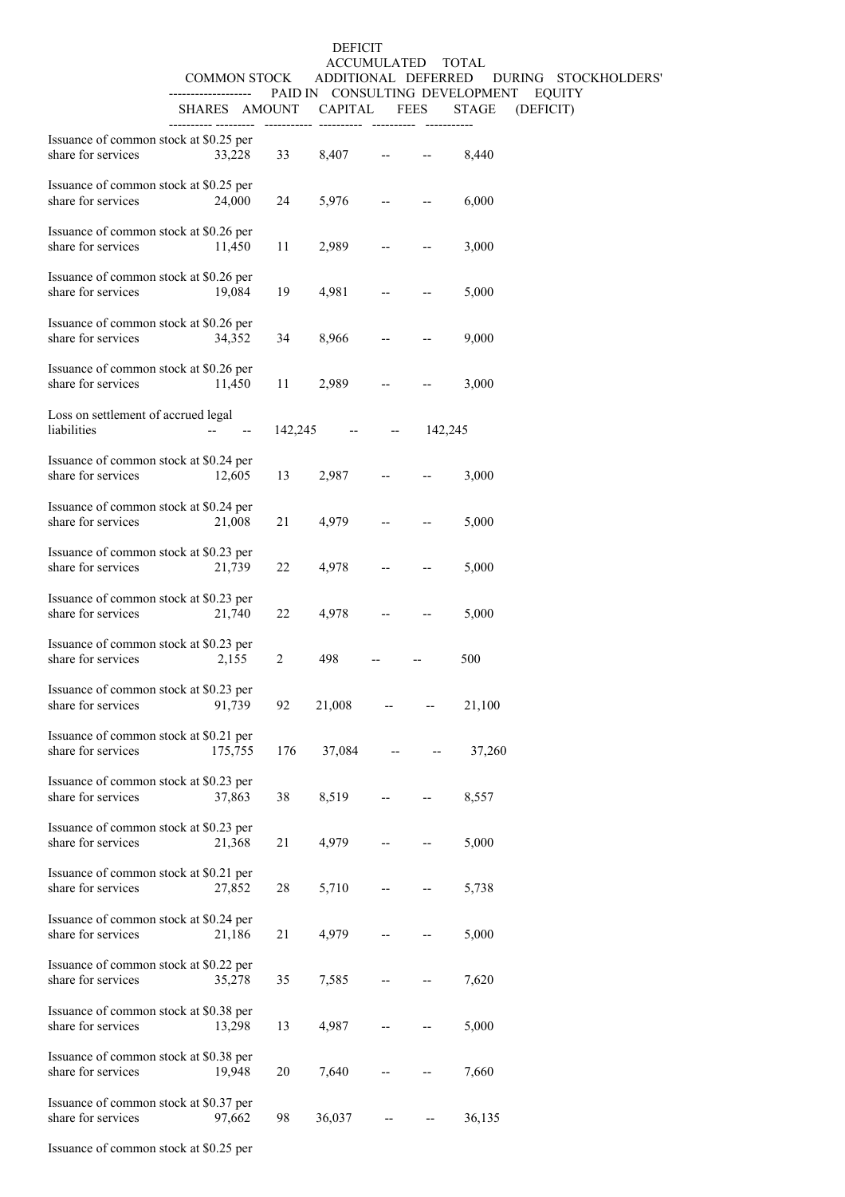| | COMMON STOCK | | ADDITIONAL PAID IN CAPITAL | DEFERRED CONSULTING FEES | DEFICIT ACCUMULATED DURING DEVELOPMENT STAGE | TOTAL STOCKHOLDERS' EQUITY (DEFICIT) |
|---|---|---|---|---|---|---|
| | SHARES | AMOUNT | | | | |
| Issuance of common stock at $0.25 per share for services | 33,228 | 33 | 8,407 | -- | -- | 8,440 |
| Issuance of common stock at $0.25 per share for services | 24,000 | 24 | 5,976 | -- | -- | 6,000 |
| Issuance of common stock at $0.26 per share for services | 11,450 | 11 | 2,989 | -- | -- | 3,000 |
| Issuance of common stock at $0.26 per share for services | 19,084 | 19 | 4,981 | -- | -- | 5,000 |
| Issuance of common stock at $0.26 per share for services | 34,352 | 34 | 8,966 | -- | -- | 9,000 |
| Issuance of common stock at $0.26 per share for services | 11,450 | 11 | 2,989 | -- | -- | 3,000 |
| Loss on settlement of accrued legal liabilities | -- | -- | 142,245 | -- | -- | 142,245 |
| Issuance of common stock at $0.24 per share for services | 12,605 | 13 | 2,987 | -- | -- | 3,000 |
| Issuance of common stock at $0.24 per share for services | 21,008 | 21 | 4,979 | -- | -- | 5,000 |
| Issuance of common stock at $0.23 per share for services | 21,739 | 22 | 4,978 | -- | -- | 5,000 |
| Issuance of common stock at $0.23 per share for services | 21,740 | 22 | 4,978 | -- | -- | 5,000 |
| Issuance of common stock at $0.23 per share for services | 2,155 | 2 | 498 | -- | -- | 500 |
| Issuance of common stock at $0.23 per share for services | 91,739 | 92 | 21,008 | -- | -- | 21,100 |
| Issuance of common stock at $0.21 per share for services | 175,755 | 176 | 37,084 | -- | -- | 37,260 |
| Issuance of common stock at $0.23 per share for services | 37,863 | 38 | 8,519 | -- | -- | 8,557 |
| Issuance of common stock at $0.23 per share for services | 21,368 | 21 | 4,979 | -- | -- | 5,000 |
| Issuance of common stock at $0.21 per share for services | 27,852 | 28 | 5,710 | -- | -- | 5,738 |
| Issuance of common stock at $0.24 per share for services | 21,186 | 21 | 4,979 | -- | -- | 5,000 |
| Issuance of common stock at $0.22 per share for services | 35,278 | 35 | 7,585 | -- | -- | 7,620 |
| Issuance of common stock at $0.38 per share for services | 13,298 | 13 | 4,987 | -- | -- | 5,000 |
| Issuance of common stock at $0.38 per share for services | 19,948 | 20 | 7,640 | -- | -- | 7,660 |
| Issuance of common stock at $0.37 per share for services | 97,662 | 98 | 36,037 | -- | -- | 36,135 |
| Issuance of common stock at $0.25 per | | | | | | |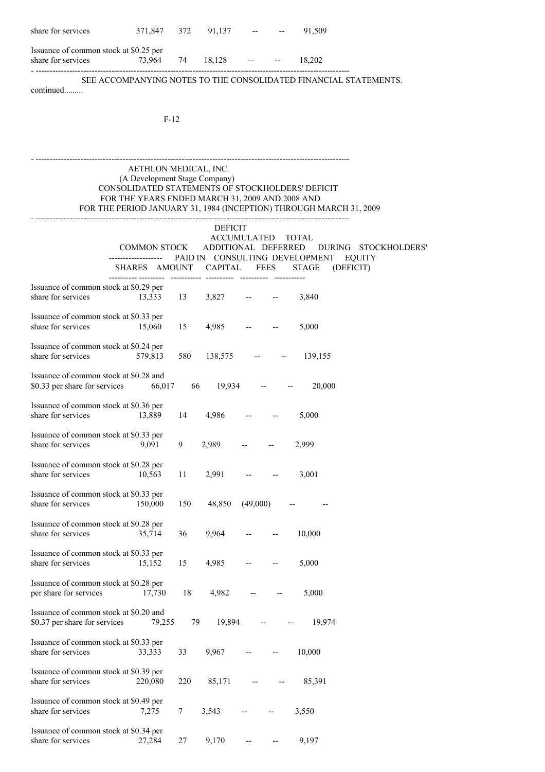| | | | | | | |
|---|---|---|---|---|---|---|
| share for services | 371,847 | 372 | 91,137 | -- | -- | 91,509 |
| Issuance of common stock at $0.25 per share for services | 73,964 | 74 | 18,128 | -- | -- | 18,202 |

SEE ACCOMPANYING NOTES TO THE CONSOLIDATED FINANCIAL STATEMENTS.

continued.........

AETHLON MEDICAL, INC.
(A Development Stage Company)
CONSOLIDATED STATEMENTS OF STOCKHOLDERS' DEFICIT
FOR THE YEARS ENDED MARCH 31, 2009 AND 2008 AND
FOR THE PERIOD JANUARY 31, 1984 (INCEPTION) THROUGH MARCH 31, 2009

| | COMMON STOCK | | ADDITIONAL PAID IN CAPITAL | DEFERRED CONSULTING FEES | DEFICIT ACCUMULATED DURING DEVELOPMENT STAGE | TOTAL STOCKHOLDERS' EQUITY (DEFICIT) |
|---|---|---|---|---|---|---|
| | SHARES | AMOUNT | | | | |
| Issuance of common stock at $0.29 per share for services | 13,333 | 13 | 3,827 | -- | -- | 3,840 |
| Issuance of common stock at $0.33 per share for services | 15,060 | 15 | 4,985 | -- | -- | 5,000 |
| Issuance of common stock at $0.24 per share for services | 579,813 | 580 | 138,575 | -- | -- | 139,155 |
| Issuance of common stock at $0.28 and $0.33 per share for services | 66,017 | 66 | 19,934 | -- | -- | 20,000 |
| Issuance of common stock at $0.36 per share for services | 13,889 | 14 | 4,986 | -- | -- | 5,000 |
| Issuance of common stock at $0.33 per share for services | 9,091 | 9 | 2,989 | -- | -- | 2,999 |
| Issuance of common stock at $0.28 per share for services | 10,563 | 11 | 2,991 | -- | -- | 3,001 |
| Issuance of common stock at $0.33 per share for services | 150,000 | 150 | 48,850 | (49,000) | -- | -- |
| Issuance of common stock at $0.28 per share for services | 35,714 | 36 | 9,964 | -- | -- | 10,000 |
| Issuance of common stock at $0.33 per share for services | 15,152 | 15 | 4,985 | -- | -- | 5,000 |
| Issuance of common stock at $0.28 per per share for services | 17,730 | 18 | 4,982 | -- | -- | 5,000 |
| Issuance of common stock at $0.20 and $0.37 per share for services | 79,255 | 79 | 19,894 | -- | -- | 19,974 |
| Issuance of common stock at $0.33 per share for services | 33,333 | 33 | 9,967 | -- | -- | 10,000 |
| Issuance of common stock at $0.39 per share for services | 220,080 | 220 | 85,171 | -- | -- | 85,391 |
| Issuance of common stock at $0.49 per share for services | 7,275 | 7 | 3,543 | -- | -- | 3,550 |
| Issuance of common stock at $0.34 per share for services | 27,284 | 27 | 9,170 | -- | -- | 9,197 |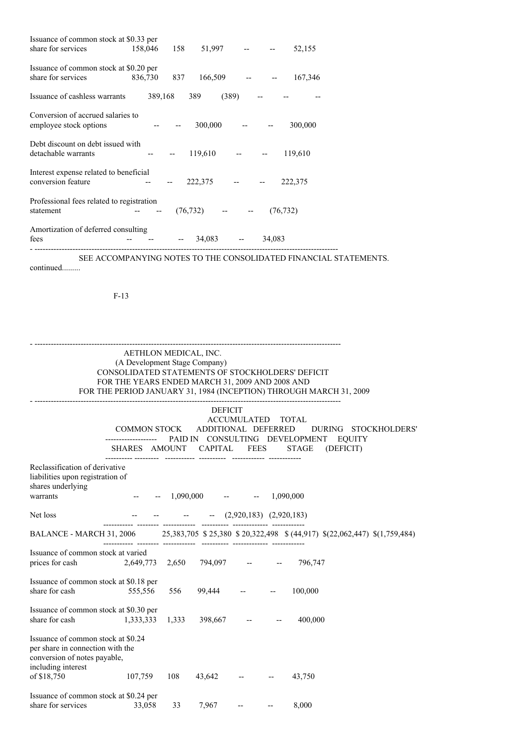| | COMMON STOCK SHARES | COMMON STOCK AMOUNT | ADDITIONAL PAID IN CAPITAL | DEFERRED CONSULTING FEES | DEFICIT ACCUMULATED DURING DEVELOPMENT STAGE | TOTAL STOCKHOLDERS' EQUITY (DEFICIT) |
|---|---|---|---|---|---|---|
| Issuance of common stock at $0.33 per share for services | 158,046 | 158 | 51,997 | -- | -- | 52,155 |
| Issuance of common stock at $0.20 per share for services | 836,730 | 837 | 166,509 | -- | -- | 167,346 |
| Issuance of cashless warrants | 389,168 | 389 | (389) | -- | -- | -- |
| Conversion of accrued salaries to employee stock options | -- | -- | 300,000 | -- | -- | 300,000 |
| Debt discount on debt issued with detachable warrants | -- | -- | 119,610 | -- | -- | 119,610 |
| Interest expense related to beneficial conversion feature | -- | -- | 222,375 | -- | -- | 222,375 |
| Professional fees related to registration statement | -- | -- | (76,732) | -- | -- | (76,732) |
| Amortization of deferred consulting fees | -- | -- | -- | 34,083 | -- | 34,083 |

SEE ACCOMPANYING NOTES TO THE CONSOLIDATED FINANCIAL STATEMENTS.

continued.........

AETHLON MEDICAL, INC.
(A Development Stage Company)
CONSOLIDATED STATEMENTS OF STOCKHOLDERS' DEFICIT
FOR THE YEARS ENDED MARCH 31, 2009 AND 2008 AND
FOR THE PERIOD JANUARY 31, 1984 (INCEPTION) THROUGH MARCH 31, 2009

| | COMMON STOCK | | ADDITIONAL | DEFERRED | DEFICIT ACCUMULATED | TOTAL |
|---|---|---|---|---|---|---|
| | SHARES | AMOUNT | PAID IN CAPITAL | CONSULTING FEES | DURING DEVELOPMENT STAGE | STOCKHOLDERS' EQUITY (DEFICIT) |
| Reclassification of derivative liabilities upon registration of shares underlying warrants | -- | -- | 1,090,000 | -- | -- | 1,090,000 |
| Net loss | -- | -- | -- | -- | (2,920,183) | (2,920,183) |
| BALANCE - MARCH 31, 2006 | 25,383,705 | $ 25,380 | $ 20,322,498 | $ (44,917) | $(22,062,447) | $(1,759,484) |
| Issuance of common stock at varied prices for cash | 2,649,773 | 2,650 | 794,097 | -- | -- | 796,747 |
| Issuance of common stock at $0.18 per share for cash | 555,556 | 556 | 99,444 | -- | -- | 100,000 |
| Issuance of common stock at $0.30 per share for cash | 1,333,333 | 1,333 | 398,667 | -- | -- | 400,000 |
| Issuance of common stock at $0.24 per share in connection with the conversion of notes payable, including interest of $18,750 | 107,759 | 108 | 43,642 | -- | -- | 43,750 |
| Issuance of common stock at $0.24 per share for services | 33,058 | 33 | 7,967 | -- | -- | 8,000 |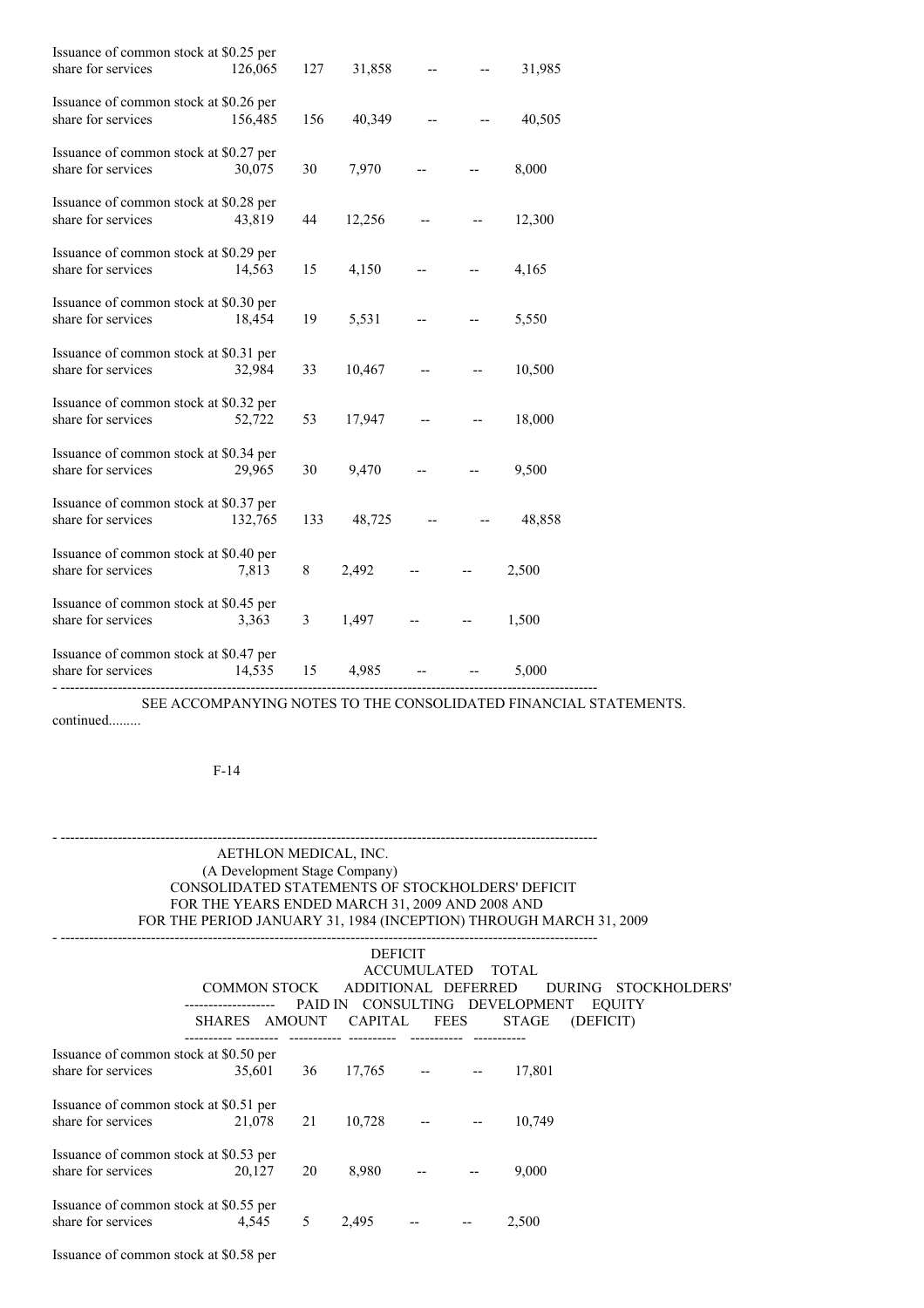| | | | | | | |
|---|---|---|---|---|---|---|
| Issuance of common stock at $0.25 per share for services | 126,065 | 127 | 31,858 | -- | -- | 31,985 |
| Issuance of common stock at $0.26 per share for services | 156,485 | 156 | 40,349 | -- | -- | 40,505 |
| Issuance of common stock at $0.27 per share for services | 30,075 | 30 | 7,970 | -- | -- | 8,000 |
| Issuance of common stock at $0.28 per share for services | 43,819 | 44 | 12,256 | -- | -- | 12,300 |
| Issuance of common stock at $0.29 per share for services | 14,563 | 15 | 4,150 | -- | -- | 4,165 |
| Issuance of common stock at $0.30 per share for services | 18,454 | 19 | 5,531 | -- | -- | 5,550 |
| Issuance of common stock at $0.31 per share for services | 32,984 | 33 | 10,467 | -- | -- | 10,500 |
| Issuance of common stock at $0.32 per share for services | 52,722 | 53 | 17,947 | -- | -- | 18,000 |
| Issuance of common stock at $0.34 per share for services | 29,965 | 30 | 9,470 | -- | -- | 9,500 |
| Issuance of common stock at $0.37 per share for services | 132,765 | 133 | 48,725 | -- | -- | 48,858 |
| Issuance of common stock at $0.40 per share for services | 7,813 | 8 | 2,492 | -- | -- | 2,500 |
| Issuance of common stock at $0.45 per share for services | 3,363 | 3 | 1,497 | -- | -- | 1,500 |
| Issuance of common stock at $0.47 per share for services | 14,535 | 15 | 4,985 | -- | -- | 5,000 |

SEE ACCOMPANYING NOTES TO THE CONSOLIDATED FINANCIAL STATEMENTS.

continued.........

F-14

AETHLON MEDICAL, INC.
(A Development Stage Company)
CONSOLIDATED STATEMENTS OF STOCKHOLDERS' DEFICIT
FOR THE YEARS ENDED MARCH 31, 2009 AND 2008 AND
FOR THE PERIOD JANUARY 31, 1984 (INCEPTION) THROUGH MARCH 31, 2009

| | COMMON STOCK | | ADDITIONAL PAID IN | DEFERRED CONSULTING | DEFICIT ACCUMULATED DURING DEVELOPMENT | TOTAL STOCKHOLDERS' EQUITY |
|---|---|---|---|---|---|---|
| | SHARES | AMOUNT | CAPITAL | FEES | STAGE | (DEFICIT) |
| Issuance of common stock at $0.50 per share for services | 35,601 | 36 | 17,765 | -- | -- | 17,801 |
| Issuance of common stock at $0.51 per share for services | 21,078 | 21 | 10,728 | -- | -- | 10,749 |
| Issuance of common stock at $0.53 per share for services | 20,127 | 20 | 8,980 | -- | -- | 9,000 |
| Issuance of common stock at $0.55 per share for services | 4,545 | 5 | 2,495 | -- | -- | 2,500 |
| Issuance of common stock at $0.58 per | | | | | | |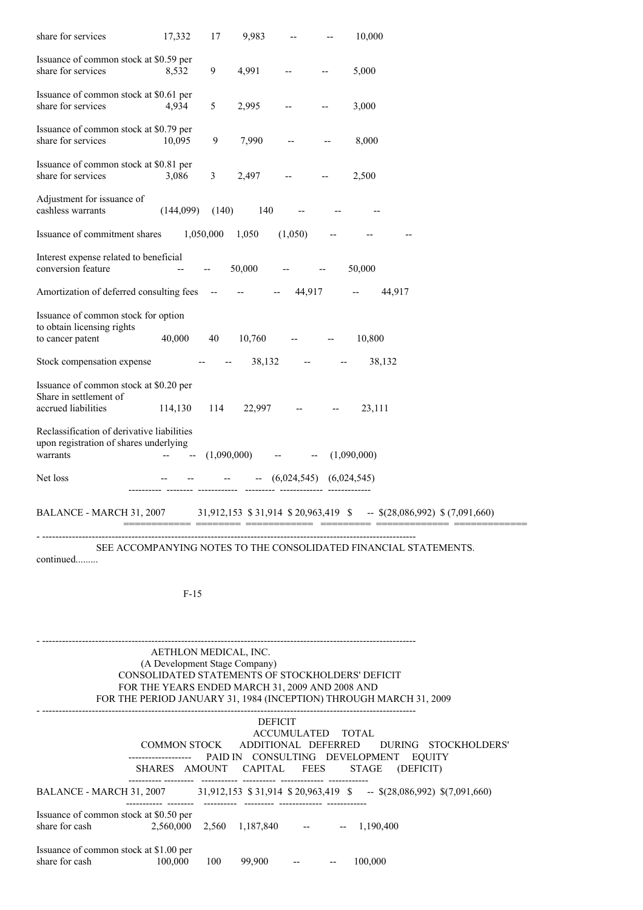| | SHARES | AMOUNT | ADDITIONAL PAID IN CAPITAL | DEFERRED CONSULTING FEES | DEFICIT ACCUMULATED DURING DEVELOPMENT STAGE | TOTAL STOCKHOLDERS' EQUITY (DEFICIT) |
|---|---|---|---|---|---|---|
| share for services | 17,332 | 17 | 9,983 | -- | -- | 10,000 |
| Issuance of common stock at $0.59 per share for services | 8,532 | 9 | 4,991 | -- | -- | 5,000 |
| Issuance of common stock at $0.61 per share for services | 4,934 | 5 | 2,995 | -- | -- | 3,000 |
| Issuance of common stock at $0.79 per share for services | 10,095 | 9 | 7,990 | -- | -- | 8,000 |
| Issuance of common stock at $0.81 per share for services | 3,086 | 3 | 2,497 | -- | -- | 2,500 |
| Adjustment for issuance of cashless warrants | (144,099) | (140) | 140 | -- | -- | -- |
| Issuance of commitment shares | 1,050,000 | 1,050 | (1,050) | -- | -- | -- |
| Interest expense related to beneficial conversion feature | -- | -- | 50,000 | -- | -- | 50,000 |
| Amortization of deferred consulting fees | -- | -- | -- | 44,917 | -- | 44,917 |
| Issuance of common stock for option to obtain licensing rights to cancer patent | 40,000 | 40 | 10,760 | -- | -- | 10,800 |
| Stock compensation expense | -- | -- | 38,132 | -- | -- | 38,132 |
| Issuance of common stock at $0.20 per Share in settlement of accrued liabilities | 114,130 | 114 | 22,997 | -- | -- | 23,111 |
| Reclassification of derivative liabilities upon registration of shares underlying warrants | -- | -- | (1,090,000) | -- | -- | (1,090,000) |
| Net loss | -- | -- | -- | -- | (6,024,545) | (6,024,545) |
| BALANCE - MARCH 31, 2007 | 31,912,153 | $ 31,914 | $ 20,963,419 | $ -- | $(28,086,992) | $ (7,091,660) |

SEE ACCOMPANYING NOTES TO THE CONSOLIDATED FINANCIAL STATEMENTS.

continued.........

AETHLON MEDICAL, INC.
(A Development Stage Company)
CONSOLIDATED STATEMENTS OF STOCKHOLDERS' DEFICIT
FOR THE YEARS ENDED MARCH 31, 2009 AND 2008 AND
FOR THE PERIOD JANUARY 31, 1984 (INCEPTION) THROUGH MARCH 31, 2009

| | COMMON STOCK | | ADDITIONAL PAID IN CAPITAL | DEFERRED CONSULTING FEES | DEFICIT ACCUMULATED DURING DEVELOPMENT STAGE | TOTAL STOCKHOLDERS' EQUITY (DEFICIT) |
|---|---|---|---|---|---|---|
| | SHARES | AMOUNT | | | | |
| BALANCE - MARCH 31, 2007 | 31,912,153 | $ 31,914 | $ 20,963,419 | $ -- | $(28,086,992) | $(7,091,660) |
| Issuance of common stock at $0.50 per share for cash | 2,560,000 | 2,560 | 1,187,840 | -- | -- | 1,190,400 |
| Issuance of common stock at $1.00 per share for cash | 100,000 | 100 | 99,900 | -- | -- | 100,000 |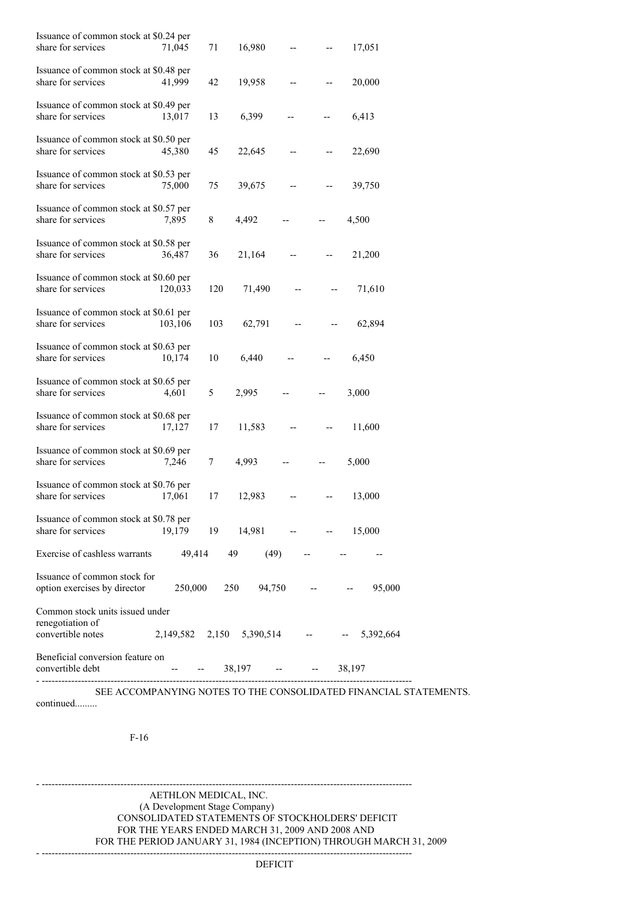| | | | | | | |
|---|---|---|---|---|---|---|
| Issuance of common stock at $0.24 per share for services | 71,045 | 71 | 16,980 | -- | -- | 17,051 |
| Issuance of common stock at $0.48 per share for services | 41,999 | 42 | 19,958 | -- | -- | 20,000 |
| Issuance of common stock at $0.49 per share for services | 13,017 | 13 | 6,399 | -- | -- | 6,413 |
| Issuance of common stock at $0.50 per share for services | 45,380 | 45 | 22,645 | -- | -- | 22,690 |
| Issuance of common stock at $0.53 per share for services | 75,000 | 75 | 39,675 | -- | -- | 39,750 |
| Issuance of common stock at $0.57 per share for services | 7,895 | 8 | 4,492 | -- | -- | 4,500 |
| Issuance of common stock at $0.58 per share for services | 36,487 | 36 | 21,164 | -- | -- | 21,200 |
| Issuance of common stock at $0.60 per share for services | 120,033 | 120 | 71,490 | -- | -- | 71,610 |
| Issuance of common stock at $0.61 per share for services | 103,106 | 103 | 62,791 | -- | -- | 62,894 |
| Issuance of common stock at $0.63 per share for services | 10,174 | 10 | 6,440 | -- | -- | 6,450 |
| Issuance of common stock at $0.65 per share for services | 4,601 | 5 | 2,995 | -- | -- | 3,000 |
| Issuance of common stock at $0.68 per share for services | 17,127 | 17 | 11,583 | -- | -- | 11,600 |
| Issuance of common stock at $0.69 per share for services | 7,246 | 7 | 4,993 | -- | -- | 5,000 |
| Issuance of common stock at $0.76 per share for services | 17,061 | 17 | 12,983 | -- | -- | 13,000 |
| Issuance of common stock at $0.78 per share for services | 19,179 | 19 | 14,981 | -- | -- | 15,000 |
| Exercise of cashless warrants | 49,414 | 49 | (49) | -- | -- | -- |
| Issuance of common stock for option exercises by director | 250,000 | 250 | 94,750 | -- | -- | 95,000 |
| Common stock units issued under renegotiation of convertible notes | 2,149,582 | 2,150 | 5,390,514 | -- | -- | 5,392,664 |
| Beneficial conversion feature on convertible debt | -- | -- | 38,197 | -- | -- | 38,197 |

SEE ACCOMPANYING NOTES TO THE CONSOLIDATED FINANCIAL STATEMENTS.

continued.........

AETHLON MEDICAL, INC.
(A Development Stage Company)
CONSOLIDATED STATEMENTS OF STOCKHOLDERS' DEFICIT
FOR THE YEARS ENDED MARCH 31, 2009 AND 2008 AND
FOR THE PERIOD JANUARY 31, 1984 (INCEPTION) THROUGH MARCH 31, 2009

DEFICIT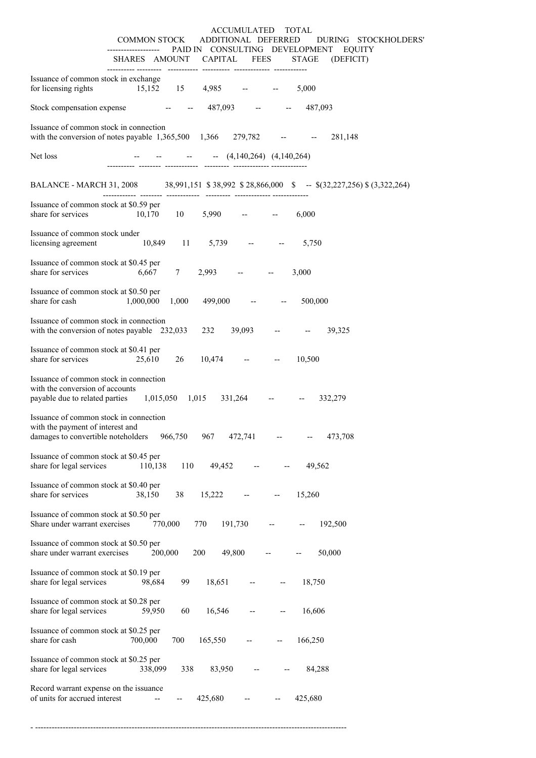| | COMMON STOCK SHARES | COMMON STOCK AMOUNT | ADDITIONAL PAID IN CAPITAL | DEFERRED CONSULTING FEES | ACCUMULATED DURING DEVELOPMENT STAGE | TOTAL STOCKHOLDERS' EQUITY (DEFICIT) |
|---|---|---|---|---|---|---|
| Issuance of common stock in exchange for licensing rights | 15,152 | 15 | 4,985 | -- | -- | 5,000 |
| Stock compensation expense | -- | -- | 487,093 | -- | -- | 487,093 |
| Issuance of common stock in connection with the conversion of notes payable | 1,365,500 | 1,366 | 279,782 | -- | -- | 281,148 |
| Net loss | -- | -- | -- | -- | (4,140,264) | (4,140,264) |
| BALANCE - MARCH 31, 2008 | 38,991,151 | $ 38,992 | $ 28,866,000 | $ -- | $(32,227,256) | $ (3,322,264) |
| Issuance of common stock at $0.59 per share for services | 10,170 | 10 | 5,990 | -- | -- | 6,000 |
| Issuance of common stock under licensing agreement | 10,849 | 11 | 5,739 | -- | -- | 5,750 |
| Issuance of common stock at $0.45 per share for services | 6,667 | 7 | 2,993 | -- | -- | 3,000 |
| Issuance of common stock at $0.50 per share for cash | 1,000,000 | 1,000 | 499,000 | -- | -- | 500,000 |
| Issuance of common stock in connection with the conversion of notes payable | 232,033 | 232 | 39,093 | -- | -- | 39,325 |
| Issuance of common stock at $0.41 per share for services | 25,610 | 26 | 10,474 | -- | -- | 10,500 |
| Issuance of common stock in connection with the conversion of accounts payable due to related parties | 1,015,050 | 1,015 | 331,264 | -- | -- | 332,279 |
| Issuance of common stock in connection with the payment of interest and damages to convertible noteholders | 966,750 | 967 | 472,741 | -- | -- | 473,708 |
| Issuance of common stock at $0.45 per share for legal services | 110,138 | 110 | 49,452 | -- | -- | 49,562 |
| Issuance of common stock at $0.40 per share for services | 38,150 | 38 | 15,222 | -- | -- | 15,260 |
| Issuance of common stock at $0.50 per Share under warrant exercises | 770,000 | 770 | 191,730 | -- | -- | 192,500 |
| Issuance of common stock at $0.50 per share under warrant exercises | 200,000 | 200 | 49,800 | -- | -- | 50,000 |
| Issuance of common stock at $0.19 per share for legal services | 98,684 | 99 | 18,651 | -- | -- | 18,750 |
| Issuance of common stock at $0.28 per share for legal services | 59,950 | 60 | 16,546 | -- | -- | 16,606 |
| Issuance of common stock at $0.25 per share for cash | 700,000 | 700 | 165,550 | -- | -- | 166,250 |
| Issuance of common stock at $0.25 per share for legal services | 338,099 | 338 | 83,950 | -- | -- | 84,288 |
| Record warrant expense on the issuance of units for accrued interest | -- | -- | 425,680 | -- | -- | 425,680 |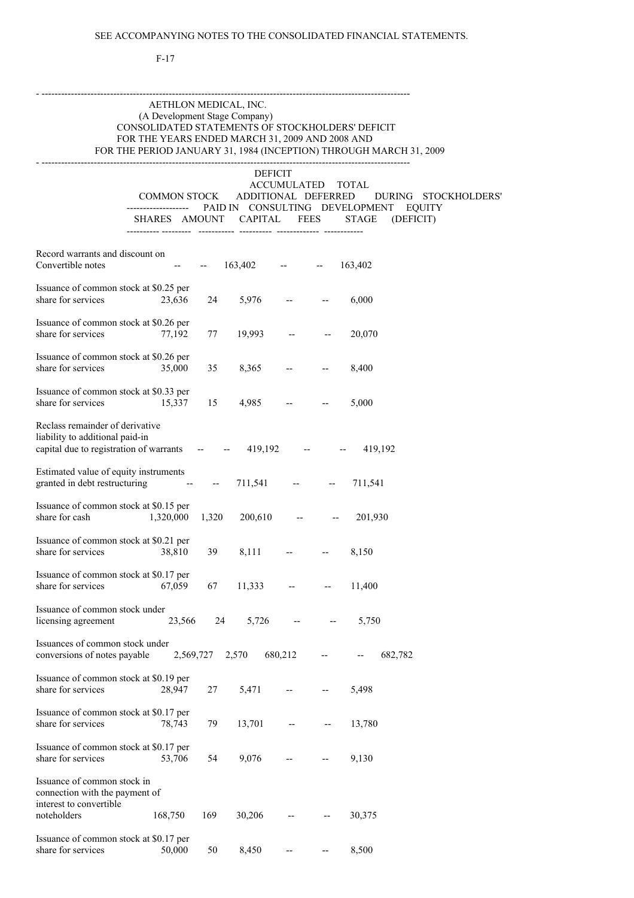SEE ACCOMPANYING NOTES TO THE CONSOLIDATED FINANCIAL STATEMENTS.

F-17

AETHLON MEDICAL, INC.
(A Development Stage Company)
CONSOLIDATED STATEMENTS OF STOCKHOLDERS' DEFICIT
FOR THE YEARS ENDED MARCH 31, 2009 AND 2008 AND
FOR THE PERIOD JANUARY 31, 1984 (INCEPTION) THROUGH MARCH 31, 2009

| | COMMON STOCK | | ADDITIONAL PAID IN CAPITAL | DEFERRED CONSULTING FEES | DEFICIT ACCUMULATED DURING DEVELOPMENT STAGE | TOTAL STOCKHOLDERS' EQUITY (DEFICIT) |
|---|---|---|---|---|---|---|
| | SHARES | AMOUNT | | | | |
| Record warrants and discount on Convertible notes | -- | -- | 163,402 | -- | -- | 163,402 |
| Issuance of common stock at $0.25 per share for services | 23,636 | 24 | 5,976 | -- | -- | 6,000 |
| Issuance of common stock at $0.26 per share for services | 77,192 | 77 | 19,993 | -- | -- | 20,070 |
| Issuance of common stock at $0.26 per share for services | 35,000 | 35 | 8,365 | -- | -- | 8,400 |
| Issuance of common stock at $0.33 per share for services | 15,337 | 15 | 4,985 | -- | -- | 5,000 |
| Reclass remainder of derivative liability to additional paid-in capital due to registration of warrants | -- | -- | 419,192 | -- | -- | 419,192 |
| Estimated value of equity instruments granted in debt restructuring | -- | -- | 711,541 | -- | -- | 711,541 |
| Issuance of common stock at $0.15 per share for cash | 1,320,000 | 1,320 | 200,610 | -- | -- | 201,930 |
| Issuance of common stock at $0.21 per share for services | 38,810 | 39 | 8,111 | -- | -- | 8,150 |
| Issuance of common stock at $0.17 per share for services | 67,059 | 67 | 11,333 | -- | -- | 11,400 |
| Issuance of common stock under licensing agreement | 23,566 | 24 | 5,726 | -- | -- | 5,750 |
| Issuances of common stock under conversions of notes payable | 2,569,727 | 2,570 | 680,212 | -- | -- | 682,782 |
| Issuance of common stock at $0.19 per share for services | 28,947 | 27 | 5,471 | -- | -- | 5,498 |
| Issuance of common stock at $0.17 per share for services | 78,743 | 79 | 13,701 | -- | -- | 13,780 |
| Issuance of common stock at $0.17 per share for services | 53,706 | 54 | 9,076 | -- | -- | 9,130 |
| Issuance of common stock in connection with the payment of interest to convertible noteholders | 168,750 | 169 | 30,206 | -- | -- | 30,375 |
| Issuance of common stock at $0.17 per share for services | 50,000 | 50 | 8,450 | -- | -- | 8,500 |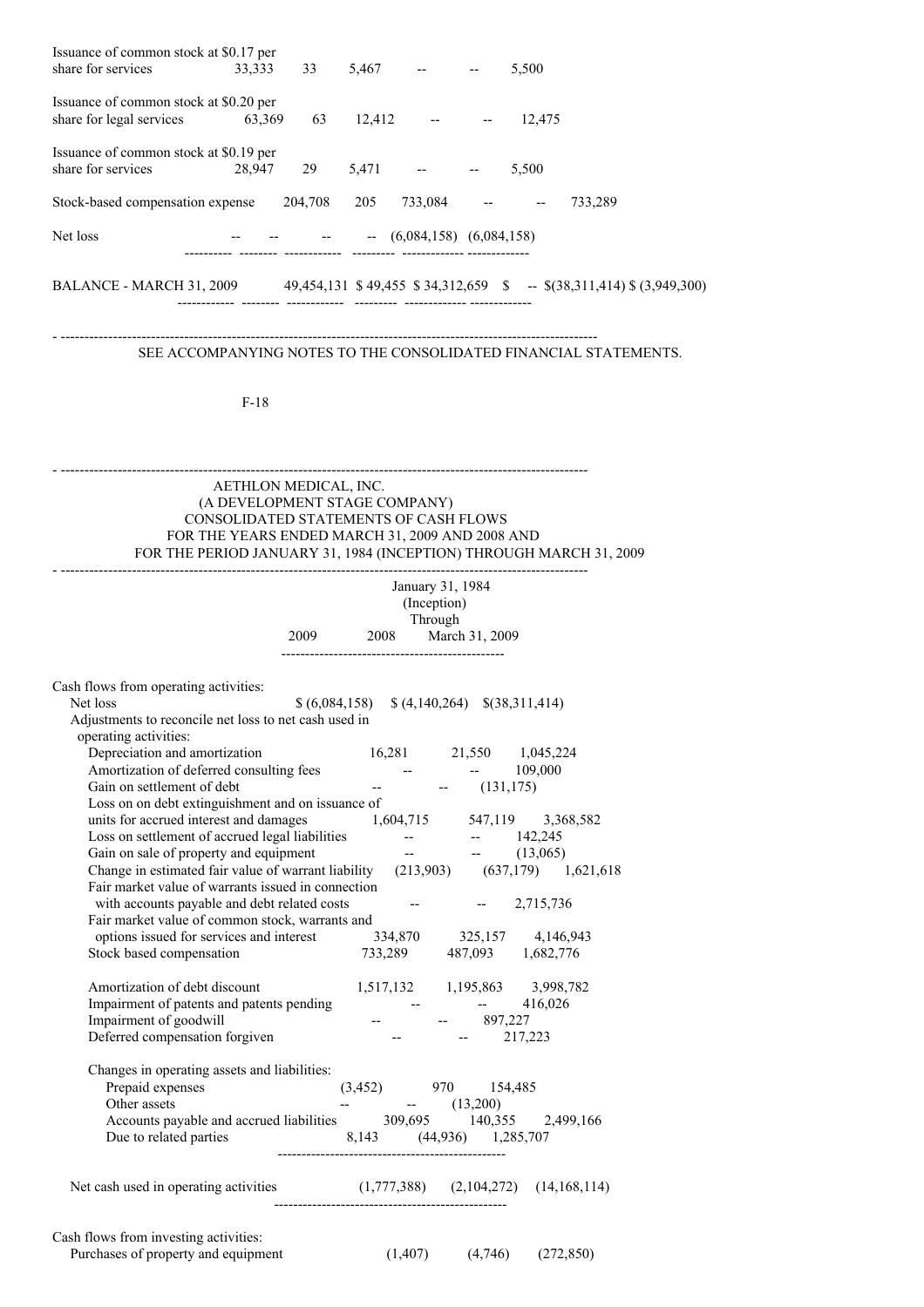| | Shares | Amount | Additional Paid-in Capital | | Deficit Accumulated During Development Stage | Total |
|---|---|---|---|---|---|---|
| Issuance of common stock at $0.17 per share for services | 33,333 | 33 | 5,467 | -- | -- | 5,500 |
| Issuance of common stock at $0.20 per share for legal services | 63,369 | 63 | 12,412 | -- | -- | 12,475 |
| Issuance of common stock at $0.19 per share for services | 28,947 | 29 | 5,471 | -- | -- | 5,500 |
| Stock-based compensation expense | 204,708 | 205 | 733,084 | -- | -- | 733,289 |
| Net loss | -- | -- | -- | -- | (6,084,158) | (6,084,158) |
| BALANCE - MARCH 31, 2009 | 49,454,131 | $ 49,455 | $ 34,312,659 | $ -- | $(38,311,414) | $ (3,949,300) |

SEE ACCOMPANYING NOTES TO THE CONSOLIDATED FINANCIAL STATEMENTS.

AETHLON MEDICAL, INC.
(A DEVELOPMENT STAGE COMPANY)
CONSOLIDATED STATEMENTS OF CASH FLOWS
FOR THE YEARS ENDED MARCH 31, 2009 AND 2008 AND
FOR THE PERIOD JANUARY 31, 1984 (INCEPTION) THROUGH MARCH 31, 2009

| | 2009 | 2008 | January 31, 1984 (Inception) Through March 31, 2009 |
|---|---|---|---|
| Cash flows from operating activities: | | | |
| Net loss | $ (6,084,158) | $ (4,140,264) | $(38,311,414) |
| Adjustments to reconcile net loss to net cash used in operating activities: | | | |
| Depreciation and amortization | 16,281 | 21,550 | 1,045,224 |
| Amortization of deferred consulting fees | -- | -- | 109,000 |
| Gain on settlement of debt | -- | -- | (131,175) |
| Loss on on debt extinguishment and on issuance of units for accrued interest and damages | 1,604,715 | 547,119 | 3,368,582 |
| Loss on settlement of accrued legal liabilities | -- | -- | 142,245 |
| Gain on sale of property and equipment | -- | -- | (13,065) |
| Change in estimated fair value of warrant liability | (213,903) | (637,179) | 1,621,618 |
| Fair market value of warrants issued in connection with accounts payable and debt related costs | -- | -- | 2,715,736 |
| Fair market value of common stock, warrants and options issued for services and interest | 334,870 | 325,157 | 4,146,943 |
| Stock based compensation | 733,289 | 487,093 | 1,682,776 |
| Amortization of debt discount | 1,517,132 | 1,195,863 | 3,998,782 |
| Impairment of patents and patents pending | -- | -- | 416,026 |
| Impairment of goodwill | -- | -- | 897,227 |
| Deferred compensation forgiven | -- | -- | 217,223 |
| Changes in operating assets and liabilities: | | | |
| Prepaid expenses | (3,452) | 970 | 154,485 |
| Other assets | -- | -- | (13,200) |
| Accounts payable and accrued liabilities | 309,695 | 140,355 | 2,499,166 |
| Due to related parties | 8,143 | (44,936) | 1,285,707 |
| Net cash used in operating activities | (1,777,388) | (2,104,272) | (14,168,114) |
| Cash flows from investing activities: | | | |
| Purchases of property and equipment | (1,407) | (4,746) | (272,850) |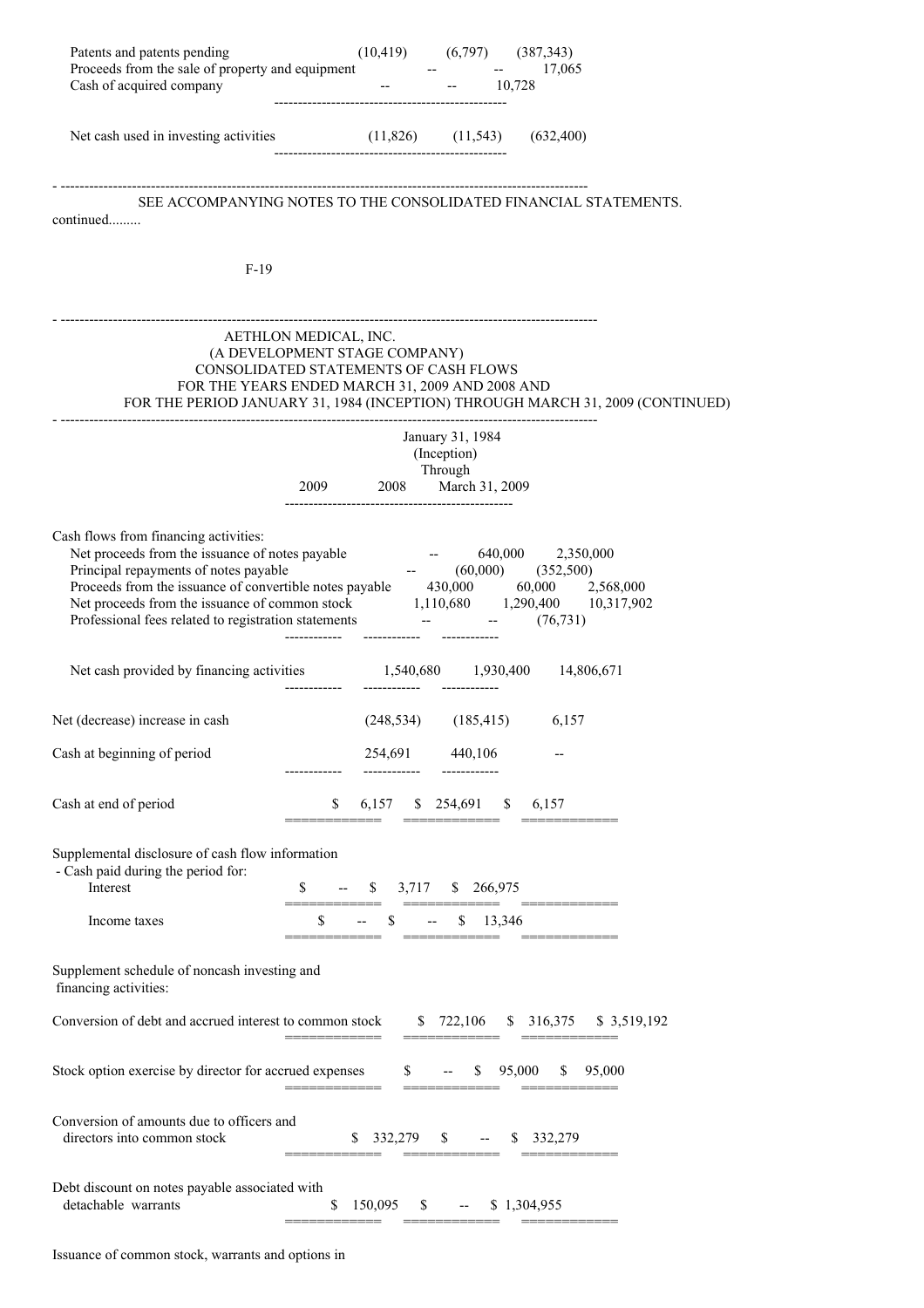| | 2009 | 2008 | January 31, 1984 (Inception) Through March 31, 2009 |
|---|---|---|---|
| Patents and patents pending | (10,419) | (6,797) | (387,343) |
| Proceeds from the sale of property and equipment | -- | -- | 17,065 |
| Cash of acquired company | -- | -- | 10,728 |
| Net cash used in investing activities | (11,826) | (11,543) | (632,400) |

SEE ACCOMPANYING NOTES TO THE CONSOLIDATED FINANCIAL STATEMENTS.

continued.........

AETHLON MEDICAL, INC.
(A DEVELOPMENT STAGE COMPANY)
CONSOLIDATED STATEMENTS OF CASH FLOWS
FOR THE YEARS ENDED MARCH 31, 2009 AND 2008 AND
FOR THE PERIOD JANUARY 31, 1984 (INCEPTION) THROUGH MARCH 31, 2009 (CONTINUED)

| | 2009 | 2008 | January 31, 1984 (Inception) Through March 31, 2009 |
|---|---|---|---|
| Cash flows from financing activities: | | | |
| Net proceeds from the issuance of notes payable | -- | 640,000 | 2,350,000 |
| Principal repayments of notes payable | -- | (60,000) | (352,500) |
| Proceeds from the issuance of convertible notes payable | 430,000 | 60,000 | 2,568,000 |
| Net proceeds from the issuance of common stock | 1,110,680 | 1,290,400 | 10,317,902 |
| Professional fees related to registration statements | -- | -- | (76,731) |
| Net cash provided by financing activities | 1,540,680 | 1,930,400 | 14,806,671 |
| Net (decrease) increase in cash | (248,534) | (185,415) | 6,157 |
| Cash at beginning of period | 254,691 | 440,106 | -- |
| Cash at end of period | $ 6,157 | $ 254,691 | $ 6,157 |
| Supplemental disclosure of cash flow information - Cash paid during the period for: | | | |
| Interest | $ -- | $ 3,717 | $ 266,975 |
| Income taxes | $ -- | $ -- | $ 13,346 |
| Supplement schedule of noncash investing and financing activities: | | | |
| Conversion of debt and accrued interest to common stock | $ 722,106 | $ 316,375 | $ 3,519,192 |
| Stock option exercise by director for accrued expenses | $ -- | $ 95,000 | $ 95,000 |
| Conversion of amounts due to officers and directors into common stock | $ 332,279 | $ -- | $ 332,279 |
| Debt discount on notes payable associated with detachable warrants | $ 150,095 | $ -- | $ 1,304,955 |

Issuance of common stock, warrants and options in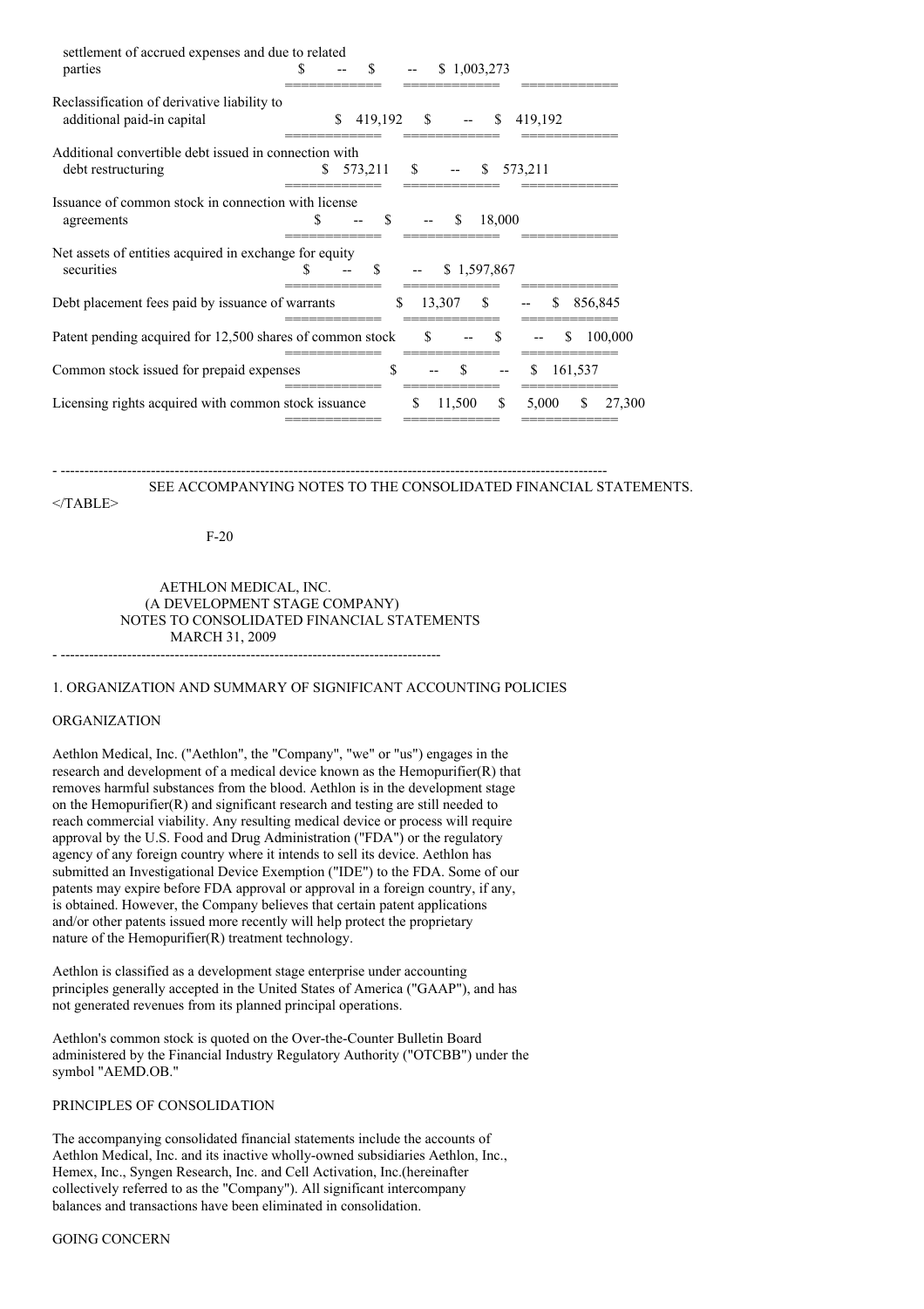| | | | |
|---|---|---|---|
| settlement of accrued expenses and due to related parties | $ -- | $ -- | $ 1,003,273 |
| Reclassification of derivative liability to additional paid-in capital | $ 419,192 | $ -- | $ 419,192 |
| Additional convertible debt issued in connection with debt restructuring | $ 573,211 | $ -- | $ 573,211 |
| Issuance of common stock in connection with license agreements | $ -- | $ -- | $ 18,000 |
| Net assets of entities acquired in exchange for equity securities | $ -- | $ -- | $ 1,597,867 |
| Debt placement fees paid by issuance of warrants | $ 13,307 | $ -- | $ 856,845 |
| Patent pending acquired for 12,500 shares of common stock | $ -- | $ -- | $ 100,000 |
| Common stock issued for prepaid expenses | $ -- | $ -- | $ 161,537 |
| Licensing rights acquired with common stock issuance | $ 11,500 | $ 5,000 | $ 27,300 |

SEE ACCOMPANYING NOTES TO THE CONSOLIDATED FINANCIAL STATEMENTS.

AETHLON MEDICAL, INC.
(A DEVELOPMENT STAGE COMPANY)
NOTES TO CONSOLIDATED FINANCIAL STATEMENTS
MARCH 31, 2009

## 1. ORGANIZATION AND SUMMARY OF SIGNIFICANT ACCOUNTING POLICIES

### ORGANIZATION

Aethlon Medical, Inc. ("Aethlon", the "Company", "we" or "us") engages in the research and development of a medical device known as the Hemopurifier(R) that removes harmful substances from the blood. Aethlon is in the development stage on the Hemopurifier(R) and significant research and testing are still needed to reach commercial viability. Any resulting medical device or process will require approval by the U.S. Food and Drug Administration ("FDA") or the regulatory agency of any foreign country where it intends to sell its device. Aethlon has submitted an Investigational Device Exemption ("IDE") to the FDA. Some of our patents may expire before FDA approval or approval in a foreign country, if any, is obtained. However, the Company believes that certain patent applications and/or other patents issued more recently will help protect the proprietary nature of the Hemopurifier(R) treatment technology.

Aethlon is classified as a development stage enterprise under accounting principles generally accepted in the United States of America ("GAAP"), and has not generated revenues from its planned principal operations.

Aethlon's common stock is quoted on the Over-the-Counter Bulletin Board administered by the Financial Industry Regulatory Authority ("OTCBB") under the symbol "AEMD.OB."

### PRINCIPLES OF CONSOLIDATION

The accompanying consolidated financial statements include the accounts of Aethlon Medical, Inc. and its inactive wholly-owned subsidiaries Aethlon, Inc., Hemex, Inc., Syngen Research, Inc. and Cell Activation, Inc.(hereinafter collectively referred to as the "Company"). All significant intercompany balances and transactions have been eliminated in consolidation.

### GOING CONCERN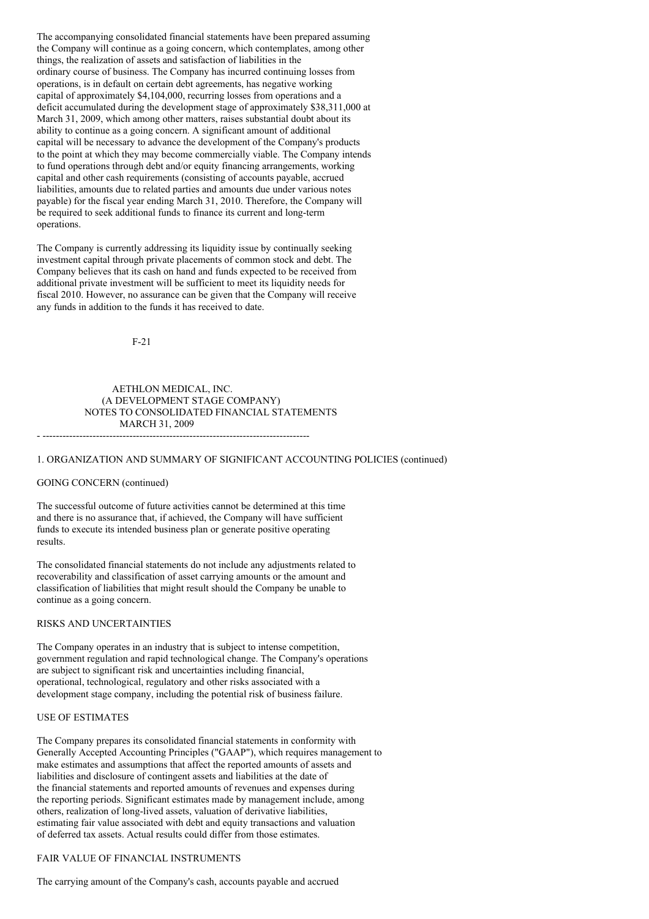The accompanying consolidated financial statements have been prepared assuming the Company will continue as a going concern, which contemplates, among other things, the realization of assets and satisfaction of liabilities in the ordinary course of business. The Company has incurred continuing losses from operations, is in default on certain debt agreements, has negative working capital of approximately $4,104,000, recurring losses from operations and a deficit accumulated during the development stage of approximately $38,311,000 at March 31, 2009, which among other matters, raises substantial doubt about its ability to continue as a going concern. A significant amount of additional capital will be necessary to advance the development of the Company's products to the point at which they may become commercially viable. The Company intends to fund operations through debt and/or equity financing arrangements, working capital and other cash requirements (consisting of accounts payable, accrued liabilities, amounts due to related parties and amounts due under various notes payable) for the fiscal year ending March 31, 2010. Therefore, the Company will be required to seek additional funds to finance its current and long-term operations.

The Company is currently addressing its liquidity issue by continually seeking investment capital through private placements of common stock and debt. The Company believes that its cash on hand and funds expected to be received from additional private investment will be sufficient to meet its liquidity needs for fiscal 2010. However, no assurance can be given that the Company will receive any funds in addition to the funds it has received to date.

AETHLON MEDICAL, INC.
(A DEVELOPMENT STAGE COMPANY)
NOTES TO CONSOLIDATED FINANCIAL STATEMENTS
MARCH 31, 2009

## 1. ORGANIZATION AND SUMMARY OF SIGNIFICANT ACCOUNTING POLICIES (continued)

### GOING CONCERN (continued)

The successful outcome of future activities cannot be determined at this time and there is no assurance that, if achieved, the Company will have sufficient funds to execute its intended business plan or generate positive operating results.

The consolidated financial statements do not include any adjustments related to recoverability and classification of asset carrying amounts or the amount and classification of liabilities that might result should the Company be unable to continue as a going concern.

### RISKS AND UNCERTAINTIES

The Company operates in an industry that is subject to intense competition, government regulation and rapid technological change. The Company's operations are subject to significant risk and uncertainties including financial, operational, technological, regulatory and other risks associated with a development stage company, including the potential risk of business failure.

### USE OF ESTIMATES

The Company prepares its consolidated financial statements in conformity with Generally Accepted Accounting Principles ("GAAP"), which requires management to make estimates and assumptions that affect the reported amounts of assets and liabilities and disclosure of contingent assets and liabilities at the date of the financial statements and reported amounts of revenues and expenses during the reporting periods. Significant estimates made by management include, among others, realization of long-lived assets, valuation of derivative liabilities, estimating fair value associated with debt and equity transactions and valuation of deferred tax assets. Actual results could differ from those estimates.

### FAIR VALUE OF FINANCIAL INSTRUMENTS

The carrying amount of the Company's cash, accounts payable and accrued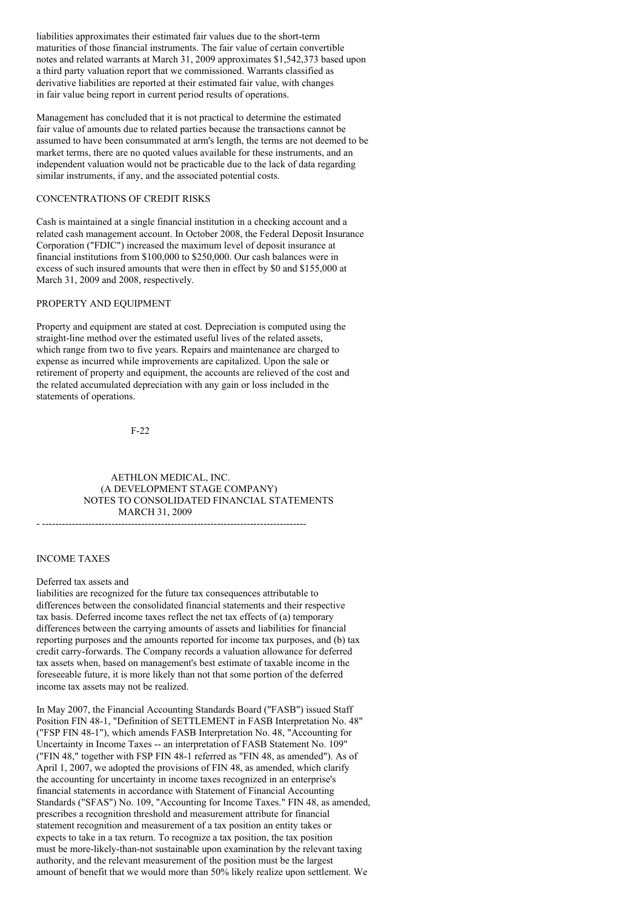liabilities approximates their estimated fair values due to the short-term maturities of those financial instruments. The fair value of certain convertible notes and related warrants at March 31, 2009 approximates $1,542,373 based upon a third party valuation report that we commissioned. Warrants classified as derivative liabilities are reported at their estimated fair value, with changes in fair value being report in current period results of operations.

Management has concluded that it is not practical to determine the estimated fair value of amounts due to related parties because the transactions cannot be assumed to have been consummated at arm's length, the terms are not deemed to be market terms, there are no quoted values available for these instruments, and an independent valuation would not be practicable due to the lack of data regarding similar instruments, if any, and the associated potential costs.

CONCENTRATIONS OF CREDIT RISKS

Cash is maintained at a single financial institution in a checking account and a related cash management account. In October 2008, the Federal Deposit Insurance Corporation ("FDIC") increased the maximum level of deposit insurance at financial institutions from $100,000 to $250,000. Our cash balances were in excess of such insured amounts that were then in effect by $0 and $155,000 at March 31, 2009 and 2008, respectively.

PROPERTY AND EQUIPMENT

Property and equipment are stated at cost. Depreciation is computed using the straight-line method over the estimated useful lives of the related assets, which range from two to five years. Repairs and maintenance are charged to expense as incurred while improvements are capitalized. Upon the sale or retirement of property and equipment, the accounts are relieved of the cost and the related accumulated depreciation with any gain or loss included in the statements of operations.

INCOME TAXES

Deferred tax assets and liabilities are recognized for the future tax consequences attributable to differences between the consolidated financial statements and their respective tax basis. Deferred income taxes reflect the net tax effects of (a) temporary differences between the carrying amounts of assets and liabilities for financial reporting purposes and the amounts reported for income tax purposes, and (b) tax credit carry-forwards. The Company records a valuation allowance for deferred tax assets when, based on management's best estimate of taxable income in the foreseeable future, it is more likely than not that some portion of the deferred income tax assets may not be realized.

In May 2007, the Financial Accounting Standards Board ("FASB") issued Staff Position FIN 48-1, "Definition of SETTLEMENT in FASB Interpretation No. 48" ("FSP FIN 48-1"), which amends FASB Interpretation No. 48, "Accounting for Uncertainty in Income Taxes -- an interpretation of FASB Statement No. 109" ("FIN 48," together with FSP FIN 48-1 referred as "FIN 48, as amended"). As of April 1, 2007, we adopted the provisions of FIN 48, as amended, which clarify the accounting for uncertainty in income taxes recognized in an enterprise's financial statements in accordance with Statement of Financial Accounting Standards ("SFAS") No. 109, "Accounting for Income Taxes." FIN 48, as amended, prescribes a recognition threshold and measurement attribute for financial statement recognition and measurement of a tax position an entity takes or expects to take in a tax return. To recognize a tax position, the tax position must be more-likely-than-not sustainable upon examination by the relevant taxing authority, and the relevant measurement of the position must be the largest amount of benefit that we would more than 50% likely realize upon settlement. We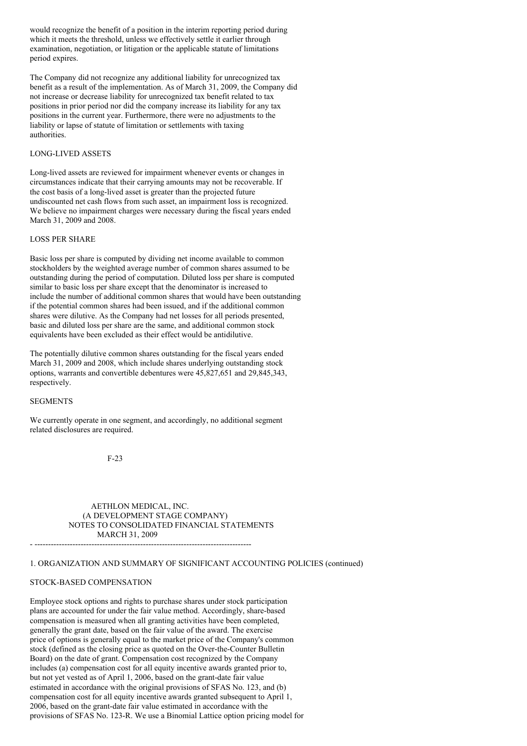would recognize the benefit of a position in the interim reporting period during which it meets the threshold, unless we effectively settle it earlier through examination, negotiation, or litigation or the applicable statute of limitations period expires.

The Company did not recognize any additional liability for unrecognized tax benefit as a result of the implementation. As of March 31, 2009, the Company did not increase or decrease liability for unrecognized tax benefit related to tax positions in prior period nor did the company increase its liability for any tax positions in the current year. Furthermore, there were no adjustments to the liability or lapse of statute of limitation or settlements with taxing authorities.

### LONG-LIVED ASSETS

Long-lived assets are reviewed for impairment whenever events or changes in circumstances indicate that their carrying amounts may not be recoverable. If the cost basis of a long-lived asset is greater than the projected future undiscounted net cash flows from such asset, an impairment loss is recognized. We believe no impairment charges were necessary during the fiscal years ended March 31, 2009 and 2008.

### LOSS PER SHARE

Basic loss per share is computed by dividing net income available to common stockholders by the weighted average number of common shares assumed to be outstanding during the period of computation. Diluted loss per share is computed similar to basic loss per share except that the denominator is increased to include the number of additional common shares that would have been outstanding if the potential common shares had been issued, and if the additional common shares were dilutive. As the Company had net losses for all periods presented, basic and diluted loss per share are the same, and additional common stock equivalents have been excluded as their effect would be antidilutive.

The potentially dilutive common shares outstanding for the fiscal years ended March 31, 2009 and 2008, which include shares underlying outstanding stock options, warrants and convertible debentures were 45,827,651 and 29,845,343, respectively.

### SEGMENTS

We currently operate in one segment, and accordingly, no additional segment related disclosures are required.

AETHLON MEDICAL, INC.
(A DEVELOPMENT STAGE COMPANY)
NOTES TO CONSOLIDATED FINANCIAL STATEMENTS
MARCH 31, 2009

## 1. ORGANIZATION AND SUMMARY OF SIGNIFICANT ACCOUNTING POLICIES (continued)

### STOCK-BASED COMPENSATION

Employee stock options and rights to purchase shares under stock participation plans are accounted for under the fair value method. Accordingly, share-based compensation is measured when all granting activities have been completed, generally the grant date, based on the fair value of the award. The exercise price of options is generally equal to the market price of the Company's common stock (defined as the closing price as quoted on the Over-the-Counter Bulletin Board) on the date of grant. Compensation cost recognized by the Company includes (a) compensation cost for all equity incentive awards granted prior to, but not yet vested as of April 1, 2006, based on the grant-date fair value estimated in accordance with the original provisions of SFAS No. 123, and (b) compensation cost for all equity incentive awards granted subsequent to April 1, 2006, based on the grant-date fair value estimated in accordance with the provisions of SFAS No. 123-R. We use a Binomial Lattice option pricing model for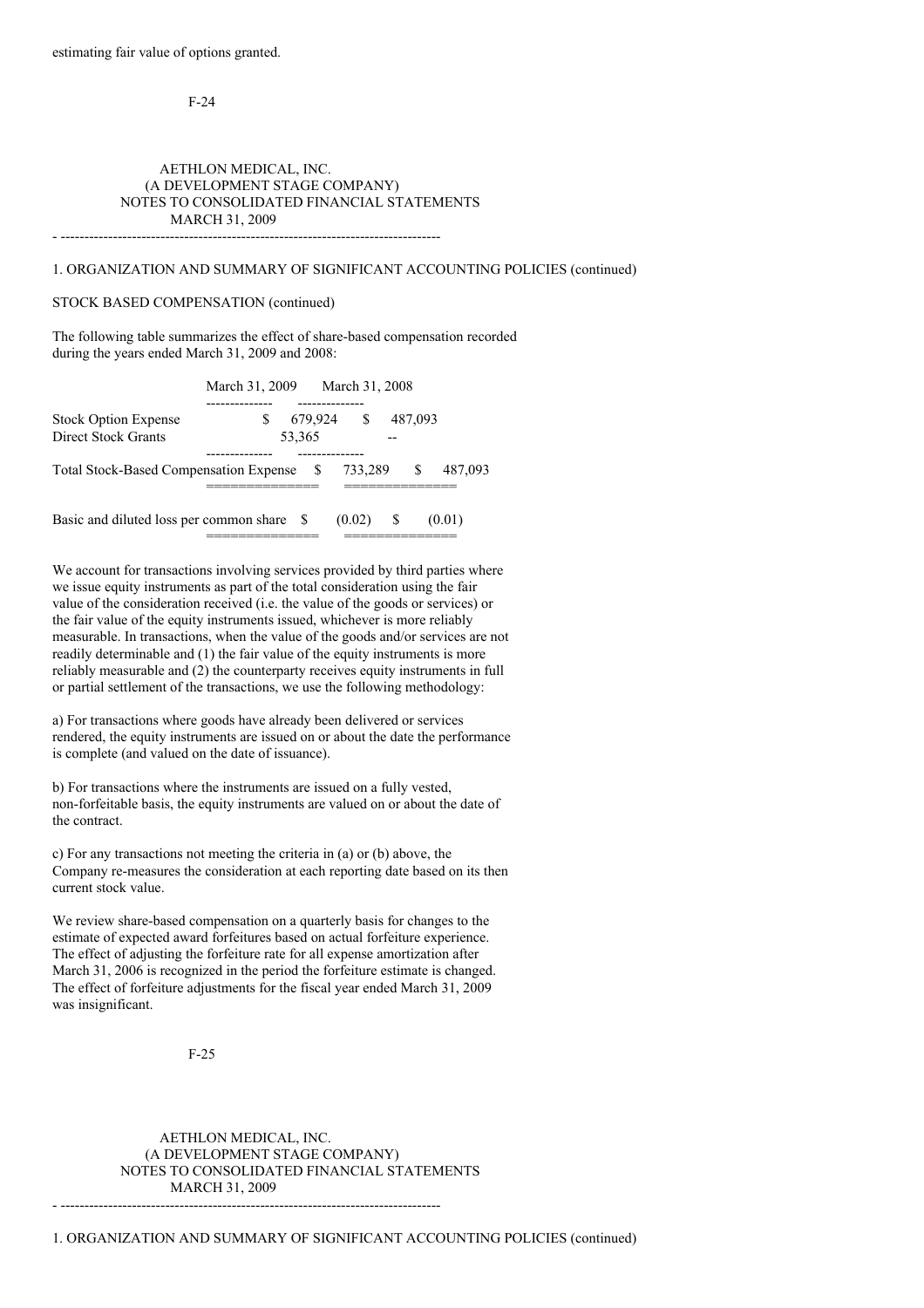estimating fair value of options granted.

AETHLON MEDICAL, INC.
(A DEVELOPMENT STAGE COMPANY)
NOTES TO CONSOLIDATED FINANCIAL STATEMENTS
MARCH 31, 2009

1. ORGANIZATION AND SUMMARY OF SIGNIFICANT ACCOUNTING POLICIES (continued)

STOCK BASED COMPENSATION (continued)

The following table summarizes the effect of share-based compensation recorded during the years ended March 31, 2009 and 2008:

| | March 31, 2009 | March 31, 2008 |
|---|---|---|
| Stock Option Expense | $ 679,924 | $ 487,093 |
| Direct Stock Grants | 53,365 | -- |
| Total Stock-Based Compensation Expense | $ 733,289 | $ 487,093 |
| Basic and diluted loss per common share | $ (0.02) | $ (0.01) |

We account for transactions involving services provided by third parties where we issue equity instruments as part of the total consideration using the fair value of the consideration received (i.e. the value of the goods or services) or the fair value of the equity instruments issued, whichever is more reliably measurable. In transactions, when the value of the goods and/or services are not readily determinable and (1) the fair value of the equity instruments is more reliably measurable and (2) the counterparty receives equity instruments in full or partial settlement of the transactions, we use the following methodology:

a) For transactions where goods have already been delivered or services rendered, the equity instruments are issued on or about the date the performance is complete (and valued on the date of issuance).

b) For transactions where the instruments are issued on a fully vested, non-forfeitable basis, the equity instruments are valued on or about the date of the contract.

c) For any transactions not meeting the criteria in (a) or (b) above, the Company re-measures the consideration at each reporting date based on its then current stock value.

We review share-based compensation on a quarterly basis for changes to the estimate of expected award forfeitures based on actual forfeiture experience. The effect of adjusting the forfeiture rate for all expense amortization after March 31, 2006 is recognized in the period the forfeiture estimate is changed. The effect of forfeiture adjustments for the fiscal year ended March 31, 2009 was insignificant.

AETHLON MEDICAL, INC.
(A DEVELOPMENT STAGE COMPANY)
NOTES TO CONSOLIDATED FINANCIAL STATEMENTS
MARCH 31, 2009

1. ORGANIZATION AND SUMMARY OF SIGNIFICANT ACCOUNTING POLICIES (continued)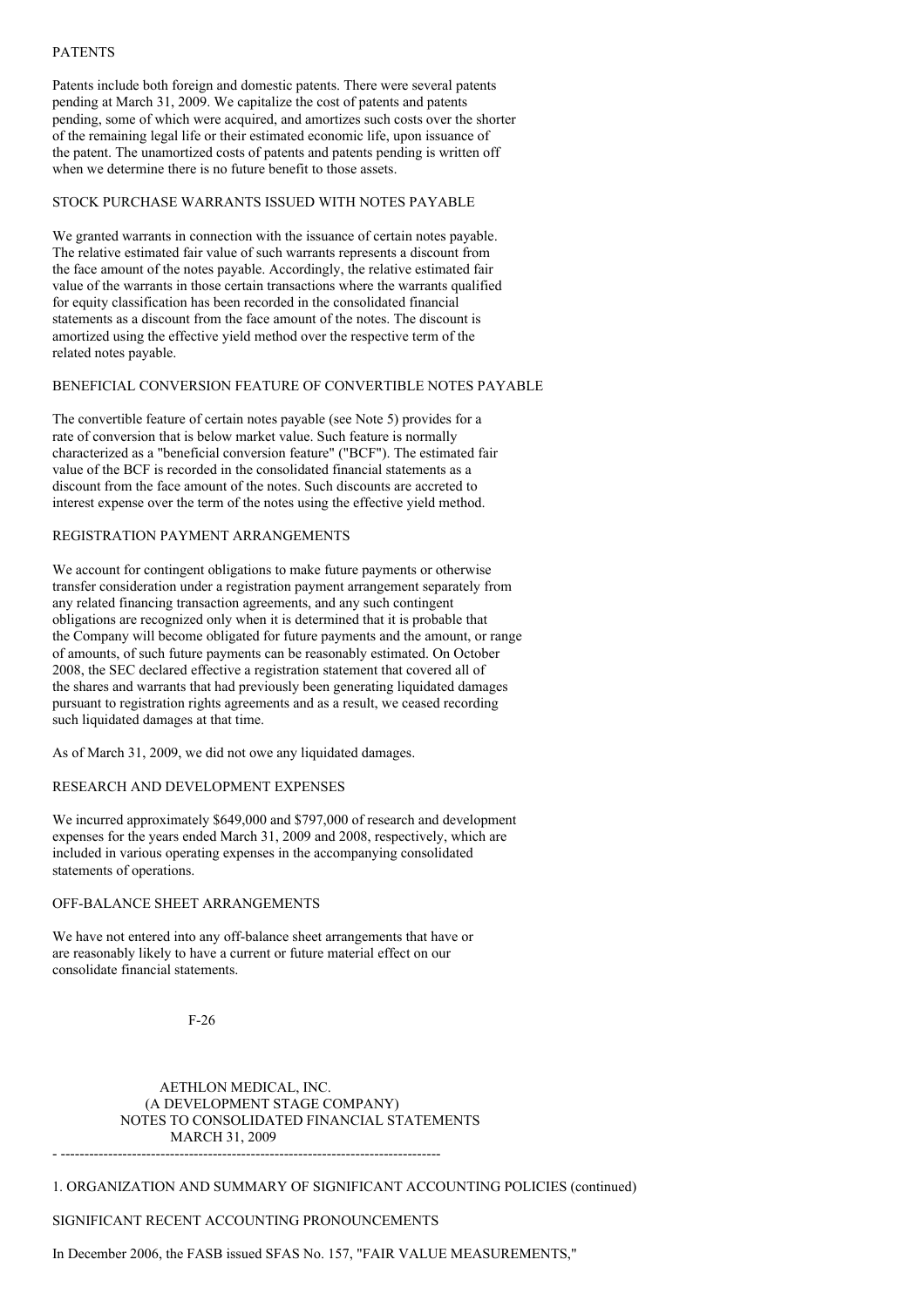PATENTS

Patents include both foreign and domestic patents. There were several patents pending at March 31, 2009. We capitalize the cost of patents and patents pending, some of which were acquired, and amortizes such costs over the shorter of the remaining legal life or their estimated economic life, upon issuance of the patent. The unamortized costs of patents and patents pending is written off when we determine there is no future benefit to those assets.

STOCK PURCHASE WARRANTS ISSUED WITH NOTES PAYABLE

We granted warrants in connection with the issuance of certain notes payable. The relative estimated fair value of such warrants represents a discount from the face amount of the notes payable. Accordingly, the relative estimated fair value of the warrants in those certain transactions where the warrants qualified for equity classification has been recorded in the consolidated financial statements as a discount from the face amount of the notes. The discount is amortized using the effective yield method over the respective term of the related notes payable.

BENEFICIAL CONVERSION FEATURE OF CONVERTIBLE NOTES PAYABLE

The convertible feature of certain notes payable (see Note 5) provides for a rate of conversion that is below market value. Such feature is normally characterized as a "beneficial conversion feature" ("BCF"). The estimated fair value of the BCF is recorded in the consolidated financial statements as a discount from the face amount of the notes. Such discounts are accreted to interest expense over the term of the notes using the effective yield method.

REGISTRATION PAYMENT ARRANGEMENTS

We account for contingent obligations to make future payments or otherwise transfer consideration under a registration payment arrangement separately from any related financing transaction agreements, and any such contingent obligations are recognized only when it is determined that it is probable that the Company will become obligated for future payments and the amount, or range of amounts, of such future payments can be reasonably estimated. On October 2008, the SEC declared effective a registration statement that covered all of the shares and warrants that had previously been generating liquidated damages pursuant to registration rights agreements and as a result, we ceased recording such liquidated damages at that time.

As of March 31, 2009, we did not owe any liquidated damages.

RESEARCH AND DEVELOPMENT EXPENSES

We incurred approximately $649,000 and $797,000 of research and development expenses for the years ended March 31, 2009 and 2008, respectively, which are included in various operating expenses in the accompanying consolidated statements of operations.

OFF-BALANCE SHEET ARRANGEMENTS

We have not entered into any off-balance sheet arrangements that have or are reasonably likely to have a current or future material effect on our consolidate financial statements.

AETHLON MEDICAL, INC.
(A DEVELOPMENT STAGE COMPANY)
NOTES TO CONSOLIDATED FINANCIAL STATEMENTS
MARCH 31, 2009

1. ORGANIZATION AND SUMMARY OF SIGNIFICANT ACCOUNTING POLICIES (continued)

SIGNIFICANT RECENT ACCOUNTING PRONOUNCEMENTS

In December 2006, the FASB issued SFAS No. 157, "FAIR VALUE MEASUREMENTS,"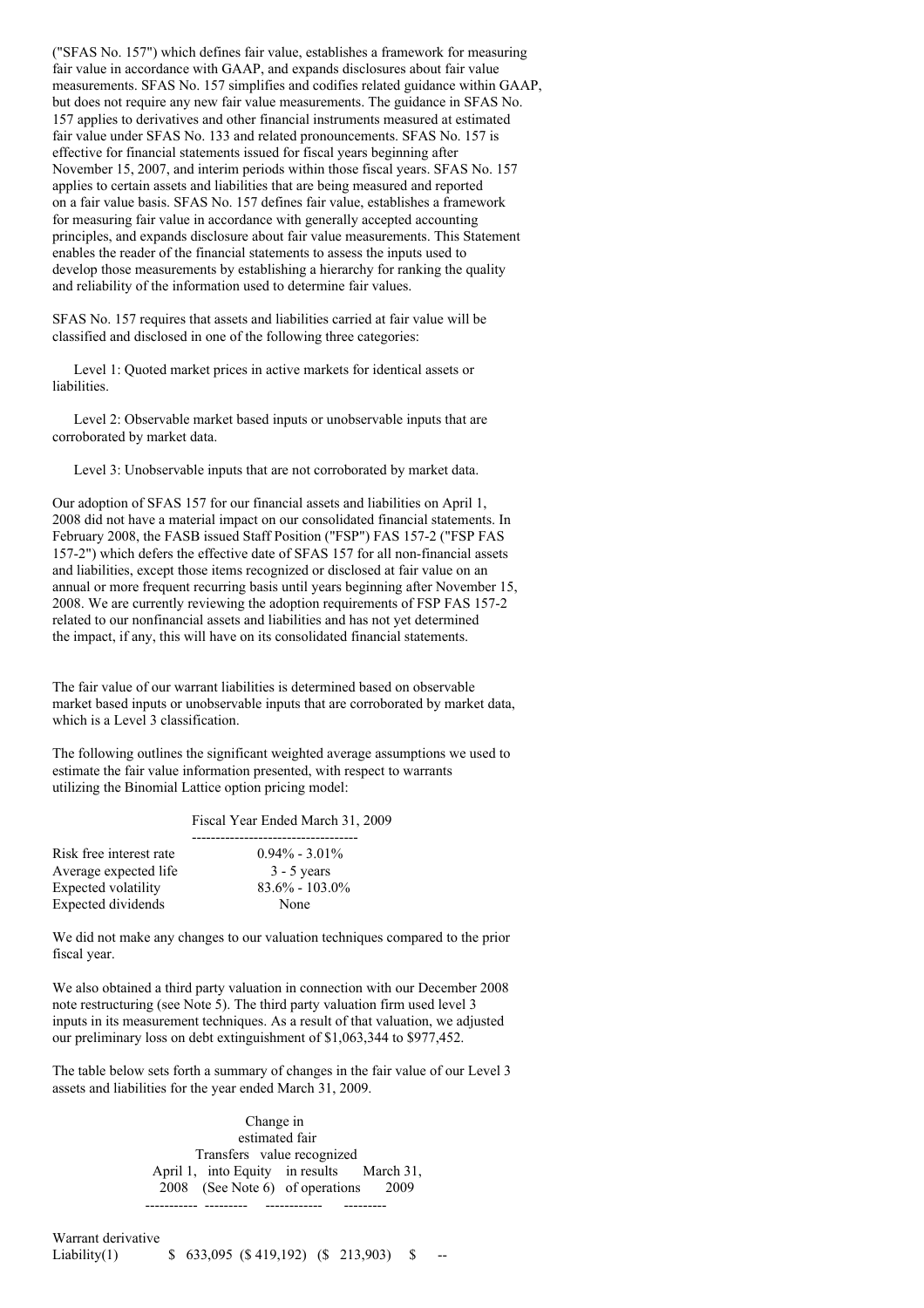("SFAS No. 157") which defines fair value, establishes a framework for measuring fair value in accordance with GAAP, and expands disclosures about fair value measurements. SFAS No. 157 simplifies and codifies related guidance within GAAP, but does not require any new fair value measurements. The guidance in SFAS No. 157 applies to derivatives and other financial instruments measured at estimated fair value under SFAS No. 133 and related pronouncements. SFAS No. 157 is effective for financial statements issued for fiscal years beginning after November 15, 2007, and interim periods within those fiscal years. SFAS No. 157 applies to certain assets and liabilities that are being measured and reported on a fair value basis. SFAS No. 157 defines fair value, establishes a framework for measuring fair value in accordance with generally accepted accounting principles, and expands disclosure about fair value measurements. This Statement enables the reader of the financial statements to assess the inputs used to develop those measurements by establishing a hierarchy for ranking the quality and reliability of the information used to determine fair values.

SFAS No. 157 requires that assets and liabilities carried at fair value will be classified and disclosed in one of the following three categories:

Level 1: Quoted market prices in active markets for identical assets or liabilities.

Level 2: Observable market based inputs or unobservable inputs that are corroborated by market data.

Level 3: Unobservable inputs that are not corroborated by market data.

Our adoption of SFAS 157 for our financial assets and liabilities on April 1, 2008 did not have a material impact on our consolidated financial statements. In February 2008, the FASB issued Staff Position ("FSP") FAS 157-2 ("FSP FAS 157-2") which defers the effective date of SFAS 157 for all non-financial assets and liabilities, except those items recognized or disclosed at fair value on an annual or more frequent recurring basis until years beginning after November 15, 2008. We are currently reviewing the adoption requirements of FSP FAS 157-2 related to our nonfinancial assets and liabilities and has not yet determined the impact, if any, this will have on its consolidated financial statements.

The fair value of our warrant liabilities is determined based on observable market based inputs or unobservable inputs that are corroborated by market data, which is a Level 3 classification.

The following outlines the significant weighted average assumptions we used to estimate the fair value information presented, with respect to warrants utilizing the Binomial Lattice option pricing model:

| | Fiscal Year Ended March 31, 2009 |
|---|---|
| Risk free interest rate | 0.94% - 3.01% |
| Average expected life | 3 - 5 years |
| Expected volatility | 83.6% - 103.0% |
| Expected dividends | None |

We did not make any changes to our valuation techniques compared to the prior fiscal year.

We also obtained a third party valuation in connection with our December 2008 note restructuring (see Note 5). The third party valuation firm used level 3 inputs in its measurement techniques. As a result of that valuation, we adjusted our preliminary loss on debt extinguishment of $1,063,344 to $977,452.

The table below sets forth a summary of changes in the fair value of our Level 3 assets and liabilities for the year ended March 31, 2009.

| | April 1, 2008 | Transfers into Equity (See Note 6) | Change in estimated fair value recognized in results of operations | March 31, 2009 |
|---|---|---|---|---|
| Warrant derivative Liability(1) | $ 633,095 | ($ 419,192) | ($ 213,903) | $ -- |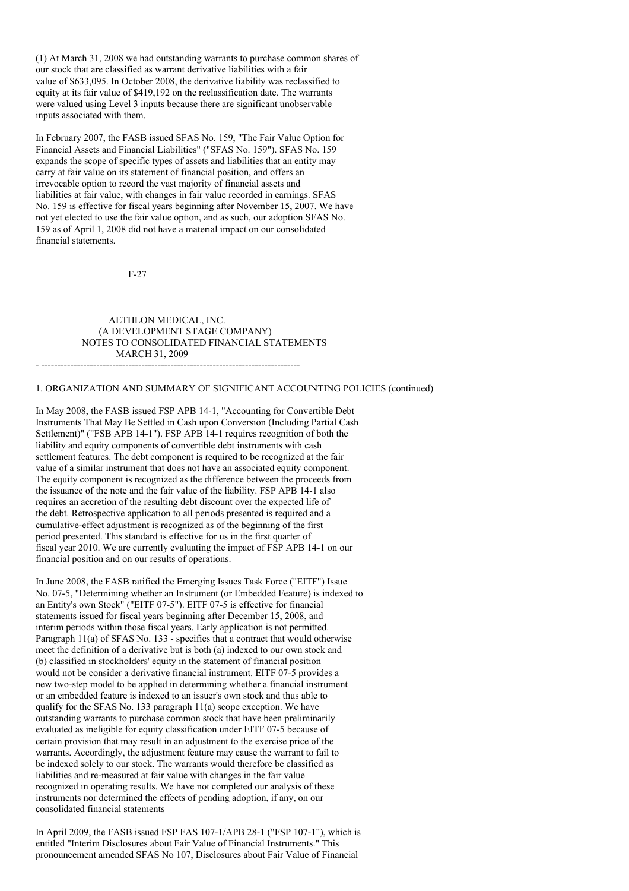(1) At March 31, 2008 we had outstanding warrants to purchase common shares of our stock that are classified as warrant derivative liabilities with a fair value of $633,095. In October 2008, the derivative liability was reclassified to equity at its fair value of $419,192 on the reclassification date. The warrants were valued using Level 3 inputs because there are significant unobservable inputs associated with them.

In February 2007, the FASB issued SFAS No. 159, "The Fair Value Option for Financial Assets and Financial Liabilities" ("SFAS No. 159"). SFAS No. 159 expands the scope of specific types of assets and liabilities that an entity may carry at fair value on its statement of financial position, and offers an irrevocable option to record the vast majority of financial assets and liabilities at fair value, with changes in fair value recorded in earnings. SFAS No. 159 is effective for fiscal years beginning after November 15, 2007. We have not yet elected to use the fair value option, and as such, our adoption SFAS No. 159 as of April 1, 2008 did not have a material impact on our consolidated financial statements.

AETHLON MEDICAL, INC.
(A DEVELOPMENT STAGE COMPANY)
NOTES TO CONSOLIDATED FINANCIAL STATEMENTS
MARCH 31, 2009

1. ORGANIZATION AND SUMMARY OF SIGNIFICANT ACCOUNTING POLICIES (continued)

In May 2008, the FASB issued FSP APB 14-1, "Accounting for Convertible Debt Instruments That May Be Settled in Cash upon Conversion (Including Partial Cash Settlement)" ("FSB APB 14-1"). FSP APB 14-1 requires recognition of both the liability and equity components of convertible debt instruments with cash settlement features. The debt component is required to be recognized at the fair value of a similar instrument that does not have an associated equity component. The equity component is recognized as the difference between the proceeds from the issuance of the note and the fair value of the liability. FSP APB 14-1 also requires an accretion of the resulting debt discount over the expected life of the debt. Retrospective application to all periods presented is required and a cumulative-effect adjustment is recognized as of the beginning of the first period presented. This standard is effective for us in the first quarter of fiscal year 2010. We are currently evaluating the impact of FSP APB 14-1 on our financial position and on our results of operations.

In June 2008, the FASB ratified the Emerging Issues Task Force ("EITF") Issue No. 07-5, "Determining whether an Instrument (or Embedded Feature) is indexed to an Entity's own Stock" ("EITF 07-5"). EITF 07-5 is effective for financial statements issued for fiscal years beginning after December 15, 2008, and interim periods within those fiscal years. Early application is not permitted. Paragraph 11(a) of SFAS No. 133 - specifies that a contract that would otherwise meet the definition of a derivative but is both (a) indexed to our own stock and (b) classified in stockholders' equity in the statement of financial position would not be consider a derivative financial instrument. EITF 07-5 provides a new two-step model to be applied in determining whether a financial instrument or an embedded feature is indexed to an issuer's own stock and thus able to qualify for the SFAS No. 133 paragraph 11(a) scope exception. We have outstanding warrants to purchase common stock that have been preliminarily evaluated as ineligible for equity classification under EITF 07-5 because of certain provision that may result in an adjustment to the exercise price of the warrants. Accordingly, the adjustment feature may cause the warrant to fail to be indexed solely to our stock. The warrants would therefore be classified as liabilities and re-measured at fair value with changes in the fair value recognized in operating results. We have not completed our analysis of these instruments nor determined the effects of pending adoption, if any, on our consolidated financial statements

In April 2009, the FASB issued FSP FAS 107-1/APB 28-1 ("FSP 107-1"), which is entitled "Interim Disclosures about Fair Value of Financial Instruments." This pronouncement amended SFAS No 107, Disclosures about Fair Value of Financial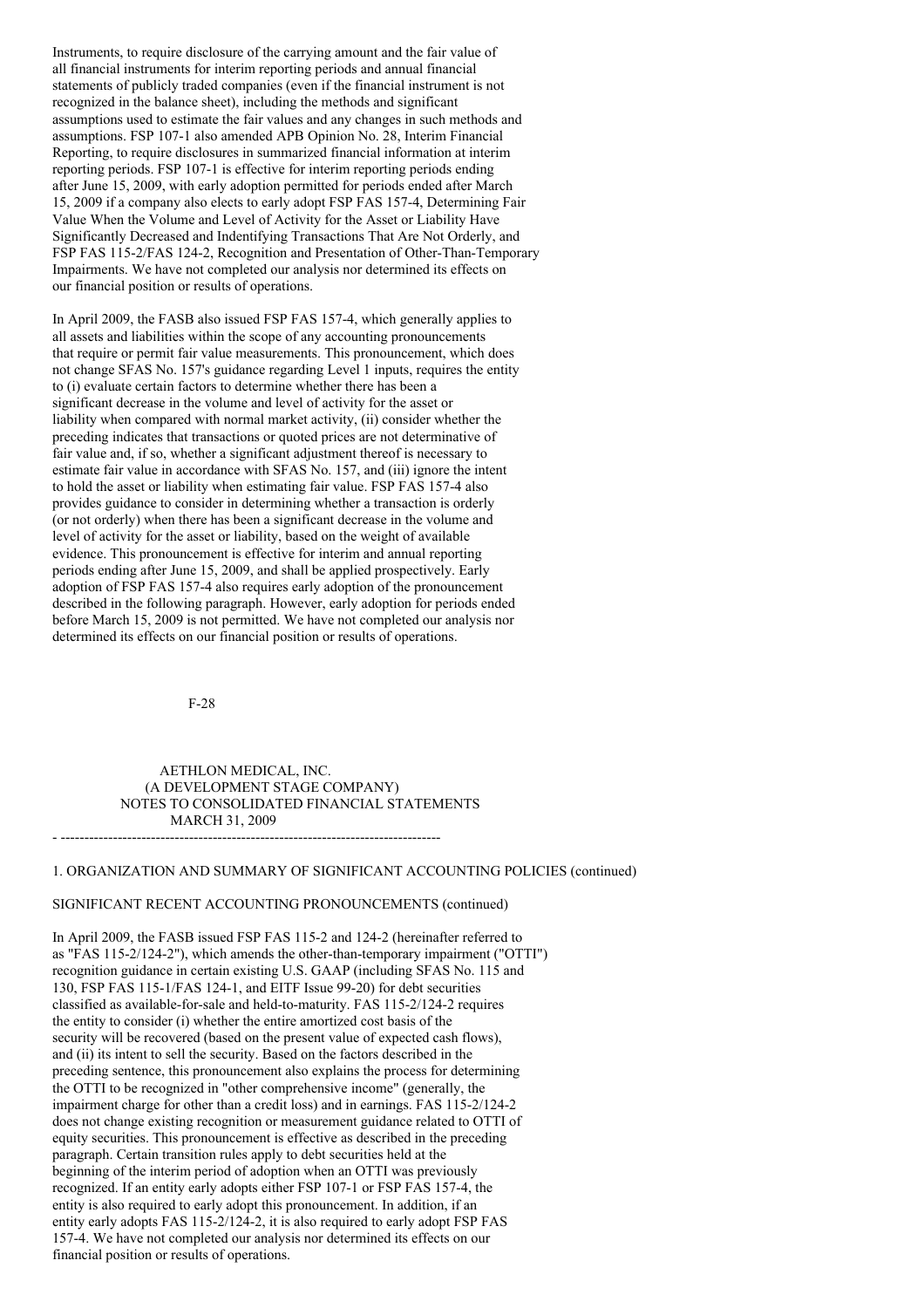Instruments, to require disclosure of the carrying amount and the fair value of all financial instruments for interim reporting periods and annual financial statements of publicly traded companies (even if the financial instrument is not recognized in the balance sheet), including the methods and significant assumptions used to estimate the fair values and any changes in such methods and assumptions. FSP 107-1 also amended APB Opinion No. 28, Interim Financial Reporting, to require disclosures in summarized financial information at interim reporting periods. FSP 107-1 is effective for interim reporting periods ending after June 15, 2009, with early adoption permitted for periods ended after March 15, 2009 if a company also elects to early adopt FSP FAS 157-4, Determining Fair Value When the Volume and Level of Activity for the Asset or Liability Have Significantly Decreased and Indentifying Transactions That Are Not Orderly, and FSP FAS 115-2/FAS 124-2, Recognition and Presentation of Other-Than-Temporary Impairments. We have not completed our analysis nor determined its effects on our financial position or results of operations.

In April 2009, the FASB also issued FSP FAS 157-4, which generally applies to all assets and liabilities within the scope of any accounting pronouncements that require or permit fair value measurements. This pronouncement, which does not change SFAS No. 157's guidance regarding Level 1 inputs, requires the entity to (i) evaluate certain factors to determine whether there has been a significant decrease in the volume and level of activity for the asset or liability when compared with normal market activity, (ii) consider whether the preceding indicates that transactions or quoted prices are not determinative of fair value and, if so, whether a significant adjustment thereof is necessary to estimate fair value in accordance with SFAS No. 157, and (iii) ignore the intent to hold the asset or liability when estimating fair value. FSP FAS 157-4 also provides guidance to consider in determining whether a transaction is orderly (or not orderly) when there has been a significant decrease in the volume and level of activity for the asset or liability, based on the weight of available evidence. This pronouncement is effective for interim and annual reporting periods ending after June 15, 2009, and shall be applied prospectively. Early adoption of FSP FAS 157-4 also requires early adoption of the pronouncement described in the following paragraph. However, early adoption for periods ended before March 15, 2009 is not permitted. We have not completed our analysis nor determined its effects on our financial position or results of operations.

AETHLON MEDICAL, INC.
(A DEVELOPMENT STAGE COMPANY)
NOTES TO CONSOLIDATED FINANCIAL STATEMENTS
MARCH 31, 2009

1. ORGANIZATION AND SUMMARY OF SIGNIFICANT ACCOUNTING POLICIES (continued)

SIGNIFICANT RECENT ACCOUNTING PRONOUNCEMENTS (continued)

In April 2009, the FASB issued FSP FAS 115-2 and 124-2 (hereinafter referred to as "FAS 115-2/124-2"), which amends the other-than-temporary impairment ("OTTI") recognition guidance in certain existing U.S. GAAP (including SFAS No. 115 and 130, FSP FAS 115-1/FAS 124-1, and EITF Issue 99-20) for debt securities classified as available-for-sale and held-to-maturity. FAS 115-2/124-2 requires the entity to consider (i) whether the entire amortized cost basis of the security will be recovered (based on the present value of expected cash flows), and (ii) its intent to sell the security. Based on the factors described in the preceding sentence, this pronouncement also explains the process for determining the OTTI to be recognized in "other comprehensive income" (generally, the impairment charge for other than a credit loss) and in earnings. FAS 115-2/124-2 does not change existing recognition or measurement guidance related to OTTI of equity securities. This pronouncement is effective as described in the preceding paragraph. Certain transition rules apply to debt securities held at the beginning of the interim period of adoption when an OTTI was previously recognized. If an entity early adopts either FSP 107-1 or FSP FAS 157-4, the entity is also required to early adopt this pronouncement. In addition, if an entity early adopts FAS 115-2/124-2, it is also required to early adopt FSP FAS 157-4. We have not completed our analysis nor determined its effects on our financial position or results of operations.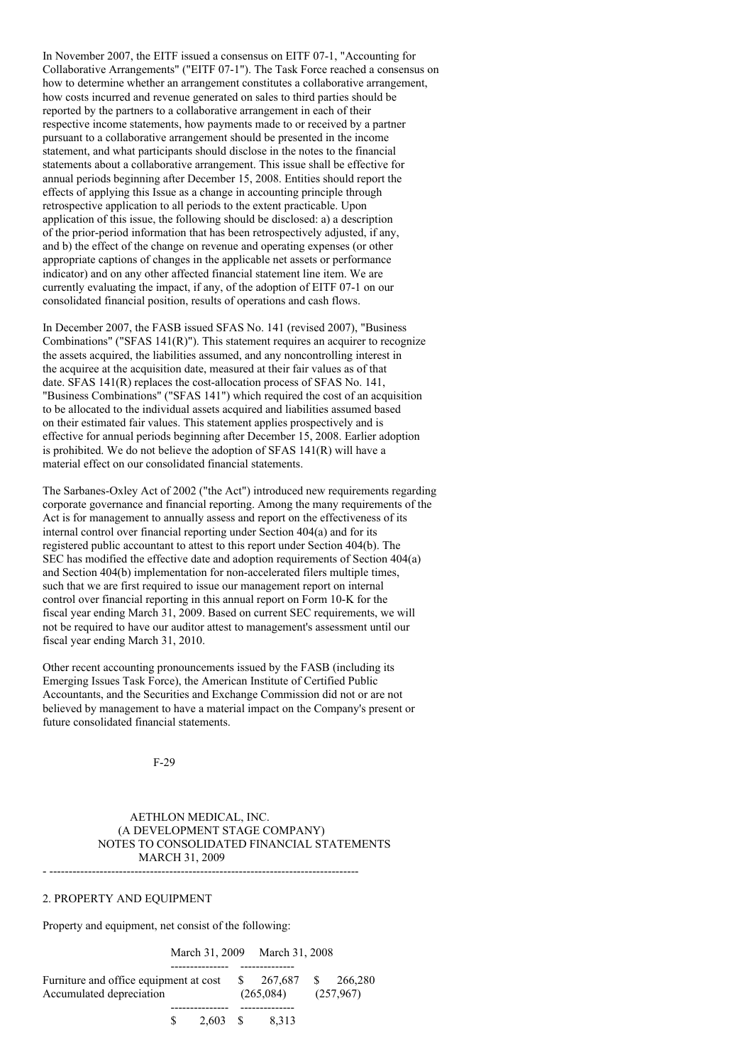In November 2007, the EITF issued a consensus on EITF 07-1, "Accounting for Collaborative Arrangements" ("EITF 07-1"). The Task Force reached a consensus on how to determine whether an arrangement constitutes a collaborative arrangement, how costs incurred and revenue generated on sales to third parties should be reported by the partners to a collaborative arrangement in each of their respective income statements, how payments made to or received by a partner pursuant to a collaborative arrangement should be presented in the income statement, and what participants should disclose in the notes to the financial statements about a collaborative arrangement. This issue shall be effective for annual periods beginning after December 15, 2008. Entities should report the effects of applying this Issue as a change in accounting principle through retrospective application to all periods to the extent practicable. Upon application of this issue, the following should be disclosed: a) a description of the prior-period information that has been retrospectively adjusted, if any, and b) the effect of the change on revenue and operating expenses (or other appropriate captions of changes in the applicable net assets or performance indicator) and on any other affected financial statement line item. We are currently evaluating the impact, if any, of the adoption of EITF 07-1 on our consolidated financial position, results of operations and cash flows.

In December 2007, the FASB issued SFAS No. 141 (revised 2007), "Business Combinations" ("SFAS 141(R)"). This statement requires an acquirer to recognize the assets acquired, the liabilities assumed, and any noncontrolling interest in the acquiree at the acquisition date, measured at their fair values as of that date. SFAS 141(R) replaces the cost-allocation process of SFAS No. 141, "Business Combinations" ("SFAS 141") which required the cost of an acquisition to be allocated to the individual assets acquired and liabilities assumed based on their estimated fair values. This statement applies prospectively and is effective for annual periods beginning after December 15, 2008. Earlier adoption is prohibited. We do not believe the adoption of SFAS 141(R) will have a material effect on our consolidated financial statements.

The Sarbanes-Oxley Act of 2002 ("the Act") introduced new requirements regarding corporate governance and financial reporting. Among the many requirements of the Act is for management to annually assess and report on the effectiveness of its internal control over financial reporting under Section 404(a) and for its registered public accountant to attest to this report under Section 404(b). The SEC has modified the effective date and adoption requirements of Section 404(a) and Section 404(b) implementation for non-accelerated filers multiple times, such that we are first required to issue our management report on internal control over financial reporting in this annual report on Form 10-K for the fiscal year ending March 31, 2009. Based on current SEC requirements, we will not be required to have our auditor attest to management's assessment until our fiscal year ending March 31, 2010.

Other recent accounting pronouncements issued by the FASB (including its Emerging Issues Task Force), the American Institute of Certified Public Accountants, and the Securities and Exchange Commission did not or are not believed by management to have a material impact on the Company's present or future consolidated financial statements.

AETHLON MEDICAL, INC.
(A DEVELOPMENT STAGE COMPANY)
NOTES TO CONSOLIDATED FINANCIAL STATEMENTS
MARCH 31, 2009

## 2. PROPERTY AND EQUIPMENT

Property and equipment, net consist of the following:

| | March 31, 2009 | March 31, 2008 |
|---|---|---|
| Furniture and office equipment at cost | $ 267,687 | $ 266,280 |
| Accumulated depreciation | (265,084) | (257,967) |
| | $ 2,603 | $ 8,313 |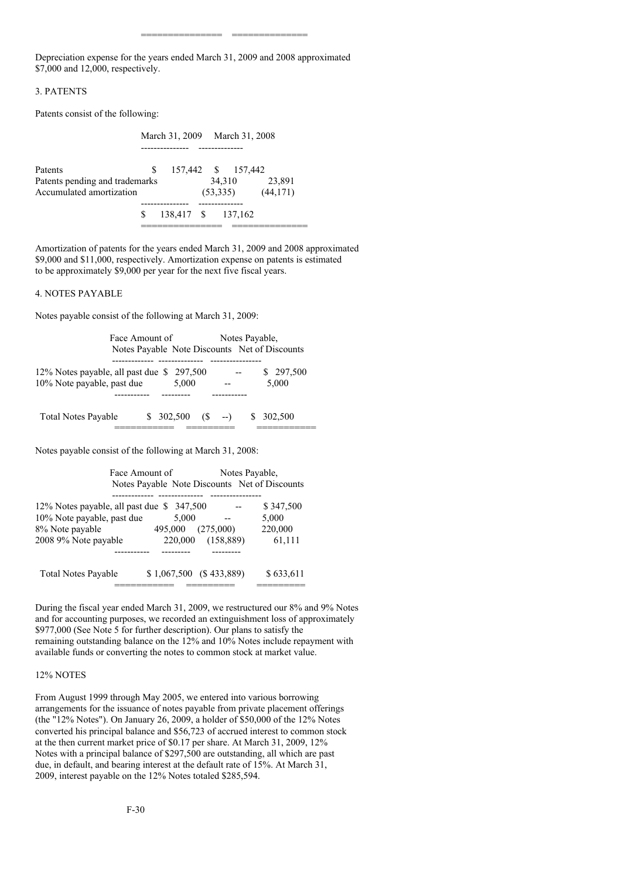Depreciation expense for the years ended March 31, 2009 and 2008 approximated $7,000 and 12,000, respectively.

## 3. PATENTS

Patents consist of the following:

| | March 31, 2009 | March 31, 2008 |
|---|---|---|
| Patents | $ 157,442 | $ 157,442 |
| Patents pending and trademarks | 34,310 | 23,891 |
| Accumulated amortization | (53,335) | (44,171) |
| | $ 138,417 | $ 137,162 |

Amortization of patents for the years ended March 31, 2009 and 2008 approximated $9,000 and $11,000, respectively. Amortization expense on patents is estimated to be approximately $9,000 per year for the next five fiscal years.

## 4. NOTES PAYABLE

Notes payable consist of the following at March 31, 2009:

| | Face Amount of Notes Payable | Note Discounts | Notes Payable, Net of Discounts |
|---|---|---|---|
| 12% Notes payable, all past due | $ 297,500 | -- | $ 297,500 |
| 10% Note payable, past due | 5,000 | -- | 5,000 |
| Total Notes Payable | $ 302,500 | ($ --) | $ 302,500 |

Notes payable consist of the following at March 31, 2008:

| | Face Amount of Notes Payable | Note Discounts | Notes Payable, Net of Discounts |
|---|---|---|---|
| 12% Notes payable, all past due | $ 347,500 | -- | $ 347,500 |
| 10% Note payable, past due | 5,000 | -- | 5,000 |
| 8% Note payable | 495,000 | (275,000) | 220,000 |
| 2008 9% Note payable | 220,000 | (158,889) | 61,111 |
| Total Notes Payable | $ 1,067,500 | ($ 433,889) | $ 633,611 |

During the fiscal year ended March 31, 2009, we restructured our 8% and 9% Notes and for accounting purposes, we recorded an extinguishment loss of approximately $977,000 (See Note 5 for further description). Our plans to satisfy the remaining outstanding balance on the 12% and 10% Notes include repayment with available funds or converting the notes to common stock at market value.

### 12% NOTES

From August 1999 through May 2005, we entered into various borrowing arrangements for the issuance of notes payable from private placement offerings (the "12% Notes"). On January 26, 2009, a holder of $50,000 of the 12% Notes converted his principal balance and $56,723 of accrued interest to common stock at the then current market price of $0.17 per share. At March 31, 2009, 12% Notes with a principal balance of $297,500 are outstanding, all which are past due, in default, and bearing interest at the default rate of 15%. At March 31, 2009, interest payable on the 12% Notes totaled $285,594.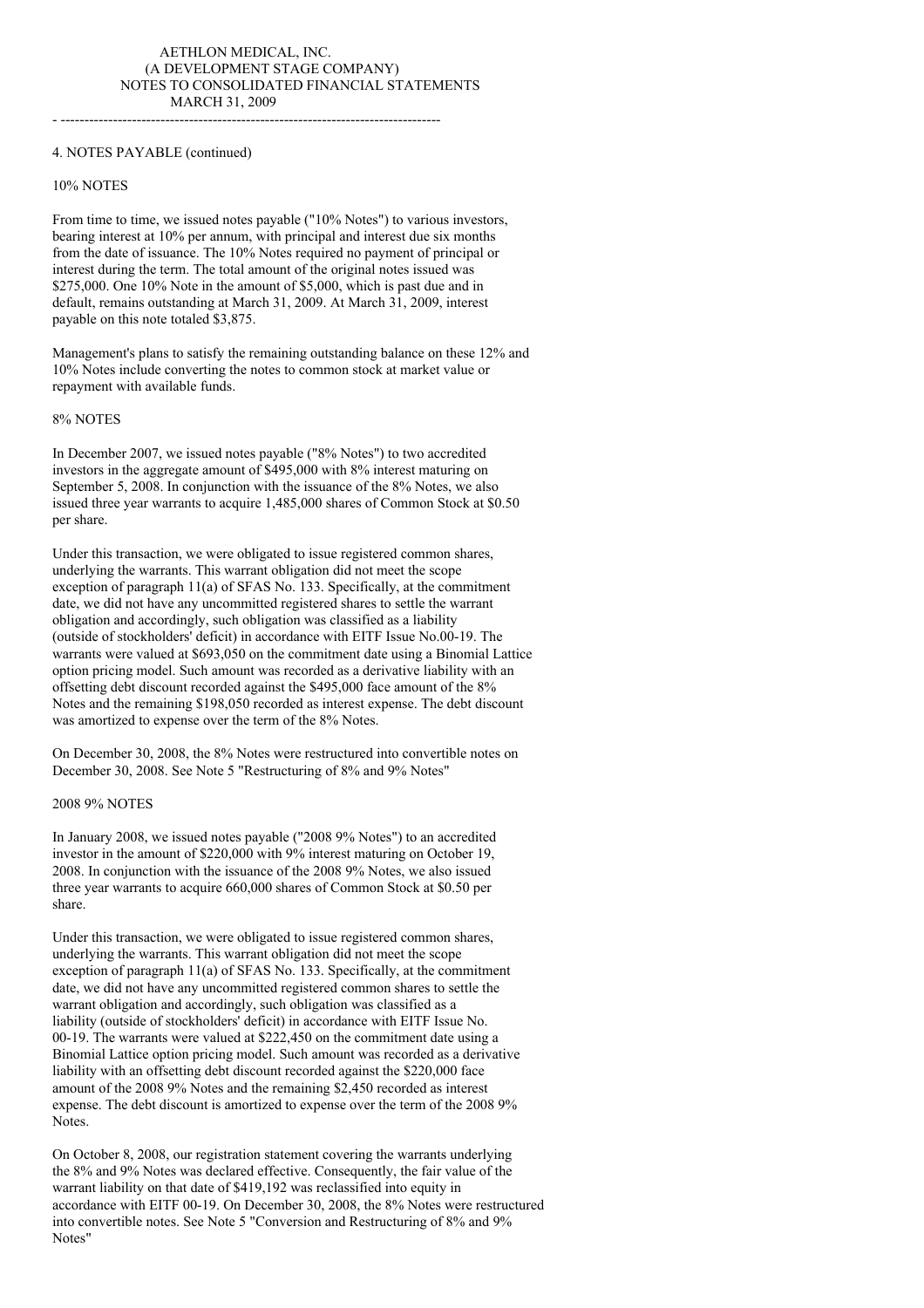## 4. NOTES PAYABLE (continued)

### 10% NOTES

From time to time, we issued notes payable ("10% Notes") to various investors, bearing interest at 10% per annum, with principal and interest due six months from the date of issuance. The 10% Notes required no payment of principal or interest during the term. The total amount of the original notes issued was $275,000. One 10% Note in the amount of $5,000, which is past due and in default, remains outstanding at March 31, 2009. At March 31, 2009, interest payable on this note totaled $3,875.

Management's plans to satisfy the remaining outstanding balance on these 12% and 10% Notes include converting the notes to common stock at market value or repayment with available funds.

### 8% NOTES

In December 2007, we issued notes payable ("8% Notes") to two accredited investors in the aggregate amount of $495,000 with 8% interest maturing on September 5, 2008. In conjunction with the issuance of the 8% Notes, we also issued three year warrants to acquire 1,485,000 shares of Common Stock at $0.50 per share.

Under this transaction, we were obligated to issue registered common shares, underlying the warrants. This warrant obligation did not meet the scope exception of paragraph 11(a) of SFAS No. 133. Specifically, at the commitment date, we did not have any uncommitted registered shares to settle the warrant obligation and accordingly, such obligation was classified as a liability (outside of stockholders' deficit) in accordance with EITF Issue No.00-19. The warrants were valued at $693,050 on the commitment date using a Binomial Lattice option pricing model. Such amount was recorded as a derivative liability with an offsetting debt discount recorded against the $495,000 face amount of the 8% Notes and the remaining $198,050 recorded as interest expense. The debt discount was amortized to expense over the term of the 8% Notes.

On December 30, 2008, the 8% Notes were restructured into convertible notes on December 30, 2008. See Note 5 "Restructuring of 8% and 9% Notes"

### 2008 9% NOTES

In January 2008, we issued notes payable ("2008 9% Notes") to an accredited investor in the amount of $220,000 with 9% interest maturing on October 19, 2008. In conjunction with the issuance of the 2008 9% Notes, we also issued three year warrants to acquire 660,000 shares of Common Stock at $0.50 per share.

Under this transaction, we were obligated to issue registered common shares, underlying the warrants. This warrant obligation did not meet the scope exception of paragraph 11(a) of SFAS No. 133. Specifically, at the commitment date, we did not have any uncommitted registered common shares to settle the warrant obligation and accordingly, such obligation was classified as a liability (outside of stockholders' deficit) in accordance with EITF Issue No. 00-19. The warrants were valued at $222,450 on the commitment date using a Binomial Lattice option pricing model. Such amount was recorded as a derivative liability with an offsetting debt discount recorded against the $220,000 face amount of the 2008 9% Notes and the remaining $2,450 recorded as interest expense. The debt discount is amortized to expense over the term of the 2008 9% Notes.

On October 8, 2008, our registration statement covering the warrants underlying the 8% and 9% Notes was declared effective. Consequently, the fair value of the warrant liability on that date of $419,192 was reclassified into equity in accordance with EITF 00-19. On December 30, 2008, the 8% Notes were restructured into convertible notes. See Note 5 "Conversion and Restructuring of 8% and 9% Notes"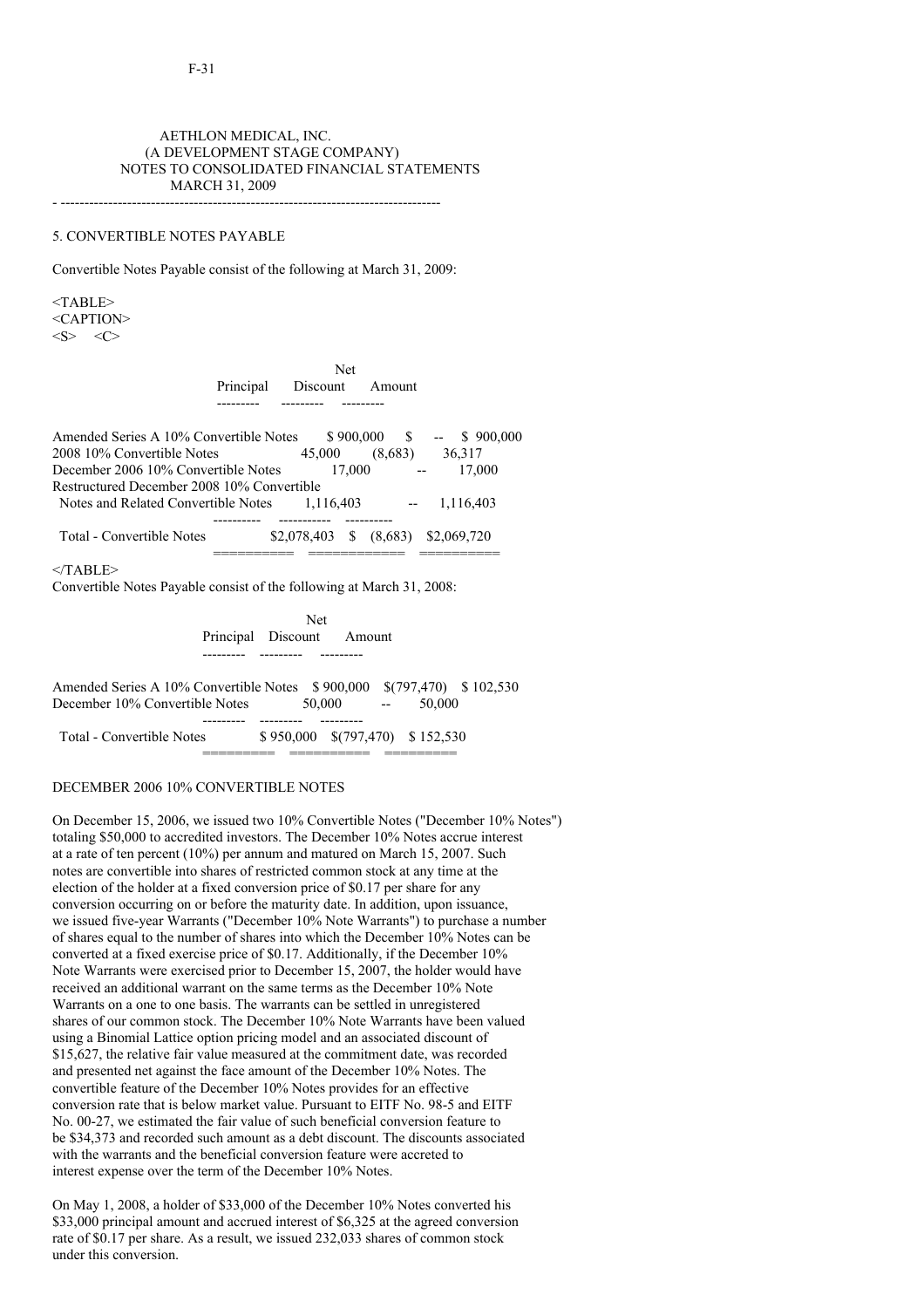AETHLON MEDICAL, INC.
(A DEVELOPMENT STAGE COMPANY)
NOTES TO CONSOLIDATED FINANCIAL STATEMENTS
MARCH 31, 2009

## 5. CONVERTIBLE NOTES PAYABLE

Convertible Notes Payable consist of the following at March 31, 2009:

| | Principal | Discount | Net Amount |
|---|---|---|---|
| Amended Series A 10% Convertible Notes | $ 900,000 | $ -- | $ 900,000 |
| 2008 10% Convertible Notes | 45,000 | (8,683) | 36,317 |
| December 2006 10% Convertible Notes | 17,000 | -- | 17,000 |
| Restructured December 2008 10% Convertible Notes and Related Convertible Notes | 1,116,403 | -- | 1,116,403 |
| Total - Convertible Notes | $2,078,403 | $ (8,683) | $2,069,720 |

Convertible Notes Payable consist of the following at March 31, 2008:

| | Principal | Discount | Net Amount |
|---|---|---|---|
| Amended Series A 10% Convertible Notes | $ 900,000 | $(797,470) | $ 102,530 |
| December 10% Convertible Notes | 50,000 | -- | 50,000 |
| Total - Convertible Notes | $ 950,000 | $(797,470) | $ 152,530 |

### DECEMBER 2006 10% CONVERTIBLE NOTES

On December 15, 2006, we issued two 10% Convertible Notes ("December 10% Notes") totaling $50,000 to accredited investors. The December 10% Notes accrue interest at a rate of ten percent (10%) per annum and matured on March 15, 2007. Such notes are convertible into shares of restricted common stock at any time at the election of the holder at a fixed conversion price of $0.17 per share for any conversion occurring on or before the maturity date. In addition, upon issuance, we issued five-year Warrants ("December 10% Note Warrants") to purchase a number of shares equal to the number of shares into which the December 10% Notes can be converted at a fixed exercise price of $0.17. Additionally, if the December 10% Note Warrants were exercised prior to December 15, 2007, the holder would have received an additional warrant on the same terms as the December 10% Note Warrants on a one to one basis. The warrants can be settled in unregistered shares of our common stock. The December 10% Note Warrants have been valued using a Binomial Lattice option pricing model and an associated discount of $15,627, the relative fair value measured at the commitment date, was recorded and presented net against the face amount of the December 10% Notes. The convertible feature of the December 10% Notes provides for an effective conversion rate that is below market value. Pursuant to EITF No. 98-5 and EITF No. 00-27, we estimated the fair value of such beneficial conversion feature to be $34,373 and recorded such amount as a debt discount. The discounts associated with the warrants and the beneficial conversion feature were accreted to interest expense over the term of the December 10% Notes.

On May 1, 2008, a holder of $33,000 of the December 10% Notes converted his $33,000 principal amount and accrued interest of $6,325 at the agreed conversion rate of $0.17 per share. As a result, we issued 232,033 shares of common stock under this conversion.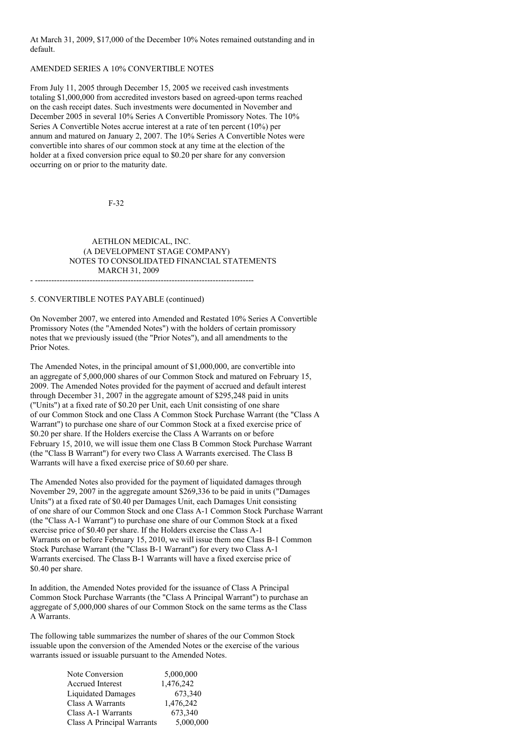At March 31, 2009, $17,000 of the December 10% Notes remained outstanding and in default.

AMENDED SERIES A 10% CONVERTIBLE NOTES

From July 11, 2005 through December 15, 2005 we received cash investments totaling $1,000,000 from accredited investors based on agreed-upon terms reached on the cash receipt dates. Such investments were documented in November and December 2005 in several 10% Series A Convertible Promissory Notes. The 10% Series A Convertible Notes accrue interest at a rate of ten percent (10%) per annum and matured on January 2, 2007. The 10% Series A Convertible Notes were convertible into shares of our common stock at any time at the election of the holder at a fixed conversion price equal to $0.20 per share for any conversion occurring on or prior to the maturity date.

AETHLON MEDICAL, INC.
(A DEVELOPMENT STAGE COMPANY)
NOTES TO CONSOLIDATED FINANCIAL STATEMENTS
MARCH 31, 2009

5. CONVERTIBLE NOTES PAYABLE (continued)

On November 2007, we entered into Amended and Restated 10% Series A Convertible Promissory Notes (the "Amended Notes") with the holders of certain promissory notes that we previously issued (the "Prior Notes"), and all amendments to the Prior Notes.

The Amended Notes, in the principal amount of $1,000,000, are convertible into an aggregate of 5,000,000 shares of our Common Stock and matured on February 15, 2009. The Amended Notes provided for the payment of accrued and default interest through December 31, 2007 in the aggregate amount of $295,248 paid in units ("Units") at a fixed rate of $0.20 per Unit, each Unit consisting of one share of our Common Stock and one Class A Common Stock Purchase Warrant (the "Class A Warrant") to purchase one share of our Common Stock at a fixed exercise price of $0.20 per share. If the Holders exercise the Class A Warrants on or before February 15, 2010, we will issue them one Class B Common Stock Purchase Warrant (the "Class B Warrant") for every two Class A Warrants exercised. The Class B Warrants will have a fixed exercise price of $0.60 per share.

The Amended Notes also provided for the payment of liquidated damages through November 29, 2007 in the aggregate amount $269,336 to be paid in units ("Damages Units") at a fixed rate of $0.40 per Damages Unit, each Damages Unit consisting of one share of our Common Stock and one Class A-1 Common Stock Purchase Warrant (the "Class A-1 Warrant") to purchase one share of our Common Stock at a fixed exercise price of $0.40 per share. If the Holders exercise the Class A-1 Warrants on or before February 15, 2010, we will issue them one Class B-1 Common Stock Purchase Warrant (the "Class B-1 Warrant") for every two Class A-1 Warrants exercised. The Class B-1 Warrants will have a fixed exercise price of $0.40 per share.

In addition, the Amended Notes provided for the issuance of Class A Principal Common Stock Purchase Warrants (the "Class A Principal Warrant") to purchase an aggregate of 5,000,000 shares of our Common Stock on the same terms as the Class A Warrants.

The following table summarizes the number of shares of the our Common Stock issuable upon the conversion of the Amended Notes or the exercise of the various warrants issued or issuable pursuant to the Amended Notes.

| | |
|---|---|
| Note Conversion | 5,000,000 |
| Accrued Interest | 1,476,242 |
| Liquidated Damages | 673,340 |
| Class A Warrants | 1,476,242 |
| Class A-1 Warrants | 673,340 |
| Class A Principal Warrants | 5,000,000 |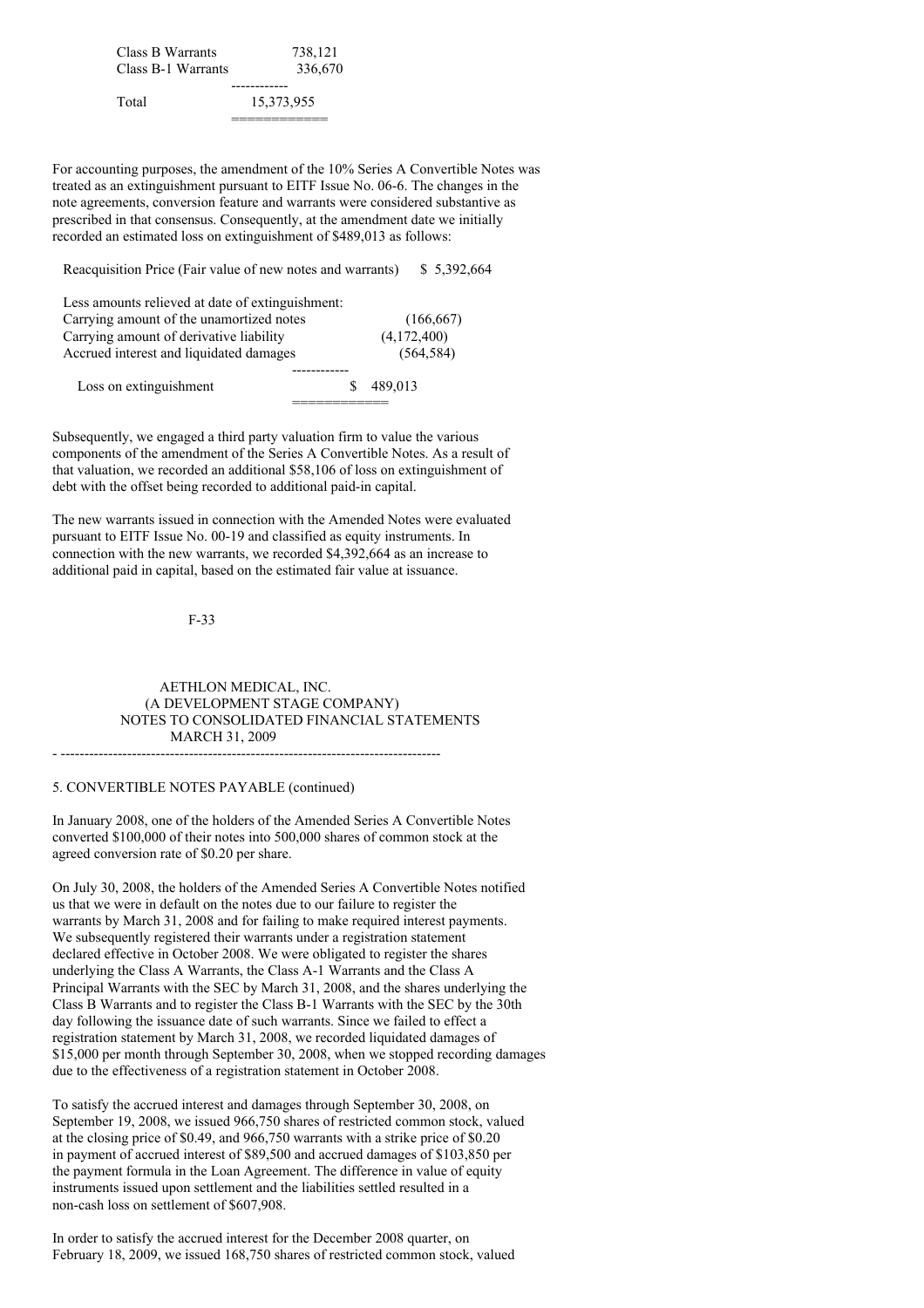| | |
|---|---|
| Class B Warrants | 738,121 |
| Class B-1 Warrants | 336,670 |
| Total | 15,373,955 |

For accounting purposes, the amendment of the 10% Series A Convertible Notes was treated as an extinguishment pursuant to EITF Issue No. 06-6. The changes in the note agreements, conversion feature and warrants were considered substantive as prescribed in that consensus. Consequently, at the amendment date we initially recorded an estimated loss on extinguishment of $489,013 as follows:

| | |
|---|---|
| Reacquisition Price (Fair value of new notes and warrants) | $ 5,392,664 |
| Less amounts relieved at date of extinguishment: | |
| Carrying amount of the unamortized notes | (166,667) |
| Carrying amount of derivative liability | (4,172,400) |
| Accrued interest and liquidated damages | (564,584) |
| Loss on extinguishment | $ 489,013 |

Subsequently, we engaged a third party valuation firm to value the various components of the amendment of the Series A Convertible Notes. As a result of that valuation, we recorded an additional $58,106 of loss on extinguishment of debt with the offset being recorded to additional paid-in capital.

The new warrants issued in connection with the Amended Notes were evaluated pursuant to EITF Issue No. 00-19 and classified as equity instruments. In connection with the new warrants, we recorded $4,392,664 as an increase to additional paid in capital, based on the estimated fair value at issuance.

AETHLON MEDICAL, INC.
(A DEVELOPMENT STAGE COMPANY)
NOTES TO CONSOLIDATED FINANCIAL STATEMENTS
MARCH 31, 2009

5. CONVERTIBLE NOTES PAYABLE (continued)

In January 2008, one of the holders of the Amended Series A Convertible Notes converted $100,000 of their notes into 500,000 shares of common stock at the agreed conversion rate of $0.20 per share.

On July 30, 2008, the holders of the Amended Series A Convertible Notes notified us that we were in default on the notes due to our failure to register the warrants by March 31, 2008 and for failing to make required interest payments. We subsequently registered their warrants under a registration statement declared effective in October 2008. We were obligated to register the shares underlying the Class A Warrants, the Class A-1 Warrants and the Class A Principal Warrants with the SEC by March 31, 2008, and the shares underlying the Class B Warrants and to register the Class B-1 Warrants with the SEC by the 30th day following the issuance date of such warrants. Since we failed to effect a registration statement by March 31, 2008, we recorded liquidated damages of $15,000 per month through September 30, 2008, when we stopped recording damages due to the effectiveness of a registration statement in October 2008.

To satisfy the accrued interest and damages through September 30, 2008, on September 19, 2008, we issued 966,750 shares of restricted common stock, valued at the closing price of $0.49, and 966,750 warrants with a strike price of $0.20 in payment of accrued interest of $89,500 and accrued damages of $103,850 per the payment formula in the Loan Agreement. The difference in value of equity instruments issued upon settlement and the liabilities settled resulted in a non-cash loss on settlement of $607,908.

In order to satisfy the accrued interest for the December 2008 quarter, on February 18, 2009, we issued 168,750 shares of restricted common stock, valued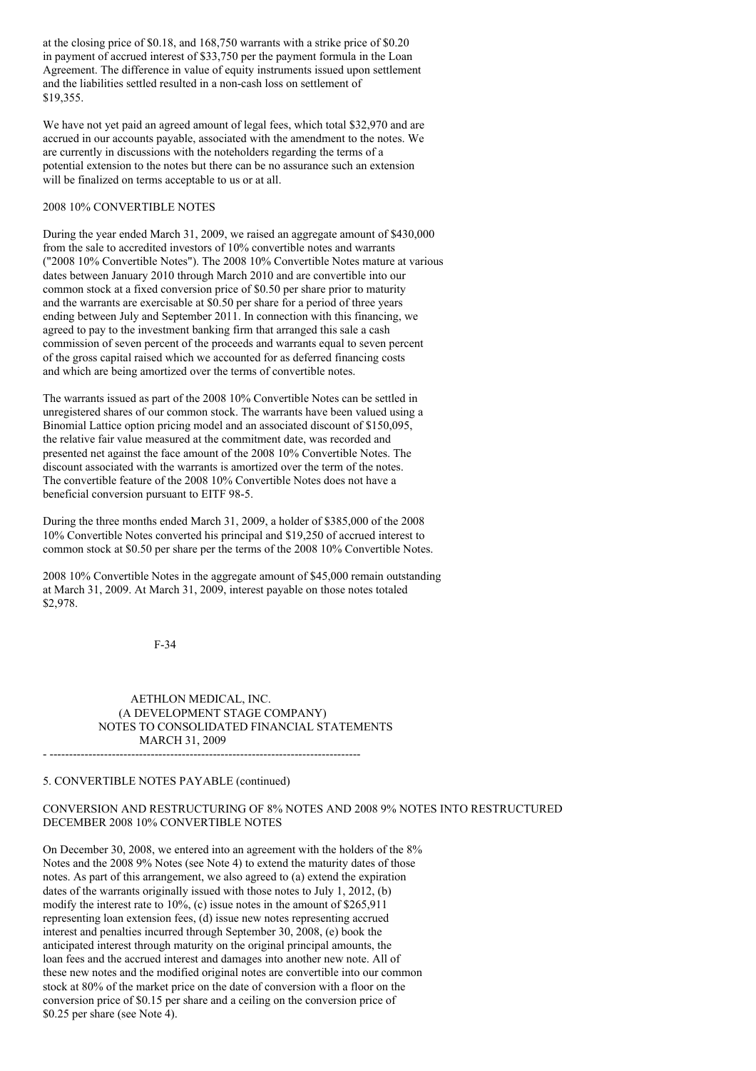at the closing price of \$0.18, and 168,750 warrants with a strike price of \$0.20 in payment of accrued interest of \$33,750 per the payment formula in the Loan Agreement. The difference in value of equity instruments issued upon settlement and the liabilities settled resulted in a non-cash loss on settlement of \$19,355.

We have not yet paid an agreed amount of legal fees, which total \$32,970 and are accrued in our accounts payable, associated with the amendment to the notes. We are currently in discussions with the noteholders regarding the terms of a potential extension to the notes but there can be no assurance such an extension will be finalized on terms acceptable to us or at all.

2008 10% CONVERTIBLE NOTES

During the year ended March 31, 2009, we raised an aggregate amount of \$430,000 from the sale to accredited investors of 10% convertible notes and warrants ("2008 10% Convertible Notes"). The 2008 10% Convertible Notes mature at various dates between January 2010 through March 2010 and are convertible into our common stock at a fixed conversion price of \$0.50 per share prior to maturity and the warrants are exercisable at \$0.50 per share for a period of three years ending between July and September 2011. In connection with this financing, we agreed to pay to the investment banking firm that arranged this sale a cash commission of seven percent of the proceeds and warrants equal to seven percent of the gross capital raised which we accounted for as deferred financing costs and which are being amortized over the terms of convertible notes.

The warrants issued as part of the 2008 10% Convertible Notes can be settled in unregistered shares of our common stock. The warrants have been valued using a Binomial Lattice option pricing model and an associated discount of \$150,095, the relative fair value measured at the commitment date, was recorded and presented net against the face amount of the 2008 10% Convertible Notes. The discount associated with the warrants is amortized over the term of the notes. The convertible feature of the 2008 10% Convertible Notes does not have a beneficial conversion pursuant to EITF 98-5.

During the three months ended March 31, 2009, a holder of \$385,000 of the 2008 10% Convertible Notes converted his principal and \$19,250 of accrued interest to common stock at \$0.50 per share per the terms of the 2008 10% Convertible Notes.

2008 10% Convertible Notes in the aggregate amount of \$45,000 remain outstanding at March 31, 2009. At March 31, 2009, interest payable on those notes totaled \$2,978.

AETHLON MEDICAL, INC.
(A DEVELOPMENT STAGE COMPANY)
NOTES TO CONSOLIDATED FINANCIAL STATEMENTS
MARCH 31, 2009

5. CONVERTIBLE NOTES PAYABLE (continued)

CONVERSION AND RESTRUCTURING OF 8% NOTES AND 2008 9% NOTES INTO RESTRUCTURED DECEMBER 2008 10% CONVERTIBLE NOTES

On December 30, 2008, we entered into an agreement with the holders of the 8% Notes and the 2008 9% Notes (see Note 4) to extend the maturity dates of those notes. As part of this arrangement, we also agreed to (a) extend the expiration dates of the warrants originally issued with those notes to July 1, 2012, (b) modify the interest rate to 10%, (c) issue notes in the amount of \$265,911 representing loan extension fees, (d) issue new notes representing accrued interest and penalties incurred through September 30, 2008, (e) book the anticipated interest through maturity on the original principal amounts, the loan fees and the accrued interest and damages into another new note. All of these new notes and the modified original notes are convertible into our common stock at 80% of the market price on the date of conversion with a floor on the conversion price of \$0.15 per share and a ceiling on the conversion price of \$0.25 per share (see Note 4).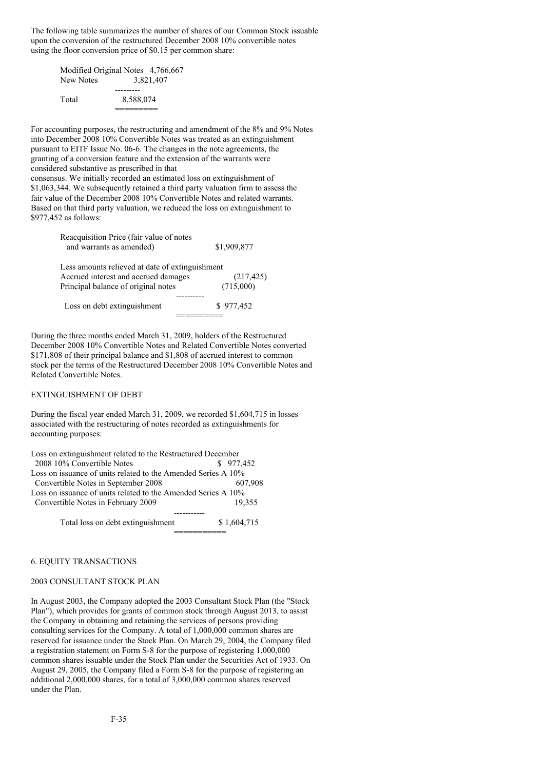The following table summarizes the number of shares of our Common Stock issuable upon the conversion of the restructured December 2008 10% convertible notes using the floor conversion price of $0.15 per common share:

| | |
|---|---|
| Modified Original Notes | 4,766,667 |
| New Notes | 3,821,407 |
| Total | 8,588,074 |

For accounting purposes, the restructuring and amendment of the 8% and 9% Notes into December 2008 10% Convertible Notes was treated as an extinguishment pursuant to EITF Issue No. 06-6. The changes in the note agreements, the granting of a conversion feature and the extension of the warrants were considered substantive as prescribed in that consensus. We initially recorded an estimated loss on extinguishment of $1,063,344. We subsequently retained a third party valuation firm to assess the fair value of the December 2008 10% Convertible Notes and related warrants. Based on that third party valuation, we reduced the loss on extinguishment to $977,452 as follows:

| | |
|---|---|
| Reacquisition Price (fair value of notes and warrants as amended) | $1,909,877 |
| Less amounts relieved at date of extinguishment | |
| Accrued interest and accrued damages | (217,425) |
| Principal balance of original notes | (715,000) |
| Loss on debt extinguishment | $ 977,452 |

During the three months ended March 31, 2009, holders of the Restructured December 2008 10% Convertible Notes and Related Convertible Notes converted $171,808 of their principal balance and $1,808 of accrued interest to common stock per the terms of the Restructured December 2008 10% Convertible Notes and Related Convertible Notes.

EXTINGUISHMENT OF DEBT

During the fiscal year ended March 31, 2009, we recorded $1,604,715 in losses associated with the restructuring of notes recorded as extinguishments for accounting purposes:

| | |
|---|---|
| Loss on extinguishment related to the Restructured December 2008 10% Convertible Notes | $ 977,452 |
| Loss on issuance of units related to the Amended Series A 10% Convertible Notes in September 2008 | 607,908 |
| Loss on issuance of units related to the Amended Series A 10% Convertible Notes in February 2009 | 19,355 |
| Total loss on debt extinguishment | $ 1,604,715 |

## 6. EQUITY TRANSACTIONS

### 2003 CONSULTANT STOCK PLAN

In August 2003, the Company adopted the 2003 Consultant Stock Plan (the "Stock Plan"), which provides for grants of common stock through August 2013, to assist the Company in obtaining and retaining the services of persons providing consulting services for the Company. A total of 1,000,000 common shares are reserved for issuance under the Stock Plan. On March 29, 2004, the Company filed a registration statement on Form S-8 for the purpose of registering 1,000,000 common shares issuable under the Stock Plan under the Securities Act of 1933. On August 29, 2005, the Company filed a Form S-8 for the purpose of registering an additional 2,000,000 shares, for a total of 3,000,000 common shares reserved under the Plan.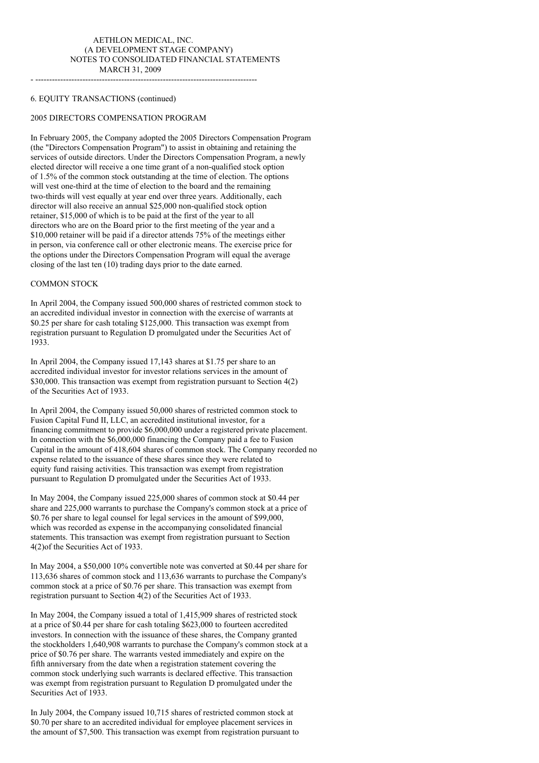AETHLON MEDICAL, INC.
(A DEVELOPMENT STAGE COMPANY)
NOTES TO CONSOLIDATED FINANCIAL STATEMENTS
MARCH 31, 2009

6. EQUITY TRANSACTIONS (continued)

## 2005 DIRECTORS COMPENSATION PROGRAM

In February 2005, the Company adopted the 2005 Directors Compensation Program (the "Directors Compensation Program") to assist in obtaining and retaining the services of outside directors. Under the Directors Compensation Program, a newly elected director will receive a one time grant of a non-qualified stock option of 1.5% of the common stock outstanding at the time of election. The options will vest one-third at the time of election to the board and the remaining two-thirds will vest equally at year end over three years. Additionally, each director will also receive an annual $25,000 non-qualified stock option retainer, $15,000 of which is to be paid at the first of the year to all directors who are on the Board prior to the first meeting of the year and a $10,000 retainer will be paid if a director attends 75% of the meetings either in person, via conference call or other electronic means. The exercise price for the options under the Directors Compensation Program will equal the average closing of the last ten (10) trading days prior to the date earned.

## COMMON STOCK

In April 2004, the Company issued 500,000 shares of restricted common stock to an accredited individual investor in connection with the exercise of warrants at $0.25 per share for cash totaling $125,000. This transaction was exempt from registration pursuant to Regulation D promulgated under the Securities Act of 1933.

In April 2004, the Company issued 17,143 shares at $1.75 per share to an accredited individual investor for investor relations services in the amount of $30,000. This transaction was exempt from registration pursuant to Section 4(2) of the Securities Act of 1933.

In April 2004, the Company issued 50,000 shares of restricted common stock to Fusion Capital Fund II, LLC, an accredited institutional investor, for a financing commitment to provide $6,000,000 under a registered private placement. In connection with the $6,000,000 financing the Company paid a fee to Fusion Capital in the amount of 418,604 shares of common stock. The Company recorded no expense related to the issuance of these shares since they were related to equity fund raising activities. This transaction was exempt from registration pursuant to Regulation D promulgated under the Securities Act of 1933.

In May 2004, the Company issued 225,000 shares of common stock at $0.44 per share and 225,000 warrants to purchase the Company's common stock at a price of $0.76 per share to legal counsel for legal services in the amount of $99,000, which was recorded as expense in the accompanying consolidated financial statements. This transaction was exempt from registration pursuant to Section 4(2)of the Securities Act of 1933.

In May 2004, a $50,000 10% convertible note was converted at $0.44 per share for 113,636 shares of common stock and 113,636 warrants to purchase the Company's common stock at a price of $0.76 per share. This transaction was exempt from registration pursuant to Section 4(2) of the Securities Act of 1933.

In May 2004, the Company issued a total of 1,415,909 shares of restricted stock at a price of $0.44 per share for cash totaling $623,000 to fourteen accredited investors. In connection with the issuance of these shares, the Company granted the stockholders 1,640,908 warrants to purchase the Company's common stock at a price of $0.76 per share. The warrants vested immediately and expire on the fifth anniversary from the date when a registration statement covering the common stock underlying such warrants is declared effective. This transaction was exempt from registration pursuant to Regulation D promulgated under the Securities Act of 1933.

In July 2004, the Company issued 10,715 shares of restricted common stock at $0.70 per share to an accredited individual for employee placement services in the amount of $7,500. This transaction was exempt from registration pursuant to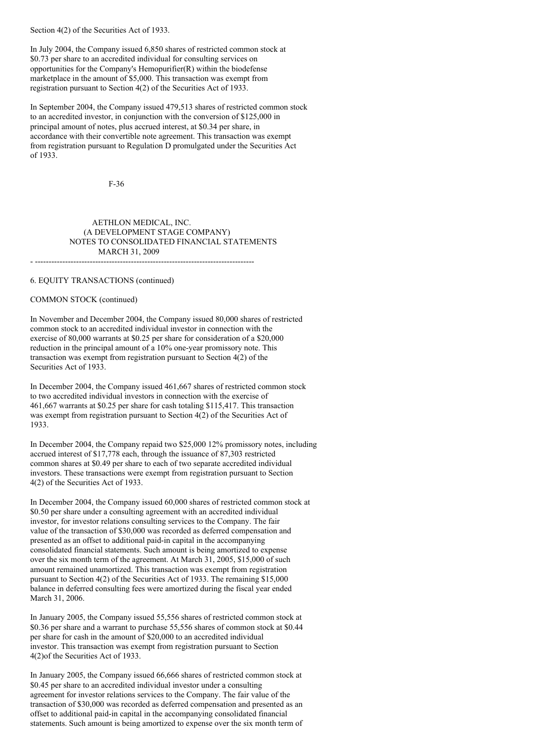Section 4(2) of the Securities Act of 1933.

In July 2004, the Company issued 6,850 shares of restricted common stock at $0.73 per share to an accredited individual for consulting services on opportunities for the Company's Hemopurifier(R) within the biodefense marketplace in the amount of $5,000. This transaction was exempt from registration pursuant to Section 4(2) of the Securities Act of 1933.

In September 2004, the Company issued 479,513 shares of restricted common stock to an accredited investor, in conjunction with the conversion of $125,000 in principal amount of notes, plus accrued interest, at $0.34 per share, in accordance with their convertible note agreement. This transaction was exempt from registration pursuant to Regulation D promulgated under the Securities Act of 1933.

AETHLON MEDICAL, INC.
(A DEVELOPMENT STAGE COMPANY)
NOTES TO CONSOLIDATED FINANCIAL STATEMENTS
MARCH 31, 2009

6. EQUITY TRANSACTIONS (continued)

COMMON STOCK (continued)

In November and December 2004, the Company issued 80,000 shares of restricted common stock to an accredited individual investor in connection with the exercise of 80,000 warrants at $0.25 per share for consideration of a $20,000 reduction in the principal amount of a 10% one-year promissory note. This transaction was exempt from registration pursuant to Section 4(2) of the Securities Act of 1933.

In December 2004, the Company issued 461,667 shares of restricted common stock to two accredited individual investors in connection with the exercise of 461,667 warrants at $0.25 per share for cash totaling $115,417. This transaction was exempt from registration pursuant to Section 4(2) of the Securities Act of 1933.

In December 2004, the Company repaid two $25,000 12% promissory notes, including accrued interest of $17,778 each, through the issuance of 87,303 restricted common shares at $0.49 per share to each of two separate accredited individual investors. These transactions were exempt from registration pursuant to Section 4(2) of the Securities Act of 1933.

In December 2004, the Company issued 60,000 shares of restricted common stock at $0.50 per share under a consulting agreement with an accredited individual investor, for investor relations consulting services to the Company. The fair value of the transaction of $30,000 was recorded as deferred compensation and presented as an offset to additional paid-in capital in the accompanying consolidated financial statements. Such amount is being amortized to expense over the six month term of the agreement. At March 31, 2005, $15,000 of such amount remained unamortized. This transaction was exempt from registration pursuant to Section 4(2) of the Securities Act of 1933. The remaining $15,000 balance in deferred consulting fees were amortized during the fiscal year ended March 31, 2006.

In January 2005, the Company issued 55,556 shares of restricted common stock at $0.36 per share and a warrant to purchase 55,556 shares of common stock at $0.44 per share for cash in the amount of $20,000 to an accredited individual investor. This transaction was exempt from registration pursuant to Section 4(2)of the Securities Act of 1933.

In January 2005, the Company issued 66,666 shares of restricted common stock at $0.45 per share to an accredited individual investor under a consulting agreement for investor relations services to the Company. The fair value of the transaction of $30,000 was recorded as deferred compensation and presented as an offset to additional paid-in capital in the accompanying consolidated financial statements. Such amount is being amortized to expense over the six month term of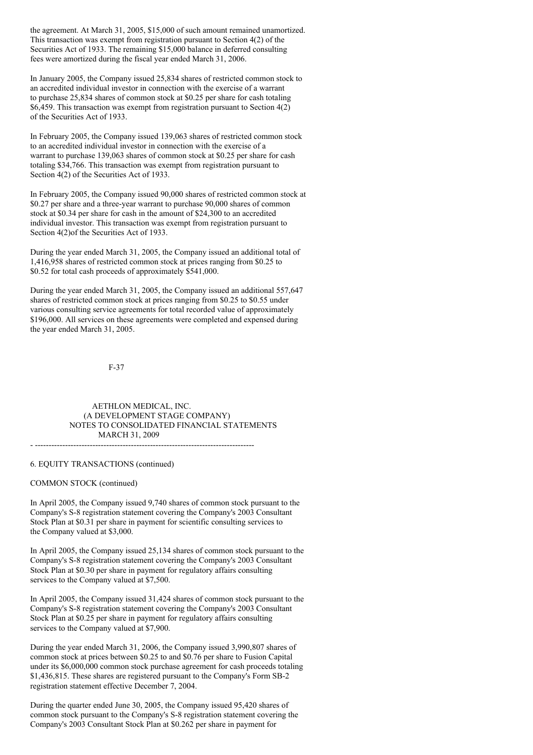the agreement. At March 31, 2005, $15,000 of such amount remained unamortized. This transaction was exempt from registration pursuant to Section 4(2) of the Securities Act of 1933. The remaining $15,000 balance in deferred consulting fees were amortized during the fiscal year ended March 31, 2006.

In January 2005, the Company issued 25,834 shares of restricted common stock to an accredited individual investor in connection with the exercise of a warrant to purchase 25,834 shares of common stock at $0.25 per share for cash totaling $6,459. This transaction was exempt from registration pursuant to Section 4(2) of the Securities Act of 1933.

In February 2005, the Company issued 139,063 shares of restricted common stock to an accredited individual investor in connection with the exercise of a warrant to purchase 139,063 shares of common stock at $0.25 per share for cash totaling $34,766. This transaction was exempt from registration pursuant to Section 4(2) of the Securities Act of 1933.

In February 2005, the Company issued 90,000 shares of restricted common stock at $0.27 per share and a three-year warrant to purchase 90,000 shares of common stock at $0.34 per share for cash in the amount of $24,300 to an accredited individual investor. This transaction was exempt from registration pursuant to Section 4(2)of the Securities Act of 1933.

During the year ended March 31, 2005, the Company issued an additional total of 1,416,958 shares of restricted common stock at prices ranging from $0.25 to $0.52 for total cash proceeds of approximately $541,000.

During the year ended March 31, 2005, the Company issued an additional 557,647 shares of restricted common stock at prices ranging from $0.25 to $0.55 under various consulting service agreements for total recorded value of approximately $196,000. All services on these agreements were completed and expensed during the year ended March 31, 2005.

AETHLON MEDICAL, INC.
(A DEVELOPMENT STAGE COMPANY)
NOTES TO CONSOLIDATED FINANCIAL STATEMENTS
MARCH 31, 2009

6. EQUITY TRANSACTIONS (continued)

COMMON STOCK (continued)

In April 2005, the Company issued 9,740 shares of common stock pursuant to the Company's S-8 registration statement covering the Company's 2003 Consultant Stock Plan at $0.31 per share in payment for scientific consulting services to the Company valued at $3,000.

In April 2005, the Company issued 25,134 shares of common stock pursuant to the Company's S-8 registration statement covering the Company's 2003 Consultant Stock Plan at $0.30 per share in payment for regulatory affairs consulting services to the Company valued at $7,500.

In April 2005, the Company issued 31,424 shares of common stock pursuant to the Company's S-8 registration statement covering the Company's 2003 Consultant Stock Plan at $0.25 per share in payment for regulatory affairs consulting services to the Company valued at $7,900.

During the year ended March 31, 2006, the Company issued 3,990,807 shares of common stock at prices between $0.25 to and $0.76 per share to Fusion Capital under its $6,000,000 common stock purchase agreement for cash proceeds totaling $1,436,815. These shares are registered pursuant to the Company's Form SB-2 registration statement effective December 7, 2004.

During the quarter ended June 30, 2005, the Company issued 95,420 shares of common stock pursuant to the Company's S-8 registration statement covering the Company's 2003 Consultant Stock Plan at $0.262 per share in payment for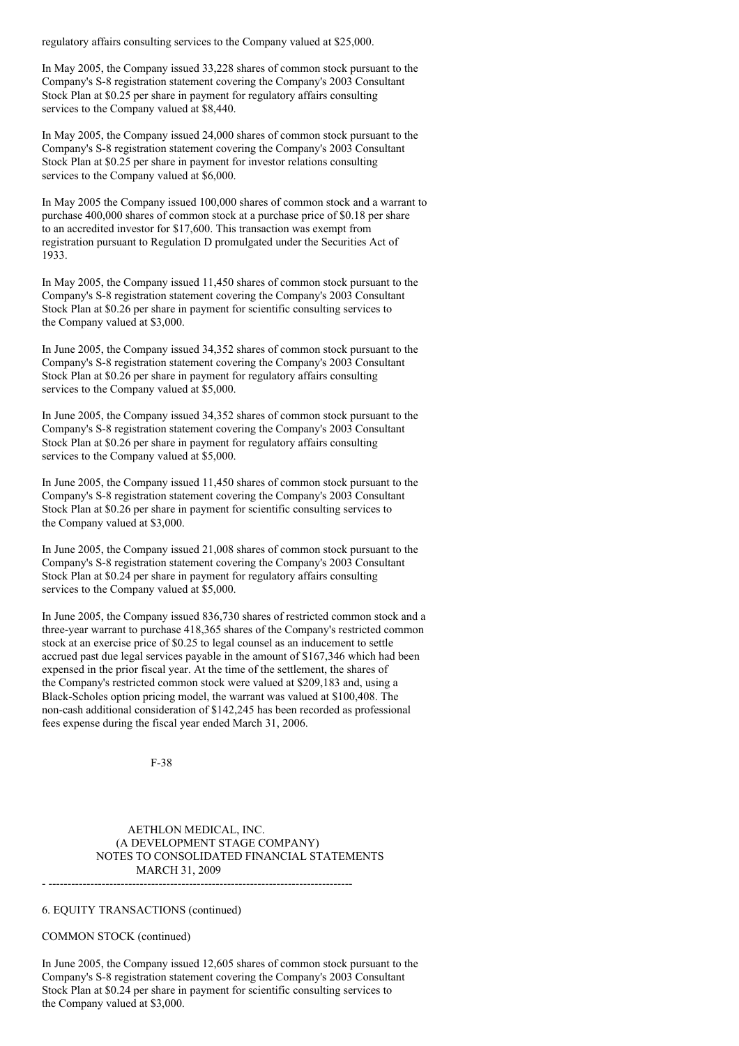regulatory affairs consulting services to the Company valued at $25,000.

In May 2005, the Company issued 33,228 shares of common stock pursuant to the Company's S-8 registration statement covering the Company's 2003 Consultant Stock Plan at $0.25 per share in payment for regulatory affairs consulting services to the Company valued at $8,440.

In May 2005, the Company issued 24,000 shares of common stock pursuant to the Company's S-8 registration statement covering the Company's 2003 Consultant Stock Plan at $0.25 per share in payment for investor relations consulting services to the Company valued at $6,000.

In May 2005 the Company issued 100,000 shares of common stock and a warrant to purchase 400,000 shares of common stock at a purchase price of $0.18 per share to an accredited investor for $17,600. This transaction was exempt from registration pursuant to Regulation D promulgated under the Securities Act of 1933.

In May 2005, the Company issued 11,450 shares of common stock pursuant to the Company's S-8 registration statement covering the Company's 2003 Consultant Stock Plan at $0.26 per share in payment for scientific consulting services to the Company valued at $3,000.

In June 2005, the Company issued 34,352 shares of common stock pursuant to the Company's S-8 registration statement covering the Company's 2003 Consultant Stock Plan at $0.26 per share in payment for regulatory affairs consulting services to the Company valued at $5,000.

In June 2005, the Company issued 34,352 shares of common stock pursuant to the Company's S-8 registration statement covering the Company's 2003 Consultant Stock Plan at $0.26 per share in payment for regulatory affairs consulting services to the Company valued at $5,000.

In June 2005, the Company issued 11,450 shares of common stock pursuant to the Company's S-8 registration statement covering the Company's 2003 Consultant Stock Plan at $0.26 per share in payment for scientific consulting services to the Company valued at $3,000.

In June 2005, the Company issued 21,008 shares of common stock pursuant to the Company's S-8 registration statement covering the Company's 2003 Consultant Stock Plan at $0.24 per share in payment for regulatory affairs consulting services to the Company valued at $5,000.

In June 2005, the Company issued 836,730 shares of restricted common stock and a three-year warrant to purchase 418,365 shares of the Company's restricted common stock at an exercise price of $0.25 to legal counsel as an inducement to settle accrued past due legal services payable in the amount of $167,346 which had been expensed in the prior fiscal year. At the time of the settlement, the shares of the Company's restricted common stock were valued at $209,183 and, using a Black-Scholes option pricing model, the warrant was valued at $100,408. The non-cash additional consideration of $142,245 has been recorded as professional fees expense during the fiscal year ended March 31, 2006.

6. EQUITY TRANSACTIONS (continued)

COMMON STOCK (continued)

In June 2005, the Company issued 12,605 shares of common stock pursuant to the Company's S-8 registration statement covering the Company's 2003 Consultant Stock Plan at $0.24 per share in payment for scientific consulting services to the Company valued at $3,000.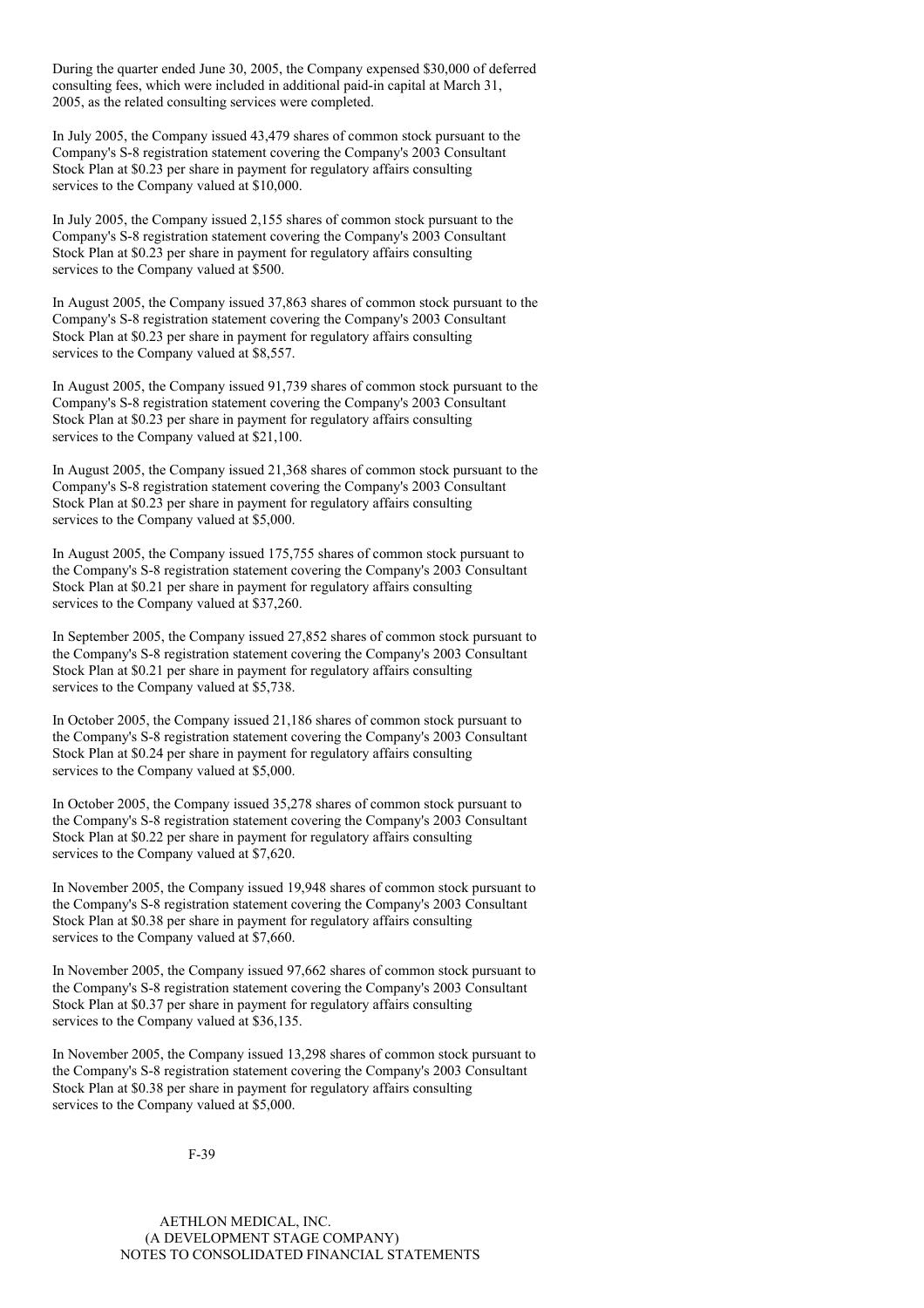During the quarter ended June 30, 2005, the Company expensed $30,000 of deferred consulting fees, which were included in additional paid-in capital at March 31, 2005, as the related consulting services were completed.

In July 2005, the Company issued 43,479 shares of common stock pursuant to the Company's S-8 registration statement covering the Company's 2003 Consultant Stock Plan at $0.23 per share in payment for regulatory affairs consulting services to the Company valued at $10,000.

In July 2005, the Company issued 2,155 shares of common stock pursuant to the Company's S-8 registration statement covering the Company's 2003 Consultant Stock Plan at $0.23 per share in payment for regulatory affairs consulting services to the Company valued at $500.

In August 2005, the Company issued 37,863 shares of common stock pursuant to the Company's S-8 registration statement covering the Company's 2003 Consultant Stock Plan at $0.23 per share in payment for regulatory affairs consulting services to the Company valued at $8,557.

In August 2005, the Company issued 91,739 shares of common stock pursuant to the Company's S-8 registration statement covering the Company's 2003 Consultant Stock Plan at $0.23 per share in payment for regulatory affairs consulting services to the Company valued at $21,100.

In August 2005, the Company issued 21,368 shares of common stock pursuant to the Company's S-8 registration statement covering the Company's 2003 Consultant Stock Plan at $0.23 per share in payment for regulatory affairs consulting services to the Company valued at $5,000.

In August 2005, the Company issued 175,755 shares of common stock pursuant to the Company's S-8 registration statement covering the Company's 2003 Consultant Stock Plan at $0.21 per share in payment for regulatory affairs consulting services to the Company valued at $37,260.

In September 2005, the Company issued 27,852 shares of common stock pursuant to the Company's S-8 registration statement covering the Company's 2003 Consultant Stock Plan at $0.21 per share in payment for regulatory affairs consulting services to the Company valued at $5,738.

In October 2005, the Company issued 21,186 shares of common stock pursuant to the Company's S-8 registration statement covering the Company's 2003 Consultant Stock Plan at $0.24 per share in payment for regulatory affairs consulting services to the Company valued at $5,000.

In October 2005, the Company issued 35,278 shares of common stock pursuant to the Company's S-8 registration statement covering the Company's 2003 Consultant Stock Plan at $0.22 per share in payment for regulatory affairs consulting services to the Company valued at $7,620.

In November 2005, the Company issued 19,948 shares of common stock pursuant to the Company's S-8 registration statement covering the Company's 2003 Consultant Stock Plan at $0.38 per share in payment for regulatory affairs consulting services to the Company valued at $7,660.

In November 2005, the Company issued 97,662 shares of common stock pursuant to the Company's S-8 registration statement covering the Company's 2003 Consultant Stock Plan at $0.37 per share in payment for regulatory affairs consulting services to the Company valued at $36,135.

In November 2005, the Company issued 13,298 shares of common stock pursuant to the Company's S-8 registration statement covering the Company's 2003 Consultant Stock Plan at $0.38 per share in payment for regulatory affairs consulting services to the Company valued at $5,000.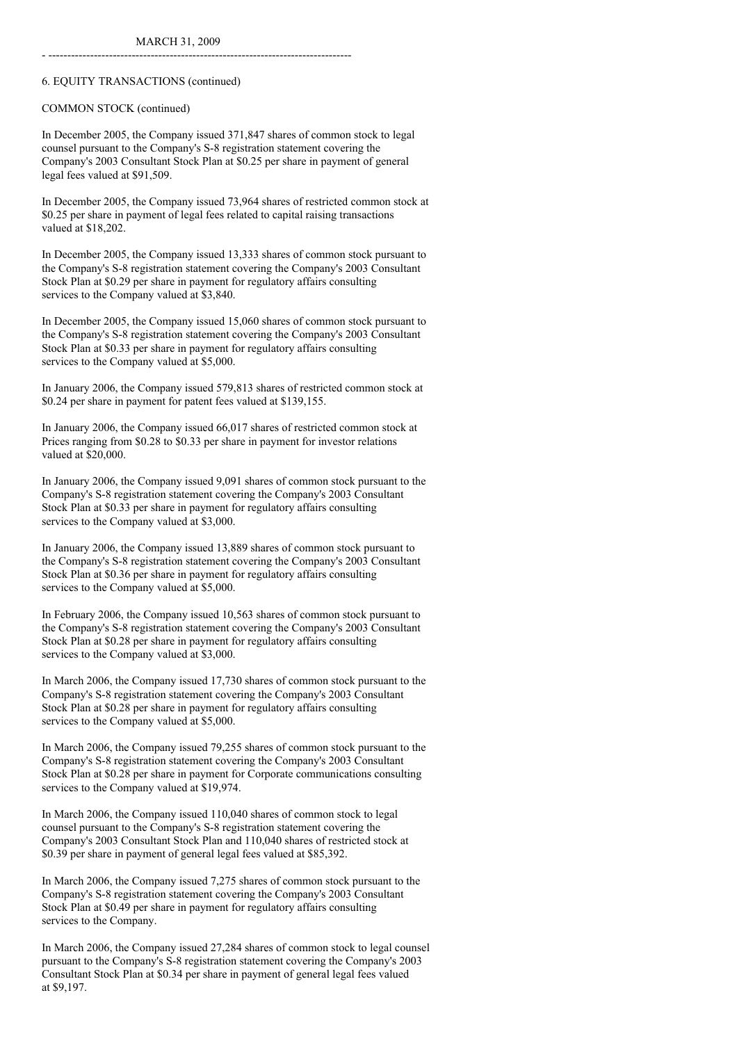6. EQUITY TRANSACTIONS (continued)

COMMON STOCK (continued)

In December 2005, the Company issued 371,847 shares of common stock to legal counsel pursuant to the Company's S-8 registration statement covering the Company's 2003 Consultant Stock Plan at $0.25 per share in payment of general legal fees valued at $91,509.

In December 2005, the Company issued 73,964 shares of restricted common stock at $0.25 per share in payment of legal fees related to capital raising transactions valued at $18,202.

In December 2005, the Company issued 13,333 shares of common stock pursuant to the Company's S-8 registration statement covering the Company's 2003 Consultant Stock Plan at $0.29 per share in payment for regulatory affairs consulting services to the Company valued at $3,840.

In December 2005, the Company issued 15,060 shares of common stock pursuant to the Company's S-8 registration statement covering the Company's 2003 Consultant Stock Plan at $0.33 per share in payment for regulatory affairs consulting services to the Company valued at $5,000.

In January 2006, the Company issued 579,813 shares of restricted common stock at $0.24 per share in payment for patent fees valued at $139,155.

In January 2006, the Company issued 66,017 shares of restricted common stock at Prices ranging from $0.28 to $0.33 per share in payment for investor relations valued at $20,000.

In January 2006, the Company issued 9,091 shares of common stock pursuant to the Company's S-8 registration statement covering the Company's 2003 Consultant Stock Plan at $0.33 per share in payment for regulatory affairs consulting services to the Company valued at $3,000.

In January 2006, the Company issued 13,889 shares of common stock pursuant to the Company's S-8 registration statement covering the Company's 2003 Consultant Stock Plan at $0.36 per share in payment for regulatory affairs consulting services to the Company valued at $5,000.

In February 2006, the Company issued 10,563 shares of common stock pursuant to the Company's S-8 registration statement covering the Company's 2003 Consultant Stock Plan at $0.28 per share in payment for regulatory affairs consulting services to the Company valued at $3,000.

In March 2006, the Company issued 17,730 shares of common stock pursuant to the Company's S-8 registration statement covering the Company's 2003 Consultant Stock Plan at $0.28 per share in payment for regulatory affairs consulting services to the Company valued at $5,000.

In March 2006, the Company issued 79,255 shares of common stock pursuant to the Company's S-8 registration statement covering the Company's 2003 Consultant Stock Plan at $0.28 per share in payment for Corporate communications consulting services to the Company valued at $19,974.

In March 2006, the Company issued 110,040 shares of common stock to legal counsel pursuant to the Company's S-8 registration statement covering the Company's 2003 Consultant Stock Plan and 110,040 shares of restricted stock at $0.39 per share in payment of general legal fees valued at $85,392.

In March 2006, the Company issued 7,275 shares of common stock pursuant to the Company's S-8 registration statement covering the Company's 2003 Consultant Stock Plan at $0.49 per share in payment for regulatory affairs consulting services to the Company.

In March 2006, the Company issued 27,284 shares of common stock to legal counsel pursuant to the Company's S-8 registration statement covering the Company's 2003 Consultant Stock Plan at $0.34 per share in payment of general legal fees valued at $9,197.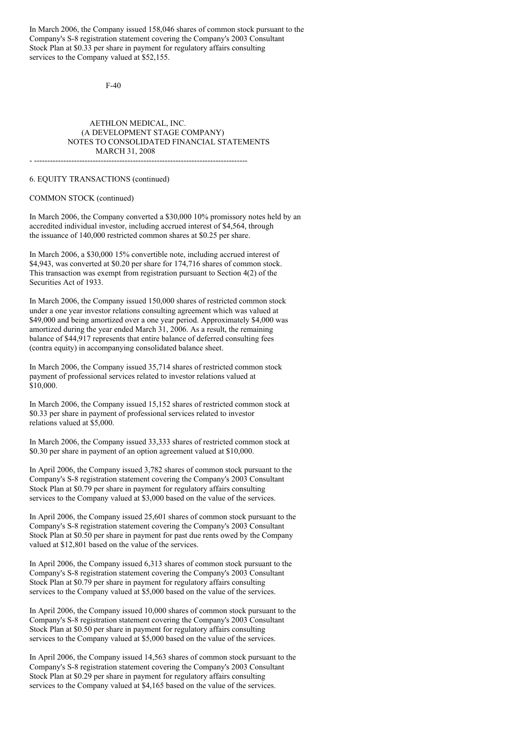In March 2006, the Company issued 158,046 shares of common stock pursuant to the Company's S-8 registration statement covering the Company's 2003 Consultant Stock Plan at $0.33 per share in payment for regulatory affairs consulting services to the Company valued at $52,155.

AETHLON MEDICAL, INC.
(A DEVELOPMENT STAGE COMPANY)
NOTES TO CONSOLIDATED FINANCIAL STATEMENTS
MARCH 31, 2008

6. EQUITY TRANSACTIONS (continued)

COMMON STOCK (continued)

In March 2006, the Company converted a $30,000 10% promissory notes held by an accredited individual investor, including accrued interest of $4,564, through the issuance of 140,000 restricted common shares at $0.25 per share.

In March 2006, a $30,000 15% convertible note, including accrued interest of $4,943, was converted at $0.20 per share for 174,716 shares of common stock. This transaction was exempt from registration pursuant to Section 4(2) of the Securities Act of 1933.

In March 2006, the Company issued 150,000 shares of restricted common stock under a one year investor relations consulting agreement which was valued at $49,000 and being amortized over a one year period. Approximately $4,000 was amortized during the year ended March 31, 2006. As a result, the remaining balance of $44,917 represents that entire balance of deferred consulting fees (contra equity) in accompanying consolidated balance sheet.

In March 2006, the Company issued 35,714 shares of restricted common stock payment of professional services related to investor relations valued at $10,000.

In March 2006, the Company issued 15,152 shares of restricted common stock at $0.33 per share in payment of professional services related to investor relations valued at $5,000.

In March 2006, the Company issued 33,333 shares of restricted common stock at $0.30 per share in payment of an option agreement valued at $10,000.

In April 2006, the Company issued 3,782 shares of common stock pursuant to the Company's S-8 registration statement covering the Company's 2003 Consultant Stock Plan at $0.79 per share in payment for regulatory affairs consulting services to the Company valued at $3,000 based on the value of the services.

In April 2006, the Company issued 25,601 shares of common stock pursuant to the Company's S-8 registration statement covering the Company's 2003 Consultant Stock Plan at $0.50 per share in payment for past due rents owed by the Company valued at $12,801 based on the value of the services.

In April 2006, the Company issued 6,313 shares of common stock pursuant to the Company's S-8 registration statement covering the Company's 2003 Consultant Stock Plan at $0.79 per share in payment for regulatory affairs consulting services to the Company valued at $5,000 based on the value of the services.

In April 2006, the Company issued 10,000 shares of common stock pursuant to the Company's S-8 registration statement covering the Company's 2003 Consultant Stock Plan at $0.50 per share in payment for regulatory affairs consulting services to the Company valued at $5,000 based on the value of the services.

In April 2006, the Company issued 14,563 shares of common stock pursuant to the Company's S-8 registration statement covering the Company's 2003 Consultant Stock Plan at $0.29 per share in payment for regulatory affairs consulting services to the Company valued at $4,165 based on the value of the services.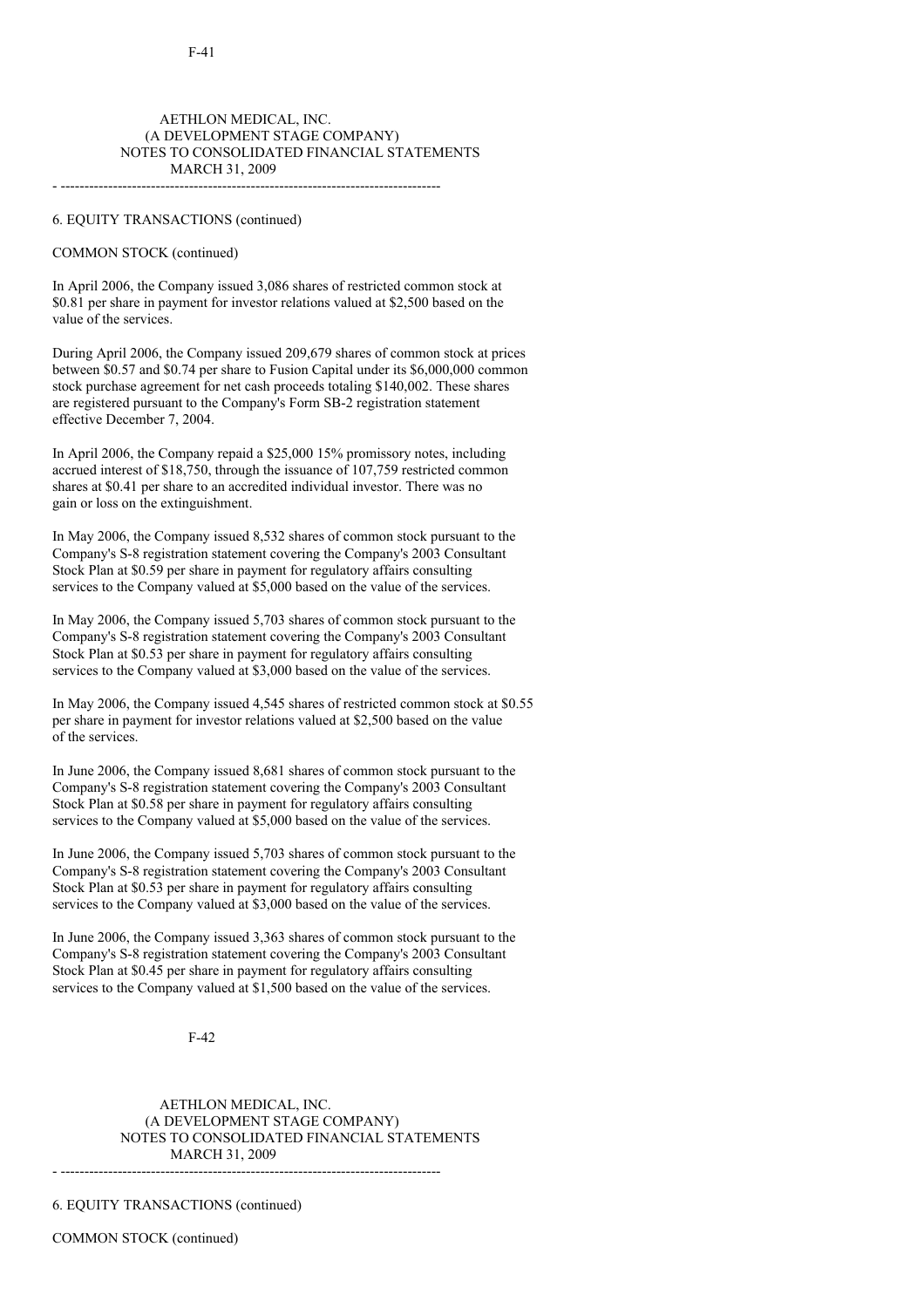6. EQUITY TRANSACTIONS (continued)

COMMON STOCK (continued)

In April 2006, the Company issued 3,086 shares of restricted common stock at $0.81 per share in payment for investor relations valued at $2,500 based on the value of the services.

During April 2006, the Company issued 209,679 shares of common stock at prices between $0.57 and $0.74 per share to Fusion Capital under its $6,000,000 common stock purchase agreement for net cash proceeds totaling $140,002. These shares are registered pursuant to the Company's Form SB-2 registration statement effective December 7, 2004.

In April 2006, the Company repaid a $25,000 15% promissory notes, including accrued interest of $18,750, through the issuance of 107,759 restricted common shares at $0.41 per share to an accredited individual investor. There was no gain or loss on the extinguishment.

In May 2006, the Company issued 8,532 shares of common stock pursuant to the Company's S-8 registration statement covering the Company's 2003 Consultant Stock Plan at $0.59 per share in payment for regulatory affairs consulting services to the Company valued at $5,000 based on the value of the services.

In May 2006, the Company issued 5,703 shares of common stock pursuant to the Company's S-8 registration statement covering the Company's 2003 Consultant Stock Plan at $0.53 per share in payment for regulatory affairs consulting services to the Company valued at $3,000 based on the value of the services.

In May 2006, the Company issued 4,545 shares of restricted common stock at $0.55 per share in payment for investor relations valued at $2,500 based on the value of the services.

In June 2006, the Company issued 8,681 shares of common stock pursuant to the Company's S-8 registration statement covering the Company's 2003 Consultant Stock Plan at $0.58 per share in payment for regulatory affairs consulting services to the Company valued at $5,000 based on the value of the services.

In June 2006, the Company issued 5,703 shares of common stock pursuant to the Company's S-8 registration statement covering the Company's 2003 Consultant Stock Plan at $0.53 per share in payment for regulatory affairs consulting services to the Company valued at $3,000 based on the value of the services.

In June 2006, the Company issued 3,363 shares of common stock pursuant to the Company's S-8 registration statement covering the Company's 2003 Consultant Stock Plan at $0.45 per share in payment for regulatory affairs consulting services to the Company valued at $1,500 based on the value of the services.

6. EQUITY TRANSACTIONS (continued)

COMMON STOCK (continued)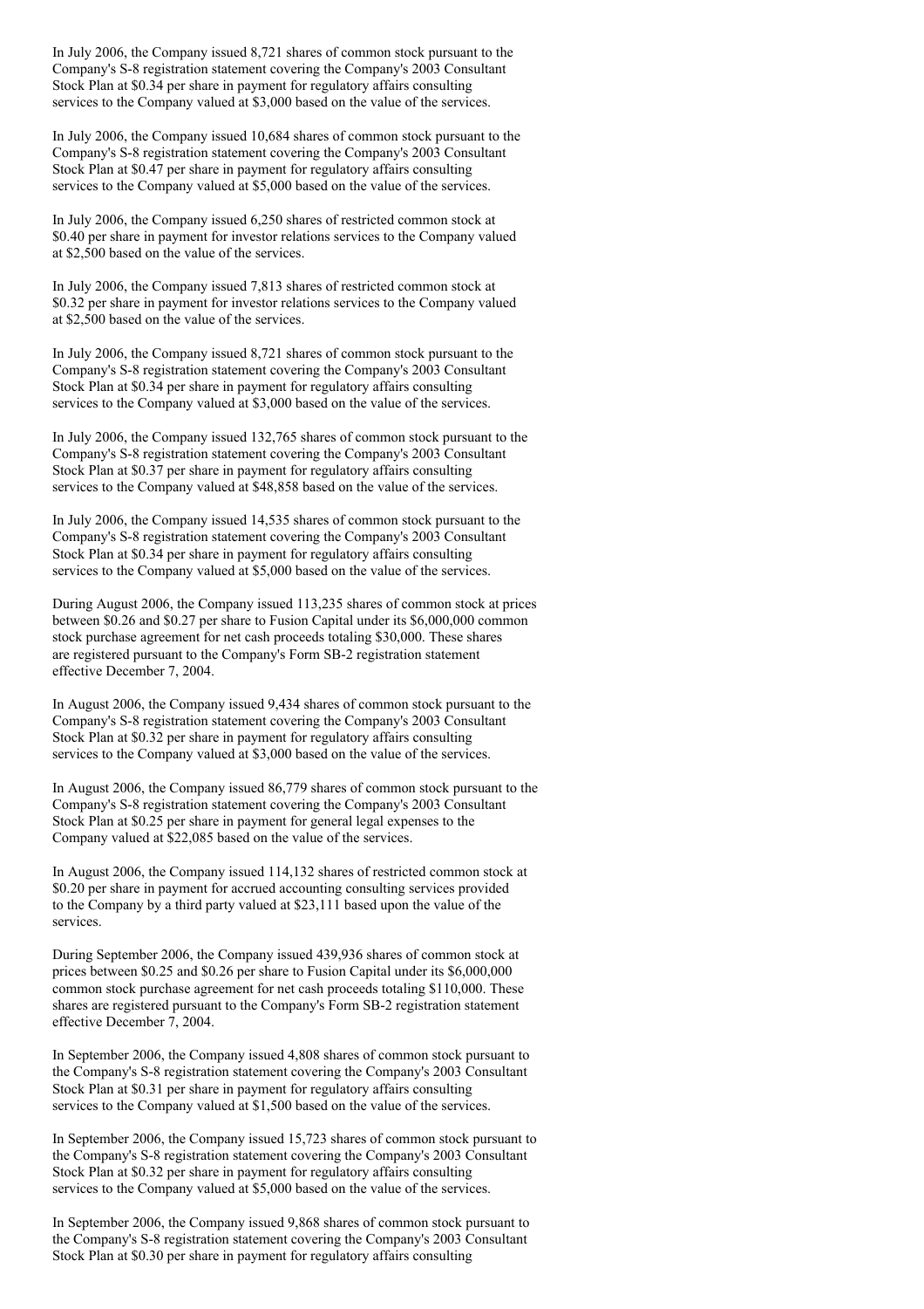In July 2006, the Company issued 8,721 shares of common stock pursuant to the Company's S-8 registration statement covering the Company's 2003 Consultant Stock Plan at $0.34 per share in payment for regulatory affairs consulting services to the Company valued at $3,000 based on the value of the services.

In July 2006, the Company issued 10,684 shares of common stock pursuant to the Company's S-8 registration statement covering the Company's 2003 Consultant Stock Plan at $0.47 per share in payment for regulatory affairs consulting services to the Company valued at $5,000 based on the value of the services.

In July 2006, the Company issued 6,250 shares of restricted common stock at $0.40 per share in payment for investor relations services to the Company valued at $2,500 based on the value of the services.

In July 2006, the Company issued 7,813 shares of restricted common stock at $0.32 per share in payment for investor relations services to the Company valued at $2,500 based on the value of the services.

In July 2006, the Company issued 8,721 shares of common stock pursuant to the Company's S-8 registration statement covering the Company's 2003 Consultant Stock Plan at $0.34 per share in payment for regulatory affairs consulting services to the Company valued at $3,000 based on the value of the services.

In July 2006, the Company issued 132,765 shares of common stock pursuant to the Company's S-8 registration statement covering the Company's 2003 Consultant Stock Plan at $0.37 per share in payment for regulatory affairs consulting services to the Company valued at $48,858 based on the value of the services.

In July 2006, the Company issued 14,535 shares of common stock pursuant to the Company's S-8 registration statement covering the Company's 2003 Consultant Stock Plan at $0.34 per share in payment for regulatory affairs consulting services to the Company valued at $5,000 based on the value of the services.

During August 2006, the Company issued 113,235 shares of common stock at prices between $0.26 and $0.27 per share to Fusion Capital under its $6,000,000 common stock purchase agreement for net cash proceeds totaling $30,000. These shares are registered pursuant to the Company's Form SB-2 registration statement effective December 7, 2004.

In August 2006, the Company issued 9,434 shares of common stock pursuant to the Company's S-8 registration statement covering the Company's 2003 Consultant Stock Plan at $0.32 per share in payment for regulatory affairs consulting services to the Company valued at $3,000 based on the value of the services.

In August 2006, the Company issued 86,779 shares of common stock pursuant to the Company's S-8 registration statement covering the Company's 2003 Consultant Stock Plan at $0.25 per share in payment for general legal expenses to the Company valued at $22,085 based on the value of the services.

In August 2006, the Company issued 114,132 shares of restricted common stock at $0.20 per share in payment for accrued accounting consulting services provided to the Company by a third party valued at $23,111 based upon the value of the services.

During September 2006, the Company issued 439,936 shares of common stock at prices between $0.25 and $0.26 per share to Fusion Capital under its $6,000,000 common stock purchase agreement for net cash proceeds totaling $110,000. These shares are registered pursuant to the Company's Form SB-2 registration statement effective December 7, 2004.

In September 2006, the Company issued 4,808 shares of common stock pursuant to the Company's S-8 registration statement covering the Company's 2003 Consultant Stock Plan at $0.31 per share in payment for regulatory affairs consulting services to the Company valued at $1,500 based on the value of the services.

In September 2006, the Company issued 15,723 shares of common stock pursuant to the Company's S-8 registration statement covering the Company's 2003 Consultant Stock Plan at $0.32 per share in payment for regulatory affairs consulting services to the Company valued at $5,000 based on the value of the services.

In September 2006, the Company issued 9,868 shares of common stock pursuant to the Company's S-8 registration statement covering the Company's 2003 Consultant Stock Plan at $0.30 per share in payment for regulatory affairs consulting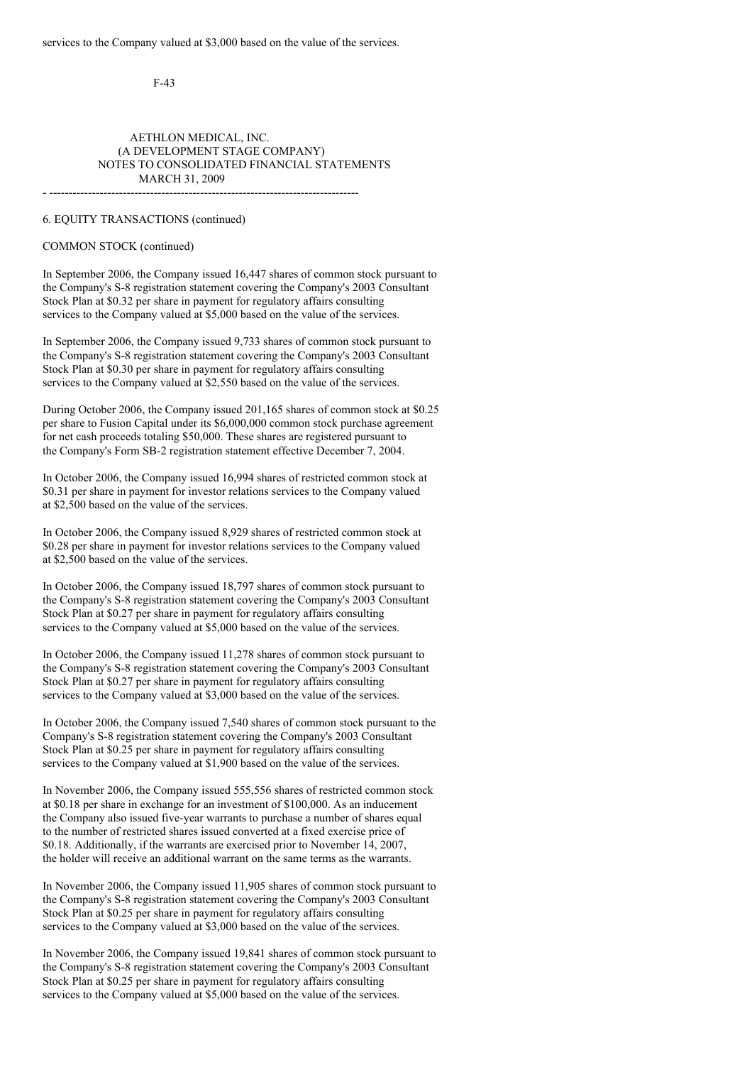services to the Company valued at $3,000 based on the value of the services.

AETHLON MEDICAL, INC.
(A DEVELOPMENT STAGE COMPANY)
NOTES TO CONSOLIDATED FINANCIAL STATEMENTS
MARCH 31, 2009

6. EQUITY TRANSACTIONS (continued)

COMMON STOCK (continued)

In September 2006, the Company issued 16,447 shares of common stock pursuant to the Company's S-8 registration statement covering the Company's 2003 Consultant Stock Plan at $0.32 per share in payment for regulatory affairs consulting services to the Company valued at $5,000 based on the value of the services.

In September 2006, the Company issued 9,733 shares of common stock pursuant to the Company's S-8 registration statement covering the Company's 2003 Consultant Stock Plan at $0.30 per share in payment for regulatory affairs consulting services to the Company valued at $2,550 based on the value of the services.

During October 2006, the Company issued 201,165 shares of common stock at $0.25 per share to Fusion Capital under its $6,000,000 common stock purchase agreement for net cash proceeds totaling $50,000. These shares are registered pursuant to the Company's Form SB-2 registration statement effective December 7, 2004.

In October 2006, the Company issued 16,994 shares of restricted common stock at $0.31 per share in payment for investor relations services to the Company valued at $2,500 based on the value of the services.

In October 2006, the Company issued 8,929 shares of restricted common stock at $0.28 per share in payment for investor relations services to the Company valued at $2,500 based on the value of the services.

In October 2006, the Company issued 18,797 shares of common stock pursuant to the Company's S-8 registration statement covering the Company's 2003 Consultant Stock Plan at $0.27 per share in payment for regulatory affairs consulting services to the Company valued at $5,000 based on the value of the services.

In October 2006, the Company issued 11,278 shares of common stock pursuant to the Company's S-8 registration statement covering the Company's 2003 Consultant Stock Plan at $0.27 per share in payment for regulatory affairs consulting services to the Company valued at $3,000 based on the value of the services.

In October 2006, the Company issued 7,540 shares of common stock pursuant to the Company's S-8 registration statement covering the Company's 2003 Consultant Stock Plan at $0.25 per share in payment for regulatory affairs consulting services to the Company valued at $1,900 based on the value of the services.

In November 2006, the Company issued 555,556 shares of restricted common stock at $0.18 per share in exchange for an investment of $100,000. As an inducement the Company also issued five-year warrants to purchase a number of shares equal to the number of restricted shares issued converted at a fixed exercise price of $0.18. Additionally, if the warrants are exercised prior to November 14, 2007, the holder will receive an additional warrant on the same terms as the warrants.

In November 2006, the Company issued 11,905 shares of common stock pursuant to the Company's S-8 registration statement covering the Company's 2003 Consultant Stock Plan at $0.25 per share in payment for regulatory affairs consulting services to the Company valued at $3,000 based on the value of the services.

In November 2006, the Company issued 19,841 shares of common stock pursuant to the Company's S-8 registration statement covering the Company's 2003 Consultant Stock Plan at $0.25 per share in payment for regulatory affairs consulting services to the Company valued at $5,000 based on the value of the services.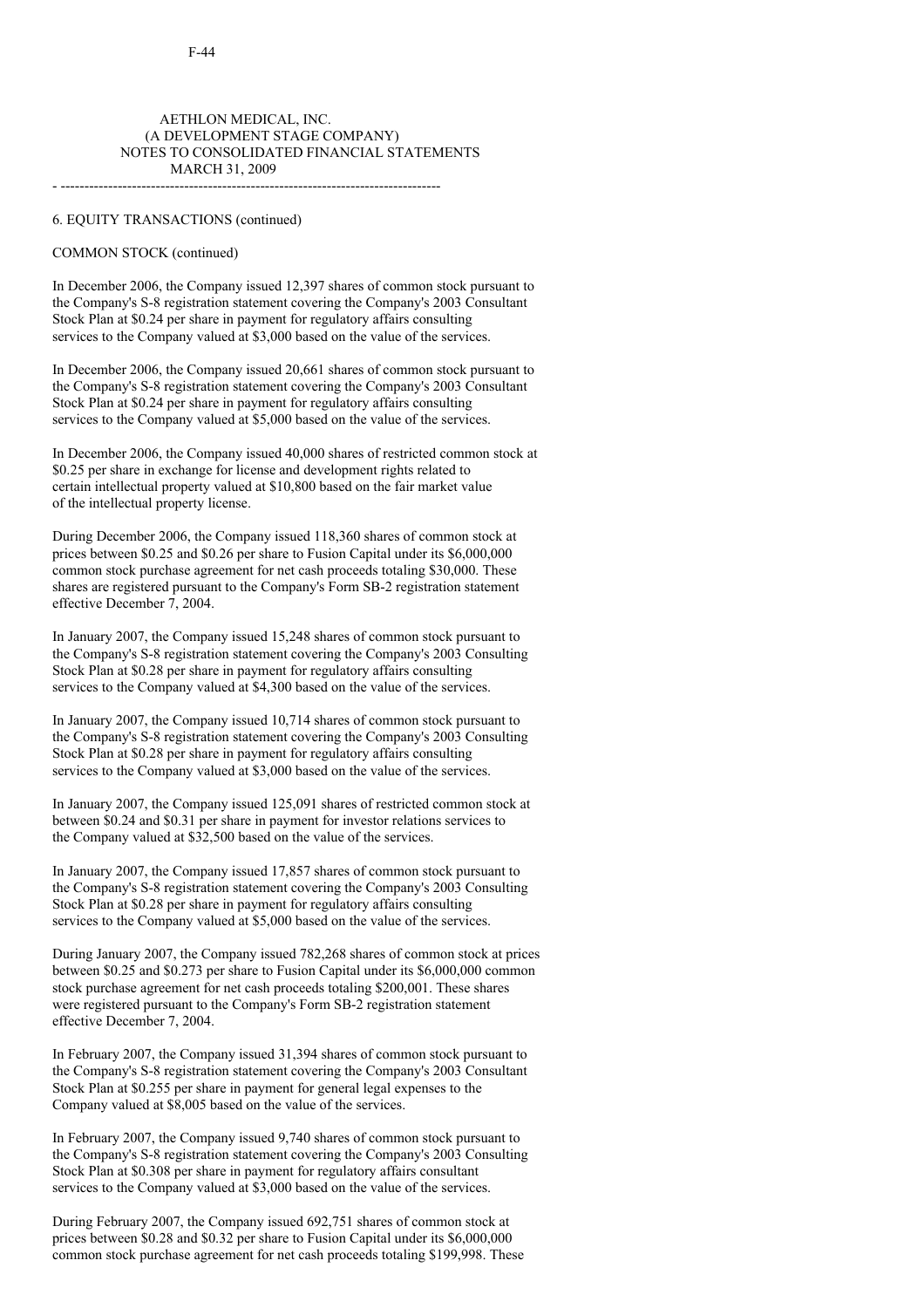AETHLON MEDICAL, INC.
(A DEVELOPMENT STAGE COMPANY)
NOTES TO CONSOLIDATED FINANCIAL STATEMENTS
MARCH 31, 2009

6. EQUITY TRANSACTIONS (continued)

COMMON STOCK (continued)

In December 2006, the Company issued 12,397 shares of common stock pursuant to the Company's S-8 registration statement covering the Company's 2003 Consultant Stock Plan at $0.24 per share in payment for regulatory affairs consulting services to the Company valued at $3,000 based on the value of the services.

In December 2006, the Company issued 20,661 shares of common stock pursuant to the Company's S-8 registration statement covering the Company's 2003 Consultant Stock Plan at $0.24 per share in payment for regulatory affairs consulting services to the Company valued at $5,000 based on the value of the services.

In December 2006, the Company issued 40,000 shares of restricted common stock at $0.25 per share in exchange for license and development rights related to certain intellectual property valued at $10,800 based on the fair market value of the intellectual property license.

During December 2006, the Company issued 118,360 shares of common stock at prices between $0.25 and $0.26 per share to Fusion Capital under its $6,000,000 common stock purchase agreement for net cash proceeds totaling $30,000. These shares are registered pursuant to the Company's Form SB-2 registration statement effective December 7, 2004.

In January 2007, the Company issued 15,248 shares of common stock pursuant to the Company's S-8 registration statement covering the Company's 2003 Consulting Stock Plan at $0.28 per share in payment for regulatory affairs consulting services to the Company valued at $4,300 based on the value of the services.

In January 2007, the Company issued 10,714 shares of common stock pursuant to the Company's S-8 registration statement covering the Company's 2003 Consulting Stock Plan at $0.28 per share in payment for regulatory affairs consulting services to the Company valued at $3,000 based on the value of the services.

In January 2007, the Company issued 125,091 shares of restricted common stock at between $0.24 and $0.31 per share in payment for investor relations services to the Company valued at $32,500 based on the value of the services.

In January 2007, the Company issued 17,857 shares of common stock pursuant to the Company's S-8 registration statement covering the Company's 2003 Consulting Stock Plan at $0.28 per share in payment for regulatory affairs consulting services to the Company valued at $5,000 based on the value of the services.

During January 2007, the Company issued 782,268 shares of common stock at prices between $0.25 and $0.273 per share to Fusion Capital under its $6,000,000 common stock purchase agreement for net cash proceeds totaling $200,001. These shares were registered pursuant to the Company's Form SB-2 registration statement effective December 7, 2004.

In February 2007, the Company issued 31,394 shares of common stock pursuant to the Company's S-8 registration statement covering the Company's 2003 Consultant Stock Plan at $0.255 per share in payment for general legal expenses to the Company valued at $8,005 based on the value of the services.

In February 2007, the Company issued 9,740 shares of common stock pursuant to the Company's S-8 registration statement covering the Company's 2003 Consulting Stock Plan at $0.308 per share in payment for regulatory affairs consultant services to the Company valued at $3,000 based on the value of the services.

During February 2007, the Company issued 692,751 shares of common stock at prices between $0.28 and $0.32 per share to Fusion Capital under its $6,000,000 common stock purchase agreement for net cash proceeds totaling $199,998. These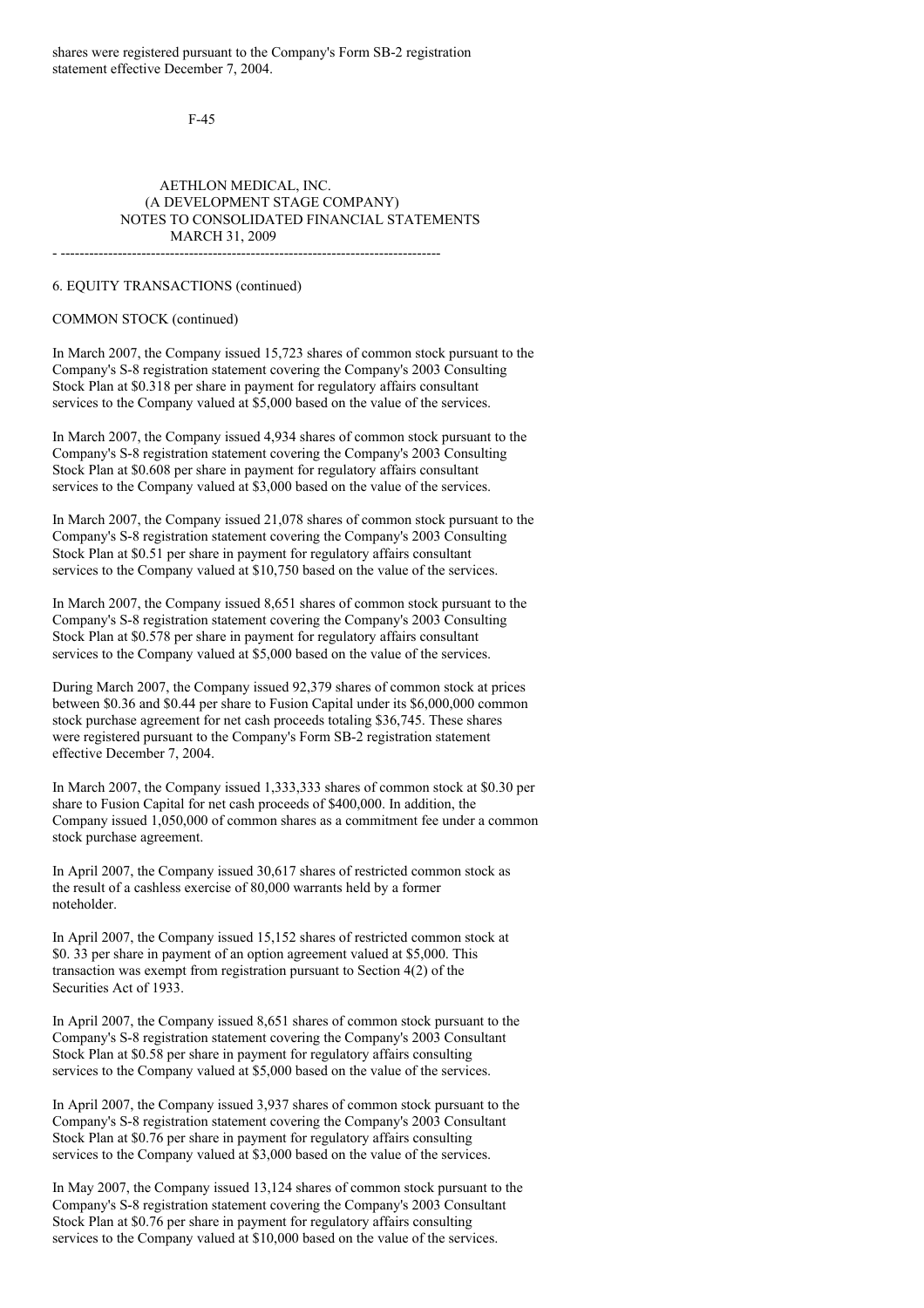shares were registered pursuant to the Company's Form SB-2 registration statement effective December 7, 2004.

AETHLON MEDICAL, INC.
(A DEVELOPMENT STAGE COMPANY)
NOTES TO CONSOLIDATED FINANCIAL STATEMENTS
MARCH 31, 2009

6. EQUITY TRANSACTIONS (continued)

COMMON STOCK (continued)

In March 2007, the Company issued 15,723 shares of common stock pursuant to the Company's S-8 registration statement covering the Company's 2003 Consulting Stock Plan at $0.318 per share in payment for regulatory affairs consultant services to the Company valued at $5,000 based on the value of the services.

In March 2007, the Company issued 4,934 shares of common stock pursuant to the Company's S-8 registration statement covering the Company's 2003 Consulting Stock Plan at $0.608 per share in payment for regulatory affairs consultant services to the Company valued at $3,000 based on the value of the services.

In March 2007, the Company issued 21,078 shares of common stock pursuant to the Company's S-8 registration statement covering the Company's 2003 Consulting Stock Plan at $0.51 per share in payment for regulatory affairs consultant services to the Company valued at $10,750 based on the value of the services.

In March 2007, the Company issued 8,651 shares of common stock pursuant to the Company's S-8 registration statement covering the Company's 2003 Consulting Stock Plan at $0.578 per share in payment for regulatory affairs consultant services to the Company valued at $5,000 based on the value of the services.

During March 2007, the Company issued 92,379 shares of common stock at prices between $0.36 and $0.44 per share to Fusion Capital under its $6,000,000 common stock purchase agreement for net cash proceeds totaling $36,745. These shares were registered pursuant to the Company's Form SB-2 registration statement effective December 7, 2004.

In March 2007, the Company issued 1,333,333 shares of common stock at $0.30 per share to Fusion Capital for net cash proceeds of $400,000. In addition, the Company issued 1,050,000 of common shares as a commitment fee under a common stock purchase agreement.

In April 2007, the Company issued 30,617 shares of restricted common stock as the result of a cashless exercise of 80,000 warrants held by a former noteholder.

In April 2007, the Company issued 15,152 shares of restricted common stock at $0. 33 per share in payment of an option agreement valued at $5,000. This transaction was exempt from registration pursuant to Section 4(2) of the Securities Act of 1933.

In April 2007, the Company issued 8,651 shares of common stock pursuant to the Company's S-8 registration statement covering the Company's 2003 Consultant Stock Plan at $0.58 per share in payment for regulatory affairs consulting services to the Company valued at $5,000 based on the value of the services.

In April 2007, the Company issued 3,937 shares of common stock pursuant to the Company's S-8 registration statement covering the Company's 2003 Consultant Stock Plan at $0.76 per share in payment for regulatory affairs consulting services to the Company valued at $3,000 based on the value of the services.

In May 2007, the Company issued 13,124 shares of common stock pursuant to the Company's S-8 registration statement covering the Company's 2003 Consultant Stock Plan at $0.76 per share in payment for regulatory affairs consulting services to the Company valued at $10,000 based on the value of the services.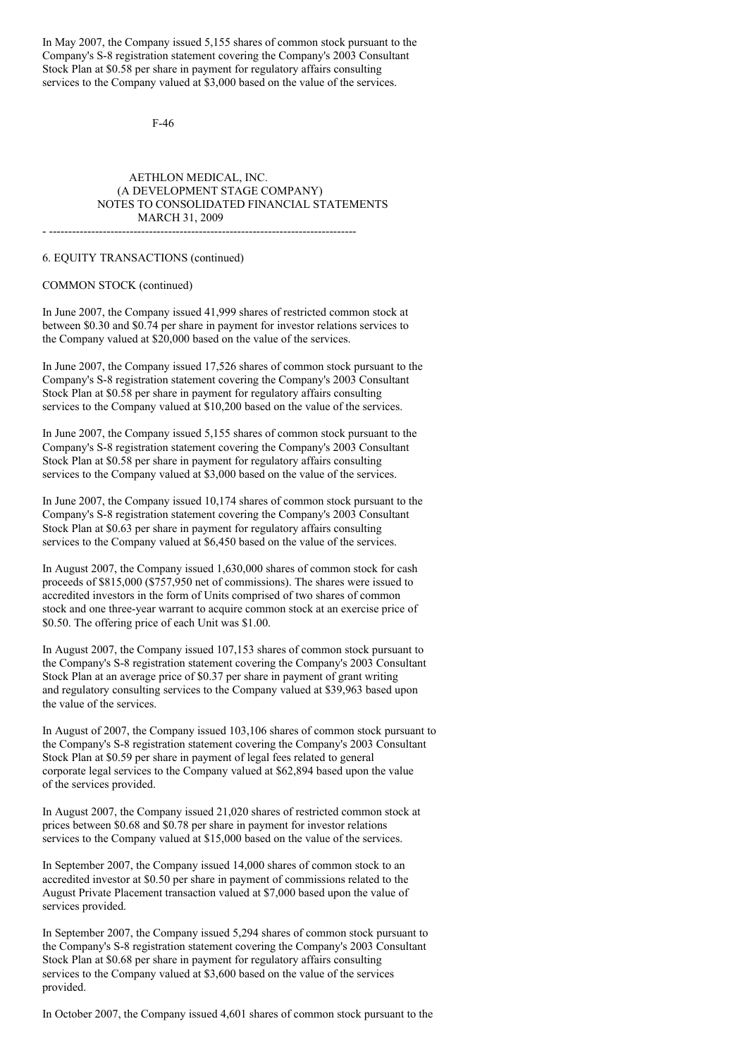In May 2007, the Company issued 5,155 shares of common stock pursuant to the Company's S-8 registration statement covering the Company's 2003 Consultant Stock Plan at $0.58 per share in payment for regulatory affairs consulting services to the Company valued at $3,000 based on the value of the services.

AETHLON MEDICAL, INC.
(A DEVELOPMENT STAGE COMPANY)
NOTES TO CONSOLIDATED FINANCIAL STATEMENTS
MARCH 31, 2009

6. EQUITY TRANSACTIONS (continued)

COMMON STOCK (continued)

In June 2007, the Company issued 41,999 shares of restricted common stock at between $0.30 and $0.74 per share in payment for investor relations services to the Company valued at $20,000 based on the value of the services.

In June 2007, the Company issued 17,526 shares of common stock pursuant to the Company's S-8 registration statement covering the Company's 2003 Consultant Stock Plan at $0.58 per share in payment for regulatory affairs consulting services to the Company valued at $10,200 based on the value of the services.

In June 2007, the Company issued 5,155 shares of common stock pursuant to the Company's S-8 registration statement covering the Company's 2003 Consultant Stock Plan at $0.58 per share in payment for regulatory affairs consulting services to the Company valued at $3,000 based on the value of the services.

In June 2007, the Company issued 10,174 shares of common stock pursuant to the Company's S-8 registration statement covering the Company's 2003 Consultant Stock Plan at $0.63 per share in payment for regulatory affairs consulting services to the Company valued at $6,450 based on the value of the services.

In August 2007, the Company issued 1,630,000 shares of common stock for cash proceeds of $815,000 ($757,950 net of commissions). The shares were issued to accredited investors in the form of Units comprised of two shares of common stock and one three-year warrant to acquire common stock at an exercise price of $0.50. The offering price of each Unit was $1.00.

In August 2007, the Company issued 107,153 shares of common stock pursuant to the Company's S-8 registration statement covering the Company's 2003 Consultant Stock Plan at an average price of $0.37 per share in payment of grant writing and regulatory consulting services to the Company valued at $39,963 based upon the value of the services.

In August of 2007, the Company issued 103,106 shares of common stock pursuant to the Company's S-8 registration statement covering the Company's 2003 Consultant Stock Plan at $0.59 per share in payment of legal fees related to general corporate legal services to the Company valued at $62,894 based upon the value of the services provided.

In August 2007, the Company issued 21,020 shares of restricted common stock at prices between $0.68 and $0.78 per share in payment for investor relations services to the Company valued at $15,000 based on the value of the services.

In September 2007, the Company issued 14,000 shares of common stock to an accredited investor at $0.50 per share in payment of commissions related to the August Private Placement transaction valued at $7,000 based upon the value of services provided.

In September 2007, the Company issued 5,294 shares of common stock pursuant to the Company's S-8 registration statement covering the Company's 2003 Consultant Stock Plan at $0.68 per share in payment for regulatory affairs consulting services to the Company valued at $3,600 based on the value of the services provided.

In October 2007, the Company issued 4,601 shares of common stock pursuant to the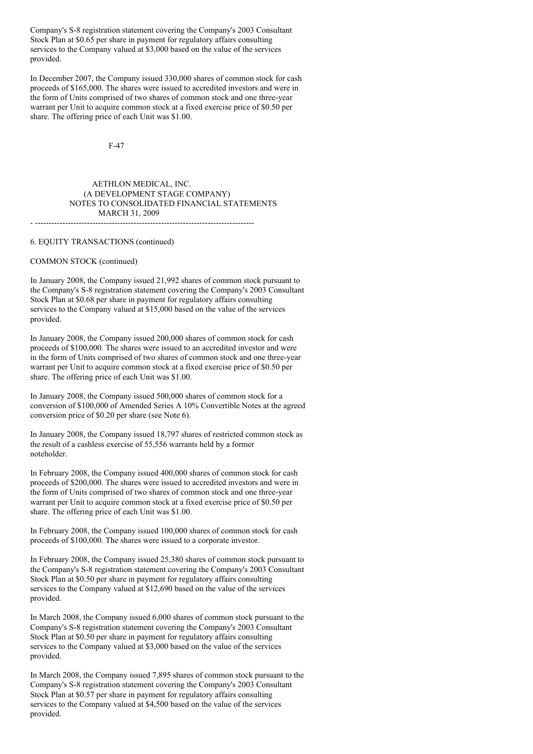Company's S-8 registration statement covering the Company's 2003 Consultant Stock Plan at $0.65 per share in payment for regulatory affairs consulting services to the Company valued at $3,000 based on the value of the services provided.

In December 2007, the Company issued 330,000 shares of common stock for cash proceeds of $165,000. The shares were issued to accredited investors and were in the form of Units comprised of two shares of common stock and one three-year warrant per Unit to acquire common stock at a fixed exercise price of $0.50 per share. The offering price of each Unit was $1.00.

AETHLON MEDICAL, INC.
(A DEVELOPMENT STAGE COMPANY)
NOTES TO CONSOLIDATED FINANCIAL STATEMENTS
MARCH 31, 2009

6. EQUITY TRANSACTIONS (continued)

COMMON STOCK (continued)

In January 2008, the Company issued 21,992 shares of common stock pursuant to the Company's S-8 registration statement covering the Company's 2003 Consultant Stock Plan at $0.68 per share in payment for regulatory affairs consulting services to the Company valued at $15,000 based on the value of the services provided.

In January 2008, the Company issued 200,000 shares of common stock for cash proceeds of $100,000. The shares were issued to an accredited investor and were in the form of Units comprised of two shares of common stock and one three-year warrant per Unit to acquire common stock at a fixed exercise price of $0.50 per share. The offering price of each Unit was $1.00.

In January 2008, the Company issued 500,000 shares of common stock for a conversion of $100,000 of Amended Series A 10% Convertible Notes at the agreed conversion price of $0.20 per share (see Note 6).

In January 2008, the Company issued 18,797 shares of restricted common stock as the result of a cashless exercise of 55,556 warrants held by a former noteholder.

In February 2008, the Company issued 400,000 shares of common stock for cash proceeds of $200,000. The shares were issued to accredited investors and were in the form of Units comprised of two shares of common stock and one three-year warrant per Unit to acquire common stock at a fixed exercise price of $0.50 per share. The offering price of each Unit was $1.00.

In February 2008, the Company issued 100,000 shares of common stock for cash proceeds of $100,000. The shares were issued to a corporate investor.

In February 2008, the Company issued 25,380 shares of common stock pursuant to the Company's S-8 registration statement covering the Company's 2003 Consultant Stock Plan at $0.50 per share in payment for regulatory affairs consulting services to the Company valued at $12,690 based on the value of the services provided.

In March 2008, the Company issued 6,000 shares of common stock pursuant to the Company's S-8 registration statement covering the Company's 2003 Consultant Stock Plan at $0.50 per share in payment for regulatory affairs consulting services to the Company valued at $3,000 based on the value of the services provided.

In March 2008, the Company issued 7,895 shares of common stock pursuant to the Company's S-8 registration statement covering the Company's 2003 Consultant Stock Plan at $0.57 per share in payment for regulatory affairs consulting services to the Company valued at $4,500 based on the value of the services provided.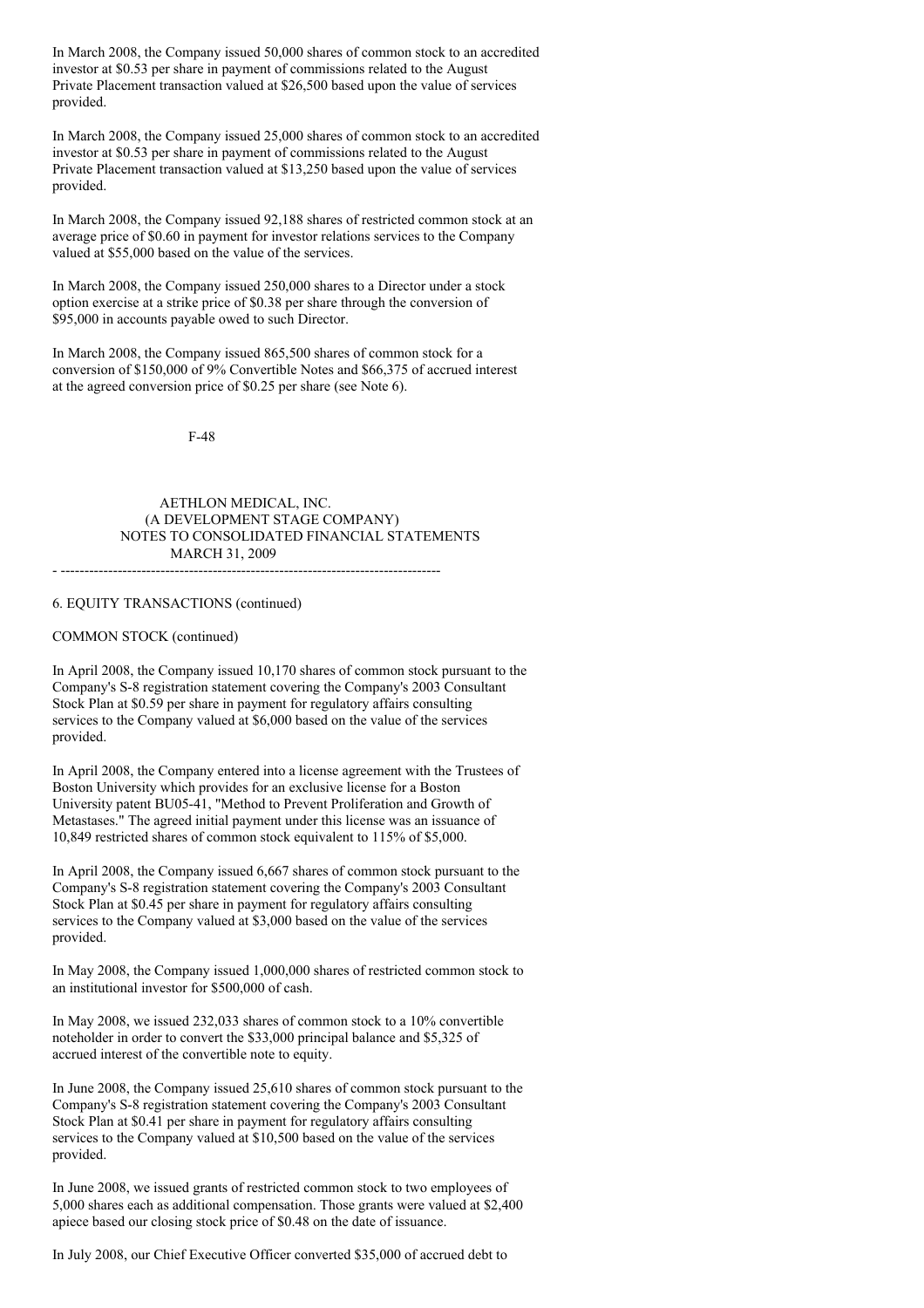In March 2008, the Company issued 50,000 shares of common stock to an accredited investor at $0.53 per share in payment of commissions related to the August Private Placement transaction valued at $26,500 based upon the value of services provided.

In March 2008, the Company issued 25,000 shares of common stock to an accredited investor at $0.53 per share in payment of commissions related to the August Private Placement transaction valued at $13,250 based upon the value of services provided.

In March 2008, the Company issued 92,188 shares of restricted common stock at an average price of $0.60 in payment for investor relations services to the Company valued at $55,000 based on the value of the services.

In March 2008, the Company issued 250,000 shares to a Director under a stock option exercise at a strike price of $0.38 per share through the conversion of $95,000 in accounts payable owed to such Director.

In March 2008, the Company issued 865,500 shares of common stock for a conversion of $150,000 of 9% Convertible Notes and $66,375 of accrued interest at the agreed conversion price of $0.25 per share (see Note 6).

AETHLON MEDICAL, INC.
(A DEVELOPMENT STAGE COMPANY)
NOTES TO CONSOLIDATED FINANCIAL STATEMENTS
MARCH 31, 2009

6. EQUITY TRANSACTIONS (continued)

COMMON STOCK (continued)

In April 2008, the Company issued 10,170 shares of common stock pursuant to the Company's S-8 registration statement covering the Company's 2003 Consultant Stock Plan at $0.59 per share in payment for regulatory affairs consulting services to the Company valued at $6,000 based on the value of the services provided.

In April 2008, the Company entered into a license agreement with the Trustees of Boston University which provides for an exclusive license for a Boston University patent BU05-41, "Method to Prevent Proliferation and Growth of Metastases." The agreed initial payment under this license was an issuance of 10,849 restricted shares of common stock equivalent to 115% of $5,000.

In April 2008, the Company issued 6,667 shares of common stock pursuant to the Company's S-8 registration statement covering the Company's 2003 Consultant Stock Plan at $0.45 per share in payment for regulatory affairs consulting services to the Company valued at $3,000 based on the value of the services provided.

In May 2008, the Company issued 1,000,000 shares of restricted common stock to an institutional investor for $500,000 of cash.

In May 2008, we issued 232,033 shares of common stock to a 10% convertible noteholder in order to convert the $33,000 principal balance and $5,325 of accrued interest of the convertible note to equity.

In June 2008, the Company issued 25,610 shares of common stock pursuant to the Company's S-8 registration statement covering the Company's 2003 Consultant Stock Plan at $0.41 per share in payment for regulatory affairs consulting services to the Company valued at $10,500 based on the value of the services provided.

In June 2008, we issued grants of restricted common stock to two employees of 5,000 shares each as additional compensation. Those grants were valued at $2,400 apiece based our closing stock price of $0.48 on the date of issuance.

In July 2008, our Chief Executive Officer converted $35,000 of accrued debt to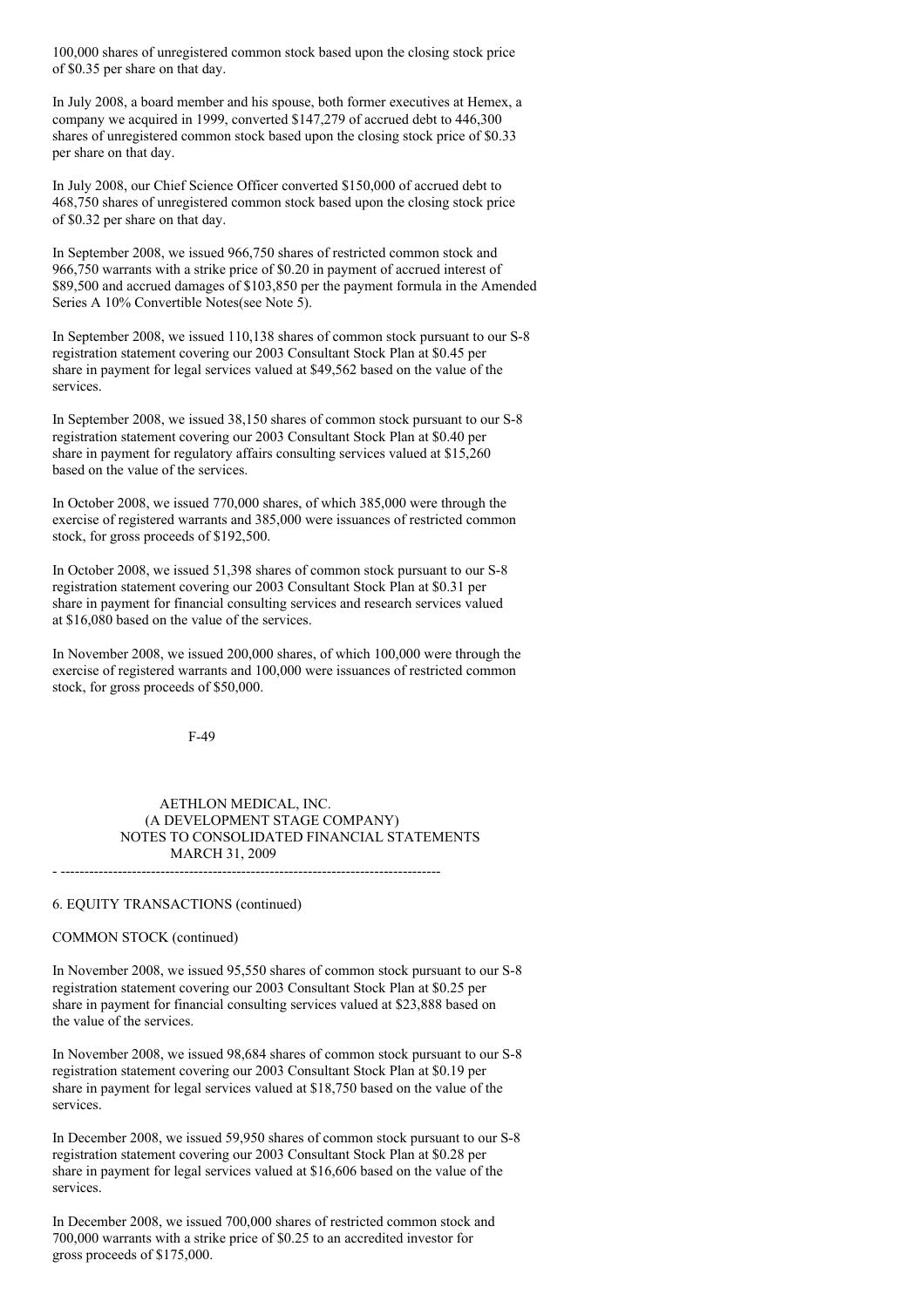100,000 shares of unregistered common stock based upon the closing stock price of $0.35 per share on that day.

In July 2008, a board member and his spouse, both former executives at Hemex, a company we acquired in 1999, converted $147,279 of accrued debt to 446,300 shares of unregistered common stock based upon the closing stock price of $0.33 per share on that day.

In July 2008, our Chief Science Officer converted $150,000 of accrued debt to 468,750 shares of unregistered common stock based upon the closing stock price of $0.32 per share on that day.

In September 2008, we issued 966,750 shares of restricted common stock and 966,750 warrants with a strike price of $0.20 in payment of accrued interest of $89,500 and accrued damages of $103,850 per the payment formula in the Amended Series A 10% Convertible Notes(see Note 5).

In September 2008, we issued 110,138 shares of common stock pursuant to our S-8 registration statement covering our 2003 Consultant Stock Plan at $0.45 per share in payment for legal services valued at $49,562 based on the value of the services.

In September 2008, we issued 38,150 shares of common stock pursuant to our S-8 registration statement covering our 2003 Consultant Stock Plan at $0.40 per share in payment for regulatory affairs consulting services valued at $15,260 based on the value of the services.

In October 2008, we issued 770,000 shares, of which 385,000 were through the exercise of registered warrants and 385,000 were issuances of restricted common stock, for gross proceeds of $192,500.

In October 2008, we issued 51,398 shares of common stock pursuant to our S-8 registration statement covering our 2003 Consultant Stock Plan at $0.31 per share in payment for financial consulting services and research services valued at $16,080 based on the value of the services.

In November 2008, we issued 200,000 shares, of which 100,000 were through the exercise of registered warrants and 100,000 were issuances of restricted common stock, for gross proceeds of $50,000.

AETHLON MEDICAL, INC.
(A DEVELOPMENT STAGE COMPANY)
NOTES TO CONSOLIDATED FINANCIAL STATEMENTS
MARCH 31, 2009

6. EQUITY TRANSACTIONS (continued)

COMMON STOCK (continued)

In November 2008, we issued 95,550 shares of common stock pursuant to our S-8 registration statement covering our 2003 Consultant Stock Plan at $0.25 per share in payment for financial consulting services valued at $23,888 based on the value of the services.

In November 2008, we issued 98,684 shares of common stock pursuant to our S-8 registration statement covering our 2003 Consultant Stock Plan at $0.19 per share in payment for legal services valued at $18,750 based on the value of the services.

In December 2008, we issued 59,950 shares of common stock pursuant to our S-8 registration statement covering our 2003 Consultant Stock Plan at $0.28 per share in payment for legal services valued at $16,606 based on the value of the services.

In December 2008, we issued 700,000 shares of restricted common stock and 700,000 warrants with a strike price of $0.25 to an accredited investor for gross proceeds of $175,000.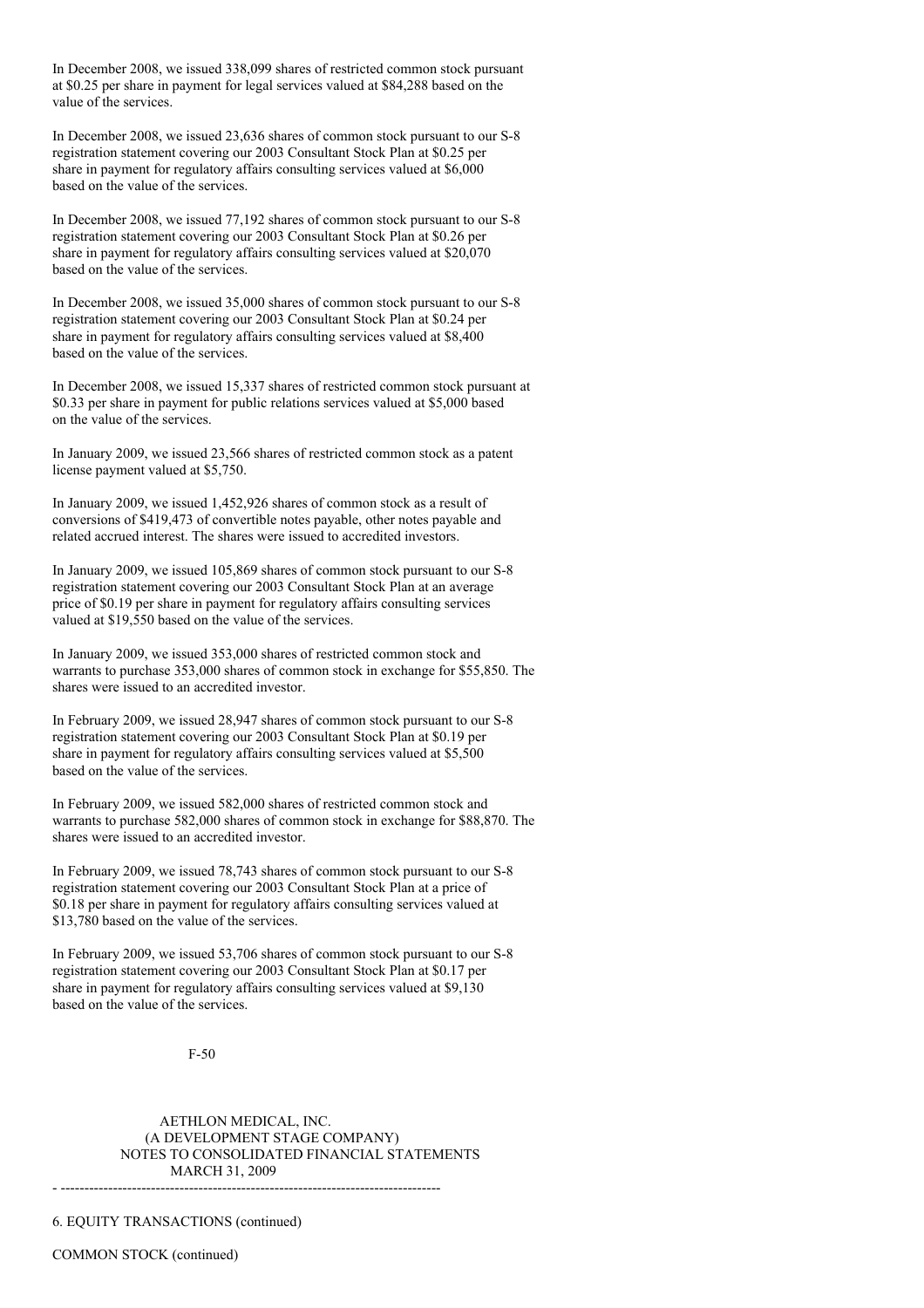In December 2008, we issued 338,099 shares of restricted common stock pursuant at $0.25 per share in payment for legal services valued at $84,288 based on the value of the services.

In December 2008, we issued 23,636 shares of common stock pursuant to our S-8 registration statement covering our 2003 Consultant Stock Plan at $0.25 per share in payment for regulatory affairs consulting services valued at $6,000 based on the value of the services.

In December 2008, we issued 77,192 shares of common stock pursuant to our S-8 registration statement covering our 2003 Consultant Stock Plan at $0.26 per share in payment for regulatory affairs consulting services valued at $20,070 based on the value of the services.

In December 2008, we issued 35,000 shares of common stock pursuant to our S-8 registration statement covering our 2003 Consultant Stock Plan at $0.24 per share in payment for regulatory affairs consulting services valued at $8,400 based on the value of the services.

In December 2008, we issued 15,337 shares of restricted common stock pursuant at $0.33 per share in payment for public relations services valued at $5,000 based on the value of the services.

In January 2009, we issued 23,566 shares of restricted common stock as a patent license payment valued at $5,750.

In January 2009, we issued 1,452,926 shares of common stock as a result of conversions of $419,473 of convertible notes payable, other notes payable and related accrued interest. The shares were issued to accredited investors.

In January 2009, we issued 105,869 shares of common stock pursuant to our S-8 registration statement covering our 2003 Consultant Stock Plan at an average price of $0.19 per share in payment for regulatory affairs consulting services valued at $19,550 based on the value of the services.

In January 2009, we issued 353,000 shares of restricted common stock and warrants to purchase 353,000 shares of common stock in exchange for $55,850. The shares were issued to an accredited investor.

In February 2009, we issued 28,947 shares of common stock pursuant to our S-8 registration statement covering our 2003 Consultant Stock Plan at $0.19 per share in payment for regulatory affairs consulting services valued at $5,500 based on the value of the services.

In February 2009, we issued 582,000 shares of restricted common stock and warrants to purchase 582,000 shares of common stock in exchange for $88,870. The shares were issued to an accredited investor.

In February 2009, we issued 78,743 shares of common stock pursuant to our S-8 registration statement covering our 2003 Consultant Stock Plan at a price of $0.18 per share in payment for regulatory affairs consulting services valued at $13,780 based on the value of the services.

In February 2009, we issued 53,706 shares of common stock pursuant to our S-8 registration statement covering our 2003 Consultant Stock Plan at $0.17 per share in payment for regulatory affairs consulting services valued at $9,130 based on the value of the services.

AETHLON MEDICAL, INC.
(A DEVELOPMENT STAGE COMPANY)
NOTES TO CONSOLIDATED FINANCIAL STATEMENTS
MARCH 31, 2009

6. EQUITY TRANSACTIONS (continued)

COMMON STOCK (continued)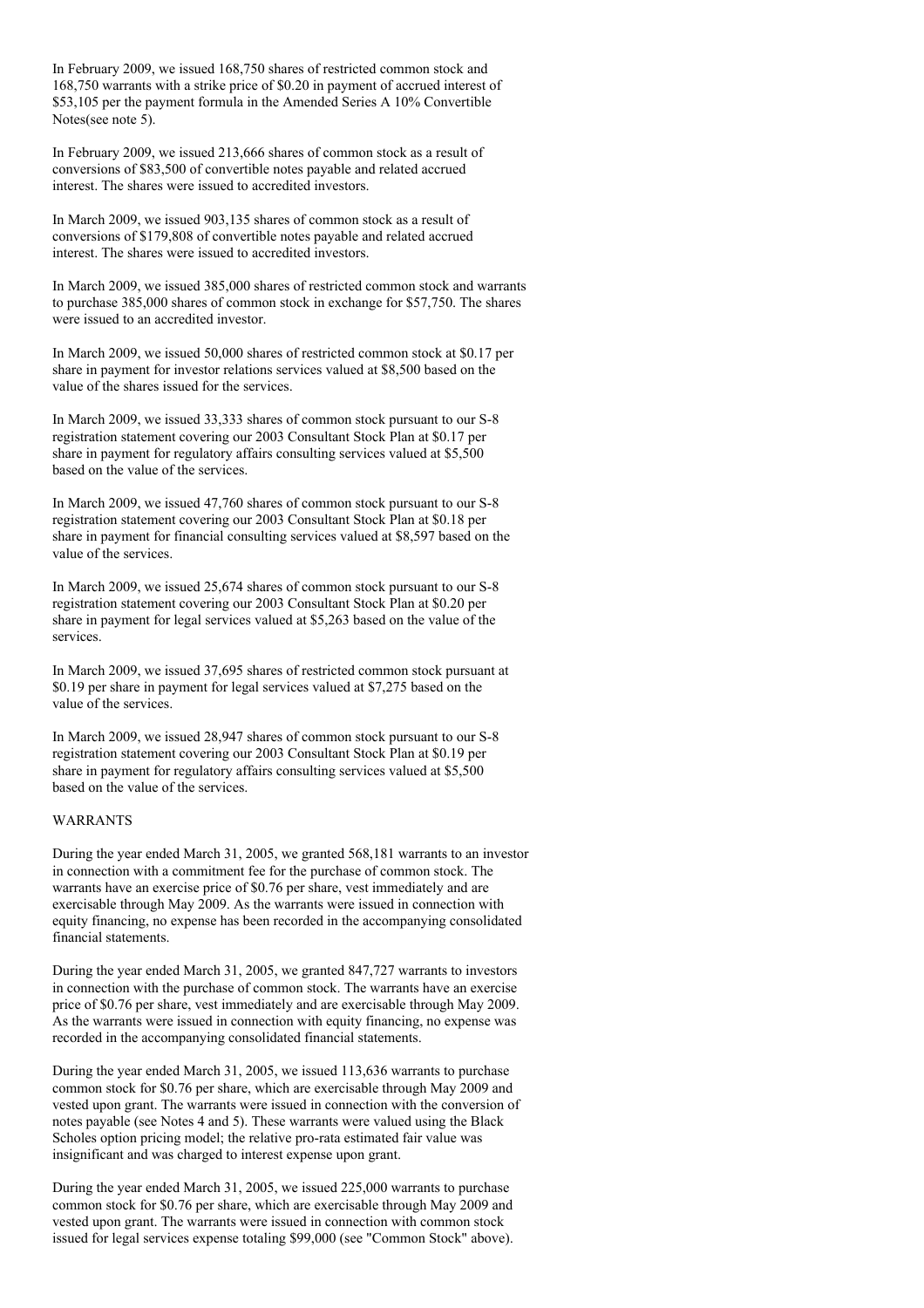In February 2009, we issued 168,750 shares of restricted common stock and 168,750 warrants with a strike price of $0.20 in payment of accrued interest of $53,105 per the payment formula in the Amended Series A 10% Convertible Notes(see note 5).

In February 2009, we issued 213,666 shares of common stock as a result of conversions of $83,500 of convertible notes payable and related accrued interest. The shares were issued to accredited investors.

In March 2009, we issued 903,135 shares of common stock as a result of conversions of $179,808 of convertible notes payable and related accrued interest. The shares were issued to accredited investors.

In March 2009, we issued 385,000 shares of restricted common stock and warrants to purchase 385,000 shares of common stock in exchange for $57,750. The shares were issued to an accredited investor.

In March 2009, we issued 50,000 shares of restricted common stock at $0.17 per share in payment for investor relations services valued at $8,500 based on the value of the shares issued for the services.

In March 2009, we issued 33,333 shares of common stock pursuant to our S-8 registration statement covering our 2003 Consultant Stock Plan at $0.17 per share in payment for regulatory affairs consulting services valued at $5,500 based on the value of the services.

In March 2009, we issued 47,760 shares of common stock pursuant to our S-8 registration statement covering our 2003 Consultant Stock Plan at $0.18 per share in payment for financial consulting services valued at $8,597 based on the value of the services.

In March 2009, we issued 25,674 shares of common stock pursuant to our S-8 registration statement covering our 2003 Consultant Stock Plan at $0.20 per share in payment for legal services valued at $5,263 based on the value of the services.

In March 2009, we issued 37,695 shares of restricted common stock pursuant at $0.19 per share in payment for legal services valued at $7,275 based on the value of the services.

In March 2009, we issued 28,947 shares of common stock pursuant to our S-8 registration statement covering our 2003 Consultant Stock Plan at $0.19 per share in payment for regulatory affairs consulting services valued at $5,500 based on the value of the services.

WARRANTS

During the year ended March 31, 2005, we granted 568,181 warrants to an investor in connection with a commitment fee for the purchase of common stock. The warrants have an exercise price of $0.76 per share, vest immediately and are exercisable through May 2009. As the warrants were issued in connection with equity financing, no expense has been recorded in the accompanying consolidated financial statements.

During the year ended March 31, 2005, we granted 847,727 warrants to investors in connection with the purchase of common stock. The warrants have an exercise price of $0.76 per share, vest immediately and are exercisable through May 2009. As the warrants were issued in connection with equity financing, no expense was recorded in the accompanying consolidated financial statements.

During the year ended March 31, 2005, we issued 113,636 warrants to purchase common stock for $0.76 per share, which are exercisable through May 2009 and vested upon grant. The warrants were issued in connection with the conversion of notes payable (see Notes 4 and 5). These warrants were valued using the Black Scholes option pricing model; the relative pro-rata estimated fair value was insignificant and was charged to interest expense upon grant.

During the year ended March 31, 2005, we issued 225,000 warrants to purchase common stock for $0.76 per share, which are exercisable through May 2009 and vested upon grant. The warrants were issued in connection with common stock issued for legal services expense totaling $99,000 (see "Common Stock" above).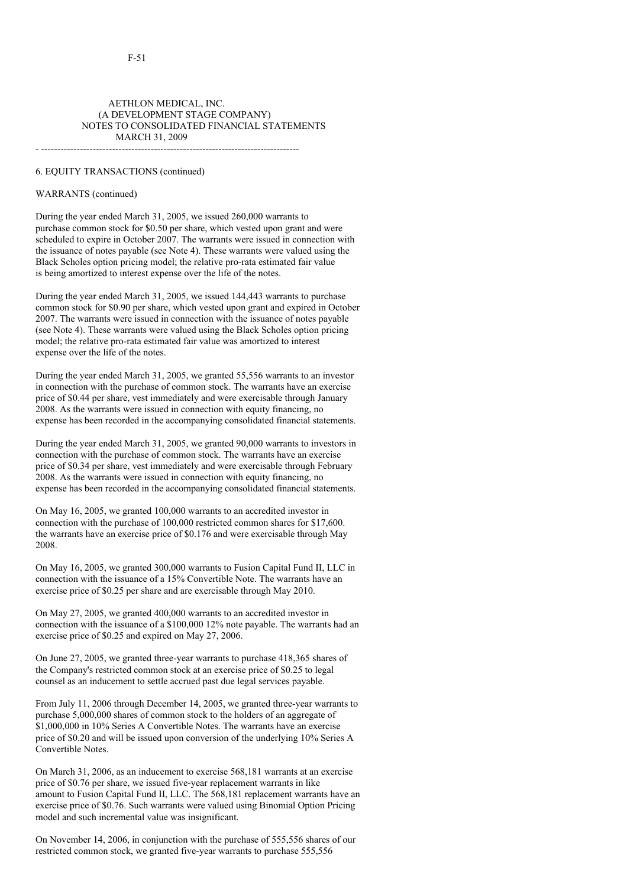AETHLON MEDICAL, INC.
(A DEVELOPMENT STAGE COMPANY)
NOTES TO CONSOLIDATED FINANCIAL STATEMENTS
MARCH 31, 2009

---

6. EQUITY TRANSACTIONS (continued)

WARRANTS (continued)

During the year ended March 31, 2005, we issued 260,000 warrants to purchase common stock for $0.50 per share, which vested upon grant and were scheduled to expire in October 2007. The warrants were issued in connection with the issuance of notes payable (see Note 4). These warrants were valued using the Black Scholes option pricing model; the relative pro-rata estimated fair value is being amortized to interest expense over the life of the notes.

During the year ended March 31, 2005, we issued 144,443 warrants to purchase common stock for $0.90 per share, which vested upon grant and expired in October 2007. The warrants were issued in connection with the issuance of notes payable (see Note 4). These warrants were valued using the Black Scholes option pricing model; the relative pro-rata estimated fair value was amortized to interest expense over the life of the notes.

During the year ended March 31, 2005, we granted 55,556 warrants to an investor in connection with the purchase of common stock. The warrants have an exercise price of $0.44 per share, vest immediately and were exercisable through January 2008. As the warrants were issued in connection with equity financing, no expense has been recorded in the accompanying consolidated financial statements.

During the year ended March 31, 2005, we granted 90,000 warrants to investors in connection with the purchase of common stock. The warrants have an exercise price of $0.34 per share, vest immediately and were exercisable through February 2008. As the warrants were issued in connection with equity financing, no expense has been recorded in the accompanying consolidated financial statements.

On May 16, 2005, we granted 100,000 warrants to an accredited investor in connection with the purchase of 100,000 restricted common shares for $17,600. the warrants have an exercise price of $0.176 and were exercisable through May 2008.

On May 16, 2005, we granted 300,000 warrants to Fusion Capital Fund II, LLC in connection with the issuance of a 15% Convertible Note. The warrants have an exercise price of $0.25 per share and are exercisable through May 2010.

On May 27, 2005, we granted 400,000 warrants to an accredited investor in connection with the issuance of a $100,000 12% note payable. The warrants had an exercise price of $0.25 and expired on May 27, 2006.

On June 27, 2005, we granted three-year warrants to purchase 418,365 shares of the Company's restricted common stock at an exercise price of $0.25 to legal counsel as an inducement to settle accrued past due legal services payable.

From July 11, 2006 through December 14, 2005, we granted three-year warrants to purchase 5,000,000 shares of common stock to the holders of an aggregate of $1,000,000 in 10% Series A Convertible Notes. The warrants have an exercise price of $0.20 and will be issued upon conversion of the underlying 10% Series A Convertible Notes.

On March 31, 2006, as an inducement to exercise 568,181 warrants at an exercise price of $0.76 per share, we issued five-year replacement warrants in like amount to Fusion Capital Fund II, LLC. The 568,181 replacement warrants have an exercise price of $0.76. Such warrants were valued using Binomial Option Pricing model and such incremental value was insignificant.

On November 14, 2006, in conjunction with the purchase of 555,556 shares of our restricted common stock, we granted five-year warrants to purchase 555,556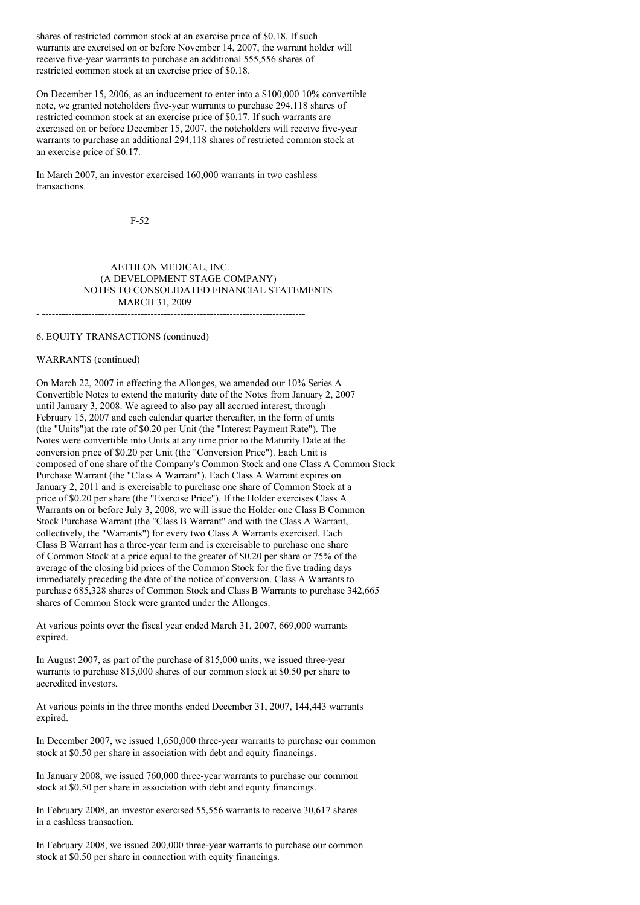shares of restricted common stock at an exercise price of $0.18. If such warrants are exercised on or before November 14, 2007, the warrant holder will receive five-year warrants to purchase an additional 555,556 shares of restricted common stock at an exercise price of $0.18.

On December 15, 2006, as an inducement to enter into a $100,000 10% convertible note, we granted noteholders five-year warrants to purchase 294,118 shares of restricted common stock at an exercise price of $0.17. If such warrants are exercised on or before December 15, 2007, the noteholders will receive five-year warrants to purchase an additional 294,118 shares of restricted common stock at an exercise price of $0.17.

In March 2007, an investor exercised 160,000 warrants in two cashless transactions.

AETHLON MEDICAL, INC.
(A DEVELOPMENT STAGE COMPANY)
NOTES TO CONSOLIDATED FINANCIAL STATEMENTS
MARCH 31, 2009

6. EQUITY TRANSACTIONS (continued)

WARRANTS (continued)

On March 22, 2007 in effecting the Allonges, we amended our 10% Series A Convertible Notes to extend the maturity date of the Notes from January 2, 2007 until January 3, 2008. We agreed to also pay all accrued interest, through February 15, 2007 and each calendar quarter thereafter, in the form of units (the "Units")at the rate of $0.20 per Unit (the "Interest Payment Rate"). The Notes were convertible into Units at any time prior to the Maturity Date at the conversion price of $0.20 per Unit (the "Conversion Price"). Each Unit is composed of one share of the Company's Common Stock and one Class A Common Stock Purchase Warrant (the "Class A Warrant"). Each Class A Warrant expires on January 2, 2011 and is exercisable to purchase one share of Common Stock at a price of $0.20 per share (the "Exercise Price"). If the Holder exercises Class A Warrants on or before July 3, 2008, we will issue the Holder one Class B Common Stock Purchase Warrant (the "Class B Warrant" and with the Class A Warrant, collectively, the "Warrants") for every two Class A Warrants exercised. Each Class B Warrant has a three-year term and is exercisable to purchase one share of Common Stock at a price equal to the greater of $0.20 per share or 75% of the average of the closing bid prices of the Common Stock for the five trading days immediately preceding the date of the notice of conversion. Class A Warrants to purchase 685,328 shares of Common Stock and Class B Warrants to purchase 342,665 shares of Common Stock were granted under the Allonges.

At various points over the fiscal year ended March 31, 2007, 669,000 warrants expired.

In August 2007, as part of the purchase of 815,000 units, we issued three-year warrants to purchase 815,000 shares of our common stock at $0.50 per share to accredited investors.

At various points in the three months ended December 31, 2007, 144,443 warrants expired.

In December 2007, we issued 1,650,000 three-year warrants to purchase our common stock at $0.50 per share in association with debt and equity financings.

In January 2008, we issued 760,000 three-year warrants to purchase our common stock at $0.50 per share in association with debt and equity financings.

In February 2008, an investor exercised 55,556 warrants to receive 30,617 shares in a cashless transaction.

In February 2008, we issued 200,000 three-year warrants to purchase our common stock at $0.50 per share in connection with equity financings.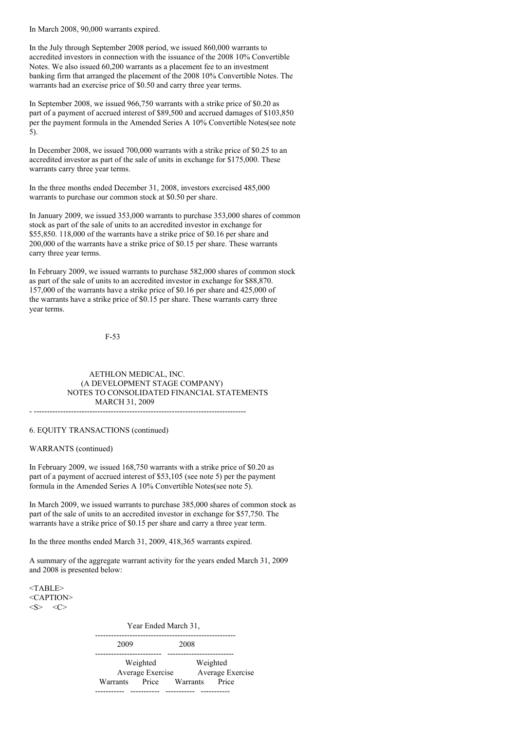In March 2008, 90,000 warrants expired.

In the July through September 2008 period, we issued 860,000 warrants to accredited investors in connection with the issuance of the 2008 10% Convertible Notes. We also issued 60,200 warrants as a placement fee to an investment banking firm that arranged the placement of the 2008 10% Convertible Notes. The warrants had an exercise price of $0.50 and carry three year terms.

In September 2008, we issued 966,750 warrants with a strike price of $0.20 as part of a payment of accrued interest of $89,500 and accrued damages of $103,850 per the payment formula in the Amended Series A 10% Convertible Notes(see note 5).

In December 2008, we issued 700,000 warrants with a strike price of $0.25 to an accredited investor as part of the sale of units in exchange for $175,000. These warrants carry three year terms.

In the three months ended December 31, 2008, investors exercised 485,000 warrants to purchase our common stock at $0.50 per share.

In January 2009, we issued 353,000 warrants to purchase 353,000 shares of common stock as part of the sale of units to an accredited investor in exchange for $55,850. 118,000 of the warrants have a strike price of $0.16 per share and 200,000 of the warrants have a strike price of $0.15 per share. These warrants carry three year terms.

In February 2009, we issued warrants to purchase 582,000 shares of common stock as part of the sale of units to an accredited investor in exchange for $88,870. 157,000 of the warrants have a strike price of $0.16 per share and 425,000 of the warrants have a strike price of $0.15 per share. These warrants carry three year terms.

AETHLON MEDICAL, INC.
(A DEVELOPMENT STAGE COMPANY)
NOTES TO CONSOLIDATED FINANCIAL STATEMENTS
MARCH 31, 2009

6. EQUITY TRANSACTIONS (continued)

WARRANTS (continued)

In February 2009, we issued 168,750 warrants with a strike price of $0.20 as part of a payment of accrued interest of $53,105 (see note 5) per the payment formula in the Amended Series A 10% Convertible Notes(see note 5).

In March 2009, we issued warrants to purchase 385,000 shares of common stock as part of the sale of units to an accredited investor in exchange for $57,750. The warrants have a strike price of $0.15 per share and carry a three year term.

In the three months ended March 31, 2009, 418,365 warrants expired.

A summary of the aggregate warrant activity for the years ended March 31, 2009 and 2008 is presented below:

| | Year Ended March 31, | | | |
|---|---|---|---|---|
| | 2009 | | 2008 | |
| | Warrants | Weighted Average Exercise Price | Warrants | Weighted Average Exercise Price |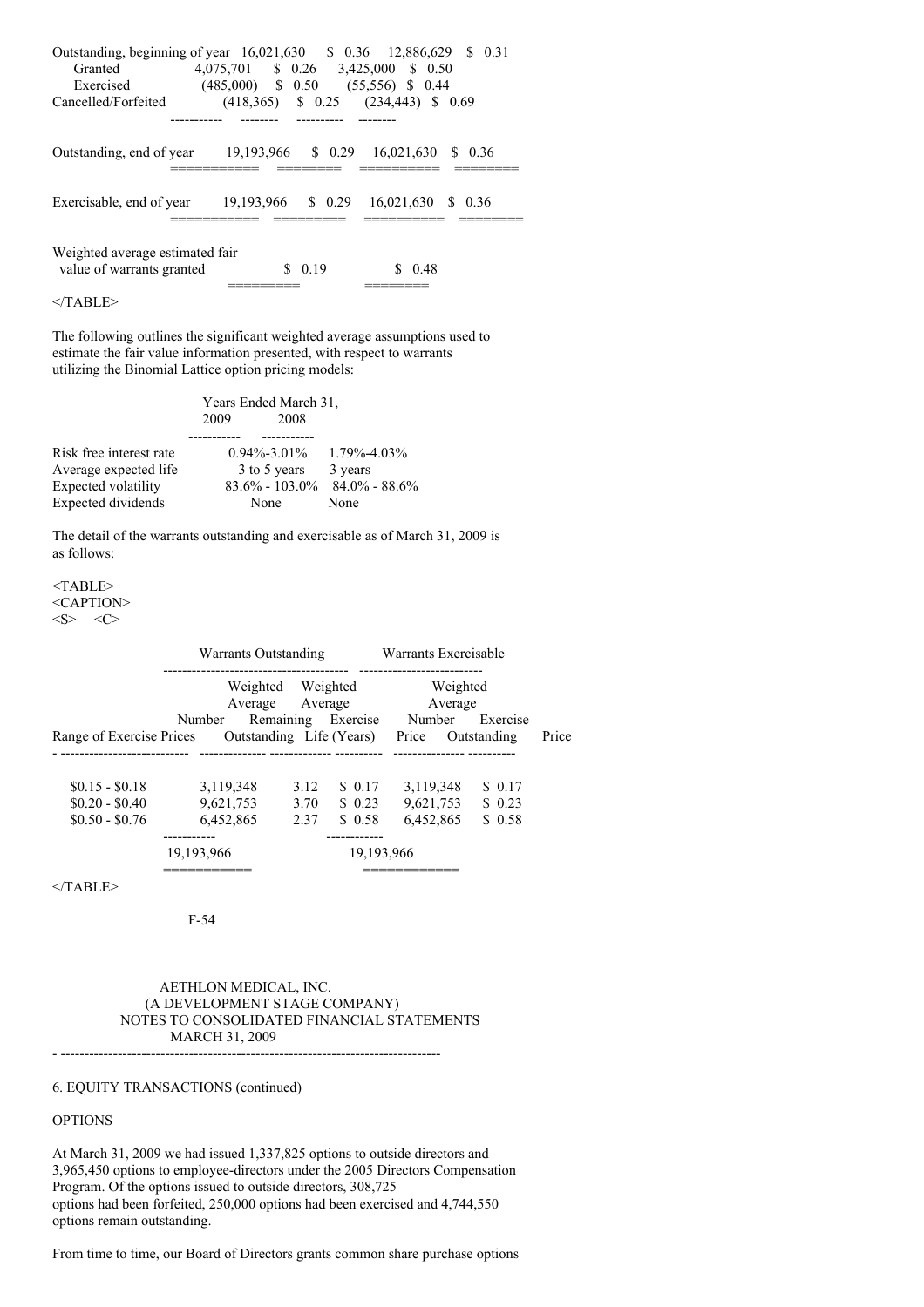| | 2009 Number | 2009 Weighted Average Exercise Price | 2008 Number | 2008 Weighted Average Exercise Price |
|---|---|---|---|---|
| Outstanding, beginning of year | 16,021,630 | $ 0.36 | 12,886,629 | $ 0.31 |
| Granted | 4,075,701 | $ 0.26 | 3,425,000 | $ 0.50 |
| Exercised | (485,000) | $ 0.50 | (55,556) | $ 0.44 |
| Cancelled/Forfeited | (418,365) | $ 0.25 | (234,443) | $ 0.69 |
| Outstanding, end of year | 19,193,966 | $ 0.29 | 16,021,630 | $ 0.36 |
| Exercisable, end of year | 19,193,966 | $ 0.29 | 16,021,630 | $ 0.36 |
| Weighted average estimated fair value of warrants granted | | $ 0.19 | | $ 0.48 |

</TABLE>

The following outlines the significant weighted average assumptions used to estimate the fair value information presented, with respect to warrants utilizing the Binomial Lattice option pricing models:

| | Years Ended March 31, 2009 | 2008 |
|---|---|---|
| Risk free interest rate | 0.94%-3.01% | 1.79%-4.03% |
| Average expected life | 3 to 5 years | 3 years |
| Expected volatility | 83.6% - 103.0% | 84.0% - 88.6% |
| Expected dividends | None | None |

The detail of the warrants outstanding and exercisable as of March 31, 2009 is as follows:

<TABLE>
<CAPTION>
<S> <C>

| Range of Exercise Prices | Warrants Outstanding Number Outstanding | Weighted Average Remaining Life (Years) | Weighted Average Exercise Price | Warrants Exercisable Number Outstanding | Weighted Average Exercise Price |
|---|---|---|---|---|---|
| $0.15 - $0.18 | 3,119,348 | 3.12 | $ 0.17 | 3,119,348 | $ 0.17 |
| $0.20 - $0.40 | 9,621,753 | 3.70 | $ 0.23 | 9,621,753 | $ 0.23 |
| $0.50 - $0.76 | 6,452,865 | 2.37 | $ 0.58 | 6,452,865 | $ 0.58 |
| | 19,193,966 | | | 19,193,966 | |

</TABLE>

AETHLON MEDICAL, INC.
(A DEVELOPMENT STAGE COMPANY)
NOTES TO CONSOLIDATED FINANCIAL STATEMENTS
MARCH 31, 2009

6. EQUITY TRANSACTIONS (continued)

OPTIONS

At March 31, 2009 we had issued 1,337,825 options to outside directors and 3,965,450 options to employee-directors under the 2005 Directors Compensation Program. Of the options issued to outside directors, 308,725 options had been forfeited, 250,000 options had been exercised and 4,744,550 options remain outstanding.

From time to time, our Board of Directors grants common share purchase options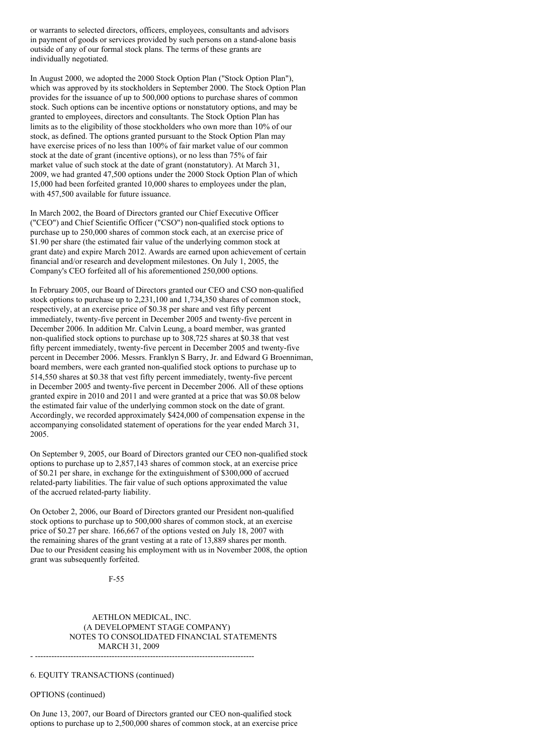or warrants to selected directors, officers, employees, consultants and advisors in payment of goods or services provided by such persons on a stand-alone basis outside of any of our formal stock plans. The terms of these grants are individually negotiated.

In August 2000, we adopted the 2000 Stock Option Plan ("Stock Option Plan"), which was approved by its stockholders in September 2000. The Stock Option Plan provides for the issuance of up to 500,000 options to purchase shares of common stock. Such options can be incentive options or nonstatutory options, and may be granted to employees, directors and consultants. The Stock Option Plan has limits as to the eligibility of those stockholders who own more than 10% of our stock, as defined. The options granted pursuant to the Stock Option Plan may have exercise prices of no less than 100% of fair market value of our common stock at the date of grant (incentive options), or no less than 75% of fair market value of such stock at the date of grant (nonstatutory). At March 31, 2009, we had granted 47,500 options under the 2000 Stock Option Plan of which 15,000 had been forfeited granted 10,000 shares to employees under the plan, with 457,500 available for future issuance.

In March 2002, the Board of Directors granted our Chief Executive Officer ("CEO") and Chief Scientific Officer ("CSO") non-qualified stock options to purchase up to 250,000 shares of common stock each, at an exercise price of $1.90 per share (the estimated fair value of the underlying common stock at grant date) and expire March 2012. Awards are earned upon achievement of certain financial and/or research and development milestones. On July 1, 2005, the Company's CEO forfeited all of his aforementioned 250,000 options.

In February 2005, our Board of Directors granted our CEO and CSO non-qualified stock options to purchase up to 2,231,100 and 1,734,350 shares of common stock, respectively, at an exercise price of $0.38 per share and vest fifty percent immediately, twenty-five percent in December 2005 and twenty-five percent in December 2006. In addition Mr. Calvin Leung, a board member, was granted non-qualified stock options to purchase up to 308,725 shares at $0.38 that vest fifty percent immediately, twenty-five percent in December 2005 and twenty-five percent in December 2006. Messrs. Franklyn S Barry, Jr. and Edward G Broenniman, board members, were each granted non-qualified stock options to purchase up to 514,550 shares at $0.38 that vest fifty percent immediately, twenty-five percent in December 2005 and twenty-five percent in December 2006. All of these options granted expire in 2010 and 2011 and were granted at a price that was $0.08 below the estimated fair value of the underlying common stock on the date of grant. Accordingly, we recorded approximately $424,000 of compensation expense in the accompanying consolidated statement of operations for the year ended March 31, 2005.

On September 9, 2005, our Board of Directors granted our CEO non-qualified stock options to purchase up to 2,857,143 shares of common stock, at an exercise price of $0.21 per share, in exchange for the extinguishment of $300,000 of accrued related-party liabilities. The fair value of such options approximated the value of the accrued related-party liability.

On October 2, 2006, our Board of Directors granted our President non-qualified stock options to purchase up to 500,000 shares of common stock, at an exercise price of $0.27 per share. 166,667 of the options vested on July 18, 2007 with the remaining shares of the grant vesting at a rate of 13,889 shares per month. Due to our President ceasing his employment with us in November 2008, the option grant was subsequently forfeited.

AETHLON MEDICAL, INC.
(A DEVELOPMENT STAGE COMPANY)
NOTES TO CONSOLIDATED FINANCIAL STATEMENTS
MARCH 31, 2009

6. EQUITY TRANSACTIONS (continued)

OPTIONS (continued)

On June 13, 2007, our Board of Directors granted our CEO non-qualified stock options to purchase up to 2,500,000 shares of common stock, at an exercise price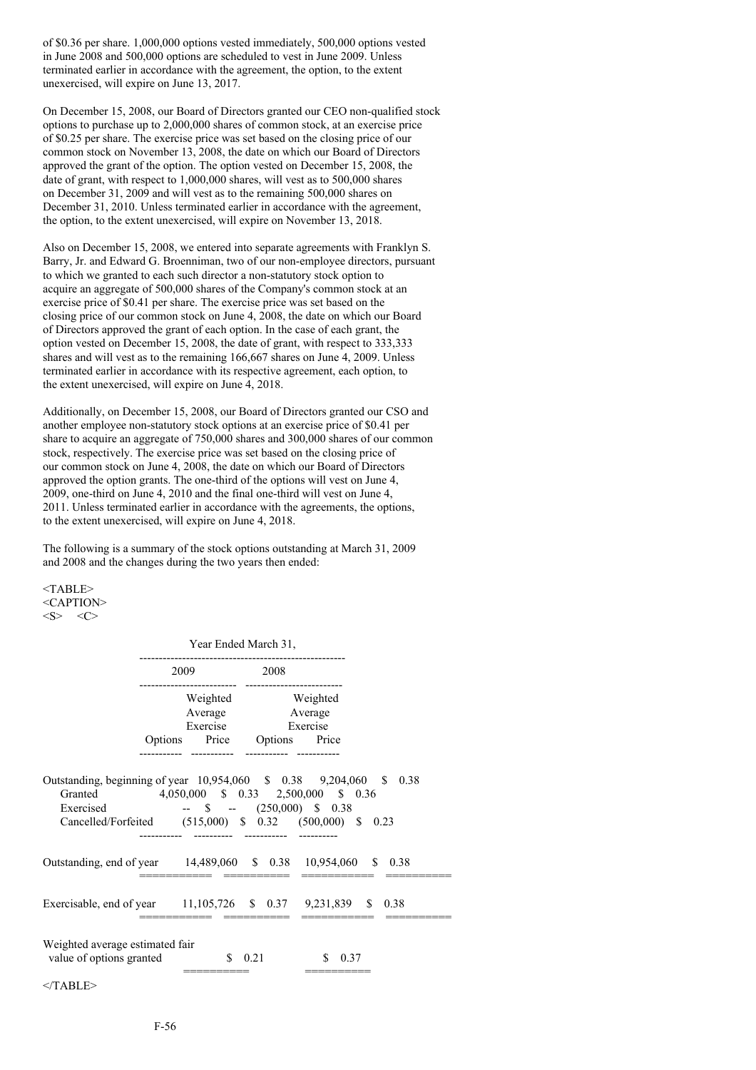of $0.36 per share. 1,000,000 options vested immediately, 500,000 options vested in June 2008 and 500,000 options are scheduled to vest in June 2009. Unless terminated earlier in accordance with the agreement, the option, to the extent unexercised, will expire on June 13, 2017.

On December 15, 2008, our Board of Directors granted our CEO non-qualified stock options to purchase up to 2,000,000 shares of common stock, at an exercise price of $0.25 per share. The exercise price was set based on the closing price of our common stock on November 13, 2008, the date on which our Board of Directors approved the grant of the option. The option vested on December 15, 2008, the date of grant, with respect to 1,000,000 shares, will vest as to 500,000 shares on December 31, 2009 and will vest as to the remaining 500,000 shares on December 31, 2010. Unless terminated earlier in accordance with the agreement, the option, to the extent unexercised, will expire on November 13, 2018.

Also on December 15, 2008, we entered into separate agreements with Franklyn S. Barry, Jr. and Edward G. Broenniman, two of our non-employee directors, pursuant to which we granted to each such director a non-statutory stock option to acquire an aggregate of 500,000 shares of the Company's common stock at an exercise price of $0.41 per share. The exercise price was set based on the closing price of our common stock on June 4, 2008, the date on which our Board of Directors approved the grant of each option. In the case of each grant, the option vested on December 15, 2008, the date of grant, with respect to 333,333 shares and will vest as to the remaining 166,667 shares on June 4, 2009. Unless terminated earlier in accordance with its respective agreement, each option, to the extent unexercised, will expire on June 4, 2018.

Additionally, on December 15, 2008, our Board of Directors granted our CSO and another employee non-statutory stock options at an exercise price of $0.41 per share to acquire an aggregate of 750,000 shares and 300,000 shares of our common stock, respectively. The exercise price was set based on the closing price of our common stock on June 4, 2008, the date on which our Board of Directors approved the option grants. The one-third of the options will vest on June 4, 2009, one-third on June 4, 2010 and the final one-third will vest on June 4, 2011. Unless terminated earlier in accordance with the agreements, the options, to the extent unexercised, will expire on June 4, 2018.

The following is a summary of the stock options outstanding at March 31, 2009 and 2008 and the changes during the two years then ended:

| | Year Ended March 31, | | | |
|---|---|---|---|---|
| | 2009 | | 2008 | |
| | Options | Weighted Average Exercise Price | Options | Weighted Average Exercise Price |
| Outstanding, beginning of year | 10,954,060 | $ 0.38 | 9,204,060 | $ 0.38 |
| Granted | 4,050,000 | $ 0.33 | 2,500,000 | $ 0.36 |
| Exercised | -- | $ -- | (250,000) | $ 0.38 |
| Cancelled/Forfeited | (515,000) | $ 0.32 | (500,000) | $ 0.23 |
| Outstanding, end of year | 14,489,060 | $ 0.38 | 10,954,060 | $ 0.38 |
| Exercisable, end of year | 11,105,726 | $ 0.37 | 9,231,839 | $ 0.38 |
| Weighted average estimated fair value of options granted | | $ 0.21 | | $ 0.37 |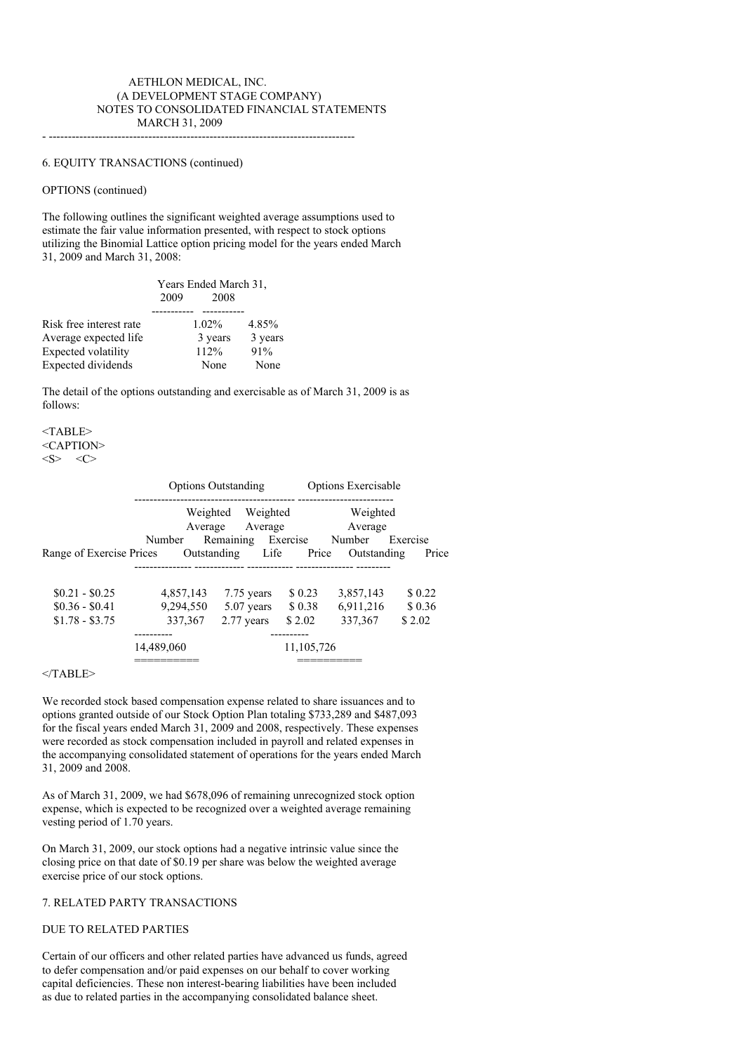AETHLON MEDICAL, INC.
(A DEVELOPMENT STAGE COMPANY)
NOTES TO CONSOLIDATED FINANCIAL STATEMENTS
MARCH 31, 2009

6. EQUITY TRANSACTIONS (continued)

OPTIONS (continued)

The following outlines the significant weighted average assumptions used to estimate the fair value information presented, with respect to stock options utilizing the Binomial Lattice option pricing model for the years ended March 31, 2009 and March 31, 2008:

| | Years Ended March 31, 2009 | 2008 |
|---|---|---|
| Risk free interest rate | 1.02% | 4.85% |
| Average expected life | 3 years | 3 years |
| Expected volatility | 112% | 91% |
| Expected dividends | None | None |

The detail of the options outstanding and exercisable as of March 31, 2009 is as follows:

| | Options Outstanding | | | Options Exercisable | |
|---|---|---|---|---|---|
| Range of Exercise Prices | Number Outstanding | Weighted Average Remaining Life | Weighted Average Exercise Price | Number Outstanding | Weighted Average Exercise Price |
| $0.21 - $0.25 | 4,857,143 | 7.75 years | $ 0.23 | 3,857,143 | $ 0.22 |
| $0.36 - $0.41 | 9,294,550 | 5.07 years | $ 0.38 | 6,911,216 | $ 0.36 |
| $1.78 - $3.75 | 337,367 | 2.77 years | $ 2.02 | 337,367 | $ 2.02 |
| | 14,489,060 | | | 11,105,726 | |

We recorded stock based compensation expense related to share issuances and to options granted outside of our Stock Option Plan totaling $733,289 and $487,093 for the fiscal years ended March 31, 2009 and 2008, respectively. These expenses were recorded as stock compensation included in payroll and related expenses in the accompanying consolidated statement of operations for the years ended March 31, 2009 and 2008.

As of March 31, 2009, we had $678,096 of remaining unrecognized stock option expense, which is expected to be recognized over a weighted average remaining vesting period of 1.70 years.

On March 31, 2009, our stock options had a negative intrinsic value since the closing price on that date of $0.19 per share was below the weighted average exercise price of our stock options.

7. RELATED PARTY TRANSACTIONS

DUE TO RELATED PARTIES

Certain of our officers and other related parties have advanced us funds, agreed to defer compensation and/or paid expenses on our behalf to cover working capital deficiencies. These non interest-bearing liabilities have been included as due to related parties in the accompanying consolidated balance sheet.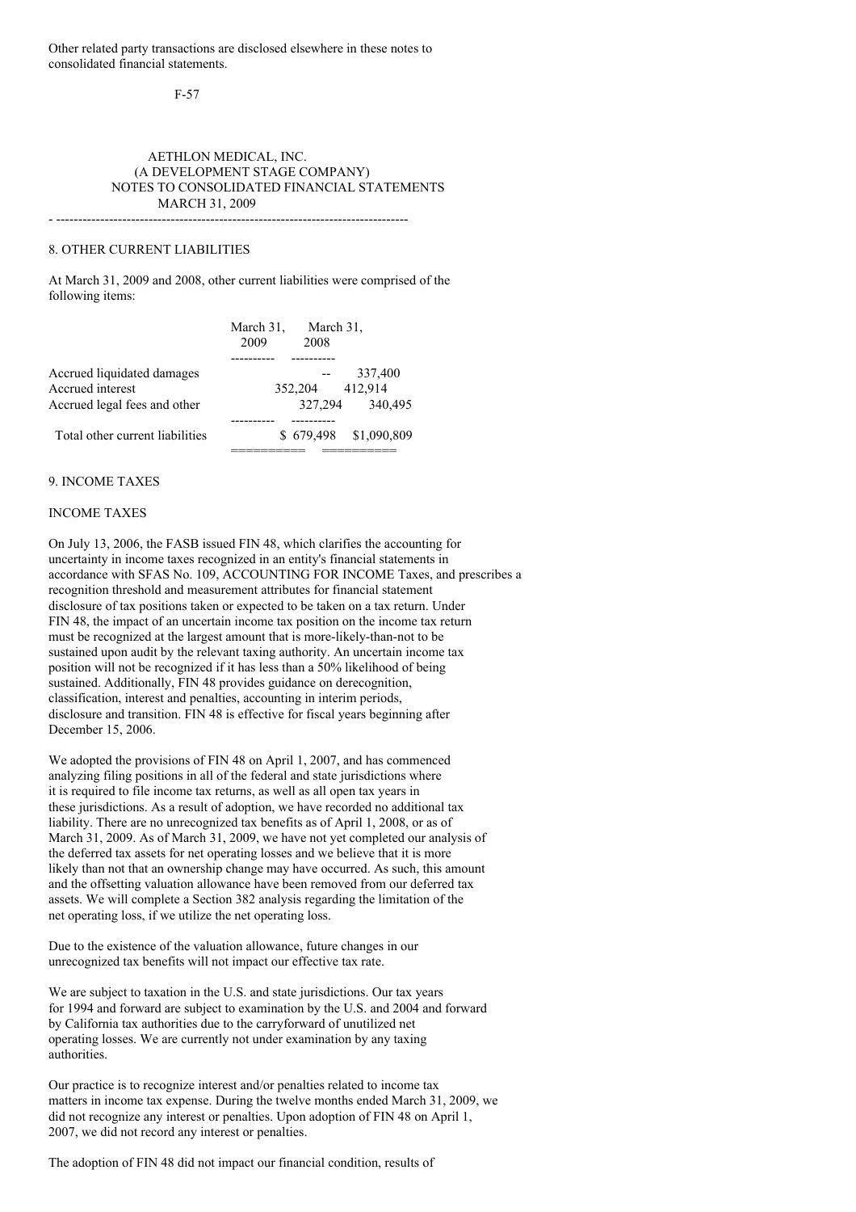Other related party transactions are disclosed elsewhere in these notes to consolidated financial statements.

AETHLON MEDICAL, INC.
(A DEVELOPMENT STAGE COMPANY)
NOTES TO CONSOLIDATED FINANCIAL STATEMENTS
MARCH 31, 2009

## 8. OTHER CURRENT LIABILITIES

At March 31, 2009 and 2008, other current liabilities were comprised of the following items:

| | March 31, 2009 | March 31, 2008 |
|---|---|---|
| Accrued liquidated damages | -- | 337,400 |
| Accrued interest | 352,204 | 412,914 |
| Accrued legal fees and other | 327,294 | 340,495 |
| Total other current liabilities | $ 679,498 | $1,090,809 |

## 9. INCOME TAXES

### INCOME TAXES

On July 13, 2006, the FASB issued FIN 48, which clarifies the accounting for uncertainty in income taxes recognized in an entity's financial statements in accordance with SFAS No. 109, ACCOUNTING FOR INCOME Taxes, and prescribes a recognition threshold and measurement attributes for financial statement disclosure of tax positions taken or expected to be taken on a tax return. Under FIN 48, the impact of an uncertain income tax position on the income tax return must be recognized at the largest amount that is more-likely-than-not to be sustained upon audit by the relevant taxing authority. An uncertain income tax position will not be recognized if it has less than a 50% likelihood of being sustained. Additionally, FIN 48 provides guidance on derecognition, classification, interest and penalties, accounting in interim periods, disclosure and transition. FIN 48 is effective for fiscal years beginning after December 15, 2006.

We adopted the provisions of FIN 48 on April 1, 2007, and has commenced analyzing filing positions in all of the federal and state jurisdictions where it is required to file income tax returns, as well as all open tax years in these jurisdictions. As a result of adoption, we have recorded no additional tax liability. There are no unrecognized tax benefits as of April 1, 2008, or as of March 31, 2009. As of March 31, 2009, we have not yet completed our analysis of the deferred tax assets for net operating losses and we believe that it is more likely than not that an ownership change may have occurred. As such, this amount and the offsetting valuation allowance have been removed from our deferred tax assets. We will complete a Section 382 analysis regarding the limitation of the net operating loss, if we utilize the net operating loss.

Due to the existence of the valuation allowance, future changes in our unrecognized tax benefits will not impact our effective tax rate.

We are subject to taxation in the U.S. and state jurisdictions. Our tax years for 1994 and forward are subject to examination by the U.S. and 2004 and forward by California tax authorities due to the carryforward of unutilized net operating losses. We are currently not under examination by any taxing authorities.

Our practice is to recognize interest and/or penalties related to income tax matters in income tax expense. During the twelve months ended March 31, 2009, we did not recognize any interest or penalties. Upon adoption of FIN 48 on April 1, 2007, we did not record any interest or penalties.

The adoption of FIN 48 did not impact our financial condition, results of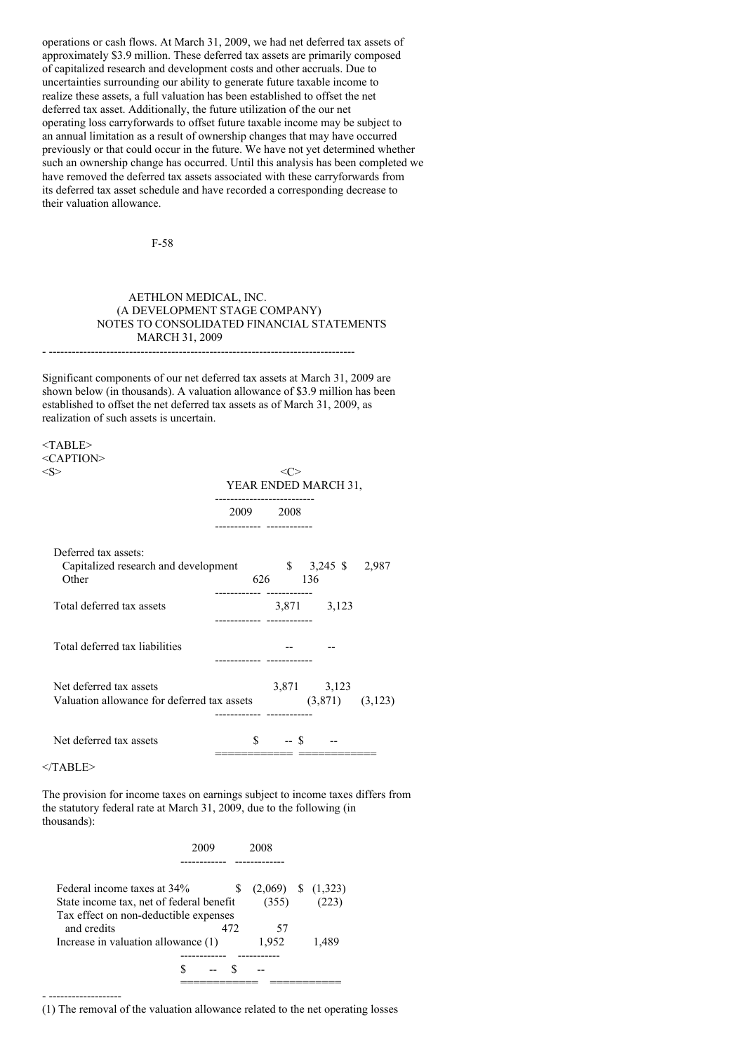operations or cash flows. At March 31, 2009, we had net deferred tax assets of approximately $3.9 million. These deferred tax assets are primarily composed of capitalized research and development costs and other accruals. Due to uncertainties surrounding our ability to generate future taxable income to realize these assets, a full valuation has been established to offset the net deferred tax asset. Additionally, the future utilization of the our net operating loss carryforwards to offset future taxable income may be subject to an annual limitation as a result of ownership changes that may have occurred previously or that could occur in the future. We have not yet determined whether such an ownership change has occurred. Until this analysis has been completed we have removed the deferred tax assets associated with these carryforwards from its deferred tax asset schedule and have recorded a corresponding decrease to their valuation allowance.

AETHLON MEDICAL, INC.
(A DEVELOPMENT STAGE COMPANY)
NOTES TO CONSOLIDATED FINANCIAL STATEMENTS
MARCH 31, 2009

Significant components of our net deferred tax assets at March 31, 2009 are shown below (in thousands). A valuation allowance of $3.9 million has been established to offset the net deferred tax assets as of March 31, 2009, as realization of such assets is uncertain.

| | YEAR ENDED MARCH 31, | |
|---|---|---|
| | 2009 | 2008 |
| Deferred tax assets: | | |
| Capitalized research and development | $ 3,245 | $ 2,987 |
| Other | 626 | 136 |
| Total deferred tax assets | 3,871 | 3,123 |
| Total deferred tax liabilities | -- | -- |
| Net deferred tax assets | 3,871 | 3,123 |
| Valuation allowance for deferred tax assets | (3,871) | (3,123) |
| Net deferred tax assets | $ -- | $ -- |

The provision for income taxes on earnings subject to income taxes differs from the statutory federal rate at March 31, 2009, due to the following (in thousands):

| | 2009 | 2008 |
|---|---|---|
| Federal income taxes at 34% | $ (2,069) | $ (1,323) |
| State income tax, net of federal benefit | (355) | (223) |
| Tax effect on non-deductible expenses and credits | 472 | 57 |
| Increase in valuation allowance (1) | 1,952 | 1,489 |
| | $ -- | $ -- |

(1) The removal of the valuation allowance related to the net operating losses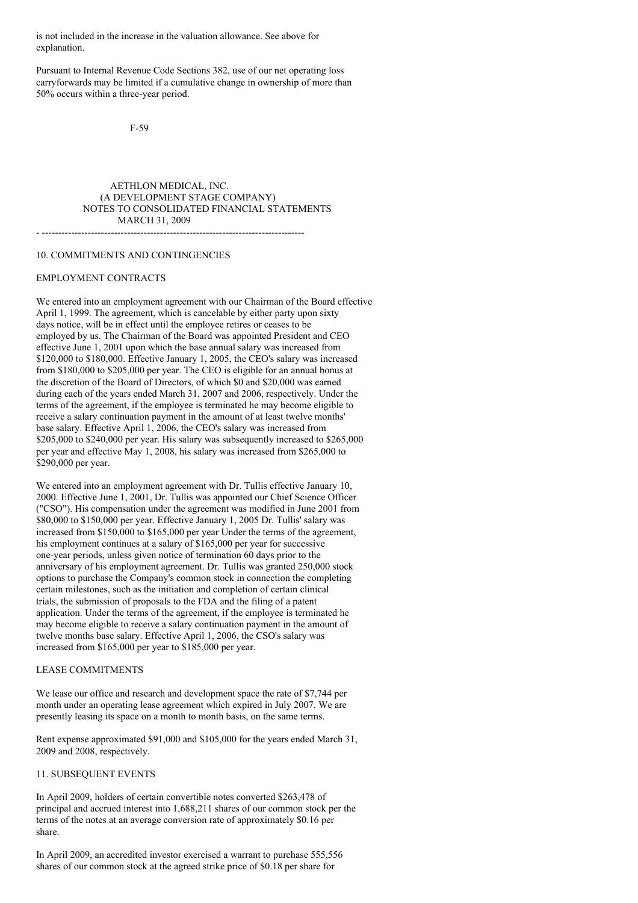is not included in the increase in the valuation allowance. See above for explanation.

Pursuant to Internal Revenue Code Sections 382, use of our net operating loss carryforwards may be limited if a cumulative change in ownership of more than 50% occurs within a three-year period.

AETHLON MEDICAL, INC.
(A DEVELOPMENT STAGE COMPANY)
NOTES TO CONSOLIDATED FINANCIAL STATEMENTS
MARCH 31, 2009

## 10. COMMITMENTS AND CONTINGENCIES

### EMPLOYMENT CONTRACTS

We entered into an employment agreement with our Chairman of the Board effective April 1, 1999. The agreement, which is cancelable by either party upon sixty days notice, will be in effect until the employee retires or ceases to be employed by us. The Chairman of the Board was appointed President and CEO effective June 1, 2001 upon which the base annual salary was increased from $120,000 to $180,000. Effective January 1, 2005, the CEO's salary was increased from $180,000 to $205,000 per year. The CEO is eligible for an annual bonus at the discretion of the Board of Directors, of which $0 and $20,000 was earned during each of the years ended March 31, 2007 and 2006, respectively. Under the terms of the agreement, if the employee is terminated he may become eligible to receive a salary continuation payment in the amount of at least twelve months' base salary. Effective April 1, 2006, the CEO's salary was increased from $205,000 to $240,000 per year. His salary was subsequently increased to $265,000 per year and effective May 1, 2008, his salary was increased from $265,000 to $290,000 per year.

We entered into an employment agreement with Dr. Tullis effective January 10, 2000. Effective June 1, 2001, Dr. Tullis was appointed our Chief Science Officer ("CSO"). His compensation under the agreement was modified in June 2001 from $80,000 to $150,000 per year. Effective January 1, 2005 Dr. Tullis' salary was increased from $150,000 to $165,000 per year Under the terms of the agreement, his employment continues at a salary of $165,000 per year for successive one-year periods, unless given notice of termination 60 days prior to the anniversary of his employment agreement. Dr. Tullis was granted 250,000 stock options to purchase the Company's common stock in connection the completing certain milestones, such as the initiation and completion of certain clinical trials, the submission of proposals to the FDA and the filing of a patent application. Under the terms of the agreement, if the employee is terminated he may become eligible to receive a salary continuation payment in the amount of twelve months base salary. Effective April 1, 2006, the CSO's salary was increased from $165,000 per year to $185,000 per year.

### LEASE COMMITMENTS

We lease our office and research and development space the rate of $7,744 per month under an operating lease agreement which expired in July 2007. We are presently leasing its space on a month to month basis, on the same terms.

Rent expense approximated $91,000 and $105,000 for the years ended March 31, 2009 and 2008, respectively.

## 11. SUBSEQUENT EVENTS

In April 2009, holders of certain convertible notes converted $263,478 of principal and accrued interest into 1,688,211 shares of our common stock per the terms of the notes at an average conversion rate of approximately $0.16 per share.

In April 2009, an accredited investor exercised a warrant to purchase 555,556 shares of our common stock at the agreed strike price of $0.18 per share for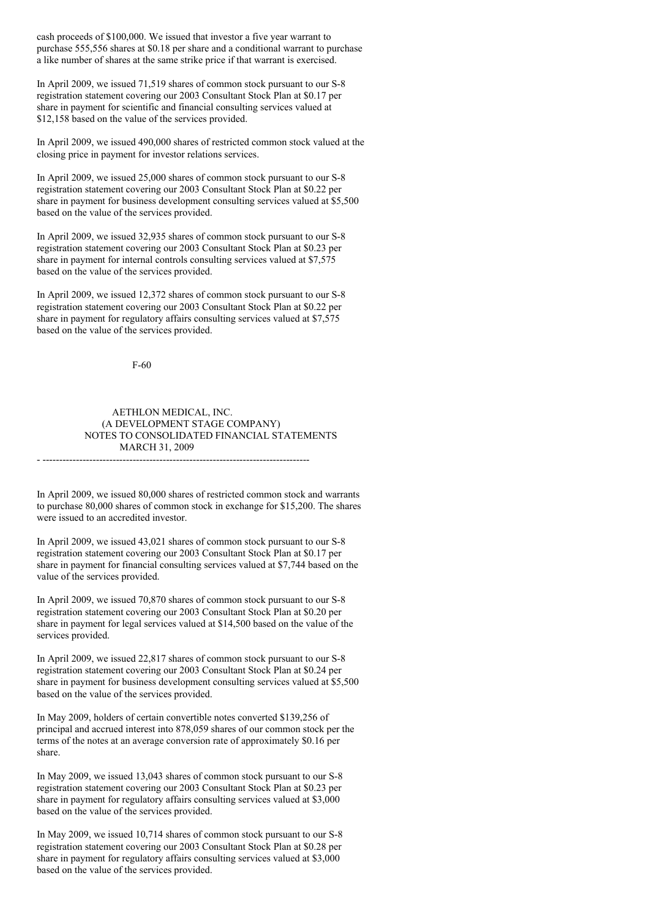cash proceeds of $100,000. We issued that investor a five year warrant to purchase 555,556 shares at $0.18 per share and a conditional warrant to purchase a like number of shares at the same strike price if that warrant is exercised.

In April 2009, we issued 71,519 shares of common stock pursuant to our S-8 registration statement covering our 2003 Consultant Stock Plan at $0.17 per share in payment for scientific and financial consulting services valued at $12,158 based on the value of the services provided.

In April 2009, we issued 490,000 shares of restricted common stock valued at the closing price in payment for investor relations services.

In April 2009, we issued 25,000 shares of common stock pursuant to our S-8 registration statement covering our 2003 Consultant Stock Plan at $0.22 per share in payment for business development consulting services valued at $5,500 based on the value of the services provided.

In April 2009, we issued 32,935 shares of common stock pursuant to our S-8 registration statement covering our 2003 Consultant Stock Plan at $0.23 per share in payment for internal controls consulting services valued at $7,575 based on the value of the services provided.

In April 2009, we issued 12,372 shares of common stock pursuant to our S-8 registration statement covering our 2003 Consultant Stock Plan at $0.22 per share in payment for regulatory affairs consulting services valued at $7,575 based on the value of the services provided.

AETHLON MEDICAL, INC.
(A DEVELOPMENT STAGE COMPANY)
NOTES TO CONSOLIDATED FINANCIAL STATEMENTS
MARCH 31, 2009

In April 2009, we issued 80,000 shares of restricted common stock and warrants to purchase 80,000 shares of common stock in exchange for $15,200. The shares were issued to an accredited investor.

In April 2009, we issued 43,021 shares of common stock pursuant to our S-8 registration statement covering our 2003 Consultant Stock Plan at $0.17 per share in payment for financial consulting services valued at $7,744 based on the value of the services provided.

In April 2009, we issued 70,870 shares of common stock pursuant to our S-8 registration statement covering our 2003 Consultant Stock Plan at $0.20 per share in payment for legal services valued at $14,500 based on the value of the services provided.

In April 2009, we issued 22,817 shares of common stock pursuant to our S-8 registration statement covering our 2003 Consultant Stock Plan at $0.24 per share in payment for business development consulting services valued at $5,500 based on the value of the services provided.

In May 2009, holders of certain convertible notes converted $139,256 of principal and accrued interest into 878,059 shares of our common stock per the terms of the notes at an average conversion rate of approximately $0.16 per share.

In May 2009, we issued 13,043 shares of common stock pursuant to our S-8 registration statement covering our 2003 Consultant Stock Plan at $0.23 per share in payment for regulatory affairs consulting services valued at $3,000 based on the value of the services provided.

In May 2009, we issued 10,714 shares of common stock pursuant to our S-8 registration statement covering our 2003 Consultant Stock Plan at $0.28 per share in payment for regulatory affairs consulting services valued at $3,000 based on the value of the services provided.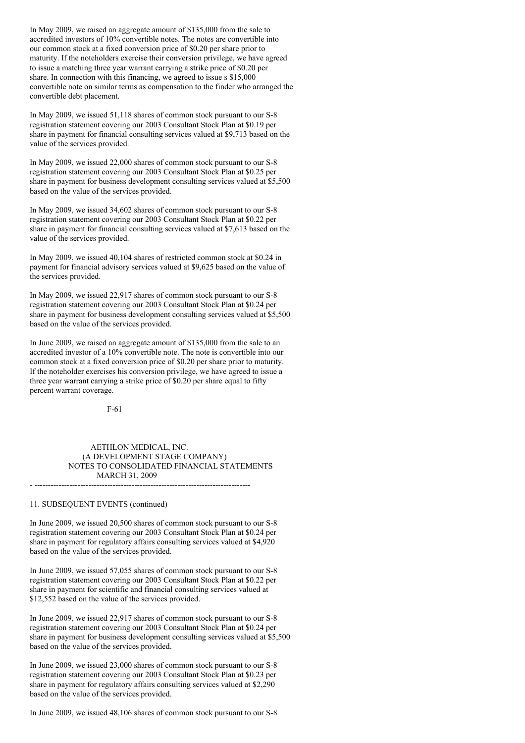In May 2009, we raised an aggregate amount of $135,000 from the sale to accredited investors of 10% convertible notes. The notes are convertible into our common stock at a fixed conversion price of $0.20 per share prior to maturity. If the noteholders exercise their conversion privilege, we have agreed to issue a matching three year warrant carrying a strike price of $0.20 per share. In connection with this financing, we agreed to issue s $15,000 convertible note on similar terms as compensation to the finder who arranged the convertible debt placement.

In May 2009, we issued 51,118 shares of common stock pursuant to our S-8 registration statement covering our 2003 Consultant Stock Plan at $0.19 per share in payment for financial consulting services valued at $9,713 based on the value of the services provided.

In May 2009, we issued 22,000 shares of common stock pursuant to our S-8 registration statement covering our 2003 Consultant Stock Plan at $0.25 per share in payment for business development consulting services valued at $5,500 based on the value of the services provided.

In May 2009, we issued 34,602 shares of common stock pursuant to our S-8 registration statement covering our 2003 Consultant Stock Plan at $0.22 per share in payment for financial consulting services valued at $7,613 based on the value of the services provided.

In May 2009, we issued 40,104 shares of restricted common stock at $0.24 in payment for financial advisory services valued at $9,625 based on the value of the services provided.

In May 2009, we issued 22,917 shares of common stock pursuant to our S-8 registration statement covering our 2003 Consultant Stock Plan at $0.24 per share in payment for business development consulting services valued at $5,500 based on the value of the services provided.

In June 2009, we raised an aggregate amount of $135,000 from the sale to an accredited investor of a 10% convertible note. The note is convertible into our common stock at a fixed conversion price of $0.20 per share prior to maturity. If the noteholder exercises his conversion privilege, we have agreed to issue a three year warrant carrying a strike price of $0.20 per share equal to fifty percent warrant coverage.

AETHLON MEDICAL, INC.
(A DEVELOPMENT STAGE COMPANY)
NOTES TO CONSOLIDATED FINANCIAL STATEMENTS
MARCH 31, 2009

11. SUBSEQUENT EVENTS (continued)

In June 2009, we issued 20,500 shares of common stock pursuant to our S-8 registration statement covering our 2003 Consultant Stock Plan at $0.24 per share in payment for regulatory affairs consulting services valued at $4,920 based on the value of the services provided.

In June 2009, we issued 57,055 shares of common stock pursuant to our S-8 registration statement covering our 2003 Consultant Stock Plan at $0.22 per share in payment for scientific and financial consulting services valued at $12,552 based on the value of the services provided.

In June 2009, we issued 22,917 shares of common stock pursuant to our S-8 registration statement covering our 2003 Consultant Stock Plan at $0.24 per share in payment for business development consulting services valued at $5,500 based on the value of the services provided.

In June 2009, we issued 23,000 shares of common stock pursuant to our S-8 registration statement covering our 2003 Consultant Stock Plan at $0.23 per share in payment for regulatory affairs consulting services valued at $2,290 based on the value of the services provided.

In June 2009, we issued 48,106 shares of common stock pursuant to our S-8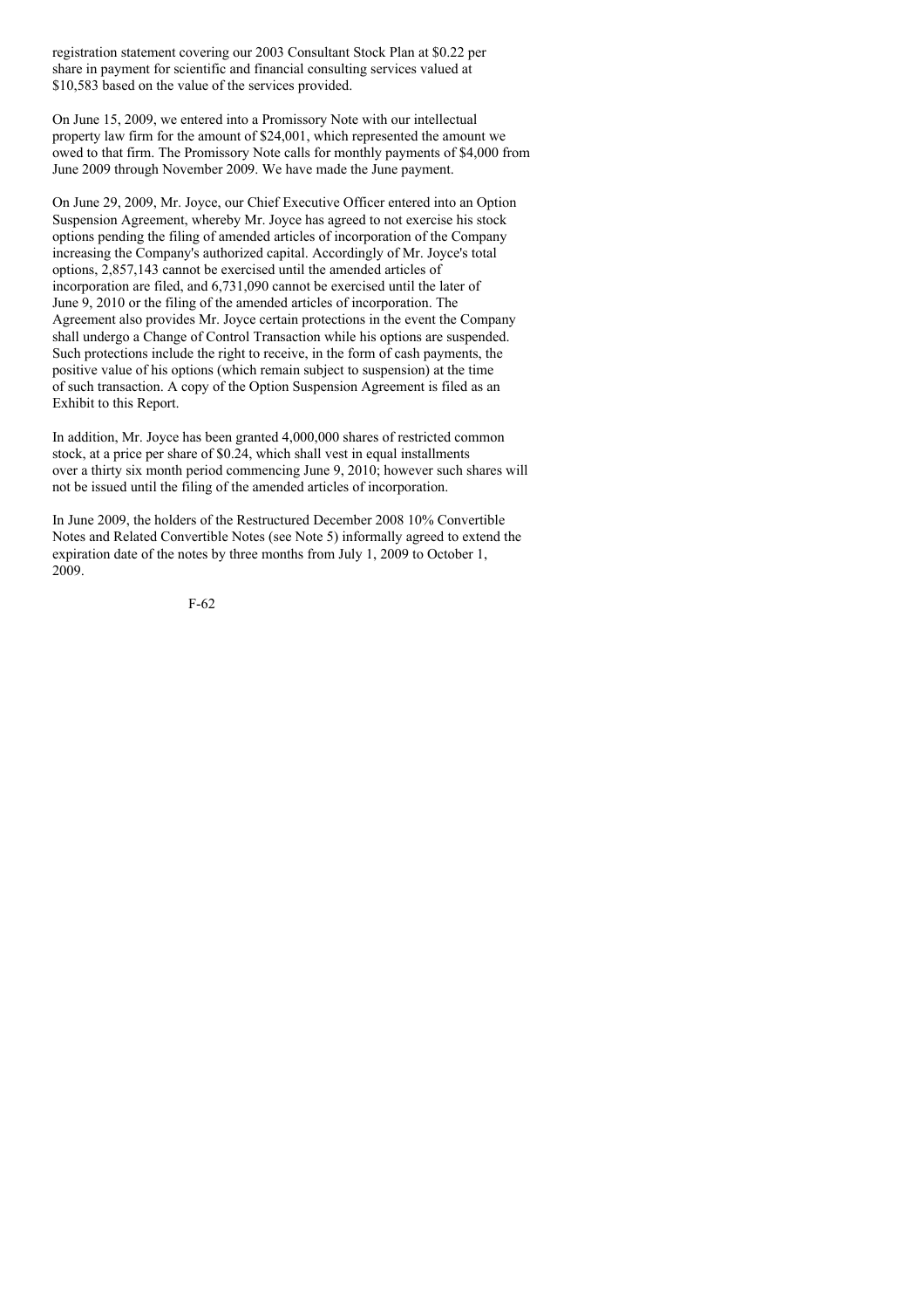registration statement covering our 2003 Consultant Stock Plan at $0.22 per share in payment for scientific and financial consulting services valued at $10,583 based on the value of the services provided.

On June 15, 2009, we entered into a Promissory Note with our intellectual property law firm for the amount of $24,001, which represented the amount we owed to that firm. The Promissory Note calls for monthly payments of $4,000 from June 2009 through November 2009. We have made the June payment.

On June 29, 2009, Mr. Joyce, our Chief Executive Officer entered into an Option Suspension Agreement, whereby Mr. Joyce has agreed to not exercise his stock options pending the filing of amended articles of incorporation of the Company increasing the Company's authorized capital. Accordingly of Mr. Joyce's total options, 2,857,143 cannot be exercised until the amended articles of incorporation are filed, and 6,731,090 cannot be exercised until the later of June 9, 2010 or the filing of the amended articles of incorporation. The Agreement also provides Mr. Joyce certain protections in the event the Company shall undergo a Change of Control Transaction while his options are suspended. Such protections include the right to receive, in the form of cash payments, the positive value of his options (which remain subject to suspension) at the time of such transaction. A copy of the Option Suspension Agreement is filed as an Exhibit to this Report.

In addition, Mr. Joyce has been granted 4,000,000 shares of restricted common stock, at a price per share of $0.24, which shall vest in equal installments over a thirty six month period commencing June 9, 2010; however such shares will not be issued until the filing of the amended articles of incorporation.

In June 2009, the holders of the Restructured December 2008 10% Convertible Notes and Related Convertible Notes (see Note 5) informally agreed to extend the expiration date of the notes by three months from July 1, 2009 to October 1, 2009.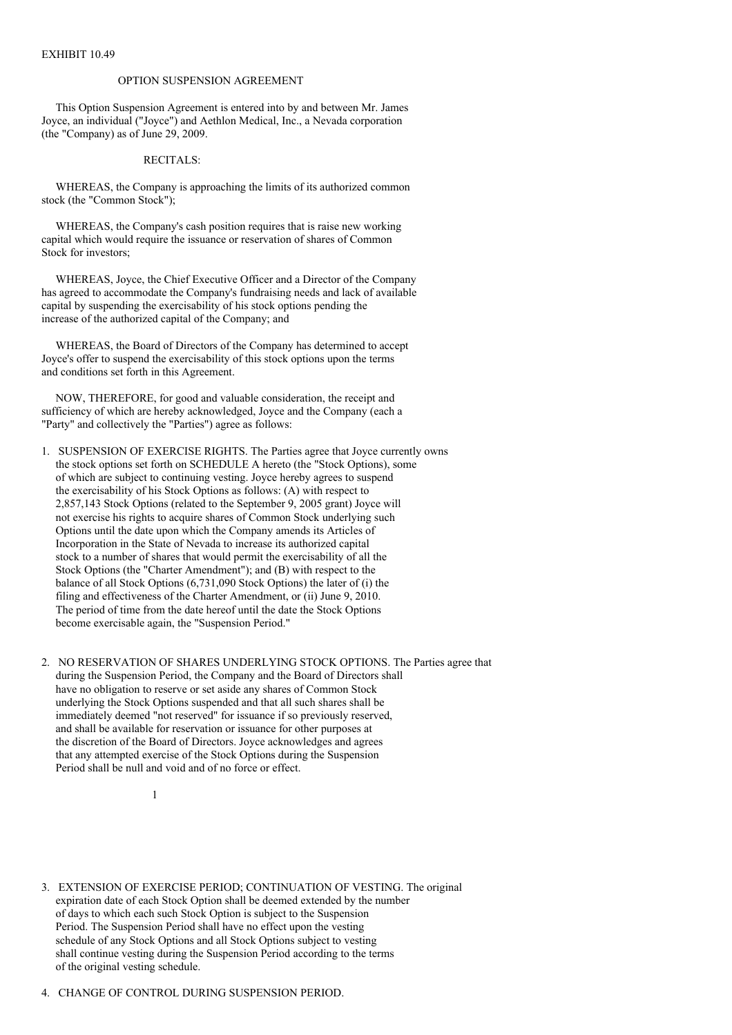EXHIBIT 10.49

# OPTION SUSPENSION AGREEMENT

This Option Suspension Agreement is entered into by and between Mr. James Joyce, an individual ("Joyce") and Aethlon Medical, Inc., a Nevada corporation (the "Company) as of June 29, 2009.

## RECITALS:

WHEREAS, the Company is approaching the limits of its authorized common stock (the "Common Stock");

WHEREAS, the Company's cash position requires that is raise new working capital which would require the issuance or reservation of shares of Common Stock for investors;

WHEREAS, Joyce, the Chief Executive Officer and a Director of the Company has agreed to accommodate the Company's fundraising needs and lack of available capital by suspending the exercisability of his stock options pending the increase of the authorized capital of the Company; and

WHEREAS, the Board of Directors of the Company has determined to accept Joyce's offer to suspend the exercisability of this stock options upon the terms and conditions set forth in this Agreement.

NOW, THEREFORE, for good and valuable consideration, the receipt and sufficiency of which are hereby acknowledged, Joyce and the Company (each a "Party" and collectively the "Parties") agree as follows:

1. SUSPENSION OF EXERCISE RIGHTS. The Parties agree that Joyce currently owns the stock options set forth on SCHEDULE A hereto (the "Stock Options), some of which are subject to continuing vesting. Joyce hereby agrees to suspend the exercisability of his Stock Options as follows: (A) with respect to 2,857,143 Stock Options (related to the September 9, 2005 grant) Joyce will not exercise his rights to acquire shares of Common Stock underlying such Options until the date upon which the Company amends its Articles of Incorporation in the State of Nevada to increase its authorized capital stock to a number of shares that would permit the exercisability of all the Stock Options (the "Charter Amendment"); and (B) with respect to the balance of all Stock Options (6,731,090 Stock Options) the later of (i) the filing and effectiveness of the Charter Amendment, or (ii) June 9, 2010. The period of time from the date hereof until the date the Stock Options become exercisable again, the "Suspension Period."

2. NO RESERVATION OF SHARES UNDERLYING STOCK OPTIONS. The Parties agree that during the Suspension Period, the Company and the Board of Directors shall have no obligation to reserve or set aside any shares of Common Stock underlying the Stock Options suspended and that all such shares shall be immediately deemed "not reserved" for issuance if so previously reserved, and shall be available for reservation or issuance for other purposes at the discretion of the Board of Directors. Joyce acknowledges and agrees that any attempted exercise of the Stock Options during the Suspension Period shall be null and void and of no force or effect.

3. EXTENSION OF EXERCISE PERIOD; CONTINUATION OF VESTING. The original expiration date of each Stock Option shall be deemed extended by the number of days to which each such Stock Option is subject to the Suspension Period. The Suspension Period shall have no effect upon the vesting schedule of any Stock Options and all Stock Options subject to vesting shall continue vesting during the Suspension Period according to the terms of the original vesting schedule.

4. CHANGE OF CONTROL DURING SUSPENSION PERIOD.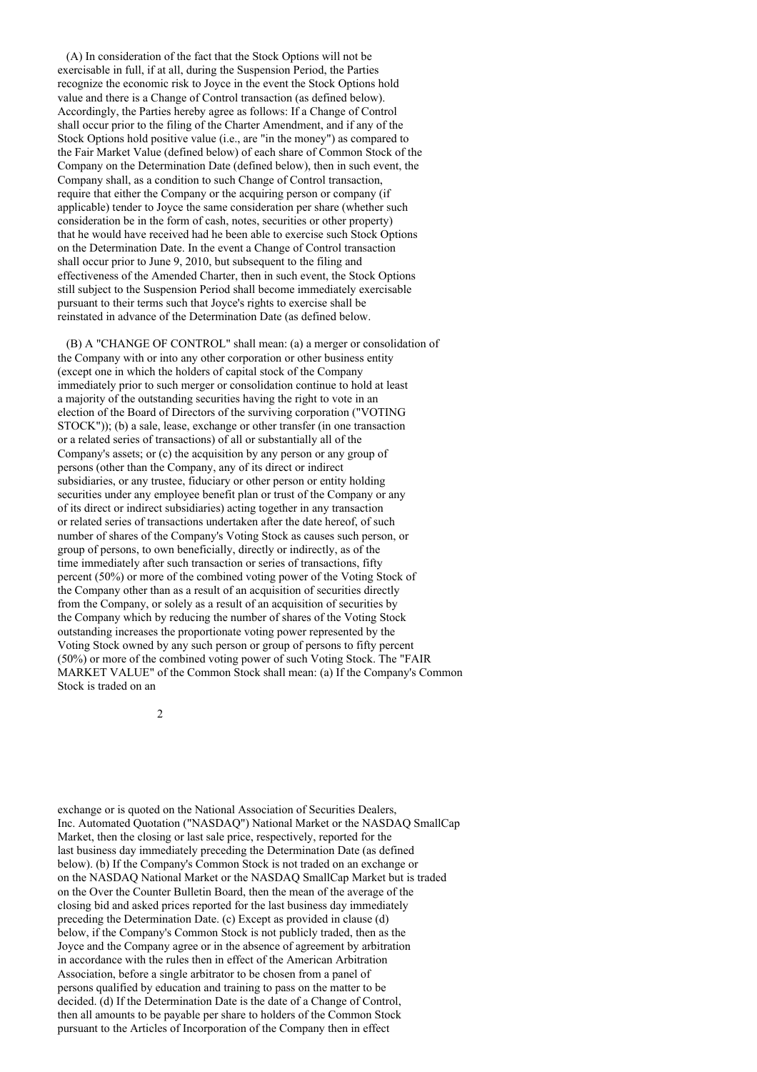(A) In consideration of the fact that the Stock Options will not be exercisable in full, if at all, during the Suspension Period, the Parties recognize the economic risk to Joyce in the event the Stock Options hold value and there is a Change of Control transaction (as defined below). Accordingly, the Parties hereby agree as follows: If a Change of Control shall occur prior to the filing of the Charter Amendment, and if any of the Stock Options hold positive value (i.e., are "in the money") as compared to the Fair Market Value (defined below) of each share of Common Stock of the Company on the Determination Date (defined below), then in such event, the Company shall, as a condition to such Change of Control transaction, require that either the Company or the acquiring person or company (if applicable) tender to Joyce the same consideration per share (whether such consideration be in the form of cash, notes, securities or other property) that he would have received had he been able to exercise such Stock Options on the Determination Date. In the event a Change of Control transaction shall occur prior to June 9, 2010, but subsequent to the filing and effectiveness of the Amended Charter, then in such event, the Stock Options still subject to the Suspension Period shall become immediately exercisable pursuant to their terms such that Joyce's rights to exercise shall be reinstated in advance of the Determination Date (as defined below.

(B) A "CHANGE OF CONTROL" shall mean: (a) a merger or consolidation of the Company with or into any other corporation or other business entity (except one in which the holders of capital stock of the Company immediately prior to such merger or consolidation continue to hold at least a majority of the outstanding securities having the right to vote in an election of the Board of Directors of the surviving corporation ("VOTING STOCK")); (b) a sale, lease, exchange or other transfer (in one transaction or a related series of transactions) of all or substantially all of the Company's assets; or (c) the acquisition by any person or any group of persons (other than the Company, any of its direct or indirect subsidiaries, or any trustee, fiduciary or other person or entity holding securities under any employee benefit plan or trust of the Company or any of its direct or indirect subsidiaries) acting together in any transaction or related series of transactions undertaken after the date hereof, of such number of shares of the Company's Voting Stock as causes such person, or group of persons, to own beneficially, directly or indirectly, as of the time immediately after such transaction or series of transactions, fifty percent (50%) or more of the combined voting power of the Voting Stock of the Company other than as a result of an acquisition of securities directly from the Company, or solely as a result of an acquisition of securities by the Company which by reducing the number of shares of the Voting Stock outstanding increases the proportionate voting power represented by the Voting Stock owned by any such person or group of persons to fifty percent (50%) or more of the combined voting power of such Voting Stock. The "FAIR MARKET VALUE" of the Common Stock shall mean: (a) If the Company's Common Stock is traded on an exchange or is quoted on the National Association of Securities Dealers, Inc. Automated Quotation ("NASDAQ") National Market or the NASDAQ SmallCap Market, then the closing or last sale price, respectively, reported for the last business day immediately preceding the Determination Date (as defined below). (b) If the Company's Common Stock is not traded on an exchange or on the NASDAQ National Market or the NASDAQ SmallCap Market but is traded on the Over the Counter Bulletin Board, then the mean of the average of the closing bid and asked prices reported for the last business day immediately preceding the Determination Date. (c) Except as provided in clause (d) below, if the Company's Common Stock is not publicly traded, then as the Joyce and the Company agree or in the absence of agreement by arbitration in accordance with the rules then in effect of the American Arbitration Association, before a single arbitrator to be chosen from a panel of persons qualified by education and training to pass on the matter to be decided. (d) If the Determination Date is the date of a Change of Control, then all amounts to be payable per share to holders of the Common Stock pursuant to the Articles of Incorporation of the Company then in effect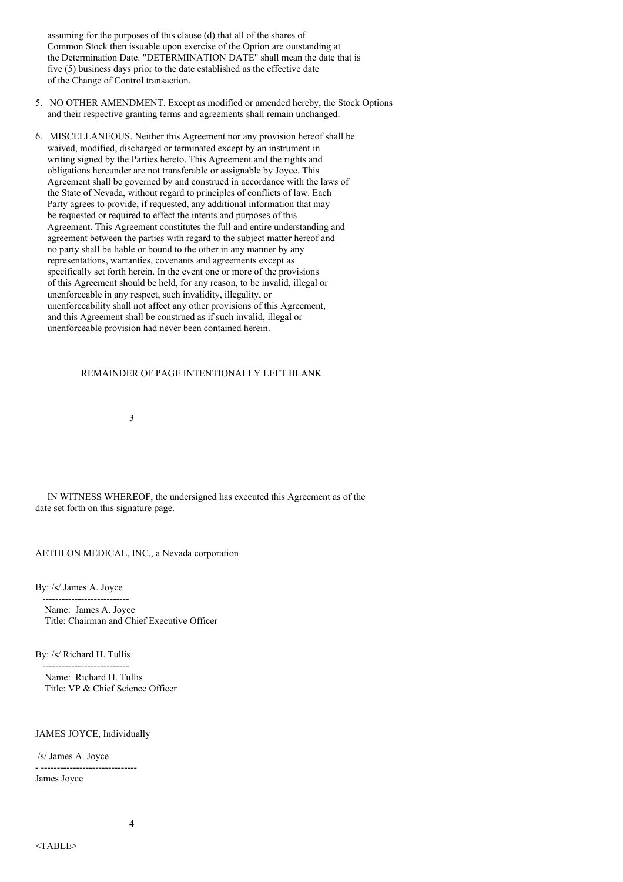assuming for the purposes of this clause (d) that all of the shares of Common Stock then issuable upon exercise of the Option are outstanding at the Determination Date. "DETERMINATION DATE" shall mean the date that is five (5) business days prior to the date established as the effective date of the Change of Control transaction.

5. NO OTHER AMENDMENT. Except as modified or amended hereby, the Stock Options and their respective granting terms and agreements shall remain unchanged.

6. MISCELLANEOUS. Neither this Agreement nor any provision hereof shall be waived, modified, discharged or terminated except by an instrument in writing signed by the Parties hereto. This Agreement and the rights and obligations hereunder are not transferable or assignable by Joyce. This Agreement shall be governed by and construed in accordance with the laws of the State of Nevada, without regard to principles of conflicts of law. Each Party agrees to provide, if requested, any additional information that may be requested or required to effect the intents and purposes of this Agreement. This Agreement constitutes the full and entire understanding and agreement between the parties with regard to the subject matter hereof and no party shall be liable or bound to the other in any manner by any representations, warranties, covenants and agreements except as specifically set forth herein. In the event one or more of the provisions of this Agreement should be held, for any reason, to be invalid, illegal or unenforceable in any respect, such invalidity, illegality, or unenforceability shall not affect any other provisions of this Agreement, and this Agreement shall be construed as if such invalid, illegal or unenforceable provision had never been contained herein.

REMAINDER OF PAGE INTENTIONALLY LEFT BLANK

IN WITNESS WHEREOF, the undersigned has executed this Agreement as of the date set forth on this signature page.

AETHLON MEDICAL, INC., a Nevada corporation

By: /s/ James A. Joyce
Name: James A. Joyce
Title: Chairman and Chief Executive Officer

By: /s/ Richard H. Tullis
Name: Richard H. Tullis
Title: VP & Chief Science Officer

JAMES JOYCE, Individually

/s/ James A. Joyce

James Joyce

<TABLE>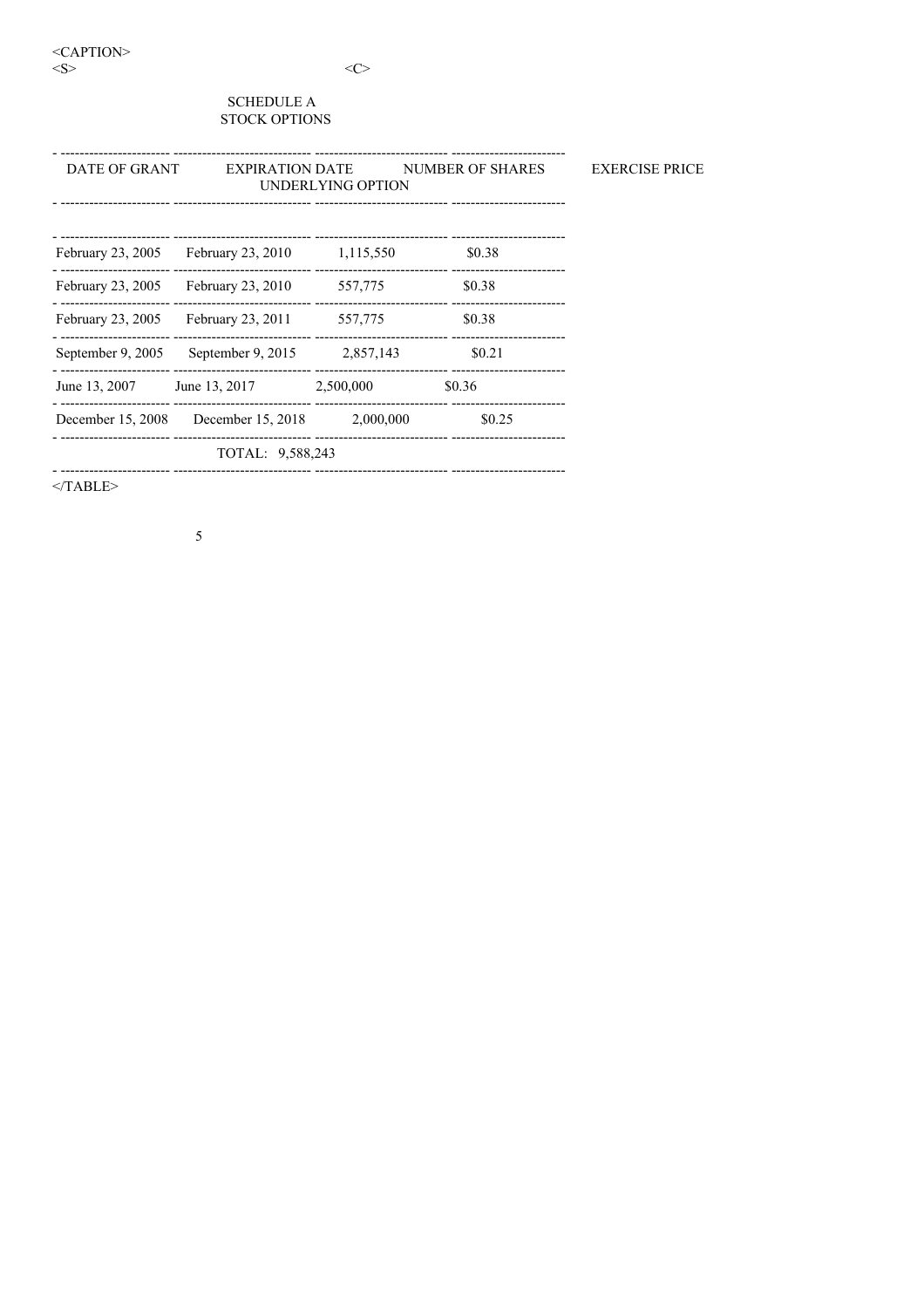SCHEDULE A
STOCK OPTIONS

| DATE OF GRANT | EXPIRATION DATE | NUMBER OF SHARES UNDERLYING OPTION | EXERCISE PRICE |
|---|---|---|---|
| February 23, 2005 | February 23, 2010 | 1,115,550 | $0.38 |
| February 23, 2005 | February 23, 2010 | 557,775 | $0.38 |
| February 23, 2005 | February 23, 2011 | 557,775 | $0.38 |
| September 9, 2005 | September 9, 2015 | 2,857,143 | $0.21 |
| June 13, 2007 | June 13, 2017 | 2,500,000 | $0.36 |
| December 15, 2008 | December 15, 2018 | 2,000,000 | $0.25 |
| | TOTAL: 9,588,243 | | |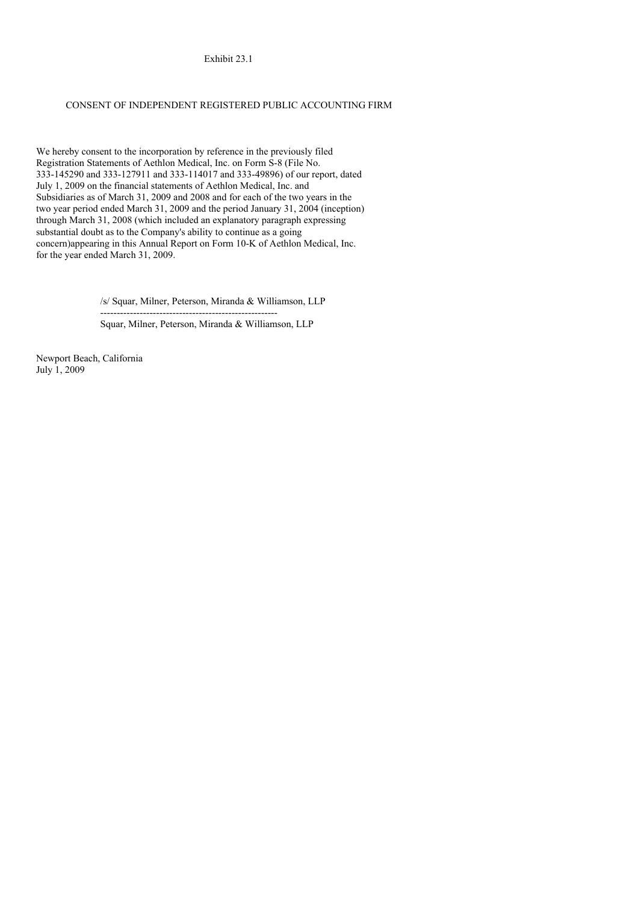Exhibit 23.1

CONSENT OF INDEPENDENT REGISTERED PUBLIC ACCOUNTING FIRM

We hereby consent to the incorporation by reference in the previously filed Registration Statements of Aethlon Medical, Inc. on Form S-8 (File No. 333-145290 and 333-127911 and 333-114017 and 333-49896) of our report, dated July 1, 2009 on the financial statements of Aethlon Medical, Inc. and Subsidiaries as of March 31, 2009 and 2008 and for each of the two years in the two year period ended March 31, 2009 and the period January 31, 2004 (inception) through March 31, 2008 (which included an explanatory paragraph expressing substantial doubt as to the Company's ability to continue as a going concern)appearing in this Annual Report on Form 10-K of Aethlon Medical, Inc. for the year ended March 31, 2009.

/s/ Squar, Milner, Peterson, Miranda & Williamson, LLP

------------------------------------------------------

Squar, Milner, Peterson, Miranda & Williamson, LLP

Newport Beach, California
July 1, 2009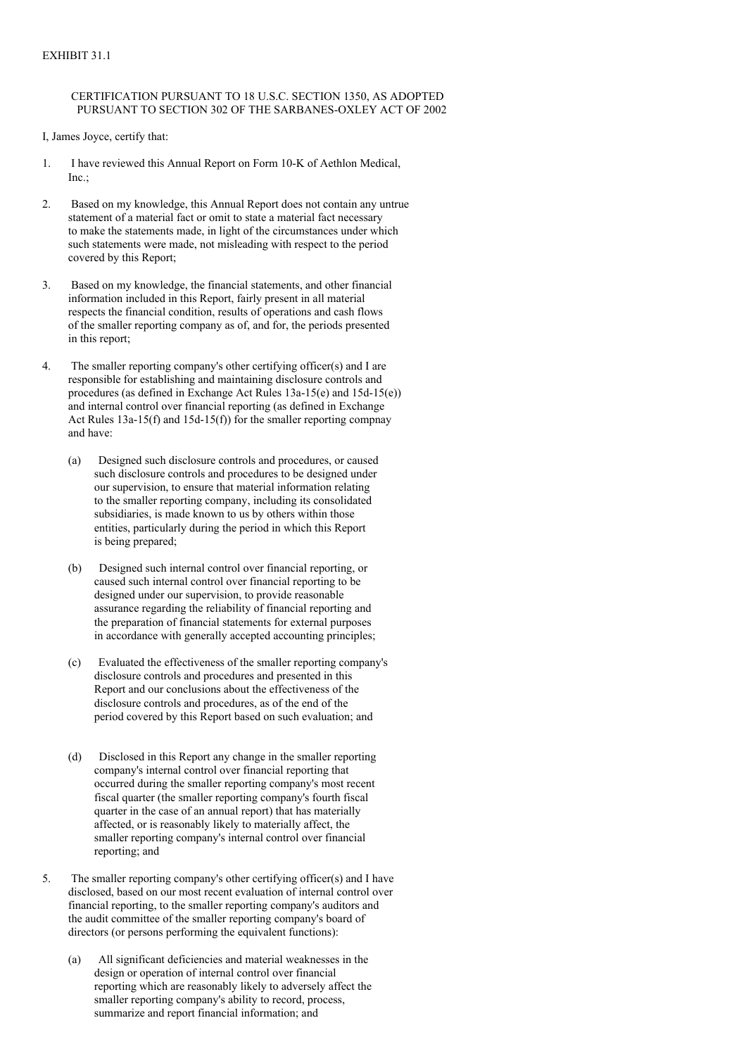EXHIBIT 31.1

CERTIFICATION PURSUANT TO 18 U.S.C. SECTION 1350, AS ADOPTED PURSUANT TO SECTION 302 OF THE SARBANES-OXLEY ACT OF 2002

I, James Joyce, certify that:

1. I have reviewed this Annual Report on Form 10-K of Aethlon Medical, Inc.;

2. Based on my knowledge, this Annual Report does not contain any untrue statement of a material fact or omit to state a material fact necessary to make the statements made, in light of the circumstances under which such statements were made, not misleading with respect to the period covered by this Report;

3. Based on my knowledge, the financial statements, and other financial information included in this Report, fairly present in all material respects the financial condition, results of operations and cash flows of the smaller reporting company as of, and for, the periods presented in this report;

4. The smaller reporting company's other certifying officer(s) and I are responsible for establishing and maintaining disclosure controls and procedures (as defined in Exchange Act Rules 13a-15(e) and 15d-15(e)) and internal control over financial reporting (as defined in Exchange Act Rules 13a-15(f) and 15d-15(f)) for the smaller reporting compnay and have:

   (a) Designed such disclosure controls and procedures, or caused such disclosure controls and procedures to be designed under our supervision, to ensure that material information relating to the smaller reporting company, including its consolidated subsidiaries, is made known to us by others within those entities, particularly during the period in which this Report is being prepared;

   (b) Designed such internal control over financial reporting, or caused such internal control over financial reporting to be designed under our supervision, to provide reasonable assurance regarding the reliability of financial reporting and the preparation of financial statements for external purposes in accordance with generally accepted accounting principles;

   (c) Evaluated the effectiveness of the smaller reporting company's disclosure controls and procedures and presented in this Report and our conclusions about the effectiveness of the disclosure controls and procedures, as of the end of the period covered by this Report based on such evaluation; and

   (d) Disclosed in this Report any change in the smaller reporting company's internal control over financial reporting that occurred during the smaller reporting company's most recent fiscal quarter (the smaller reporting company's fourth fiscal quarter in the case of an annual report) that has materially affected, or is reasonably likely to materially affect, the smaller reporting company's internal control over financial reporting; and

5. The smaller reporting company's other certifying officer(s) and I have disclosed, based on our most recent evaluation of internal control over financial reporting, to the smaller reporting company's auditors and the audit committee of the smaller reporting company's board of directors (or persons performing the equivalent functions):

   (a) All significant deficiencies and material weaknesses in the design or operation of internal control over financial reporting which are reasonably likely to adversely affect the smaller reporting company's ability to record, process, summarize and report financial information; and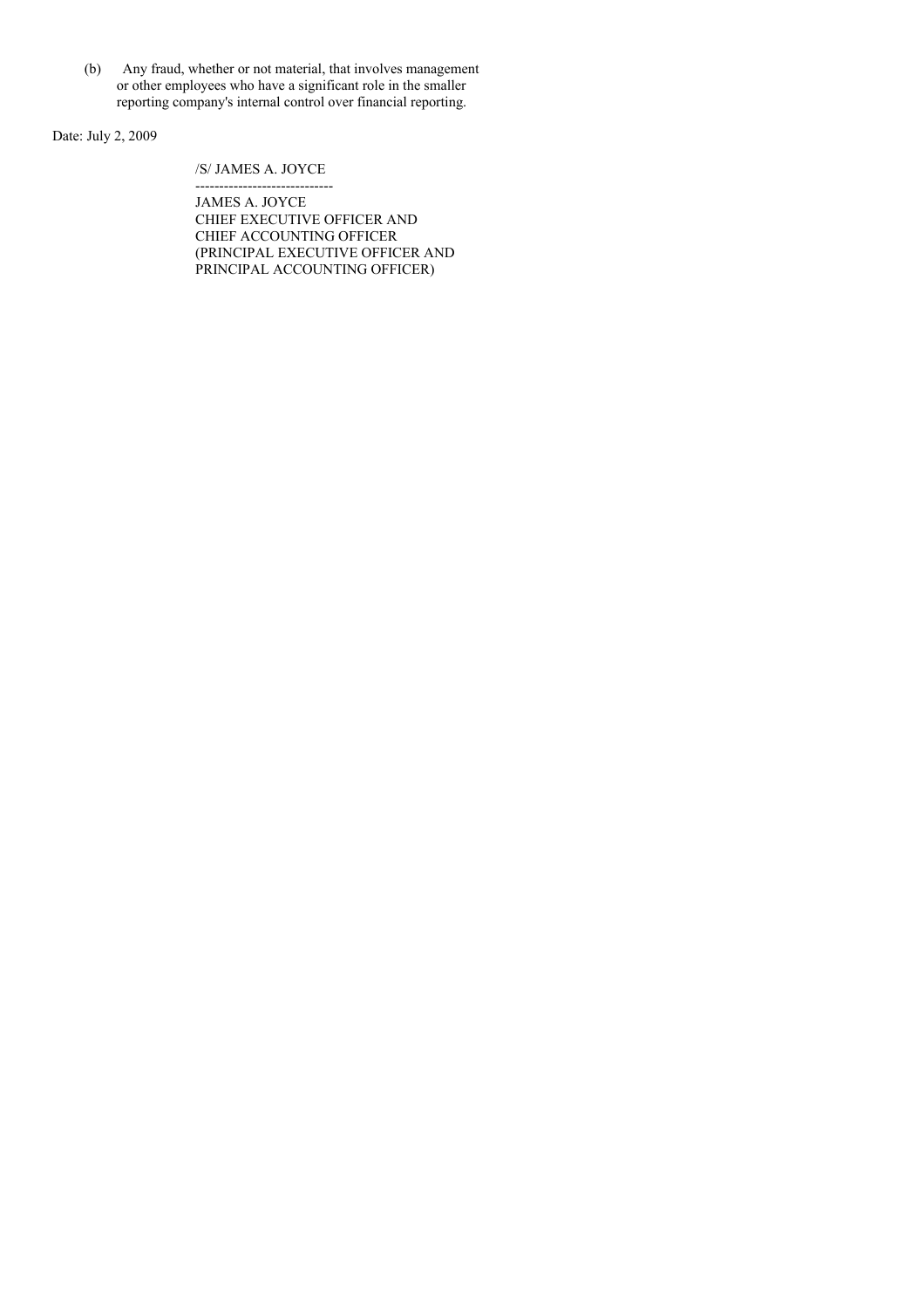(b) Any fraud, whether or not material, that involves management or other employees who have a significant role in the smaller reporting company's internal control over financial reporting.

Date: July 2, 2009

/S/ JAMES A. JOYCE

-----------------------------

JAMES A. JOYCE
CHIEF EXECUTIVE OFFICER AND
CHIEF ACCOUNTING OFFICER
(PRINCIPAL EXECUTIVE OFFICER AND
PRINCIPAL ACCOUNTING OFFICER)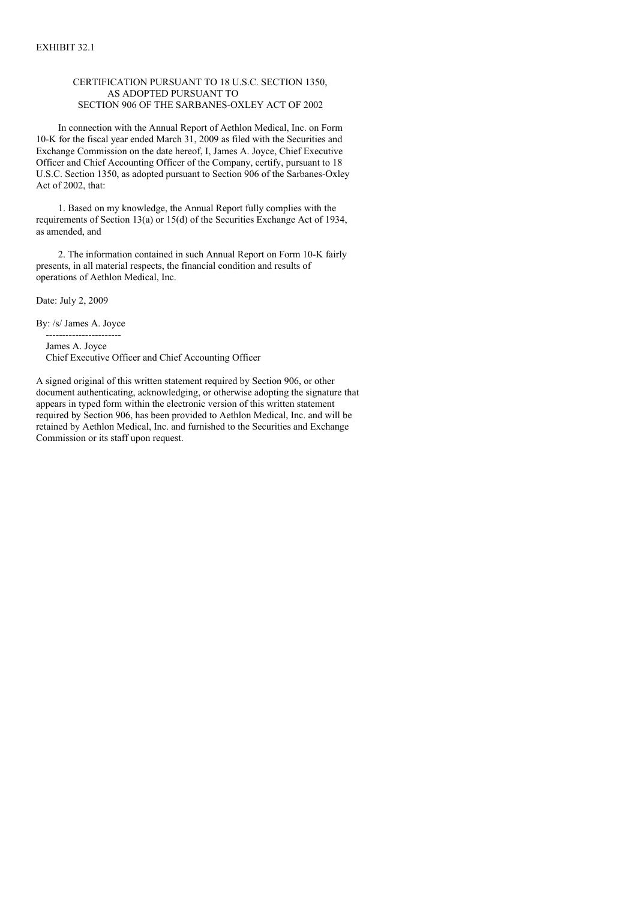EXHIBIT 32.1

CERTIFICATION PURSUANT TO 18 U.S.C. SECTION 1350,
AS ADOPTED PURSUANT TO
SECTION 906 OF THE SARBANES-OXLEY ACT OF 2002

In connection with the Annual Report of Aethlon Medical, Inc. on Form 10-K for the fiscal year ended March 31, 2009 as filed with the Securities and Exchange Commission on the date hereof, I, James A. Joyce, Chief Executive Officer and Chief Accounting Officer of the Company, certify, pursuant to 18 U.S.C. Section 1350, as adopted pursuant to Section 906 of the Sarbanes-Oxley Act of 2002, that:

1. Based on my knowledge, the Annual Report fully complies with the requirements of Section 13(a) or 15(d) of the Securities Exchange Act of 1934, as amended, and

2. The information contained in such Annual Report on Form 10-K fairly presents, in all material respects, the financial condition and results of operations of Aethlon Medical, Inc.

Date: July 2, 2009

By: /s/ James A. Joyce

James A. Joyce
Chief Executive Officer and Chief Accounting Officer

A signed original of this written statement required by Section 906, or other document authenticating, acknowledging, or otherwise adopting the signature that appears in typed form within the electronic version of this written statement required by Section 906, has been provided to Aethlon Medical, Inc. and will be retained by Aethlon Medical, Inc. and furnished to the Securities and Exchange Commission or its staff upon request.